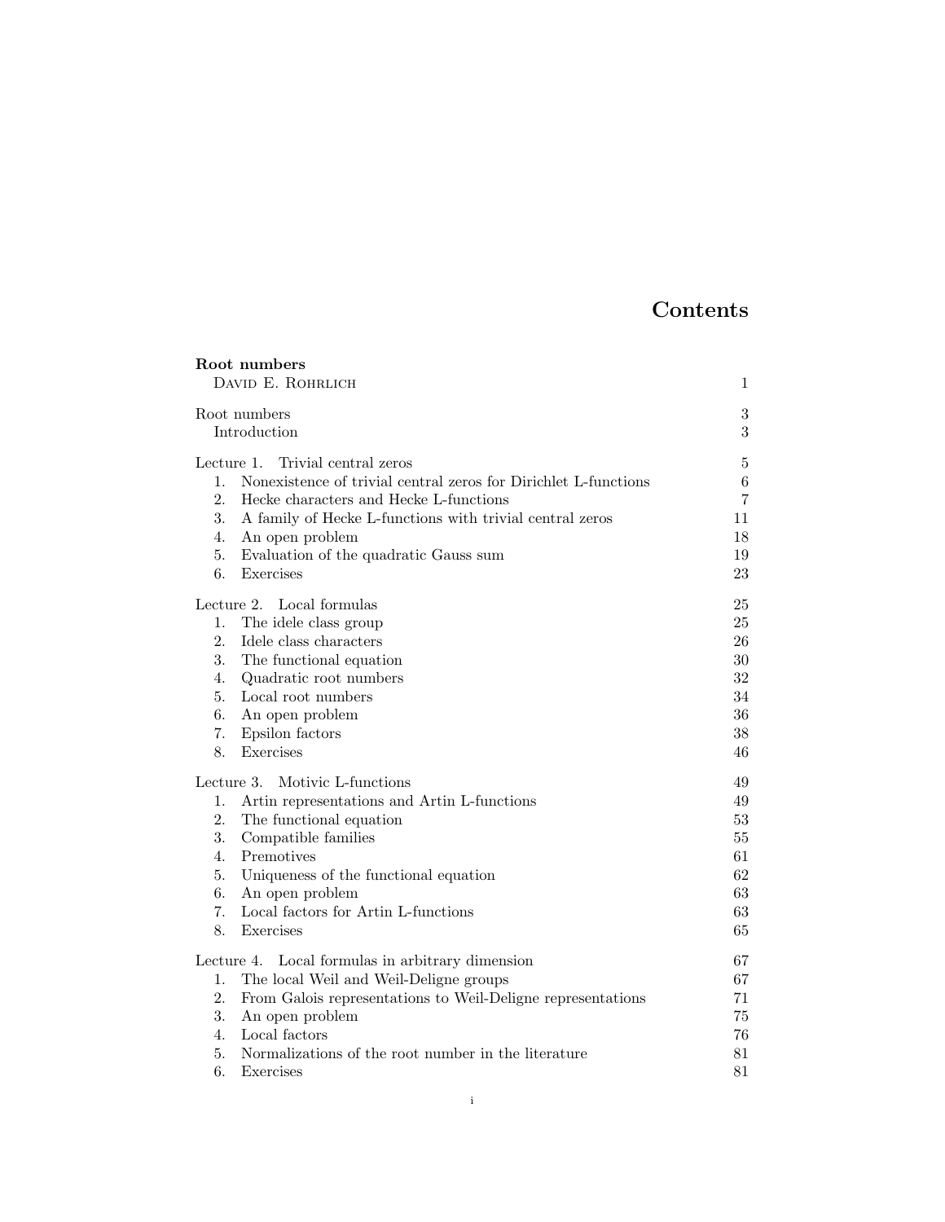# Contents

**Root numbers**
David E. Rohrlich 1

Root numbers 3
Introduction 3

Lecture 1. Trivial central zeros 5
1. Nonexistence of trivial central zeros for Dirichlet L-functions 6
2. Hecke characters and Hecke L-functions 7
3. A family of Hecke L-functions with trivial central zeros 11
4. An open problem 18
5. Evaluation of the quadratic Gauss sum 19
6. Exercises 23

Lecture 2. Local formulas 25
1. The idele class group 25
2. Idele class characters 26
3. The functional equation 30
4. Quadratic root numbers 32
5. Local root numbers 34
6. An open problem 36
7. Epsilon factors 38
8. Exercises 46

Lecture 3. Motivic L-functions 49
1. Artin representations and Artin L-functions 49
2. The functional equation 53
3. Compatible families 55
4. Premotives 61
5. Uniqueness of the functional equation 62
6. An open problem 63
7. Local factors for Artin L-functions 63
8. Exercises 65

Lecture 4. Local formulas in arbitrary dimension 67
1. The local Weil and Weil-Deligne groups 67
2. From Galois representations to Weil-Deligne representations 71
3. An open problem 75
4. Local factors 76
5. Normalizations of the root number in the literature 81
6. Exercises 81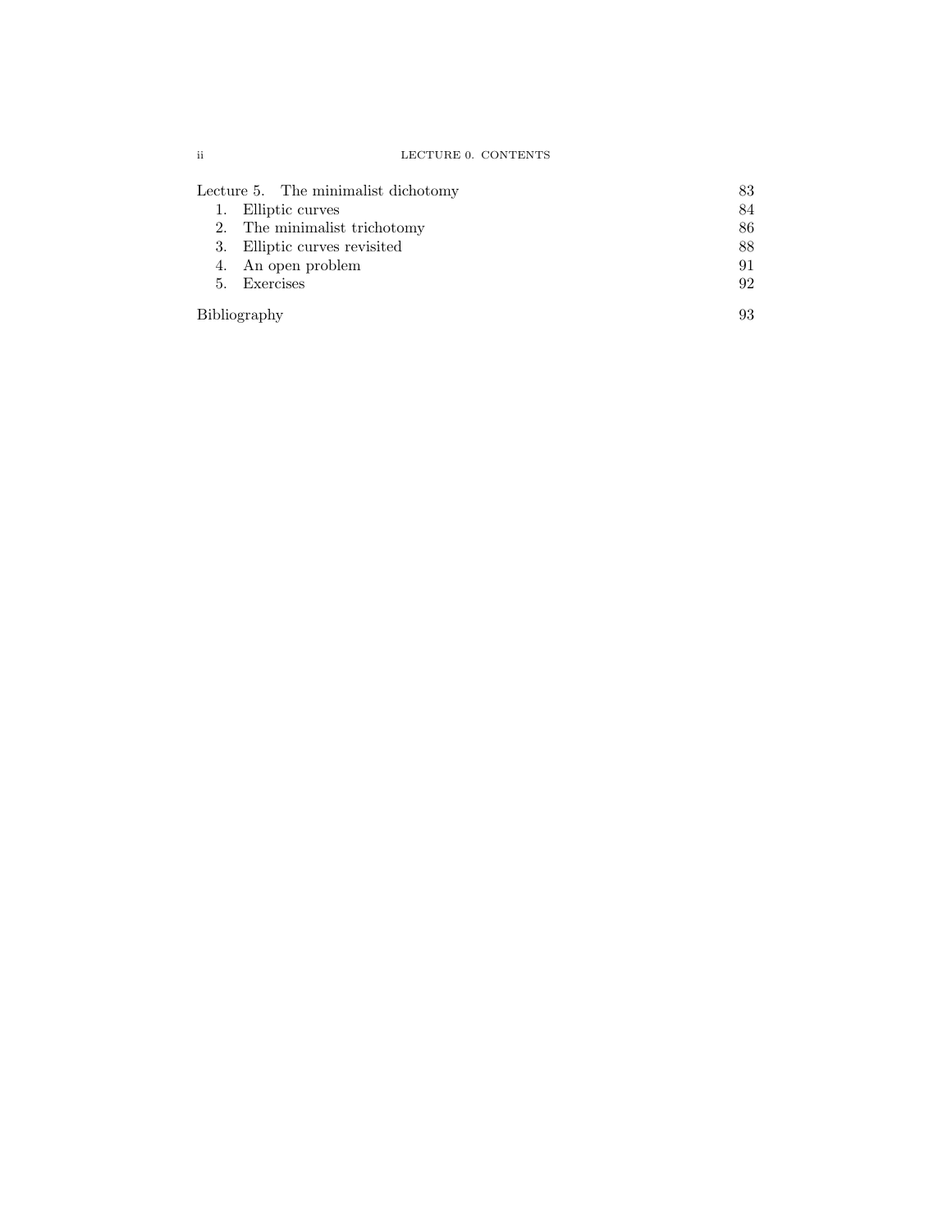Lecture 5. The minimalist dichotomy 83

1. Elliptic curves 84
2. The minimalist trichotomy 86
3. Elliptic curves revisited 88
4. An open problem 91
5. Exercises 92

Bibliography 93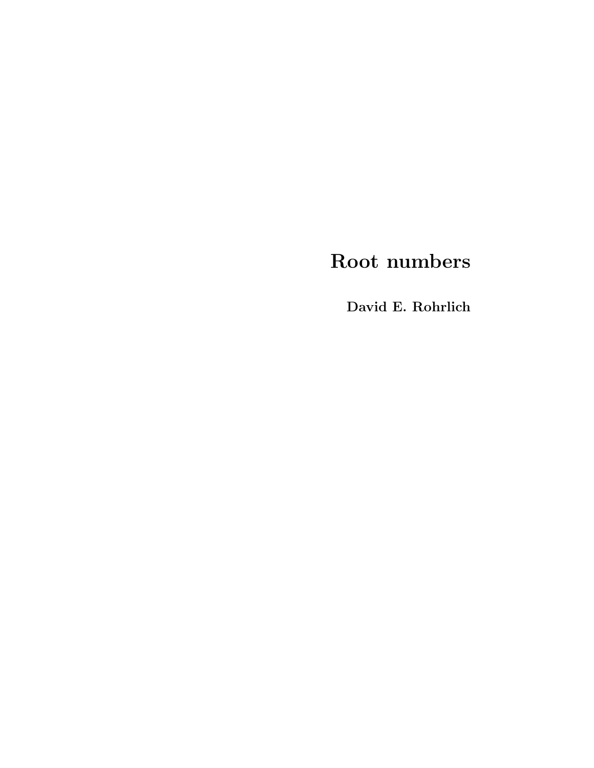# Root numbers

**David E. Rohrlich**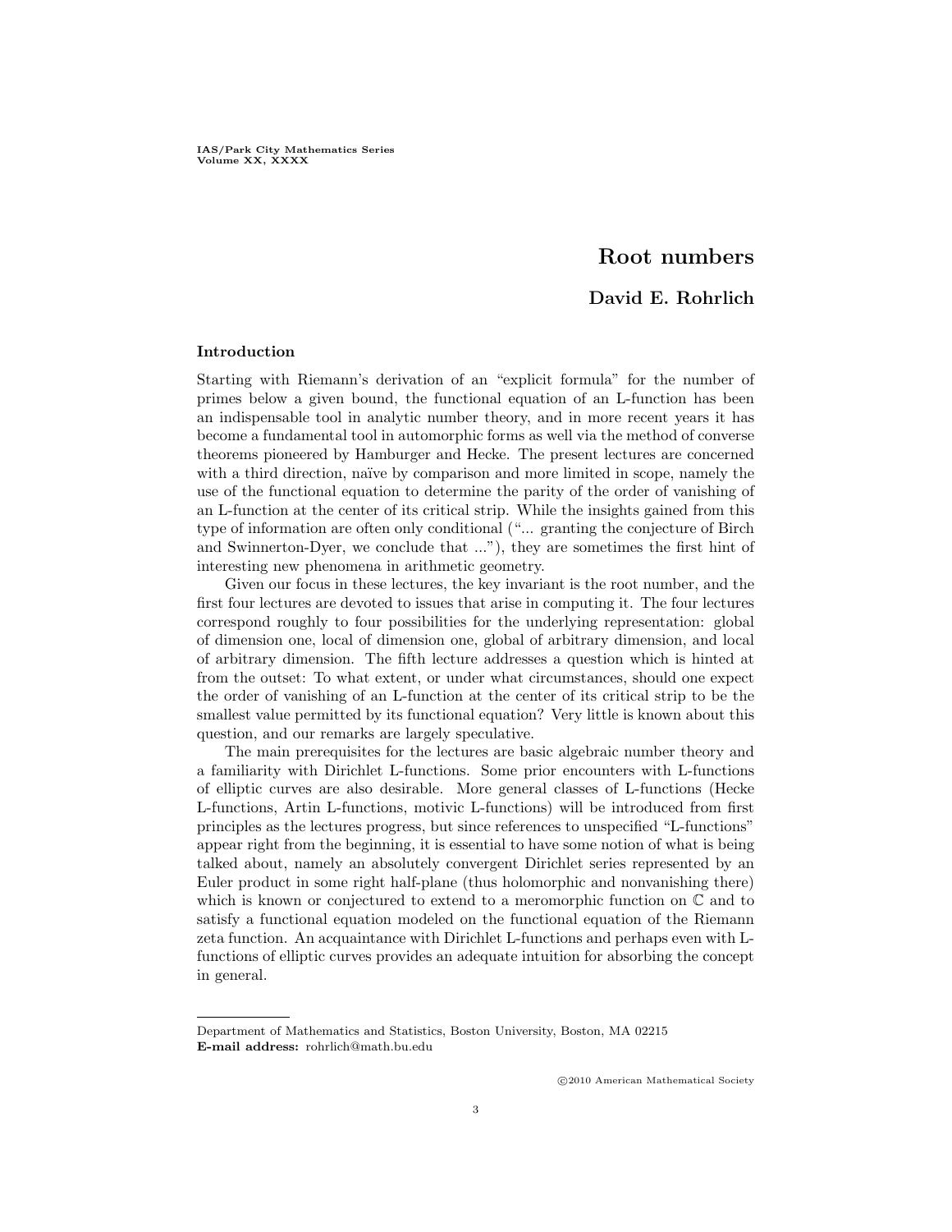# Root numbers

## David E. Rohrlich

### Introduction

Starting with Riemann's derivation of an "explicit formula" for the number of primes below a given bound, the functional equation of an L-function has been an indispensable tool in analytic number theory, and in more recent years it has become a fundamental tool in automorphic forms as well via the method of converse theorems pioneered by Hamburger and Hecke. The present lectures are concerned with a third direction, naïve by comparison and more limited in scope, namely the use of the functional equation to determine the parity of the order of vanishing of an L-function at the center of its critical strip. While the insights gained from this type of information are often only conditional ("... granting the conjecture of Birch and Swinnerton-Dyer, we conclude that ..."), they are sometimes the first hint of interesting new phenomena in arithmetic geometry.

Given our focus in these lectures, the key invariant is the root number, and the first four lectures are devoted to issues that arise in computing it. The four lectures correspond roughly to four possibilities for the underlying representation: global of dimension one, local of dimension one, global of arbitrary dimension, and local of arbitrary dimension. The fifth lecture addresses a question which is hinted at from the outset: To what extent, or under what circumstances, should one expect the order of vanishing of an L-function at the center of its critical strip to be the smallest value permitted by its functional equation? Very little is known about this question, and our remarks are largely speculative.

The main prerequisites for the lectures are basic algebraic number theory and a familiarity with Dirichlet L-functions. Some prior encounters with L-functions of elliptic curves are also desirable. More general classes of L-functions (Hecke L-functions, Artin L-functions, motivic L-functions) will be introduced from first principles as the lectures progress, but since references to unspecified "L-functions" appear right from the beginning, it is essential to have some notion of what is being talked about, namely an absolutely convergent Dirichlet series represented by an Euler product in some right half-plane (thus holomorphic and nonvanishing there) which is known or conjectured to extend to a meromorphic function on $\mathbb{C}$ and to satisfy a functional equation modeled on the functional equation of the Riemann zeta function. An acquaintance with Dirichlet L-functions and perhaps even with L-functions of elliptic curves provides an adequate intuition for absorbing the concept in general.

---

Department of Mathematics and Statistics, Boston University, Boston, MA 02215
**E-mail address:** rohrlich@math.bu.edu

©2010 American Mathematical Society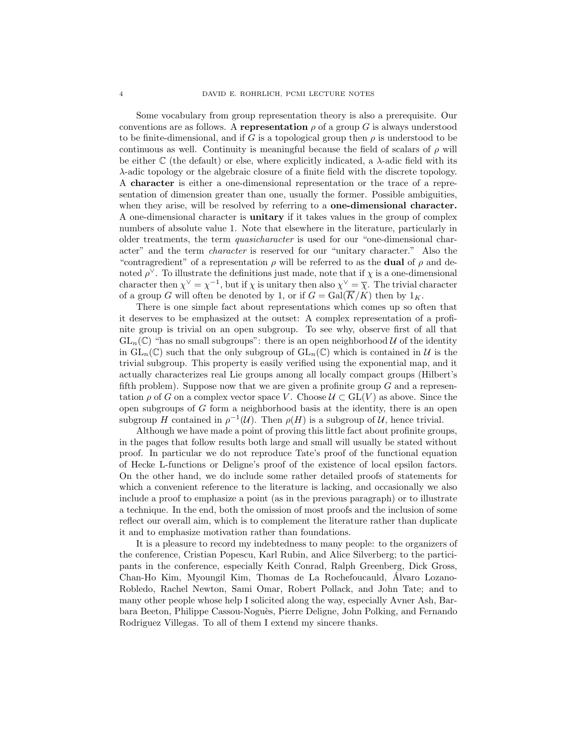Some vocabulary from group representation theory is also a prerequisite. Our conventions are as follows. A **representation** $\rho$ of a group $G$ is always understood to be finite-dimensional, and if $G$ is a topological group then $\rho$ is understood to be continuous as well. Continuity is meaningful because the field of scalars of $\rho$ will be either $\mathbb{C}$ (the default) or else, where explicitly indicated, a $\lambda$-adic field with its $\lambda$-adic topology or the algebraic closure of a finite field with the discrete topology. A **character** is either a one-dimensional representation or the trace of a representation of dimension greater than one, usually the former. Possible ambiguities, when they arise, will be resolved by referring to a **one-dimensional character.** A one-dimensional character is **unitary** if it takes values in the group of complex numbers of absolute value 1. Note that elsewhere in the literature, particularly in older treatments, the term *quasicharacter* is used for our "one-dimensional character" and the term *character* is reserved for our "unitary character." Also the "contragredient" of a representation $\rho$ will be referred to as the **dual** of $\rho$ and denoted $\rho^\vee$. To illustrate the definitions just made, note that if $\chi$ is a one-dimensional character then $\chi^\vee = \chi^{-1}$, but if $\chi$ is unitary then also $\chi^\vee = \overline{\chi}$. The trivial character of a group $G$ will often be denoted by 1, or if $G = \mathrm{Gal}(\overline{K}/K)$ then by $1_K$.

There is one simple fact about representations which comes up so often that it deserves to be emphasized at the outset: A complex representation of a profinite group is trivial on an open subgroup. To see why, observe first of all that $\mathrm{GL}_n(\mathbb{C})$ "has no small subgroups": there is an open neighborhood $\mathcal{U}$ of the identity in $\mathrm{GL}_n(\mathbb{C})$ such that the only subgroup of $\mathrm{GL}_n(\mathbb{C})$ which is contained in $\mathcal{U}$ is the trivial subgroup. This property is easily verified using the exponential map, and it actually characterizes real Lie groups among all locally compact groups (Hilbert's fifth problem). Suppose now that we are given a profinite group $G$ and a representation $\rho$ of $G$ on a complex vector space $V$. Choose $\mathcal{U} \subset \mathrm{GL}(V)$ as above. Since the open subgroups of $G$ form a neighborhood basis at the identity, there is an open subgroup $H$ contained in $\rho^{-1}(\mathcal{U})$. Then $\rho(H)$ is a subgroup of $\mathcal{U}$, hence trivial.

Although we have made a point of proving this little fact about profinite groups, in the pages that follow results both large and small will usually be stated without proof. In particular we do not reproduce Tate's proof of the functional equation of Hecke L-functions or Deligne's proof of the existence of local epsilon factors. On the other hand, we do include some rather detailed proofs of statements for which a convenient reference to the literature is lacking, and occasionally we also include a proof to emphasize a point (as in the previous paragraph) or to illustrate a technique. In the end, both the omission of most proofs and the inclusion of some reflect our overall aim, which is to complement the literature rather than duplicate it and to emphasize motivation rather than foundations.

It is a pleasure to record my indebtedness to many people: to the organizers of the conference, Cristian Popescu, Karl Rubin, and Alice Silverberg; to the participants in the conference, especially Keith Conrad, Ralph Greenberg, Dick Gross, Chan-Ho Kim, Myoungil Kim, Thomas de La Rochefoucauld, Álvaro Lozano-Robledo, Rachel Newton, Sami Omar, Robert Pollack, and John Tate; and to many other people whose help I solicited along the way, especially Avner Ash, Barbara Beeton, Philippe Cassou-Noguès, Pierre Deligne, John Polking, and Fernando Rodriguez Villegas. To all of them I extend my sincere thanks.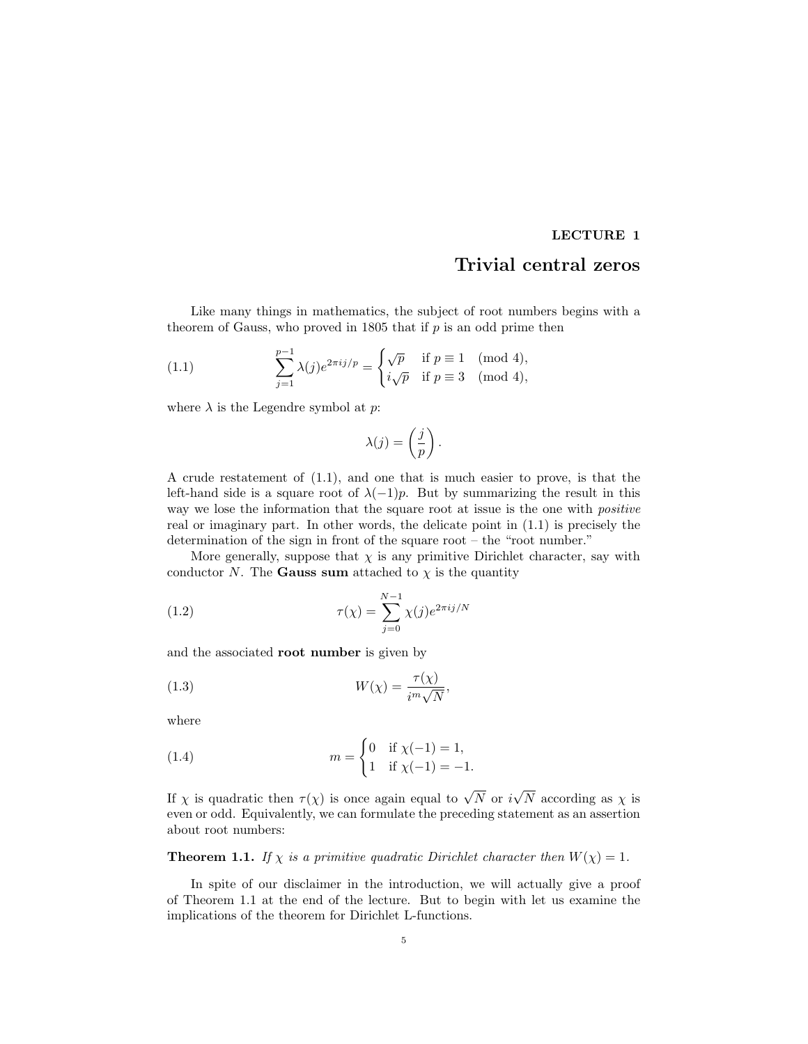**LECTURE 1**

# Trivial central zeros

Like many things in mathematics, the subject of root numbers begins with a theorem of Gauss, who proved in 1805 that if $p$ is an odd prime then

$$\sum_{j=1}^{p-1} \lambda(j) e^{2\pi i j/p} = \begin{cases} \sqrt{p} & \text{if } p \equiv 1 \pmod 4, \\ i\sqrt{p} & \text{if } p \equiv 3 \pmod 4, \end{cases} \tag{1.1}$$

where $\lambda$ is the Legendre symbol at $p$:

$$\lambda(j) = \left(\frac{j}{p}\right).$$

A crude restatement of (1.1), and one that is much easier to prove, is that the left-hand side is a square root of $\lambda(-1)p$. But by summarizing the result in this way we lose the information that the square root at issue is the one with *positive* real or imaginary part. In other words, the delicate point in (1.1) is precisely the determination of the sign in front of the square root – the "root number."

More generally, suppose that $\chi$ is any primitive Dirichlet character, say with conductor $N$. The **Gauss sum** attached to $\chi$ is the quantity

$$\tau(\chi) = \sum_{j=0}^{N-1} \chi(j) e^{2\pi i j/N} \tag{1.2}$$

and the associated **root number** is given by

$$W(\chi) = \frac{\tau(\chi)}{i^m \sqrt{N}}, \tag{1.3}$$

where

$$m = \begin{cases} 0 & \text{if } \chi(-1) = 1, \\ 1 & \text{if } \chi(-1) = -1. \end{cases} \tag{1.4}$$

If $\chi$ is quadratic then $\tau(\chi)$ is once again equal to $\sqrt{N}$ or $i\sqrt{N}$ according as $\chi$ is even or odd. Equivalently, we can formulate the preceding statement as an assertion about root numbers:

**Theorem 1.1.** *If $\chi$ is a primitive quadratic Dirichlet character then $W(\chi) = 1$.*

In spite of our disclaimer in the introduction, we will actually give a proof of Theorem 1.1 at the end of the lecture. But to begin with let us examine the implications of the theorem for Dirichlet L-functions.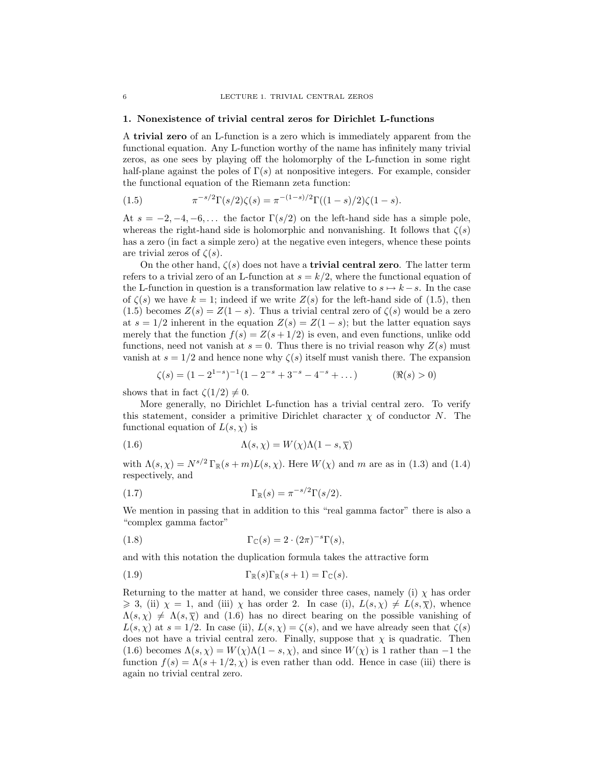## 1. Nonexistence of trivial central zeros for Dirichlet L-functions

A **trivial zero** of an L-function is a zero which is immediately apparent from the functional equation. Any L-function worthy of the name has infinitely many trivial zeros, as one sees by playing off the holomorphy of the L-function in some right half-plane against the poles of $\Gamma(s)$ at nonpositive integers. For example, consider the functional equation of the Riemann zeta function:

$$\pi^{-s/2}\Gamma(s/2)\zeta(s) = \pi^{-(1-s)/2}\Gamma((1-s)/2)\zeta(1-s). \tag{1.5}$$

At $s = -2, -4, -6, \ldots$ the factor $\Gamma(s/2)$ on the left-hand side has a simple pole, whereas the right-hand side is holomorphic and nonvanishing. It follows that $\zeta(s)$ has a zero (in fact a simple zero) at the negative even integers, whence these points are trivial zeros of $\zeta(s)$.

On the other hand, $\zeta(s)$ does not have a **trivial central zero**. The latter term refers to a trivial zero of an L-function at $s = k/2$, where the functional equation of the L-function in question is a transformation law relative to $s \mapsto k - s$. In the case of $\zeta(s)$ we have $k = 1$; indeed if we write $Z(s)$ for the left-hand side of (1.5), then (1.5) becomes $Z(s) = Z(1-s)$. Thus a trivial central zero of $\zeta(s)$ would be a zero at $s = 1/2$ inherent in the equation $Z(s) = Z(1-s)$; but the latter equation says merely that the function $f(s) = Z(s+1/2)$ is even, and even functions, unlike odd functions, need not vanish at $s = 0$. Thus there is no trivial reason why $Z(s)$ must vanish at $s = 1/2$ and hence none why $\zeta(s)$ itself must vanish there. The expansion

$$\zeta(s) = (1 - 2^{1-s})^{-1}(1 - 2^{-s} + 3^{-s} - 4^{-s} + \ldots) \qquad (\Re(s) > 0)$$

shows that in fact $\zeta(1/2) \neq 0$.

More generally, no Dirichlet L-function has a trivial central zero. To verify this statement, consider a primitive Dirichlet character $\chi$ of conductor $N$. The functional equation of $L(s,\chi)$ is

$$\Lambda(s,\chi) = W(\chi)\Lambda(1-s,\overline{\chi}) \tag{1.6}$$

with $\Lambda(s,\chi) = N^{s/2}\,\Gamma_{\mathbb{R}}(s+m)L(s,\chi)$. Here $W(\chi)$ and $m$ are as in (1.3) and (1.4) respectively, and

$$\Gamma_{\mathbb{R}}(s) = \pi^{-s/2}\Gamma(s/2). \tag{1.7}$$

We mention in passing that in addition to this "real gamma factor" there is also a "complex gamma factor"

$$\Gamma_{\mathbb{C}}(s) = 2 \cdot (2\pi)^{-s}\Gamma(s), \tag{1.8}$$

and with this notation the duplication formula takes the attractive form

$$\Gamma_{\mathbb{R}}(s)\Gamma_{\mathbb{R}}(s+1) = \Gamma_{\mathbb{C}}(s). \tag{1.9}$$

Returning to the matter at hand, we consider three cases, namely (i) $\chi$ has order $\geqslant 3$, (ii) $\chi = 1$, and (iii) $\chi$ has order 2. In case (i), $L(s,\chi) \neq L(s,\overline{\chi})$, whence $\Lambda(s,\chi) \neq \Lambda(s,\overline{\chi})$ and (1.6) has no direct bearing on the possible vanishing of $L(s,\chi)$ at $s = 1/2$. In case (ii), $L(s,\chi) = \zeta(s)$, and we have already seen that $\zeta(s)$ does not have a trivial central zero. Finally, suppose that $\chi$ is quadratic. Then (1.6) becomes $\Lambda(s,\chi) = W(\chi)\Lambda(1-s,\chi)$, and since $W(\chi)$ is 1 rather than $-1$ the function $f(s) = \Lambda(s+1/2,\chi)$ is even rather than odd. Hence in case (iii) there is again no trivial central zero.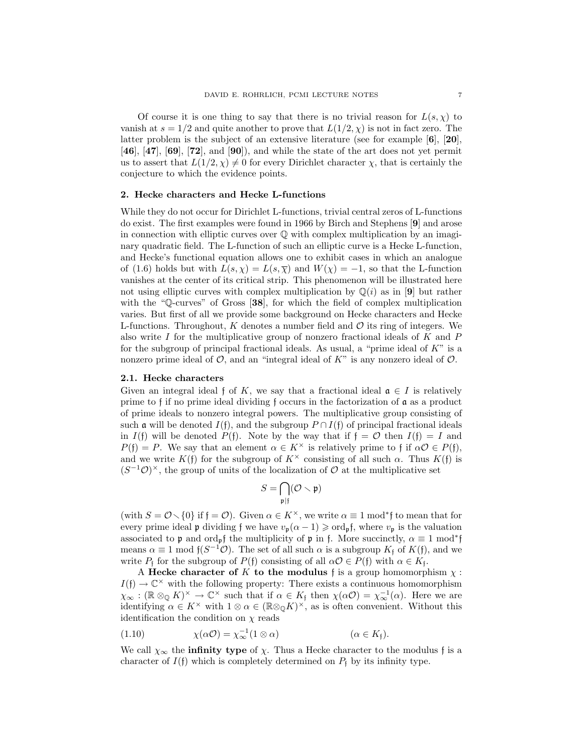Of course it is one thing to say that there is no trivial reason for $L(s,\chi)$ to vanish at $s = 1/2$ and quite another to prove that $L(1/2,\chi)$ is not in fact zero. The latter problem is the subject of an extensive literature (see for example [**6**], [**20**], [**46**], [**47**], [**69**], [**72**], and [**90**]), and while the state of the art does not yet permit us to assert that $L(1/2,\chi) \neq 0$ for every Dirichlet character $\chi$, that is certainly the conjecture to which the evidence points.

## 2. Hecke characters and Hecke L-functions

While they do not occur for Dirichlet L-functions, trivial central zeros of L-functions do exist. The first examples were found in 1966 by Birch and Stephens [**9**] and arose in connection with elliptic curves over $\mathbb{Q}$ with complex multiplication by an imaginary quadratic field. The L-function of such an elliptic curve is a Hecke L-function, and Hecke's functional equation allows one to exhibit cases in which an analogue of (1.6) holds but with $L(s,\chi) = L(s,\overline{\chi})$ and $W(\chi) = -1$, so that the L-function vanishes at the center of its critical strip. This phenomenon will be illustrated here not using elliptic curves with complex multiplication by $\mathbb{Q}(i)$ as in [**9**] but rather with the "$\mathbb{Q}$-curves" of Gross [**38**], for which the field of complex multiplication varies. But first of all we provide some background on Hecke characters and Hecke L-functions. Throughout, $K$ denotes a number field and $\mathcal{O}$ its ring of integers. We also write $I$ for the multiplicative group of nonzero fractional ideals of $K$ and $P$ for the subgroup of principal fractional ideals. As usual, a "prime ideal of $K$" is a nonzero prime ideal of $\mathcal{O}$, and an "integral ideal of $K$" is any nonzero ideal of $\mathcal{O}$.

### 2.1. Hecke characters

Given an integral ideal $\mathfrak{f}$ of $K$, we say that a fractional ideal $\mathfrak{a} \in I$ is relatively prime to $\mathfrak{f}$ if no prime ideal dividing $\mathfrak{f}$ occurs in the factorization of $\mathfrak{a}$ as a product of prime ideals to nonzero integral powers. The multiplicative group consisting of such $\mathfrak{a}$ will be denoted $I(\mathfrak{f})$, and the subgroup $P \cap I(\mathfrak{f})$ of principal fractional ideals in $I(\mathfrak{f})$ will be denoted $P(\mathfrak{f})$. Note by the way that if $\mathfrak{f} = \mathcal{O}$ then $I(\mathfrak{f}) = I$ and $P(\mathfrak{f}) = P$. We say that an element $\alpha \in K^\times$ is relatively prime to $\mathfrak{f}$ if $\alpha\mathcal{O} \in P(\mathfrak{f})$, and we write $K(\mathfrak{f})$ for the subgroup of $K^\times$ consisting of all such $\alpha$. Thus $K(\mathfrak{f})$ is $(S^{-1}\mathcal{O})^\times$, the group of units of the localization of $\mathcal{O}$ at the multiplicative set

$$S = \bigcap_{\mathfrak{p}|\mathfrak{f}} (\mathcal{O} \smallsetminus \mathfrak{p})$$

(with $S = \mathcal{O} \smallsetminus \{0\}$ if $\mathfrak{f} = \mathcal{O}$). Given $\alpha \in K^\times$, we write $\alpha \equiv 1 \bmod^* \mathfrak{f}$ to mean that for every prime ideal $\mathfrak{p}$ dividing $\mathfrak{f}$ we have $v_\mathfrak{p}(\alpha - 1) \geqslant \operatorname{ord}_\mathfrak{p}\mathfrak{f}$, where $v_\mathfrak{p}$ is the valuation associated to $\mathfrak{p}$ and $\operatorname{ord}_\mathfrak{p}\mathfrak{f}$ the multiplicity of $\mathfrak{p}$ in $\mathfrak{f}$. More succinctly, $\alpha \equiv 1 \bmod^* \mathfrak{f}$ means $\alpha \equiv 1 \bmod \mathfrak{f}(S^{-1}\mathcal{O})$. The set of all such $\alpha$ is a subgroup $K_\mathfrak{f}$ of $K(\mathfrak{f})$, and we write $P_\mathfrak{f}$ for the subgroup of $P(\mathfrak{f})$ consisting of all $\alpha\mathcal{O} \in P(\mathfrak{f})$ with $\alpha \in K_\mathfrak{f}$.

A **Hecke character of** $K$ **to the modulus** $\mathfrak{f}$ is a group homomorphism $\chi : I(\mathfrak{f}) \to \mathbb{C}^\times$ with the following property: There exists a continuous homomorphism $\chi_\infty : (\mathbb{R} \otimes_\mathbb{Q} K)^\times \to \mathbb{C}^\times$ such that if $\alpha \in K_\mathfrak{f}$ then $\chi(\alpha\mathcal{O}) = \chi_\infty^{-1}(\alpha)$. Here we are identifying $\alpha \in K^\times$ with $1 \otimes \alpha \in (\mathbb{R} \otimes_\mathbb{Q} K)^\times$, as is often convenient. Without this identification the condition on $\chi$ reads

$$\chi(\alpha\mathcal{O}) = \chi_\infty^{-1}(1 \otimes \alpha) \qquad (\alpha \in K_\mathfrak{f}). \tag{1.10}$$

We call $\chi_\infty$ the **infinity type** of $\chi$. Thus a Hecke character to the modulus $\mathfrak{f}$ is a character of $I(\mathfrak{f})$ which is completely determined on $P_\mathfrak{f}$ by its infinity type.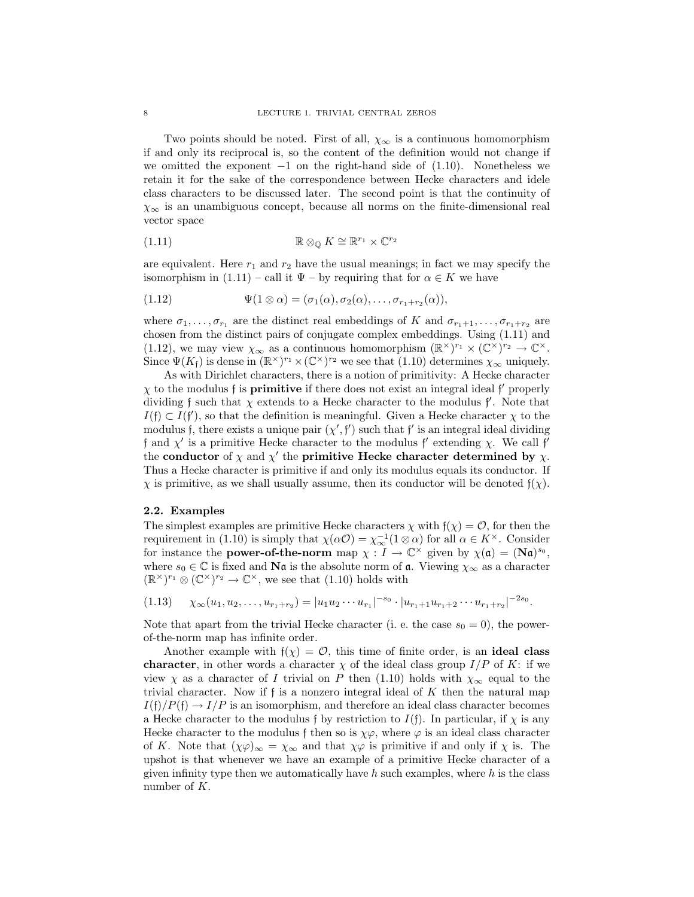Two points should be noted. First of all, $\chi_\infty$ is a continuous homomorphism if and only its reciprocal is, so the content of the definition would not change if we omitted the exponent $-1$ on the right-hand side of (1.10). Nonetheless we retain it for the sake of the correspondence between Hecke characters and idele class characters to be discussed later. The second point is that the continuity of $\chi_\infty$ is an unambiguous concept, because all norms on the finite-dimensional real vector space

$$\mathbb{R} \otimes_{\mathbb{Q}} K \cong \mathbb{R}^{r_1} \times \mathbb{C}^{r_2} \tag{1.11}$$

are equivalent. Here $r_1$ and $r_2$ have the usual meanings; in fact we may specify the isomorphism in (1.11) – call it $\Psi$ – by requiring that for $\alpha \in K$ we have

$$\Psi(1 \otimes \alpha) = (\sigma_1(\alpha), \sigma_2(\alpha), \ldots, \sigma_{r_1+r_2}(\alpha)), \tag{1.12}$$

where $\sigma_1, \ldots, \sigma_{r_1}$ are the distinct real embeddings of $K$ and $\sigma_{r_1+1}, \ldots, \sigma_{r_1+r_2}$ are chosen from the distinct pairs of conjugate complex embeddings. Using (1.11) and (1.12), we may view $\chi_\infty$ as a continuous homomorphism $(\mathbb{R}^\times)^{r_1} \times (\mathbb{C}^\times)^{r_2} \to \mathbb{C}^\times$. Since $\Psi(K_\mathfrak{f})$ is dense in $(\mathbb{R}^\times)^{r_1} \times (\mathbb{C}^\times)^{r_2}$ we see that (1.10) determines $\chi_\infty$ uniquely.

As with Dirichlet characters, there is a notion of primitivity: A Hecke character $\chi$ to the modulus $\mathfrak{f}$ is **primitive** if there does not exist an integral ideal $\mathfrak{f}'$ properly dividing $\mathfrak{f}$ such that $\chi$ extends to a Hecke character to the modulus $\mathfrak{f}'$. Note that $I(\mathfrak{f}) \subset I(\mathfrak{f}')$, so that the definition is meaningful. Given a Hecke character $\chi$ to the modulus $\mathfrak{f}$, there exists a unique pair $(\chi', \mathfrak{f}')$ such that $\mathfrak{f}'$ is an integral ideal dividing $\mathfrak{f}$ and $\chi'$ is a primitive Hecke character to the modulus $\mathfrak{f}'$ extending $\chi$. We call $\mathfrak{f}'$ the **conductor** of $\chi$ and $\chi'$ the **primitive Hecke character determined by** $\chi$. Thus a Hecke character is primitive if and only its modulus equals its conductor. If $\chi$ is primitive, as we shall usually assume, then its conductor will be denoted $\mathfrak{f}(\chi)$.

### 2.2. Examples

The simplest examples are primitive Hecke characters $\chi$ with $\mathfrak{f}(\chi) = \mathcal{O}$, for then the requirement in (1.10) is simply that $\chi(\alpha\mathcal{O}) = \chi_\infty^{-1}(1 \otimes \alpha)$ for all $\alpha \in K^\times$. Consider for instance the **power-of-the-norm** map $\chi : I \to \mathbb{C}^\times$ given by $\chi(\mathfrak{a}) = (\mathbf{N}\mathfrak{a})^{s_0}$, where $s_0 \in \mathbb{C}$ is fixed and $\mathbf{N}\mathfrak{a}$ is the absolute norm of $\mathfrak{a}$. Viewing $\chi_\infty$ as a character $(\mathbb{R}^\times)^{r_1} \otimes (\mathbb{C}^\times)^{r_2} \to \mathbb{C}^\times$, we see that (1.10) holds with

$$\chi_\infty(u_1, u_2, \ldots, u_{r_1+r_2}) = |u_1 u_2 \cdots u_{r_1}|^{-s_0} \cdot |u_{r_1+1} u_{r_1+2} \cdots u_{r_1+r_2}|^{-2s_0}. \tag{1.13}$$

Note that apart from the trivial Hecke character (i. e. the case $s_0 = 0$), the power-of-the-norm map has infinite order.

Another example with $\mathfrak{f}(\chi) = \mathcal{O}$, this time of finite order, is an **ideal class character**, in other words a character $\chi$ of the ideal class group $I/P$ of $K$: if we view $\chi$ as a character of $I$ trivial on $P$ then (1.10) holds with $\chi_\infty$ equal to the trivial character. Now if $\mathfrak{f}$ is a nonzero integral ideal of $K$ then the natural map $I(\mathfrak{f})/P(\mathfrak{f}) \to I/P$ is an isomorphism, and therefore an ideal class character becomes a Hecke character to the modulus $\mathfrak{f}$ by restriction to $I(\mathfrak{f})$. In particular, if $\chi$ is any Hecke character to the modulus $\mathfrak{f}$ then so is $\chi\varphi$, where $\varphi$ is an ideal class character of $K$. Note that $(\chi\varphi)_\infty = \chi_\infty$ and that $\chi\varphi$ is primitive if and only if $\chi$ is. The upshot is that whenever we have an example of a primitive Hecke character of a given infinity type then we automatically have $h$ such examples, where $h$ is the class number of $K$.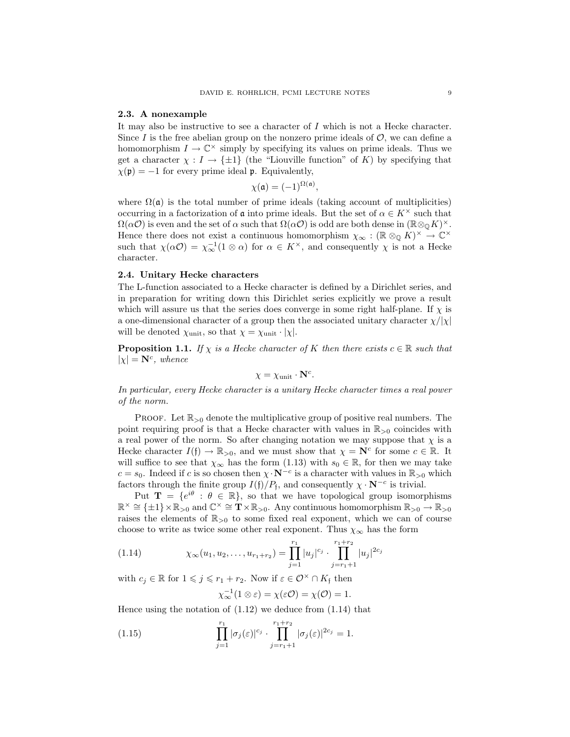### 2.3. A nonexample

It may also be instructive to see a character of $I$ which is not a Hecke character. Since $I$ is the free abelian group on the nonzero prime ideals of $\mathcal{O}$, we can define a homomorphism $I \to \mathbb{C}^\times$ simply by specifying its values on prime ideals. Thus we get a character $\chi : I \to \{\pm 1\}$ (the "Liouville function" of $K$) by specifying that $\chi(\mathfrak{p}) = -1$ for every prime ideal $\mathfrak{p}$. Equivalently,

$$\chi(\mathfrak{a}) = (-1)^{\Omega(\mathfrak{a})},$$

where $\Omega(\mathfrak{a})$ is the total number of prime ideals (taking account of multiplicities) occurring in a factorization of $\mathfrak{a}$ into prime ideals. But the set of $\alpha \in K^\times$ such that $\Omega(\alpha\mathcal{O})$ is even and the set of $\alpha$ such that $\Omega(\alpha\mathcal{O})$ is odd are both dense in $(\mathbb{R}\otimes_{\mathbb{Q}} K)^\times$. Hence there does not exist a continuous homomorphism $\chi_\infty : (\mathbb{R}\otimes_{\mathbb{Q}} K)^\times \to \mathbb{C}^\times$ such that $\chi(\alpha\mathcal{O}) = \chi_\infty^{-1}(1\otimes\alpha)$ for $\alpha \in K^\times$, and consequently $\chi$ is not a Hecke character.

### 2.4. Unitary Hecke characters

The L-function associated to a Hecke character is defined by a Dirichlet series, and in preparation for writing down this Dirichlet series explicitly we prove a result which will assure us that the series does converge in some right half-plane. If $\chi$ is a one-dimensional character of a group then the associated unitary character $\chi/|\chi|$ will be denoted $\chi_{\text{unit}}$, so that $\chi = \chi_{\text{unit}} \cdot |\chi|$.

**Proposition 1.1.** *If $\chi$ is a Hecke character of $K$ then there exists $c \in \mathbb{R}$ such that $|\chi| = \mathbf{N}^c$, whence*

$$\chi = \chi_{\text{unit}} \cdot \mathbf{N}^c.$$

*In particular, every Hecke character is a unitary Hecke character times a real power of the norm.*

Proof. Let $\mathbb{R}_{>0}$ denote the multiplicative group of positive real numbers. The point requiring proof is that a Hecke character with values in $\mathbb{R}_{>0}$ coincides with a real power of the norm. So after changing notation we may suppose that $\chi$ is a Hecke character $I(\mathfrak{f}) \to \mathbb{R}_{>0}$, and we must show that $\chi = \mathbf{N}^c$ for some $c \in \mathbb{R}$. It will suffice to see that $\chi_\infty$ has the form (1.13) with $s_0 \in \mathbb{R}$, for then we may take $c = s_0$. Indeed if $c$ is so chosen then $\chi \cdot \mathbf{N}^{-c}$ is a character with values in $\mathbb{R}_{>0}$ which factors through the finite group $I(\mathfrak{f})/P_{\mathfrak{f}}$, and consequently $\chi \cdot \mathbf{N}^{-c}$ is trivial.

Put $\mathbf{T} = \{e^{i\theta} : \theta \in \mathbb{R}\}$, so that we have topological group isomorphisms $\mathbb{R}^\times \cong \{\pm 1\} \times \mathbb{R}_{>0}$ and $\mathbb{C}^\times \cong \mathbf{T} \times \mathbb{R}_{>0}$. Any continuous homomorphism $\mathbb{R}_{>0} \to \mathbb{R}_{>0}$ raises the elements of $\mathbb{R}_{>0}$ to some fixed real exponent, which we can of course choose to write as twice some other real exponent. Thus $\chi_\infty$ has the form

$$\chi_\infty(u_1, u_2, \ldots, u_{r_1+r_2}) = \prod_{j=1}^{r_1} |u_j|^{c_j} \cdot \prod_{j=r_1+1}^{r_1+r_2} |u_j|^{2c_j} \tag{1.14}$$

with $c_j \in \mathbb{R}$ for $1 \leqslant j \leqslant r_1 + r_2$. Now if $\varepsilon \in \mathcal{O}^\times \cap K_{\mathfrak{f}}$ then

$$\chi_\infty^{-1}(1\otimes\varepsilon) = \chi(\varepsilon\mathcal{O}) = \chi(\mathcal{O}) = 1.$$

Hence using the notation of (1.12) we deduce from (1.14) that

$$\prod_{j=1}^{r_1} |\sigma_j(\varepsilon)|^{c_j} \cdot \prod_{j=r_1+1}^{r_1+r_2} |\sigma_j(\varepsilon)|^{2c_j} = 1. \tag{1.15}$$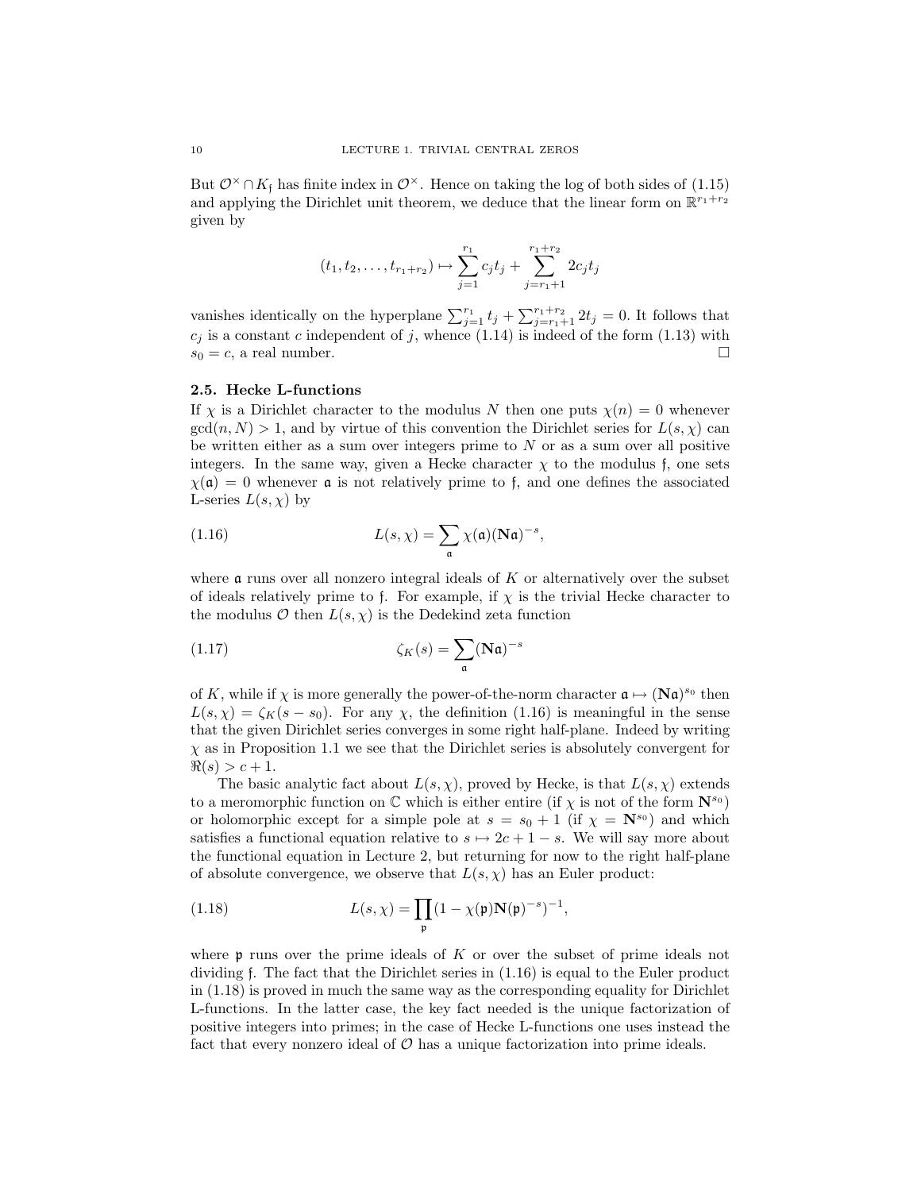But $\mathcal{O}^\times \cap K_\mathfrak{f}$ has finite index in $\mathcal{O}^\times$. Hence on taking the log of both sides of (1.15) and applying the Dirichlet unit theorem, we deduce that the linear form on $\mathbb{R}^{r_1+r_2}$ given by

$$(t_1, t_2, \ldots, t_{r_1+r_2}) \mapsto \sum_{j=1}^{r_1} c_j t_j + \sum_{j=r_1+1}^{r_1+r_2} 2c_j t_j$$

vanishes identically on the hyperplane $\sum_{j=1}^{r_1} t_j + \sum_{j=r_1+1}^{r_1+r_2} 2t_j = 0$. It follows that $c_j$ is a constant $c$ independent of $j$, whence (1.14) is indeed of the form (1.13) with $s_0 = c$, a real number. □

### 2.5. Hecke L-functions

If $\chi$ is a Dirichlet character to the modulus $N$ then one puts $\chi(n) = 0$ whenever $\gcd(n, N) > 1$, and by virtue of this convention the Dirichlet series for $L(s, \chi)$ can be written either as a sum over integers prime to $N$ or as a sum over all positive integers. In the same way, given a Hecke character $\chi$ to the modulus $\mathfrak{f}$, one sets $\chi(\mathfrak{a}) = 0$ whenever $\mathfrak{a}$ is not relatively prime to $\mathfrak{f}$, and one defines the associated L-series $L(s, \chi)$ by

$$L(s, \chi) = \sum_{\mathfrak{a}} \chi(\mathfrak{a})(\mathbf{N}\mathfrak{a})^{-s}, \tag{1.16}$$

where $\mathfrak{a}$ runs over all nonzero integral ideals of $K$ or alternatively over the subset of ideals relatively prime to $\mathfrak{f}$. For example, if $\chi$ is the trivial Hecke character to the modulus $\mathcal{O}$ then $L(s, \chi)$ is the Dedekind zeta function

$$\zeta_K(s) = \sum_{\mathfrak{a}} (\mathbf{N}\mathfrak{a})^{-s} \tag{1.17}$$

of $K$, while if $\chi$ is more generally the power-of-the-norm character $\mathfrak{a} \mapsto (\mathbf{N}\mathfrak{a})^{s_0}$ then $L(s, \chi) = \zeta_K(s - s_0)$. For any $\chi$, the definition (1.16) is meaningful in the sense that the given Dirichlet series converges in some right half-plane. Indeed by writing $\chi$ as in Proposition 1.1 we see that the Dirichlet series is absolutely convergent for $\Re(s) > c + 1$.

The basic analytic fact about $L(s, \chi)$, proved by Hecke, is that $L(s, \chi)$ extends to a meromorphic function on $\mathbb{C}$ which is either entire (if $\chi$ is not of the form $\mathbf{N}^{s_0}$) or holomorphic except for a simple pole at $s = s_0 + 1$ (if $\chi = \mathbf{N}^{s_0}$) and which satisfies a functional equation relative to $s \mapsto 2c + 1 - s$. We will say more about the functional equation in Lecture 2, but returning for now to the right half-plane of absolute convergence, we observe that $L(s, \chi)$ has an Euler product:

$$L(s, \chi) = \prod_{\mathfrak{p}} (1 - \chi(\mathfrak{p})\mathbf{N}(\mathfrak{p})^{-s})^{-1}, \tag{1.18}$$

where $\mathfrak{p}$ runs over the prime ideals of $K$ or over the subset of prime ideals not dividing $\mathfrak{f}$. The fact that the Dirichlet series in (1.16) is equal to the Euler product in (1.18) is proved in much the same way as the corresponding equality for Dirichlet L-functions. In the latter case, the key fact needed is the unique factorization of positive integers into primes; in the case of Hecke L-functions one uses instead the fact that every nonzero ideal of $\mathcal{O}$ has a unique factorization into prime ideals.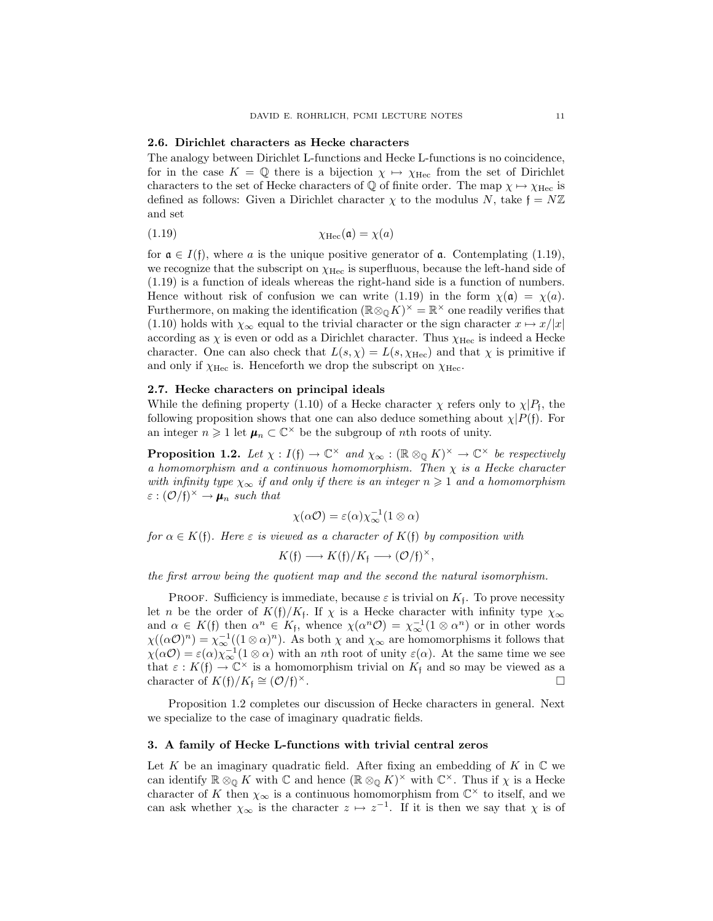### 2.6. Dirichlet characters as Hecke characters

The analogy between Dirichlet L-functions and Hecke L-functions is no coincidence, for in the case $K = \mathbb{Q}$ there is a bijection $\chi \mapsto \chi_{\mathrm{Hec}}$ from the set of Dirichlet characters to the set of Hecke characters of $\mathbb{Q}$ of finite order. The map $\chi \mapsto \chi_{\mathrm{Hec}}$ is defined as follows: Given a Dirichlet character $\chi$ to the modulus $N$, take $\mathfrak{f} = N\mathbb{Z}$ and set

$$\chi_{\mathrm{Hec}}(\mathfrak{a}) = \chi(a) \tag{1.19}$$

for $\mathfrak{a} \in I(\mathfrak{f})$, where $a$ is the unique positive generator of $\mathfrak{a}$. Contemplating (1.19), we recognize that the subscript on $\chi_{\mathrm{Hec}}$ is superfluous, because the left-hand side of (1.19) is a function of ideals whereas the right-hand side is a function of numbers. Hence without risk of confusion we can write (1.19) in the form $\chi(\mathfrak{a}) = \chi(a)$. Furthermore, on making the identification $(\mathbb{R}\otimes_{\mathbb{Q}} K)^\times = \mathbb{R}^\times$ one readily verifies that (1.10) holds with $\chi_\infty$ equal to the trivial character or the sign character $x \mapsto x/|x|$ according as $\chi$ is even or odd as a Dirichlet character. Thus $\chi_{\mathrm{Hec}}$ is indeed a Hecke character. One can also check that $L(s,\chi) = L(s,\chi_{\mathrm{Hec}})$ and that $\chi$ is primitive if and only if $\chi_{\mathrm{Hec}}$ is. Henceforth we drop the subscript on $\chi_{\mathrm{Hec}}$.

### 2.7. Hecke characters on principal ideals

While the defining property (1.10) of a Hecke character $\chi$ refers only to $\chi|P_{\mathfrak{f}}$, the following proposition shows that one can also deduce something about $\chi|P(\mathfrak{f})$. For an integer $n \geqslant 1$ let $\boldsymbol{\mu}_n \subset \mathbb{C}^\times$ be the subgroup of $n$th roots of unity.

**Proposition 1.2.** *Let $\chi : I(\mathfrak{f}) \to \mathbb{C}^\times$ and $\chi_\infty : (\mathbb{R}\otimes_{\mathbb{Q}} K)^\times \to \mathbb{C}^\times$ be respectively a homomorphism and a continuous homomorphism. Then $\chi$ is a Hecke character with infinity type $\chi_\infty$ if and only if there is an integer $n \geqslant 1$ and a homomorphism $\varepsilon : (\mathcal{O}/\mathfrak{f})^\times \to \boldsymbol{\mu}_n$ such that*

$$\chi(\alpha\mathcal{O}) = \varepsilon(\alpha)\chi_\infty^{-1}(1\otimes\alpha)$$

*for $\alpha \in K(\mathfrak{f})$. Here $\varepsilon$ is viewed as a character of $K(\mathfrak{f})$ by composition with*

$$K(\mathfrak{f}) \longrightarrow K(\mathfrak{f})/K_{\mathfrak{f}} \longrightarrow (\mathcal{O}/\mathfrak{f})^\times,$$

*the first arrow being the quotient map and the second the natural isomorphism.*

Proof. Sufficiency is immediate, because $\varepsilon$ is trivial on $K_{\mathfrak{f}}$. To prove necessity let $n$ be the order of $K(\mathfrak{f})/K_{\mathfrak{f}}$. If $\chi$ is a Hecke character with infinity type $\chi_\infty$ and $\alpha \in K(\mathfrak{f})$ then $\alpha^n \in K_{\mathfrak{f}}$, whence $\chi(\alpha^n\mathcal{O}) = \chi_\infty^{-1}(1\otimes\alpha^n)$ or in other words $\chi((\alpha\mathcal{O})^n) = \chi_\infty^{-1}((1\otimes\alpha)^n)$. As both $\chi$ and $\chi_\infty$ are homomorphisms it follows that $\chi(\alpha\mathcal{O}) = \varepsilon(\alpha)\chi_\infty^{-1}(1\otimes\alpha)$ with an $n$th root of unity $\varepsilon(\alpha)$. At the same time we see that $\varepsilon : K(\mathfrak{f}) \to \mathbb{C}^\times$ is a homomorphism trivial on $K_{\mathfrak{f}}$ and so may be viewed as a character of $K(\mathfrak{f})/K_{\mathfrak{f}} \cong (\mathcal{O}/\mathfrak{f})^\times$. □

Proposition 1.2 completes our discussion of Hecke characters in general. Next we specialize to the case of imaginary quadratic fields.

## 3. A family of Hecke L-functions with trivial central zeros

Let $K$ be an imaginary quadratic field. After fixing an embedding of $K$ in $\mathbb{C}$ we can identify $\mathbb{R}\otimes_{\mathbb{Q}} K$ with $\mathbb{C}$ and hence $(\mathbb{R}\otimes_{\mathbb{Q}} K)^\times$ with $\mathbb{C}^\times$. Thus if $\chi$ is a Hecke character of $K$ then $\chi_\infty$ is a continuous homomorphism from $\mathbb{C}^\times$ to itself, and we can ask whether $\chi_\infty$ is the character $z \mapsto z^{-1}$. If it is then we say that $\chi$ is of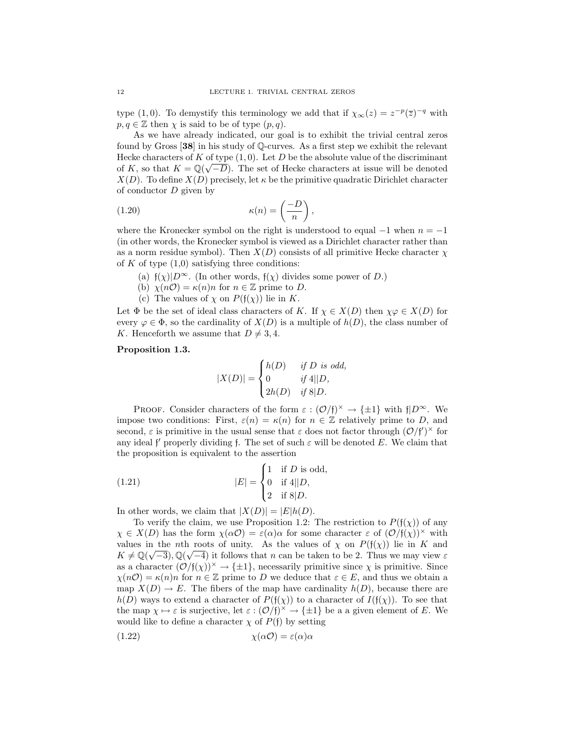type $(1,0)$. To demystify this terminology we add that if $\chi_\infty(z) = z^{-p}(\overline{z})^{-q}$ with $p, q \in \mathbb{Z}$ then $\chi$ is said to be of type $(p,q)$.

As we have already indicated, our goal is to exhibit the trivial central zeros found by Gross [**38**] in his study of $\mathbb{Q}$-curves. As a first step we exhibit the relevant Hecke characters of $K$ of type $(1,0)$. Let $D$ be the absolute value of the discriminant of $K$, so that $K = \mathbb{Q}(\sqrt{-D})$. The set of Hecke characters at issue will be denoted $X(D)$. To define $X(D)$ precisely, let $\kappa$ be the primitive quadratic Dirichlet character of conductor $D$ given by

$$\kappa(n) = \left(\frac{-D}{n}\right), \tag{1.20}$$

where the Kronecker symbol on the right is understood to equal $-1$ when $n = -1$ (in other words, the Kronecker symbol is viewed as a Dirichlet character rather than as a norm residue symbol). Then $X(D)$ consists of all primitive Hecke character $\chi$ of $K$ of type (1,0) satisfying three conditions:

(a) $\mathfrak{f}(\chi)|D^\infty$. (In other words, $\mathfrak{f}(\chi)$ divides some power of $D$.)
(b) $\chi(n\mathcal{O}) = \kappa(n)n$ for $n \in \mathbb{Z}$ prime to $D$.
(c) The values of $\chi$ on $P(\mathfrak{f}(\chi))$ lie in $K$.

Let $\Phi$ be the set of ideal class characters of $K$. If $\chi \in X(D)$ then $\chi\varphi \in X(D)$ for every $\varphi \in \Phi$, so the cardinality of $X(D)$ is a multiple of $h(D)$, the class number of $K$. Henceforth we assume that $D \neq 3, 4$.

**Proposition 1.3.**

$$|X(D)| = \begin{cases} h(D) & \text{if } D \text{ is odd,} \\ 0 & \text{if } 4||D, \\ 2h(D) & \text{if } 8|D. \end{cases}$$

Proof. Consider characters of the form $\varepsilon : (\mathcal{O}/\mathfrak{f})^\times \to \{\pm 1\}$ with $\mathfrak{f}|D^\infty$. We impose two conditions: First, $\varepsilon(n) = \kappa(n)$ for $n \in \mathbb{Z}$ relatively prime to $D$, and second, $\varepsilon$ is primitive in the usual sense that $\varepsilon$ does not factor through $(\mathcal{O}/\mathfrak{f}')^\times$ for any ideal $\mathfrak{f}'$ properly dividing $\mathfrak{f}$. The set of such $\varepsilon$ will be denoted $E$. We claim that the proposition is equivalent to the assertion

$$|E| = \begin{cases} 1 & \text{if } D \text{ is odd,} \\ 0 & \text{if } 4||D, \\ 2 & \text{if } 8|D. \end{cases} \tag{1.21}$$

In other words, we claim that $|X(D)| = |E|h(D)$.

To verify the claim, we use Proposition 1.2: The restriction to $P(\mathfrak{f}(\chi))$ of any $\chi \in X(D)$ has the form $\chi(\alpha\mathcal{O}) = \varepsilon(\alpha)\alpha$ for some character $\varepsilon$ of $(\mathcal{O}/\mathfrak{f}(\chi))^\times$ with values in the $n$th roots of unity. As the values of $\chi$ on $P(\mathfrak{f}(\chi))$ lie in $K$ and $K \neq \mathbb{Q}(\sqrt{-3}), \mathbb{Q}(\sqrt{-4})$ it follows that $n$ can be taken to be 2. Thus we may view $\varepsilon$ as a character $(\mathcal{O}/\mathfrak{f}(\chi))^\times \to \{\pm 1\}$, necessarily primitive since $\chi$ is primitive. Since $\chi(n\mathcal{O}) = \kappa(n)n$ for $n \in \mathbb{Z}$ prime to $D$ we deduce that $\varepsilon \in E$, and thus we obtain a map $X(D) \to E$. The fibers of the map have cardinality $h(D)$, because there are $h(D)$ ways to extend a character of $P(\mathfrak{f}(\chi))$ to a character of $I(\mathfrak{f}(\chi))$. To see that the map $\chi \mapsto \varepsilon$ is surjective, let $\varepsilon : (\mathcal{O}/\mathfrak{f})^\times \to \{\pm 1\}$ be a a given element of $E$. We would like to define a character $\chi$ of $P(\mathfrak{f})$ by setting

$$\chi(\alpha\mathcal{O}) = \varepsilon(\alpha)\alpha \tag{1.22}$$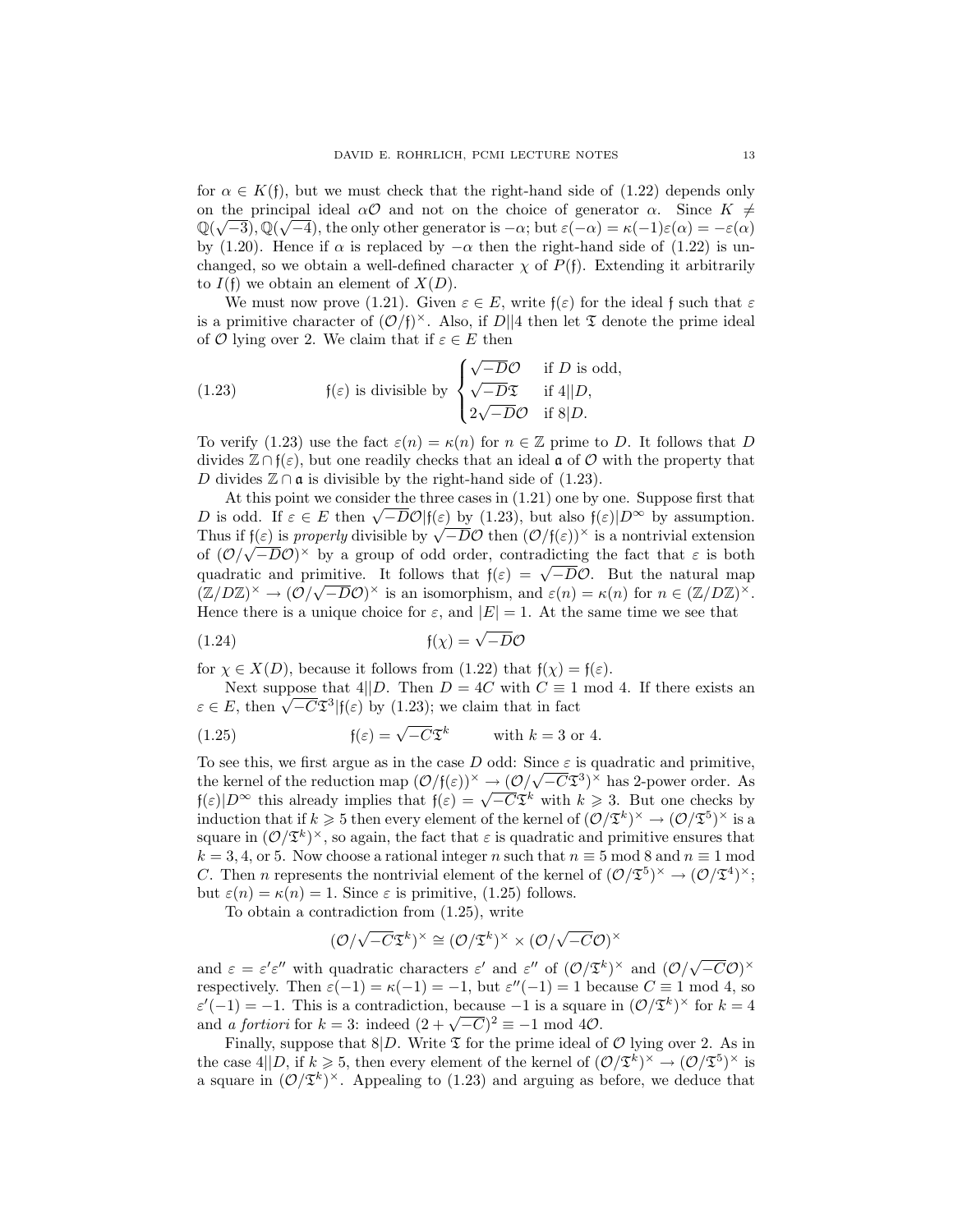for $\alpha \in K(\mathfrak{f})$, but we must check that the right-hand side of (1.22) depends only on the principal ideal $\alpha\mathcal{O}$ and not on the choice of generator $\alpha$. Since $K \neq \mathbb{Q}(\sqrt{-3}), \mathbb{Q}(\sqrt{-4})$, the only other generator is $-\alpha$; but $\varepsilon(-\alpha) = \kappa(-1)\varepsilon(\alpha) = -\varepsilon(\alpha)$ by (1.20). Hence if $\alpha$ is replaced by $-\alpha$ then the right-hand side of (1.22) is unchanged, so we obtain a well-defined character $\chi$ of $P(\mathfrak{f})$. Extending it arbitrarily to $I(\mathfrak{f})$ we obtain an element of $X(D)$.

We must now prove (1.21). Given $\varepsilon \in E$, write $\mathfrak{f}(\varepsilon)$ for the ideal $\mathfrak{f}$ such that $\varepsilon$ is a primitive character of $(\mathcal{O}/\mathfrak{f})^\times$. Also, if $D||4$ then let $\mathfrak{T}$ denote the prime ideal of $\mathcal{O}$ lying over 2. We claim that if $\varepsilon \in E$ then

$$\mathfrak{f}(\varepsilon) \text{ is divisible by } \begin{cases} \sqrt{-D}\mathcal{O} & \text{if } D \text{ is odd,} \\ \sqrt{-D}\mathfrak{T} & \text{if } 4||D, \\ 2\sqrt{-D}\mathcal{O} & \text{if } 8|D. \end{cases} \tag{1.23}$$

To verify (1.23) use the fact $\varepsilon(n) = \kappa(n)$ for $n \in \mathbb{Z}$ prime to $D$. It follows that $D$ divides $\mathbb{Z} \cap \mathfrak{f}(\varepsilon)$, but one readily checks that an ideal $\mathfrak{a}$ of $\mathcal{O}$ with the property that $D$ divides $\mathbb{Z} \cap \mathfrak{a}$ is divisible by the right-hand side of (1.23).

At this point we consider the three cases in (1.21) one by one. Suppose first that $D$ is odd. If $\varepsilon \in E$ then $\sqrt{-D}\mathcal{O}|\mathfrak{f}(\varepsilon)$ by (1.23), but also $\mathfrak{f}(\varepsilon)|D^\infty$ by assumption. Thus if $\mathfrak{f}(\varepsilon)$ is *properly* divisible by $\sqrt{-D}\mathcal{O}$ then $(\mathcal{O}/\mathfrak{f}(\varepsilon))^\times$ is a nontrivial extension of $(\mathcal{O}/\sqrt{-D}\mathcal{O})^\times$ by a group of odd order, contradicting the fact that $\varepsilon$ is both quadratic and primitive. It follows that $\mathfrak{f}(\varepsilon) = \sqrt{-D}\mathcal{O}$. But the natural map $(\mathbb{Z}/D\mathbb{Z})^\times \to (\mathcal{O}/\sqrt{-D}\mathcal{O})^\times$ is an isomorphism, and $\varepsilon(n) = \kappa(n)$ for $n \in (\mathbb{Z}/D\mathbb{Z})^\times$. Hence there is a unique choice for $\varepsilon$, and $|E| = 1$. At the same time we see that

$$\mathfrak{f}(\chi) = \sqrt{-D}\mathcal{O} \tag{1.24}$$

for $\chi \in X(D)$, because it follows from (1.22) that $\mathfrak{f}(\chi) = \mathfrak{f}(\varepsilon)$.

Next suppose that $4||D$. Then $D = 4C$ with $C \equiv 1 \bmod 4$. If there exists an $\varepsilon \in E$, then $\sqrt{-C}\mathfrak{T}^3|\mathfrak{f}(\varepsilon)$ by (1.23); we claim that in fact

$$\mathfrak{f}(\varepsilon) = \sqrt{-C}\mathfrak{T}^k \qquad \text{with } k = 3 \text{ or } 4. \tag{1.25}$$

To see this, we first argue as in the case $D$ odd: Since $\varepsilon$ is quadratic and primitive, the kernel of the reduction map $(\mathcal{O}/\mathfrak{f}(\varepsilon))^\times \to (\mathcal{O}/\sqrt{-C}\mathfrak{T}^3)^\times$ has 2-power order. As $\mathfrak{f}(\varepsilon)|D^\infty$ this already implies that $\mathfrak{f}(\varepsilon) = \sqrt{-C}\mathfrak{T}^k$ with $k \geqslant 3$. But one checks by induction that if $k \geqslant 5$ then every element of the kernel of $(\mathcal{O}/\mathfrak{T}^k)^\times \to (\mathcal{O}/\mathfrak{T}^5)^\times$ is a square in $(\mathcal{O}/\mathfrak{T}^k)^\times$, so again, the fact that $\varepsilon$ is quadratic and primitive ensures that $k = 3, 4$, or 5. Now choose a rational integer $n$ such that $n \equiv 5 \bmod 8$ and $n \equiv 1 \bmod C$. Then $n$ represents the nontrivial element of the kernel of $(\mathcal{O}/\mathfrak{T}^5)^\times \to (\mathcal{O}/\mathfrak{T}^4)^\times$; but $\varepsilon(n) = \kappa(n) = 1$. Since $\varepsilon$ is primitive, (1.25) follows.

To obtain a contradiction from (1.25), write

$$(\mathcal{O}/\sqrt{-C}\mathfrak{T}^k)^\times \cong (\mathcal{O}/\mathfrak{T}^k)^\times \times (\mathcal{O}/\sqrt{-C}\mathcal{O})^\times$$

and $\varepsilon = \varepsilon'\varepsilon''$ with quadratic characters $\varepsilon'$ and $\varepsilon''$ of $(\mathcal{O}/\mathfrak{T}^k)^\times$ and $(\mathcal{O}/\sqrt{-C}\mathcal{O})^\times$ respectively. Then $\varepsilon(-1) = \kappa(-1) = -1$, but $\varepsilon''(-1) = 1$ because $C \equiv 1 \bmod 4$, so $\varepsilon'(-1) = -1$. This is a contradiction, because $-1$ is a square in $(\mathcal{O}/\mathfrak{T}^k)^\times$ for $k = 4$ and *a fortiori* for $k = 3$: indeed $(2 + \sqrt{-C})^2 \equiv -1 \bmod 4\mathcal{O}$.

Finally, suppose that $8|D$. Write $\mathfrak{T}$ for the prime ideal of $\mathcal{O}$ lying over 2. As in the case $4||D$, if $k \geqslant 5$, then every element of the kernel of $(\mathcal{O}/\mathfrak{T}^k)^\times \to (\mathcal{O}/\mathfrak{T}^5)^\times$ is a square in $(\mathcal{O}/\mathfrak{T}^k)^\times$. Appealing to (1.23) and arguing as before, we deduce that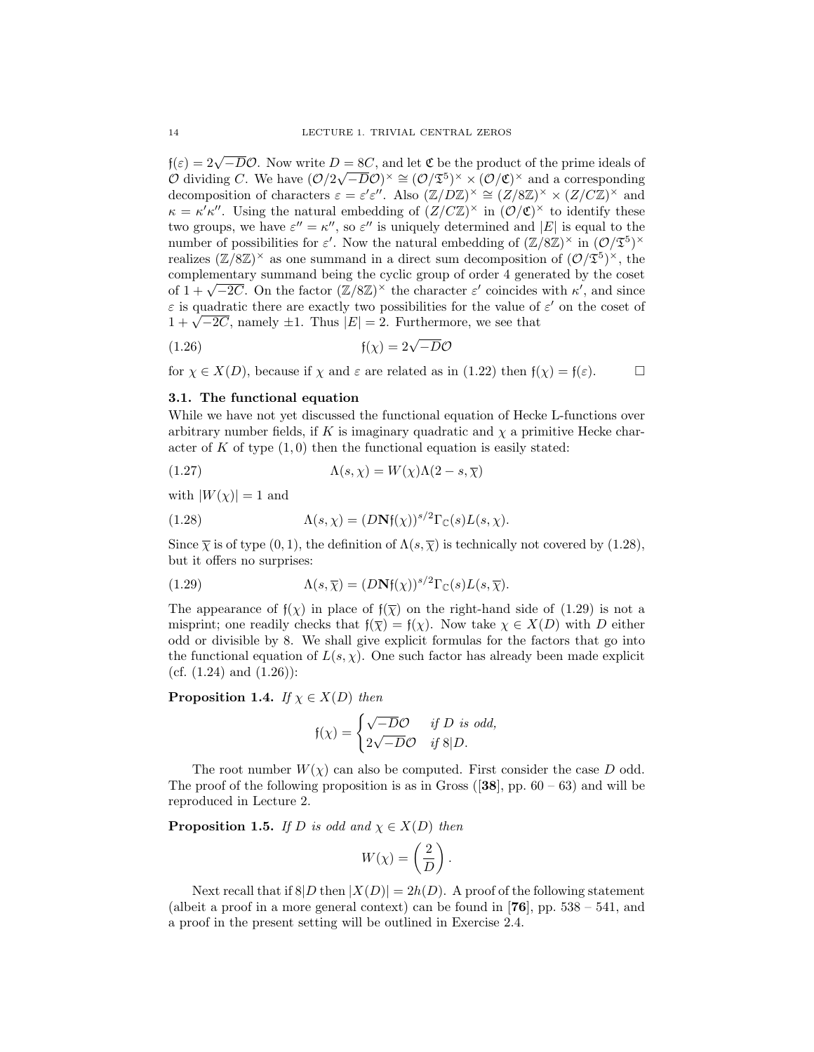$\mathfrak{f}(\varepsilon) = 2\sqrt{-D}\mathcal{O}$. Now write $D = 8C$, and let $\mathfrak{C}$ be the product of the prime ideals of $\mathcal{O}$ dividing $C$. We have $(\mathcal{O}/2\sqrt{-D}\mathcal{O})^\times \cong (\mathcal{O}/\mathfrak{T}^5)^\times \times (\mathcal{O}/\mathfrak{C})^\times$ and a corresponding decomposition of characters $\varepsilon = \varepsilon'\varepsilon''$. Also $(\mathbb{Z}/D\mathbb{Z})^\times \cong (Z/8\mathbb{Z})^\times \times (Z/C\mathbb{Z})^\times$ and $\kappa = \kappa'\kappa''$. Using the natural embedding of $(Z/C\mathbb{Z})^\times$ in $(\mathcal{O}/\mathfrak{C})^\times$ to identify these two groups, we have $\varepsilon'' = \kappa''$, so $\varepsilon''$ is uniquely determined and $|E|$ is equal to the number of possibilities for $\varepsilon'$. Now the natural embedding of $(\mathbb{Z}/8\mathbb{Z})^\times$ in $(\mathcal{O}/\mathfrak{T}^5)^\times$ realizes $(\mathbb{Z}/8\mathbb{Z})^\times$ as one summand in a direct sum decomposition of $(\mathcal{O}/\mathfrak{T}^5)^\times$, the complementary summand being the cyclic group of order 4 generated by the coset of $1 + \sqrt{-2C}$. On the factor $(\mathbb{Z}/8\mathbb{Z})^\times$ the character $\varepsilon'$ coincides with $\kappa'$, and since $\varepsilon$ is quadratic there are exactly two possibilities for the value of $\varepsilon'$ on the coset of $1 + \sqrt{-2C}$, namely $\pm 1$. Thus $|E| = 2$. Furthermore, we see that

$$\mathfrak{f}(\chi) = 2\sqrt{-D}\mathcal{O} \tag{1.26}$$

for $\chi \in X(D)$, because if $\chi$ and $\varepsilon$ are related as in (1.22) then $\mathfrak{f}(\chi) = \mathfrak{f}(\varepsilon)$. $\square$

### 3.1. The functional equation

While we have not yet discussed the functional equation of Hecke L-functions over arbitrary number fields, if $K$ is imaginary quadratic and $\chi$ a primitive Hecke character of $K$ of type $(1, 0)$ then the functional equation is easily stated:

$$\Lambda(s, \chi) = W(\chi)\Lambda(2 - s, \overline{\chi}) \tag{1.27}$$

with $|W(\chi)| = 1$ and

$$\Lambda(s, \chi) = (D\mathbf{N}\mathfrak{f}(\chi))^{s/2}\Gamma_{\mathbb{C}}(s)L(s, \chi). \tag{1.28}$$

Since $\overline{\chi}$ is of type $(0, 1)$, the definition of $\Lambda(s, \overline{\chi})$ is technically not covered by (1.28), but it offers no surprises:

$$\Lambda(s, \overline{\chi}) = (D\mathbf{N}\mathfrak{f}(\chi))^{s/2}\Gamma_{\mathbb{C}}(s)L(s, \overline{\chi}). \tag{1.29}$$

The appearance of $\mathfrak{f}(\chi)$ in place of $\mathfrak{f}(\overline{\chi})$ on the right-hand side of (1.29) is not a misprint; one readily checks that $\mathfrak{f}(\overline{\chi}) = \mathfrak{f}(\chi)$. Now take $\chi \in X(D)$ with $D$ either odd or divisible by 8. We shall give explicit formulas for the factors that go into the functional equation of $L(s, \chi)$. One such factor has already been made explicit (cf. (1.24) and (1.26)):

**Proposition 1.4.** *If $\chi \in X(D)$ then*

$$\mathfrak{f}(\chi) = \begin{cases} \sqrt{-D}\mathcal{O} & \text{if } D \text{ is odd,} \\ 2\sqrt{-D}\mathcal{O} & \text{if } 8|D. \end{cases}$$

The root number $W(\chi)$ can also be computed. First consider the case $D$ odd. The proof of the following proposition is as in Gross ([**38**], pp. 60 – 63) and will be reproduced in Lecture 2.

**Proposition 1.5.** *If $D$ is odd and $\chi \in X(D)$ then*

$$W(\chi) = \left(\frac{2}{D}\right).$$

Next recall that if $8|D$ then $|X(D)| = 2h(D)$. A proof of the following statement (albeit a proof in a more general context) can be found in [**76**], pp. 538 – 541, and a proof in the present setting will be outlined in Exercise 2.4.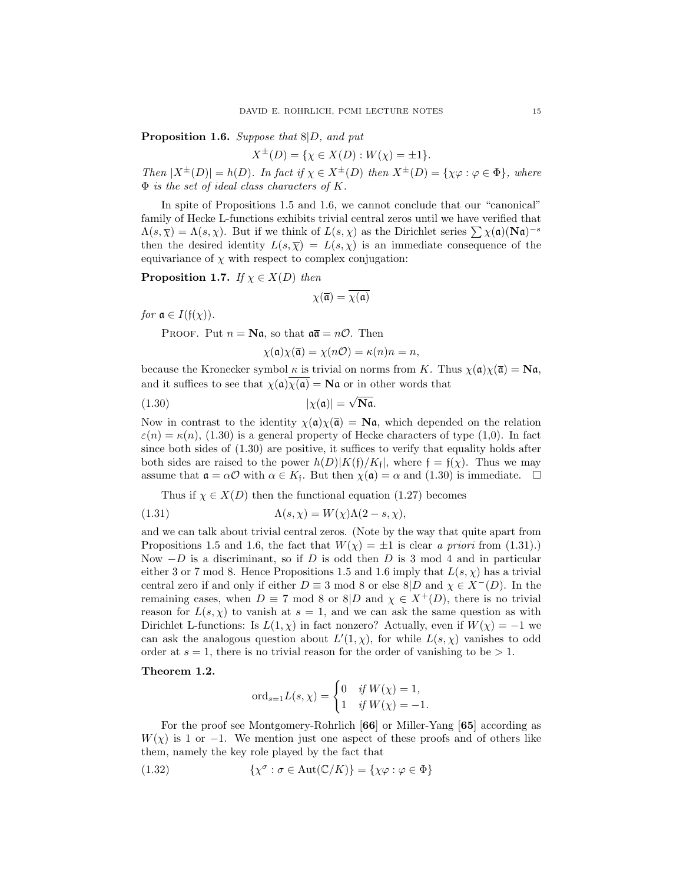**Proposition 1.6.** *Suppose that* $8|D$*, and put*

$$X^{\pm}(D) = \{\chi \in X(D) : W(\chi) = \pm 1\}.$$

*Then* $|X^{\pm}(D)| = h(D)$*. In fact if* $\chi \in X^{\pm}(D)$ *then* $X^{\pm}(D) = \{\chi\varphi : \varphi \in \Phi\}$*, where* $\Phi$ *is the set of ideal class characters of* $K$*.*

In spite of Propositions 1.5 and 1.6, we cannot conclude that our "canonical" family of Hecke L-functions exhibits trivial central zeros until we have verified that $\Lambda(s, \overline{\chi}) = \Lambda(s, \chi)$. But if we think of $L(s, \chi)$ as the Dirichlet series $\sum \chi(\mathfrak{a})(\mathbf{N}\mathfrak{a})^{-s}$ then the desired identity $L(s, \overline{\chi}) = L(s, \chi)$ is an immediate consequence of the equivariance of $\chi$ with respect to complex conjugation:

**Proposition 1.7.** *If* $\chi \in X(D)$ *then*

$$\chi(\overline{\mathfrak{a}}) = \overline{\chi(\mathfrak{a})}$$

*for* $\mathfrak{a} \in I(\mathfrak{f}(\chi))$*.*

Proof. Put $n = \mathbf{N}\mathfrak{a}$, so that $\mathfrak{a}\overline{\mathfrak{a}} = n\mathcal{O}$. Then

$$\chi(\mathfrak{a})\chi(\overline{\mathfrak{a}}) = \chi(n\mathcal{O}) = \kappa(n)n = n,$$

because the Kronecker symbol $\kappa$ is trivial on norms from $K$. Thus $\chi(\mathfrak{a})\chi(\overline{\mathfrak{a}}) = \mathbf{N}\mathfrak{a}$, and it suffices to see that $\chi(\mathfrak{a})\overline{\chi(\mathfrak{a})} = \mathbf{N}\mathfrak{a}$ or in other words that

$$|\chi(\mathfrak{a})| = \sqrt{\mathbf{N}\mathfrak{a}}. \tag{1.30}$$

Now in contrast to the identity $\chi(\mathfrak{a})\chi(\overline{\mathfrak{a}}) = \mathbf{N}\mathfrak{a}$, which depended on the relation $\varepsilon(n) = \kappa(n)$, (1.30) is a general property of Hecke characters of type (1,0). In fact since both sides of (1.30) are positive, it suffices to verify that equality holds after both sides are raised to the power $h(D)|K(\mathfrak{f})/K_{\mathfrak{f}}|$, where $\mathfrak{f} = \mathfrak{f}(\chi)$. Thus we may assume that $\mathfrak{a} = \alpha\mathcal{O}$ with $\alpha \in K_{\mathfrak{f}}$. But then $\chi(\mathfrak{a}) = \alpha$ and (1.30) is immediate. $\square$

Thus if $\chi \in X(D)$ then the functional equation (1.27) becomes

$$\Lambda(s, \chi) = W(\chi)\Lambda(2 - s, \chi), \tag{1.31}$$

and we can talk about trivial central zeros. (Note by the way that quite apart from Propositions 1.5 and 1.6, the fact that $W(\chi) = \pm 1$ is clear *a priori* from (1.31).) Now $-D$ is a discriminant, so if $D$ is odd then $D$ is 3 mod 4 and in particular either 3 or 7 mod 8. Hence Propositions 1.5 and 1.6 imply that $L(s, \chi)$ has a trivial central zero if and only if either $D \equiv 3$ mod 8 or else $8|D$ and $\chi \in X^{-}(D)$. In the remaining cases, when $D \equiv 7$ mod 8 or $8|D$ and $\chi \in X^{+}(D)$, there is no trivial reason for $L(s, \chi)$ to vanish at $s = 1$, and we can ask the same question as with Dirichlet L-functions: Is $L(1, \chi)$ in fact nonzero? Actually, even if $W(\chi) = -1$ we can ask the analogous question about $L'(1, \chi)$, for while $L(s, \chi)$ vanishes to odd order at $s = 1$, there is no trivial reason for the order of vanishing to be $> 1$.

**Theorem 1.2.**

$$\mathrm{ord}_{s=1} L(s, \chi) = \begin{cases} 0 & \text{if } W(\chi) = 1, \\ 1 & \text{if } W(\chi) = -1. \end{cases}$$

For the proof see Montgomery-Rohrlich [**66**] or Miller-Yang [**65**] according as $W(\chi)$ is 1 or $-1$. We mention just one aspect of these proofs and of others like them, namely the key role played by the fact that

$$\{\chi^{\sigma} : \sigma \in \mathrm{Aut}(\mathbb{C}/K)\} = \{\chi\varphi : \varphi \in \Phi\} \tag{1.32}$$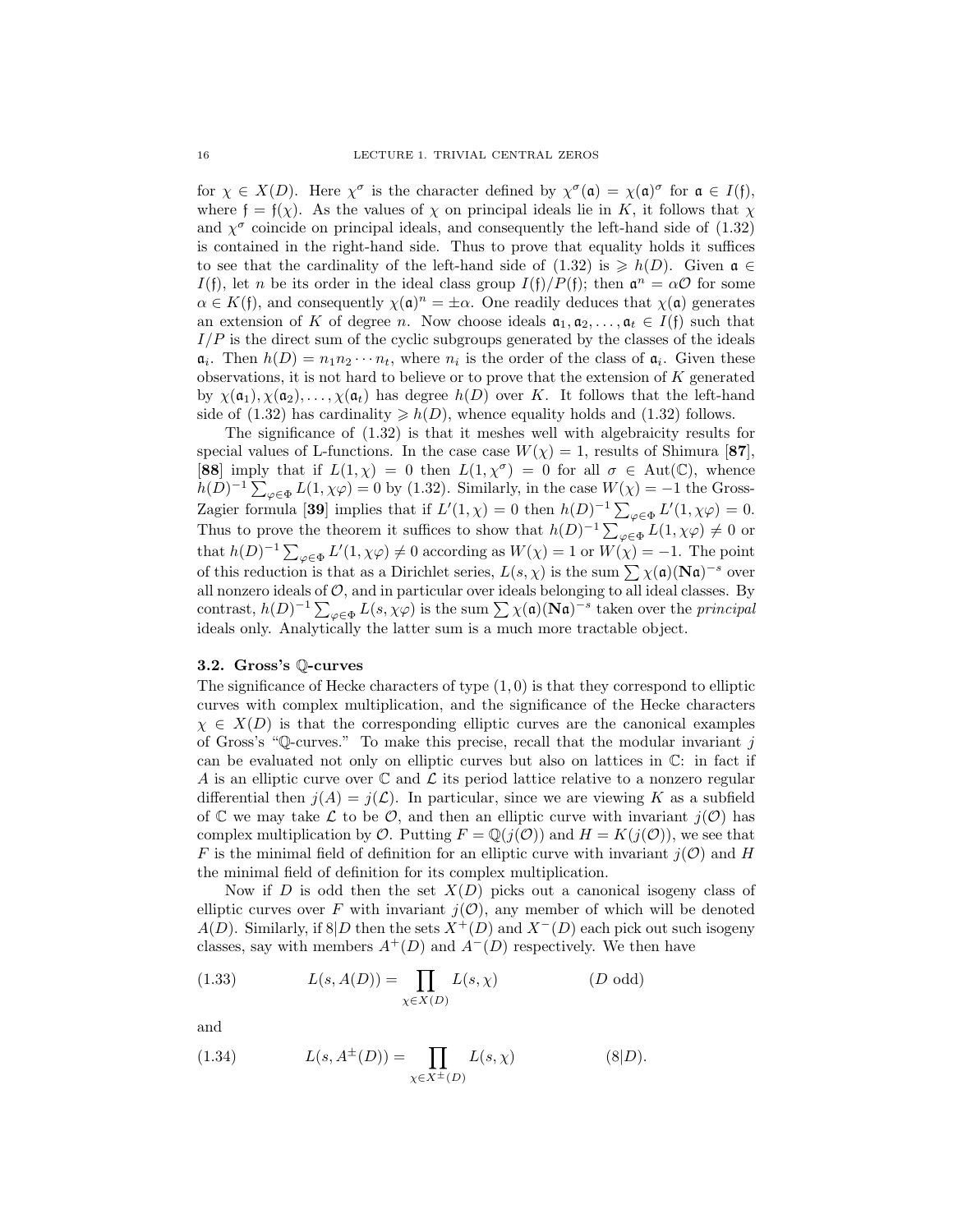for $\chi \in X(D)$. Here $\chi^\sigma$ is the character defined by $\chi^\sigma(\mathfrak{a}) = \chi(\mathfrak{a})^\sigma$ for $\mathfrak{a} \in I(\mathfrak{f})$, where $\mathfrak{f} = \mathfrak{f}(\chi)$. As the values of $\chi$ on principal ideals lie in $K$, it follows that $\chi$ and $\chi^\sigma$ coincide on principal ideals, and consequently the left-hand side of (1.32) is contained in the right-hand side. Thus to prove that equality holds it suffices to see that the cardinality of the left-hand side of (1.32) is $\geqslant h(D)$. Given $\mathfrak{a} \in I(\mathfrak{f})$, let $n$ be its order in the ideal class group $I(\mathfrak{f})/P(\mathfrak{f})$; then $\mathfrak{a}^n = \alpha\mathcal{O}$ for some $\alpha \in K(\mathfrak{f})$, and consequently $\chi(\mathfrak{a})^n = \pm\alpha$. One readily deduces that $\chi(\mathfrak{a})$ generates an extension of $K$ of degree $n$. Now choose ideals $\mathfrak{a}_1, \mathfrak{a}_2, \ldots, \mathfrak{a}_t \in I(\mathfrak{f})$ such that $I/P$ is the direct sum of the cyclic subgroups generated by the classes of the ideals $\mathfrak{a}_i$. Then $h(D) = n_1 n_2 \cdots n_t$, where $n_i$ is the order of the class of $\mathfrak{a}_i$. Given these observations, it is not hard to believe or to prove that the extension of $K$ generated by $\chi(\mathfrak{a}_1), \chi(\mathfrak{a}_2), \ldots, \chi(\mathfrak{a}_t)$ has degree $h(D)$ over $K$. It follows that the left-hand side of (1.32) has cardinality $\geqslant h(D)$, whence equality holds and (1.32) follows.

The significance of (1.32) is that it meshes well with algebraicity results for special values of L-functions. In the case case $W(\chi) = 1$, results of Shimura [**87**], [**88**] imply that if $L(1,\chi) = 0$ then $L(1,\chi^\sigma) = 0$ for all $\sigma \in \mathrm{Aut}(\mathbb{C})$, whence $h(D)^{-1}\sum_{\varphi\in\Phi} L(1,\chi\varphi) = 0$ by (1.32). Similarly, in the case $W(\chi) = -1$ the Gross-Zagier formula [**39**] implies that if $L'(1,\chi) = 0$ then $h(D)^{-1}\sum_{\varphi\in\Phi} L'(1,\chi\varphi) = 0$. Thus to prove the theorem it suffices to show that $h(D)^{-1}\sum_{\varphi\in\Phi} L(1,\chi\varphi) \neq 0$ or that $h(D)^{-1}\sum_{\varphi\in\Phi} L'(1,\chi\varphi) \neq 0$ according as $W(\chi) = 1$ or $W(\chi) = -1$. The point of this reduction is that as a Dirichlet series, $L(s,\chi)$ is the sum $\sum \chi(\mathfrak{a})(\mathbf{N}\mathfrak{a})^{-s}$ over all nonzero ideals of $\mathcal{O}$, and in particular over ideals belonging to all ideal classes. By contrast, $h(D)^{-1}\sum_{\varphi\in\Phi} L(s,\chi\varphi)$ is the sum $\sum \chi(\mathfrak{a})(\mathbf{N}\mathfrak{a})^{-s}$ taken over the *principal* ideals only. Analytically the latter sum is a much more tractable object.

### 3.2. Gross's $\mathbb{Q}$-curves

The significance of Hecke characters of type $(1,0)$ is that they correspond to elliptic curves with complex multiplication, and the significance of the Hecke characters $\chi \in X(D)$ is that the corresponding elliptic curves are the canonical examples of Gross's "$\mathbb{Q}$-curves." To make this precise, recall that the modular invariant $j$ can be evaluated not only on elliptic curves but also on lattices in $\mathbb{C}$: in fact if $A$ is an elliptic curve over $\mathbb{C}$ and $\mathcal{L}$ its period lattice relative to a nonzero regular differential then $j(A) = j(\mathcal{L})$. In particular, since we are viewing $K$ as a subfield of $\mathbb{C}$ we may take $\mathcal{L}$ to be $\mathcal{O}$, and then an elliptic curve with invariant $j(\mathcal{O})$ has complex multiplication by $\mathcal{O}$. Putting $F = \mathbb{Q}(j(\mathcal{O}))$ and $H = K(j(\mathcal{O}))$, we see that $F$ is the minimal field of definition for an elliptic curve with invariant $j(\mathcal{O})$ and $H$ the minimal field of definition for its complex multiplication.

Now if $D$ is odd then the set $X(D)$ picks out a canonical isogeny class of elliptic curves over $F$ with invariant $j(\mathcal{O})$, any member of which will be denoted $A(D)$. Similarly, if $8|D$ then the sets $X^+(D)$ and $X^-(D)$ each pick out such isogeny classes, say with members $A^+(D)$ and $A^-(D)$ respectively. We then have

$$L(s, A(D)) = \prod_{\chi\in X(D)} L(s,\chi) \qquad (D \text{ odd}) \tag{1.33}$$

and

$$L(s, A^{\pm}(D)) = \prod_{\chi\in X^{\pm}(D)} L(s,\chi) \qquad (8|D). \tag{1.34}$$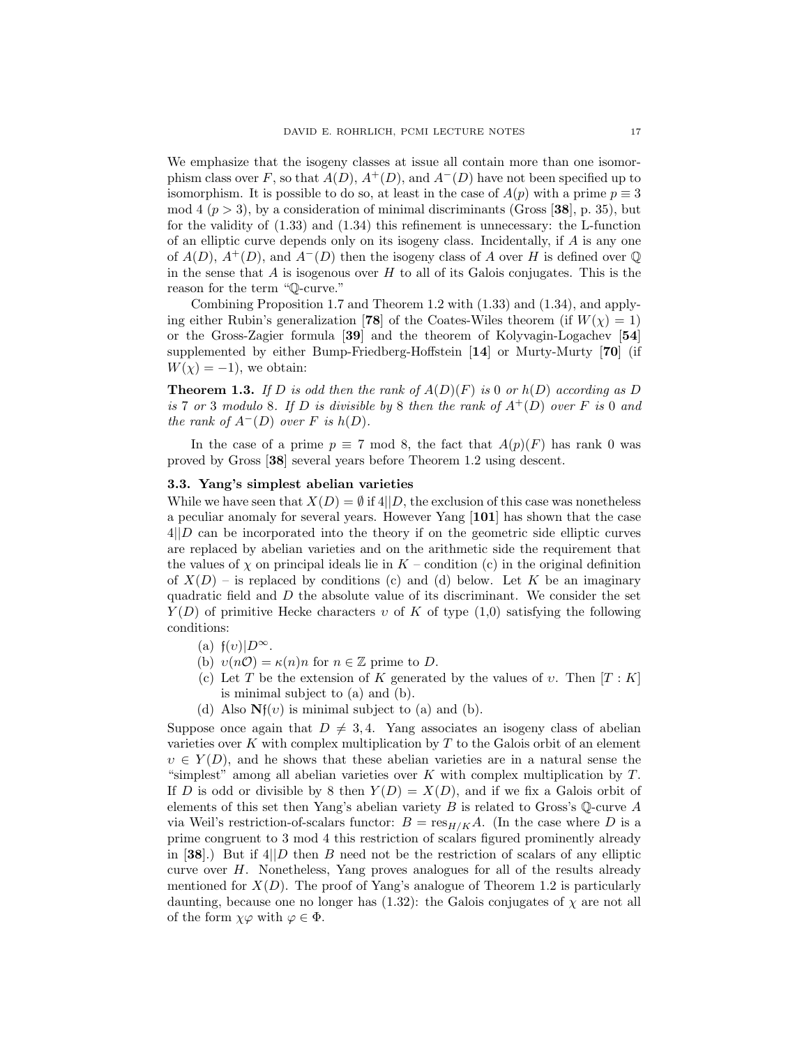We emphasize that the isogeny classes at issue all contain more than one isomorphism class over $F$, so that $A(D)$, $A^+(D)$, and $A^-(D)$ have not been specified up to isomorphism. It is possible to do so, at least in the case of $A(p)$ with a prime $p \equiv 3 \bmod 4$ ($p > 3$), by a consideration of minimal discriminants (Gross [**38**], p. 35), but for the validity of (1.33) and (1.34) this refinement is unnecessary: the L-function of an elliptic curve depends only on its isogeny class. Incidentally, if $A$ is any one of $A(D)$, $A^+(D)$, and $A^-(D)$ then the isogeny class of $A$ over $H$ is defined over $\mathbb{Q}$ in the sense that $A$ is isogenous over $H$ to all of its Galois conjugates. This is the reason for the term "$\mathbb{Q}$-curve."

Combining Proposition 1.7 and Theorem 1.2 with (1.33) and (1.34), and applying either Rubin's generalization [**78**] of the Coates-Wiles theorem (if $W(\chi) = 1$) or the Gross-Zagier formula [**39**] and the theorem of Kolyvagin-Logachev [**54**] supplemented by either Bump-Friedberg-Hoffstein [**14**] or Murty-Murty [**70**] (if $W(\chi) = -1$), we obtain:

**Theorem 1.3.** *If $D$ is odd then the rank of $A(D)(F)$ is $0$ or $h(D)$ according as $D$ is $7$ or $3$ modulo $8$. If $D$ is divisible by $8$ then the rank of $A^+(D)$ over $F$ is $0$ and the rank of $A^-(D)$ over $F$ is $h(D)$.*

In the case of a prime $p \equiv 7 \bmod 8$, the fact that $A(p)(F)$ has rank 0 was proved by Gross [**38**] several years before Theorem 1.2 using descent.

### 3.3. Yang's simplest abelian varieties

While we have seen that $X(D) = \emptyset$ if $4||D$, the exclusion of this case was nonetheless a peculiar anomaly for several years. However Yang [**101**] has shown that the case $4||D$ can be incorporated into the theory if on the geometric side elliptic curves are replaced by abelian varieties and on the arithmetic side the requirement that the values of $\chi$ on principal ideals lie in $K$ – condition (c) in the original definition of $X(D)$ – is replaced by conditions (c) and (d) below. Let $K$ be an imaginary quadratic field and $D$ the absolute value of its discriminant. We consider the set $Y(D)$ of primitive Hecke characters $\upsilon$ of $K$ of type (1,0) satisfying the following conditions:

- (a) $\mathfrak{f}(\upsilon)|D^\infty$.
- (b) $\upsilon(n\mathcal{O}) = \kappa(n)n$ for $n \in \mathbb{Z}$ prime to $D$.
- (c) Let $T$ be the extension of $K$ generated by the values of $\upsilon$. Then $[T : K]$ is minimal subject to (a) and (b).
- (d) Also $\mathbf{N}\mathfrak{f}(\upsilon)$ is minimal subject to (a) and (b).

Suppose once again that $D \neq 3, 4$. Yang associates an isogeny class of abelian varieties over $K$ with complex multiplication by $T$ to the Galois orbit of an element $\upsilon \in Y(D)$, and he shows that these abelian varieties are in a natural sense the "simplest" among all abelian varieties over $K$ with complex multiplication by $T$. If $D$ is odd or divisible by 8 then $Y(D) = X(D)$, and if we fix a Galois orbit of elements of this set then Yang's abelian variety $B$ is related to Gross's $\mathbb{Q}$-curve $A$ via Weil's restriction-of-scalars functor: $B = \mathrm{res}_{H/K}A$. (In the case where $D$ is a prime congruent to 3 mod 4 this restriction of scalars figured prominently already in [**38**].) But if $4||D$ then $B$ need not be the restriction of scalars of any elliptic curve over $H$. Nonetheless, Yang proves analogues for all of the results already mentioned for $X(D)$. The proof of Yang's analogue of Theorem 1.2 is particularly daunting, because one no longer has (1.32): the Galois conjugates of $\chi$ are not all of the form $\chi\varphi$ with $\varphi \in \Phi$.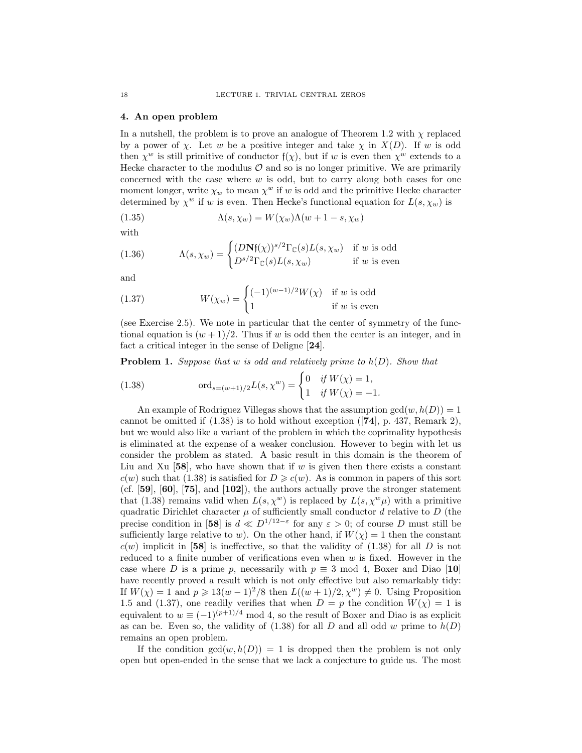## 4. An open problem

In a nutshell, the problem is to prove an analogue of Theorem 1.2 with $\chi$ replaced by a power of $\chi$. Let $w$ be a positive integer and take $\chi$ in $X(D)$. If $w$ is odd then $\chi^w$ is still primitive of conductor $\mathfrak{f}(\chi)$, but if $w$ is even then $\chi^w$ extends to a Hecke character to the modulus $\mathcal{O}$ and so is no longer primitive. We are primarily concerned with the case where $w$ is odd, but to carry along both cases for one moment longer, write $\chi_w$ to mean $\chi^w$ if $w$ is odd and the primitive Hecke character determined by $\chi^w$ if $w$ is even. Then Hecke's functional equation for $L(s,\chi_w)$ is

$$\Lambda(s,\chi_w) = W(\chi_w)\Lambda(w+1-s,\chi_w) \tag{1.35}$$

with

$$\Lambda(s,\chi_w) = \begin{cases} (D\mathbf{N}\mathfrak{f}(\chi))^{s/2}\Gamma_{\mathbb{C}}(s)L(s,\chi_w) & \text{if } w \text{ is odd} \\ D^{s/2}\Gamma_{\mathbb{C}}(s)L(s,\chi_w) & \text{if } w \text{ is even} \end{cases} \tag{1.36}$$

and

$$W(\chi_w) = \begin{cases} (-1)^{(w-1)/2}W(\chi) & \text{if } w \text{ is odd} \\ 1 & \text{if } w \text{ is even} \end{cases} \tag{1.37}$$

(see Exercise 2.5). We note in particular that the center of symmetry of the functional equation is $(w+1)/2$. Thus if $w$ is odd then the center is an integer, and in fact a critical integer in the sense of Deligne [**24**].

**Problem 1.** *Suppose that $w$ is odd and relatively prime to $h(D)$. Show that*

$$\operatorname{ord}_{s=(w+1)/2}L(s,\chi^w) = \begin{cases} 0 & \text{if } W(\chi) = 1, \\ 1 & \text{if } W(\chi) = -1. \end{cases} \tag{1.38}$$

An example of Rodriguez Villegas shows that the assumption $\gcd(w,h(D)) = 1$ cannot be omitted if (1.38) is to hold without exception ([**74**], p. 437, Remark 2), but we would also like a variant of the problem in which the coprimality hypothesis is eliminated at the expense of a weaker conclusion. However to begin with let us consider the problem as stated. A basic result in this domain is the theorem of Liu and Xu [**58**], who have shown that if $w$ is given then there exists a constant $c(w)$ such that (1.38) is satisfied for $D \geqslant c(w)$. As is common in papers of this sort (cf. [**59**], [**60**], [**75**], and [**102**]), the authors actually prove the stronger statement that (1.38) remains valid when $L(s,\chi^w)$ is replaced by $L(s,\chi^w\mu)$ with a primitive quadratic Dirichlet character $\mu$ of sufficiently small conductor $d$ relative to $D$ (the precise condition in [**58**] is $d \ll D^{1/12-\varepsilon}$ for any $\varepsilon > 0$; of course $D$ must still be sufficiently large relative to $w$). On the other hand, if $W(\chi) = 1$ then the constant $c(w)$ implicit in [**58**] is ineffective, so that the validity of (1.38) for all $D$ is not reduced to a finite number of verifications even when $w$ is fixed. However in the case where $D$ is a prime $p$, necessarily with $p \equiv 3 \bmod 4$, Boxer and Diao [**10**] have recently proved a result which is not only effective but also remarkably tidy: If $W(\chi) = 1$ and $p \geqslant 13(w-1)^2/8$ then $L((w+1)/2,\chi^w) \neq 0$. Using Proposition 1.5 and (1.37), one readily verifies that when $D = p$ the condition $W(\chi) = 1$ is equivalent to $w \equiv (-1)^{(p+1)/4} \bmod 4$, so the result of Boxer and Diao is as explicit as can be. Even so, the validity of (1.38) for all $D$ and all odd $w$ prime to $h(D)$ remains an open problem.

If the condition $\gcd(w,h(D)) = 1$ is dropped then the problem is not only open but open-ended in the sense that we lack a conjecture to guide us. The most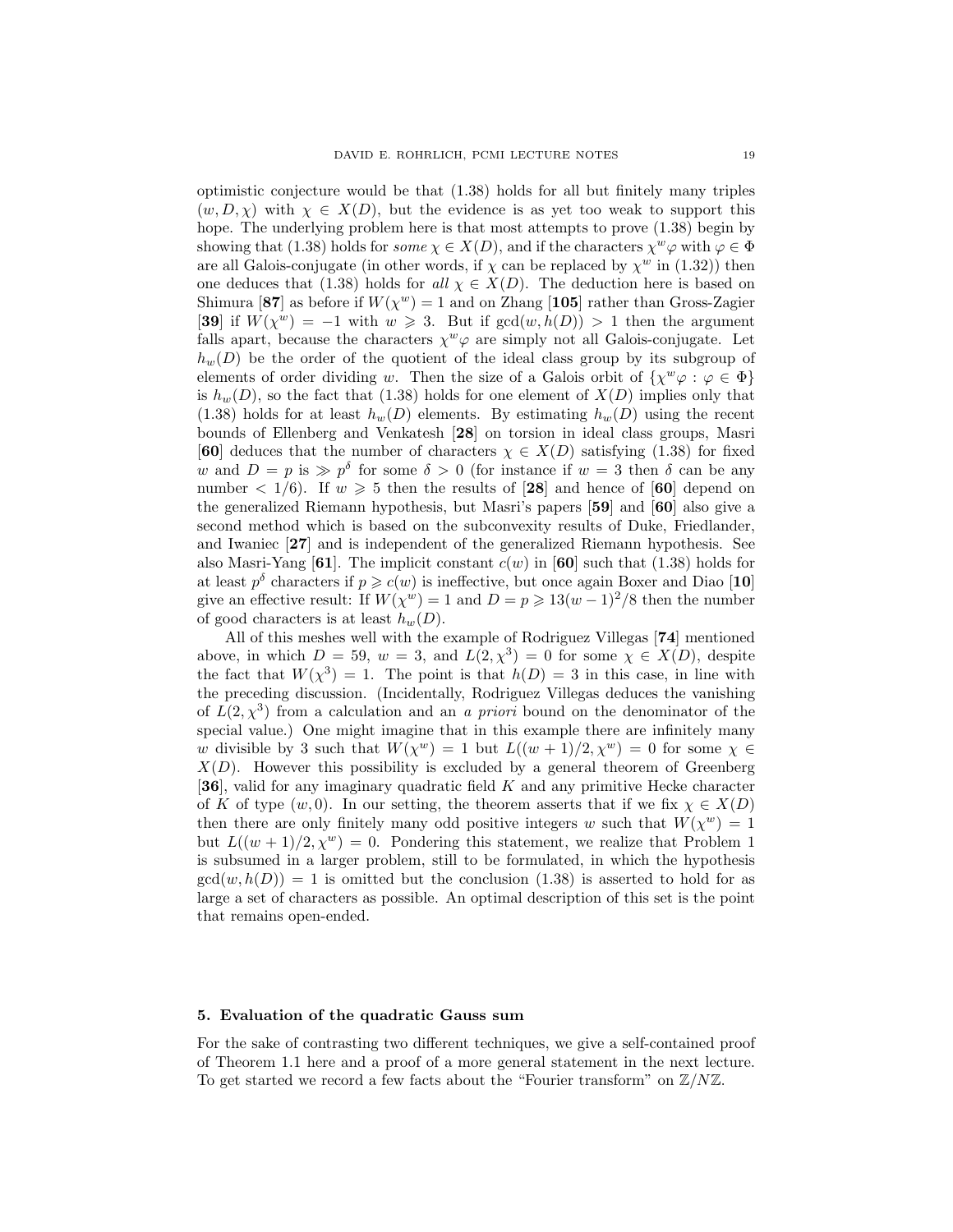optimistic conjecture would be that (1.38) holds for all but finitely many triples $(w, D, \chi)$ with $\chi \in X(D)$, but the evidence is as yet too weak to support this hope. The underlying problem here is that most attempts to prove (1.38) begin by showing that (1.38) holds for *some* $\chi \in X(D)$, and if the characters $\chi^w\varphi$ with $\varphi \in \Phi$ are all Galois-conjugate (in other words, if $\chi$ can be replaced by $\chi^w$ in (1.32)) then one deduces that (1.38) holds for *all* $\chi \in X(D)$. The deduction here is based on Shimura [**87**] as before if $W(\chi^w) = 1$ and on Zhang [**105**] rather than Gross-Zagier [**39**] if $W(\chi^w) = -1$ with $w \geqslant 3$. But if $\gcd(w, h(D)) > 1$ then the argument falls apart, because the characters $\chi^w\varphi$ are simply not all Galois-conjugate. Let $h_w(D)$ be the order of the quotient of the ideal class group by its subgroup of elements of order dividing $w$. Then the size of a Galois orbit of $\{\chi^w\varphi : \varphi \in \Phi\}$ is $h_w(D)$, so the fact that (1.38) holds for one element of $X(D)$ implies only that (1.38) holds for at least $h_w(D)$ elements. By estimating $h_w(D)$ using the recent bounds of Ellenberg and Venkatesh [**28**] on torsion in ideal class groups, Masri [**60**] deduces that the number of characters $\chi \in X(D)$ satisfying (1.38) for fixed $w$ and $D = p$ is $\gg p^\delta$ for some $\delta > 0$ (for instance if $w = 3$ then $\delta$ can be any number $< 1/6$). If $w \geqslant 5$ then the results of [**28**] and hence of [**60**] depend on the generalized Riemann hypothesis, but Masri's papers [**59**] and [**60**] also give a second method which is based on the subconvexity results of Duke, Friedlander, and Iwaniec [**27**] and is independent of the generalized Riemann hypothesis. See also Masri-Yang [**61**]. The implicit constant $c(w)$ in [**60**] such that (1.38) holds for at least $p^\delta$ characters if $p \geqslant c(w)$ is ineffective, but once again Boxer and Diao [**10**] give an effective result: If $W(\chi^w) = 1$ and $D = p \geqslant 13(w-1)^2/8$ then the number of good characters is at least $h_w(D)$.

All of this meshes well with the example of Rodriguez Villegas [**74**] mentioned above, in which $D = 59$, $w = 3$, and $L(2, \chi^3) = 0$ for some $\chi \in X(D)$, despite the fact that $W(\chi^3) = 1$. The point is that $h(D) = 3$ in this case, in line with the preceding discussion. (Incidentally, Rodriguez Villegas deduces the vanishing of $L(2, \chi^3)$ from a calculation and an *a priori* bound on the denominator of the special value.) One might imagine that in this example there are infinitely many $w$ divisible by 3 such that $W(\chi^w) = 1$ but $L((w+1)/2, \chi^w) = 0$ for some $\chi \in X(D)$. However this possibility is excluded by a general theorem of Greenberg [**36**], valid for any imaginary quadratic field $K$ and any primitive Hecke character of $K$ of type $(w, 0)$. In our setting, the theorem asserts that if we fix $\chi \in X(D)$ then there are only finitely many odd positive integers $w$ such that $W(\chi^w) = 1$ but $L((w+1)/2, \chi^w) = 0$. Pondering this statement, we realize that Problem 1 is subsumed in a larger problem, still to be formulated, in which the hypothesis $\gcd(w, h(D)) = 1$ is omitted but the conclusion (1.38) is asserted to hold for as large a set of characters as possible. An optimal description of this set is the point that remains open-ended.

## 5. Evaluation of the quadratic Gauss sum

For the sake of contrasting two different techniques, we give a self-contained proof of Theorem 1.1 here and a proof of a more general statement in the next lecture. To get started we record a few facts about the "Fourier transform" on $\mathbb{Z}/N\mathbb{Z}$.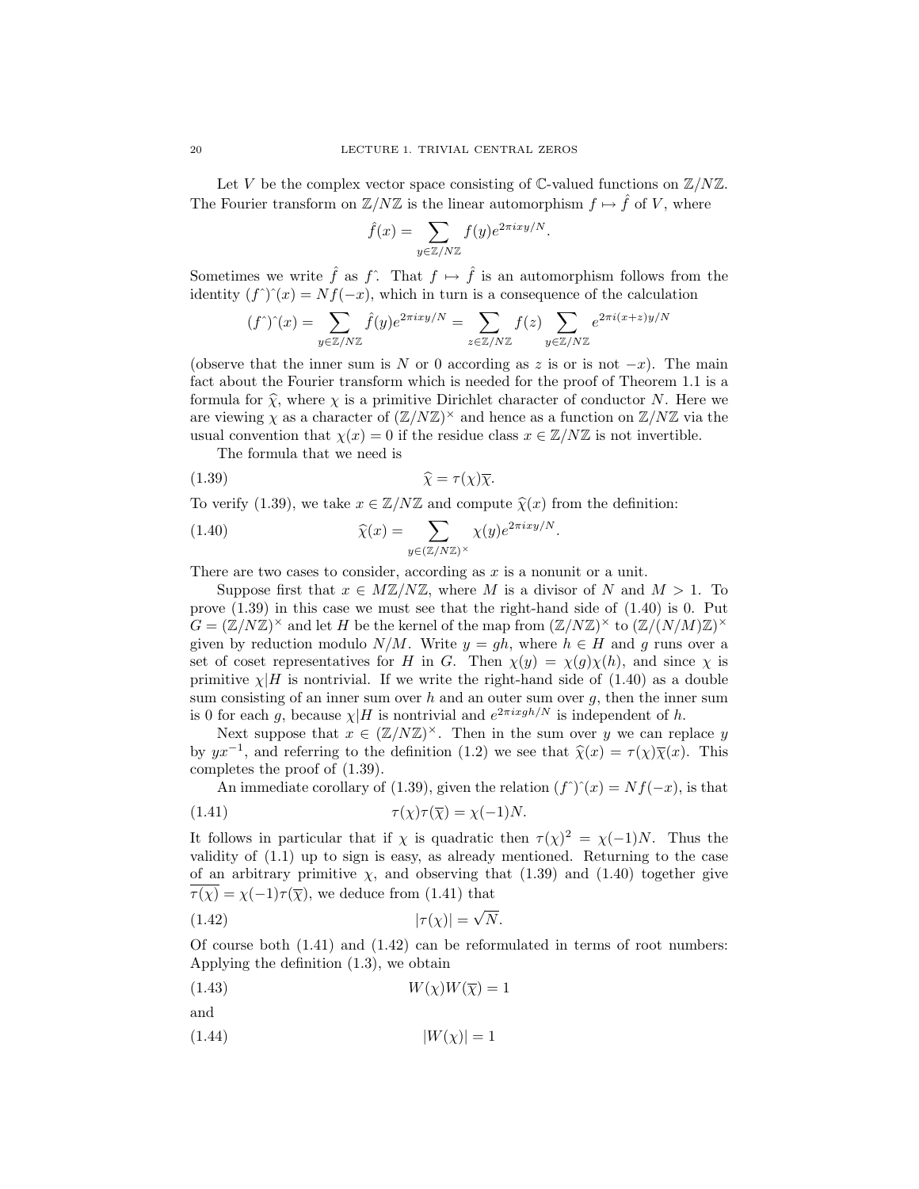Let $V$ be the complex vector space consisting of $\mathbb{C}$-valued functions on $\mathbb{Z}/N\mathbb{Z}$. The Fourier transform on $\mathbb{Z}/N\mathbb{Z}$ is the linear automorphism $f \mapsto \hat{f}$ of $V$, where

$$\hat{f}(x) = \sum_{y \in \mathbb{Z}/N\mathbb{Z}} f(y) e^{2\pi i xy/N}.$$

Sometimes we write $\hat{f}$ as $f\hat{\ }$. That $f \mapsto \hat{f}$ is an automorphism follows from the identity $(f\hat{\ })\hat{\ }(x) = Nf(-x)$, which in turn is a consequence of the calculation

$$(f\hat{\ })\hat{\ }(x) = \sum_{y \in \mathbb{Z}/N\mathbb{Z}} \hat{f}(y) e^{2\pi i xy/N} = \sum_{z \in \mathbb{Z}/N\mathbb{Z}} f(z) \sum_{y \in \mathbb{Z}/N\mathbb{Z}} e^{2\pi i (x+z)y/N}$$

(observe that the inner sum is $N$ or 0 according as $z$ is or is not $-x$). The main fact about the Fourier transform which is needed for the proof of Theorem 1.1 is a formula for $\widehat{\chi}$, where $\chi$ is a primitive Dirichlet character of conductor $N$. Here we are viewing $\chi$ as a character of $(\mathbb{Z}/N\mathbb{Z})^\times$ and hence as a function on $\mathbb{Z}/N\mathbb{Z}$ via the usual convention that $\chi(x) = 0$ if the residue class $x \in \mathbb{Z}/N\mathbb{Z}$ is not invertible.

The formula that we need is

$$\widehat{\chi} = \tau(\chi)\overline{\chi}. \tag{1.39}$$

To verify (1.39), we take $x \in \mathbb{Z}/N\mathbb{Z}$ and compute $\widehat{\chi}(x)$ from the definition:

$$\widehat{\chi}(x) = \sum_{y \in (\mathbb{Z}/N\mathbb{Z})^\times} \chi(y) e^{2\pi i xy/N}. \tag{1.40}$$

There are two cases to consider, according as $x$ is a nonunit or a unit.

Suppose first that $x \in M\mathbb{Z}/N\mathbb{Z}$, where $M$ is a divisor of $N$ and $M > 1$. To prove (1.39) in this case we must see that the right-hand side of (1.40) is 0. Put $G = (\mathbb{Z}/N\mathbb{Z})^\times$ and let $H$ be the kernel of the map from $(\mathbb{Z}/N\mathbb{Z})^\times$ to $(\mathbb{Z}/(N/M)\mathbb{Z})^\times$ given by reduction modulo $N/M$. Write $y = gh$, where $h \in H$ and $g$ runs over a set of coset representatives for $H$ in $G$. Then $\chi(y) = \chi(g)\chi(h)$, and since $\chi$ is primitive $\chi|H$ is nontrivial. If we write the right-hand side of (1.40) as a double sum consisting of an inner sum over $h$ and an outer sum over $g$, then the inner sum is 0 for each $g$, because $\chi|H$ is nontrivial and $e^{2\pi i xgh/N}$ is independent of $h$.

Next suppose that $x \in (\mathbb{Z}/N\mathbb{Z})^\times$. Then in the sum over $y$ we can replace $y$ by $yx^{-1}$, and referring to the definition (1.2) we see that $\widehat{\chi}(x) = \tau(\chi)\overline{\chi}(x)$. This completes the proof of (1.39).

An immediate corollary of (1.39), given the relation $(f\hat{\ })\hat{\ }(x) = Nf(-x)$, is that

$$\tau(\chi)\tau(\overline{\chi}) = \chi(-1)N. \tag{1.41}$$

It follows in particular that if $\chi$ is quadratic then $\tau(\chi)^2 = \chi(-1)N$. Thus the validity of (1.1) up to sign is easy, as already mentioned. Returning to the case of an arbitrary primitive $\chi$, and observing that (1.39) and (1.40) together give $\overline{\tau(\chi)} = \chi(-1)\tau(\overline{\chi})$, we deduce from (1.41) that

$$|\tau(\chi)| = \sqrt{N}. \tag{1.42}$$

Of course both (1.41) and (1.42) can be reformulated in terms of root numbers: Applying the definition (1.3), we obtain

$$W(\chi)W(\overline{\chi}) = 1 \tag{1.43}$$

and

$$|W(\chi)| = 1 \tag{1.44}$$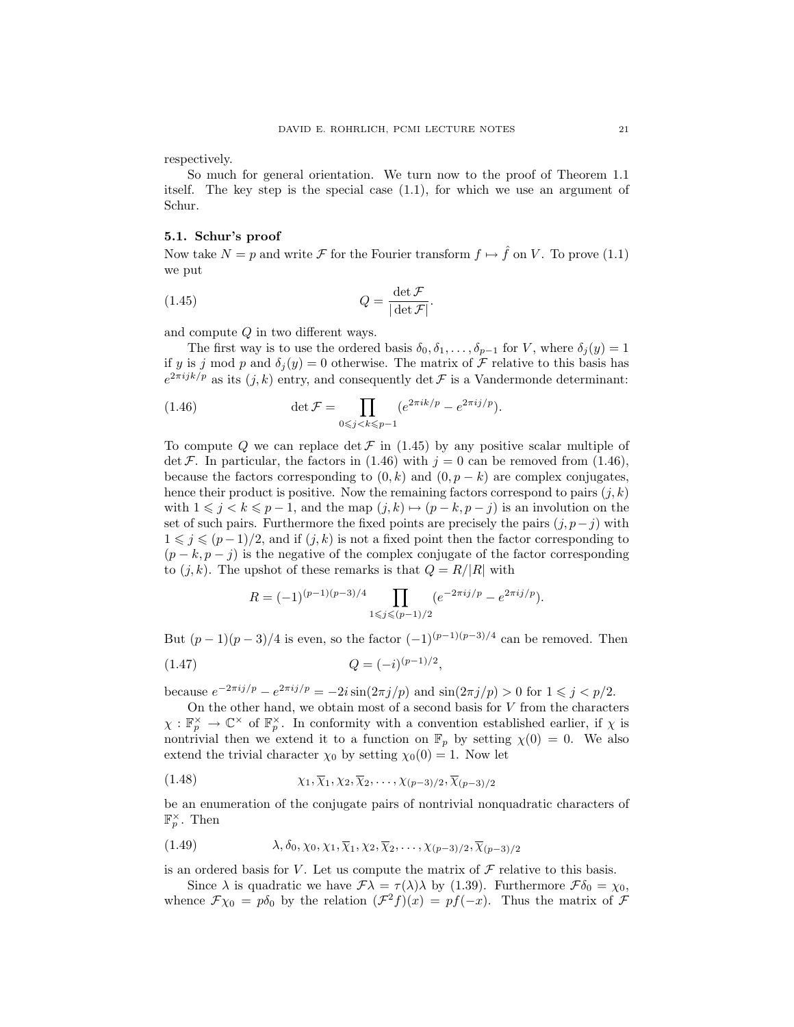respectively.

So much for general orientation. We turn now to the proof of Theorem 1.1 itself. The key step is the special case (1.1), for which we use an argument of Schur.

### 5.1. Schur's proof

Now take $N = p$ and write $\mathcal{F}$ for the Fourier transform $f \mapsto \hat{f}$ on $V$. To prove (1.1) we put

$$Q = \frac{\det \mathcal{F}}{|\det \mathcal{F}|}. \tag{1.45}$$

and compute $Q$ in two different ways.

The first way is to use the ordered basis $\delta_0, \delta_1, \ldots, \delta_{p-1}$ for $V$, where $\delta_j(y) = 1$ if $y$ is $j$ mod $p$ and $\delta_j(y) = 0$ otherwise. The matrix of $\mathcal{F}$ relative to this basis has $e^{2\pi ijk/p}$ as its $(j,k)$ entry, and consequently $\det \mathcal{F}$ is a Vandermonde determinant:

$$\det \mathcal{F} = \prod_{0 \leqslant j < k \leqslant p-1} (e^{2\pi ik/p} - e^{2\pi ij/p}). \tag{1.46}$$

To compute $Q$ we can replace $\det \mathcal{F}$ in (1.45) by any positive scalar multiple of $\det \mathcal{F}$. In particular, the factors in (1.46) with $j = 0$ can be removed from (1.46), because the factors corresponding to $(0,k)$ and $(0, p-k)$ are complex conjugates, hence their product is positive. Now the remaining factors correspond to pairs $(j,k)$ with $1 \leqslant j < k \leqslant p-1$, and the map $(j,k) \mapsto (p-k, p-j)$ is an involution on the set of such pairs. Furthermore the fixed points are precisely the pairs $(j, p-j)$ with $1 \leqslant j \leqslant (p-1)/2$, and if $(j,k)$ is not a fixed point then the factor corresponding to $(p-k, p-j)$ is the negative of the complex conjugate of the factor corresponding to $(j,k)$. The upshot of these remarks is that $Q = R/|R|$ with

$$R = (-1)^{(p-1)(p-3)/4} \prod_{1 \leqslant j \leqslant (p-1)/2} (e^{-2\pi ij/p} - e^{2\pi ij/p}).$$

But $(p-1)(p-3)/4$ is even, so the factor $(-1)^{(p-1)(p-3)/4}$ can be removed. Then

$$Q = (-i)^{(p-1)/2}, \tag{1.47}$$

because $e^{-2\pi ij/p} - e^{2\pi ij/p} = -2i \sin(2\pi j/p)$ and $\sin(2\pi j/p) > 0$ for $1 \leqslant j < p/2$.

On the other hand, we obtain most of a second basis for $V$ from the characters $\chi : \mathbb{F}_p^\times \to \mathbb{C}^\times$ of $\mathbb{F}_p^\times$. In conformity with a convention established earlier, if $\chi$ is nontrivial then we extend it to a function on $\mathbb{F}_p$ by setting $\chi(0) = 0$. We also extend the trivial character $\chi_0$ by setting $\chi_0(0) = 1$. Now let

$$\chi_1, \overline{\chi}_1, \chi_2, \overline{\chi}_2, \ldots, \chi_{(p-3)/2}, \overline{\chi}_{(p-3)/2} \tag{1.48}$$

be an enumeration of the conjugate pairs of nontrivial nonquadratic characters of $\mathbb{F}_p^\times$. Then

$$\lambda, \delta_0, \chi_0, \chi_1, \overline{\chi}_1, \chi_2, \overline{\chi}_2, \ldots, \chi_{(p-3)/2}, \overline{\chi}_{(p-3)/2} \tag{1.49}$$

is an ordered basis for $V$. Let us compute the matrix of $\mathcal{F}$ relative to this basis.

Since $\lambda$ is quadratic we have $\mathcal{F}\lambda = \tau(\lambda)\lambda$ by (1.39). Furthermore $\mathcal{F}\delta_0 = \chi_0$, whence $\mathcal{F}\chi_0 = p\delta_0$ by the relation $(\mathcal{F}^2 f)(x) = pf(-x)$. Thus the matrix of $\mathcal{F}$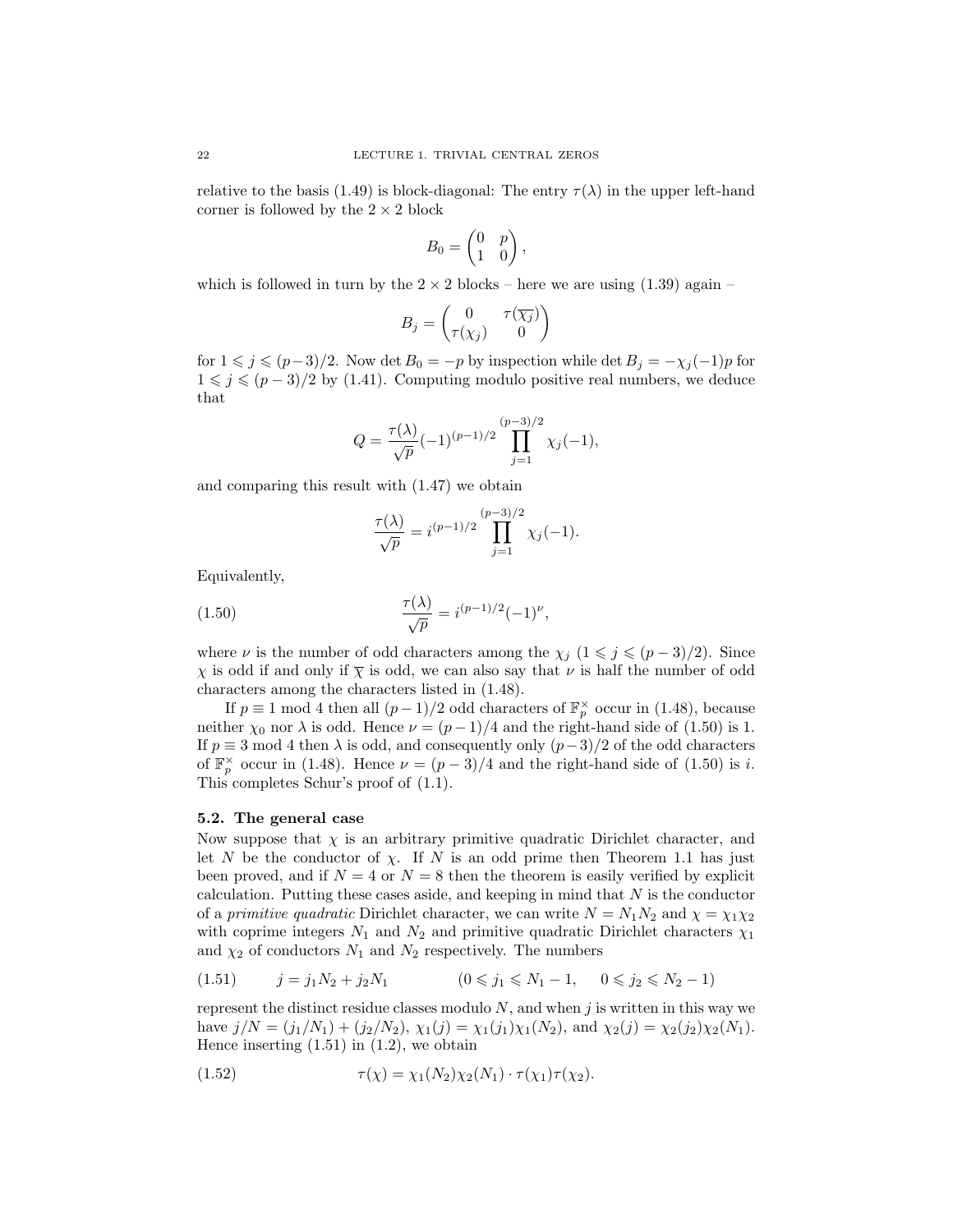relative to the basis (1.49) is block-diagonal: The entry $\tau(\lambda)$ in the upper left-hand corner is followed by the $2 \times 2$ block

$$B_0 = \begin{pmatrix} 0 & p \\ 1 & 0 \end{pmatrix},$$

which is followed in turn by the $2 \times 2$ blocks – here we are using (1.39) again –

$$B_j = \begin{pmatrix} 0 & \tau(\overline{\chi_j}) \\ \tau(\chi_j) & 0 \end{pmatrix}$$

for $1 \leqslant j \leqslant (p-3)/2$. Now $\det B_0 = -p$ by inspection while $\det B_j = -\chi_j(-1)p$ for $1 \leqslant j \leqslant (p-3)/2$ by (1.41). Computing modulo positive real numbers, we deduce that

$$Q = \frac{\tau(\lambda)}{\sqrt{p}}(-1)^{(p-1)/2} \prod_{j=1}^{(p-3)/2} \chi_j(-1),$$

and comparing this result with (1.47) we obtain

$$\frac{\tau(\lambda)}{\sqrt{p}} = i^{(p-1)/2} \prod_{j=1}^{(p-3)/2} \chi_j(-1).$$

Equivalently,

$$\frac{\tau(\lambda)}{\sqrt{p}} = i^{(p-1)/2}(-1)^{\nu}, \tag{1.50}$$

where $\nu$ is the number of odd characters among the $\chi_j$ $(1 \leqslant j \leqslant (p-3)/2)$. Since $\chi$ is odd if and only if $\overline{\chi}$ is odd, we can also say that $\nu$ is half the number of odd characters among the characters listed in (1.48).

If $p \equiv 1 \bmod 4$ then all $(p-1)/2$ odd characters of $\mathbb{F}_p^\times$ occur in (1.48), because neither $\chi_0$ nor $\lambda$ is odd. Hence $\nu = (p-1)/4$ and the right-hand side of (1.50) is 1. If $p \equiv 3 \bmod 4$ then $\lambda$ is odd, and consequently only $(p-3)/2$ of the odd characters of $\mathbb{F}_p^\times$ occur in (1.48). Hence $\nu = (p-3)/4$ and the right-hand side of (1.50) is $i$. This completes Schur's proof of (1.1).

### 5.2. The general case

Now suppose that $\chi$ is an arbitrary primitive quadratic Dirichlet character, and let $N$ be the conductor of $\chi$. If $N$ is an odd prime then Theorem 1.1 has just been proved, and if $N = 4$ or $N = 8$ then the theorem is easily verified by explicit calculation. Putting these cases aside, and keeping in mind that $N$ is the conductor of a *primitive quadratic* Dirichlet character, we can write $N = N_1 N_2$ and $\chi = \chi_1 \chi_2$ with coprime integers $N_1$ and $N_2$ and primitive quadratic Dirichlet characters $\chi_1$ and $\chi_2$ of conductors $N_1$ and $N_2$ respectively. The numbers

$$j = j_1 N_2 + j_2 N_1 \qquad (0 \leqslant j_1 \leqslant N_1 - 1, \quad 0 \leqslant j_2 \leqslant N_2 - 1) \tag{1.51}$$

represent the distinct residue classes modulo $N$, and when $j$ is written in this way we have $j/N = (j_1/N_1) + (j_2/N_2)$, $\chi_1(j) = \chi_1(j_1)\chi_1(N_2)$, and $\chi_2(j) = \chi_2(j_2)\chi_2(N_1)$. Hence inserting (1.51) in (1.2), we obtain

$$\tau(\chi) = \chi_1(N_2)\chi_2(N_1) \cdot \tau(\chi_1)\tau(\chi_2). \tag{1.52}$$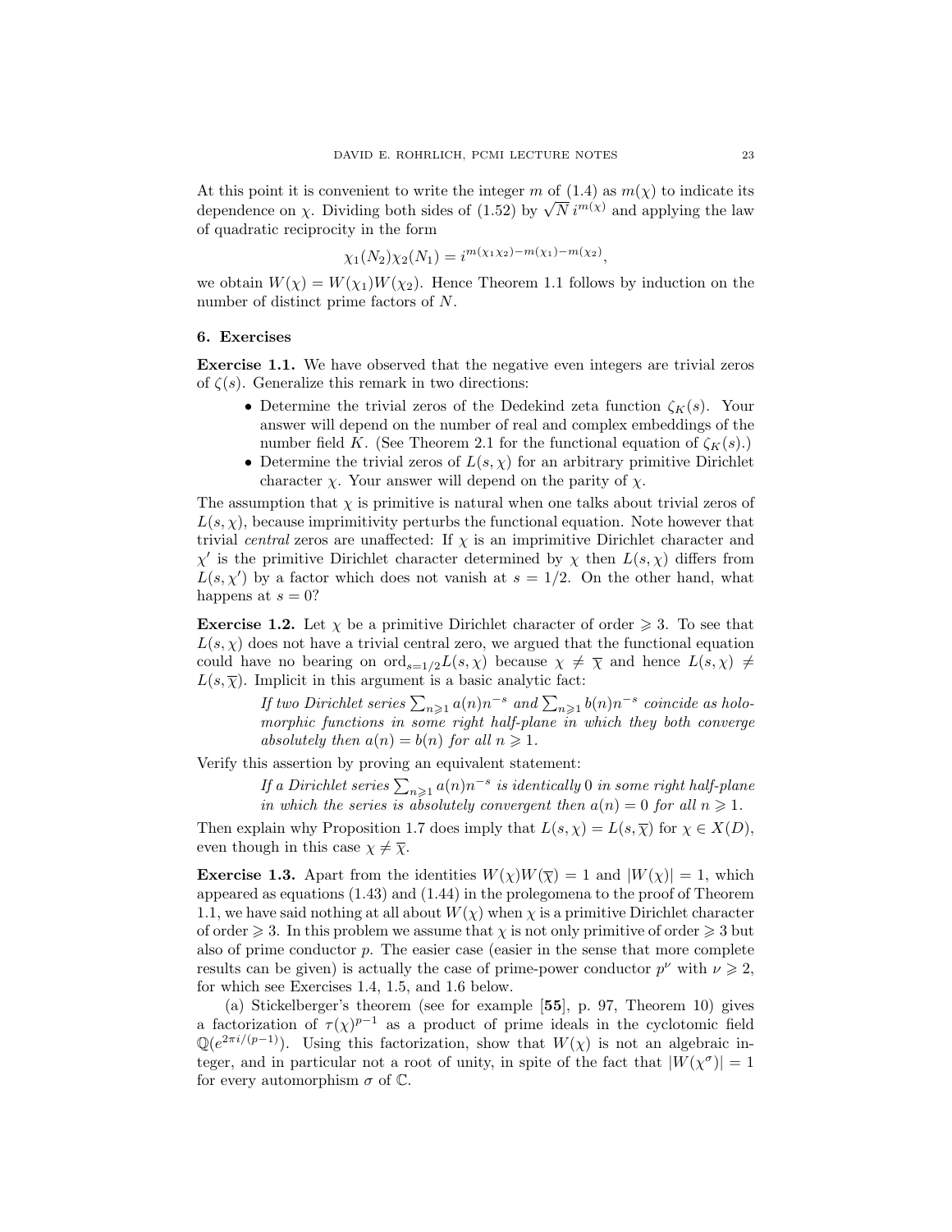At this point it is convenient to write the integer $m$ of (1.4) as $m(\chi)$ to indicate its dependence on $\chi$. Dividing both sides of (1.52) by $\sqrt{N}\, i^{m(\chi)}$ and applying the law of quadratic reciprocity in the form

$$\chi_1(N_2)\chi_2(N_1) = i^{m(\chi_1\chi_2) - m(\chi_1) - m(\chi_2)},$$

we obtain $W(\chi) = W(\chi_1)W(\chi_2)$. Hence Theorem 1.1 follows by induction on the number of distinct prime factors of $N$.

## 6. Exercises

**Exercise 1.1.** We have observed that the negative even integers are trivial zeros of $\zeta(s)$. Generalize this remark in two directions:

- Determine the trivial zeros of the Dedekind zeta function $\zeta_K(s)$. Your answer will depend on the number of real and complex embeddings of the number field $K$. (See Theorem 2.1 for the functional equation of $\zeta_K(s)$.)
- Determine the trivial zeros of $L(s, \chi)$ for an arbitrary primitive Dirichlet character $\chi$. Your answer will depend on the parity of $\chi$.

The assumption that $\chi$ is primitive is natural when one talks about trivial zeros of $L(s, \chi)$, because imprimitivity perturbs the functional equation. Note however that trivial *central* zeros are unaffected: If $\chi$ is an imprimitive Dirichlet character and $\chi'$ is the primitive Dirichlet character determined by $\chi$ then $L(s, \chi)$ differs from $L(s, \chi')$ by a factor which does not vanish at $s = 1/2$. On the other hand, what happens at $s = 0$?

**Exercise 1.2.** Let $\chi$ be a primitive Dirichlet character of order $\geqslant 3$. To see that $L(s, \chi)$ does not have a trivial central zero, we argued that the functional equation could have no bearing on $\operatorname{ord}_{s=1/2} L(s, \chi)$ because $\chi \neq \overline{\chi}$ and hence $L(s, \chi) \neq L(s, \overline{\chi})$. Implicit in this argument is a basic analytic fact:

> *If two Dirichlet series $\sum_{n \geqslant 1} a(n)n^{-s}$ and $\sum_{n \geqslant 1} b(n)n^{-s}$ coincide as holomorphic functions in some right half-plane in which they both converge absolutely then $a(n) = b(n)$ for all $n \geqslant 1$.*

Verify this assertion by proving an equivalent statement:

> *If a Dirichlet series $\sum_{n \geqslant 1} a(n)n^{-s}$ is identically $0$ in some right half-plane in which the series is absolutely convergent then $a(n) = 0$ for all $n \geqslant 1$.*

Then explain why Proposition 1.7 does imply that $L(s, \chi) = L(s, \overline{\chi})$ for $\chi \in X(D)$, even though in this case $\chi \neq \overline{\chi}$.

**Exercise 1.3.** Apart from the identities $W(\chi)W(\overline{\chi}) = 1$ and $|W(\chi)| = 1$, which appeared as equations (1.43) and (1.44) in the prolegomena to the proof of Theorem 1.1, we have said nothing at all about $W(\chi)$ when $\chi$ is a primitive Dirichlet character of order $\geqslant 3$. In this problem we assume that $\chi$ is not only primitive of order $\geqslant 3$ but also of prime conductor $p$. The easier case (easier in the sense that more complete results can be given) is actually the case of prime-power conductor $p^\nu$ with $\nu \geqslant 2$, for which see Exercises 1.4, 1.5, and 1.6 below.

(a) Stickelberger's theorem (see for example [**55**], p. 97, Theorem 10) gives a factorization of $\tau(\chi)^{p-1}$ as a product of prime ideals in the cyclotomic field $\mathbb{Q}(e^{2\pi i/(p-1)})$. Using this factorization, show that $W(\chi)$ is not an algebraic integer, and in particular not a root of unity, in spite of the fact that $|W(\chi^\sigma)| = 1$ for every automorphism $\sigma$ of $\mathbb{C}$.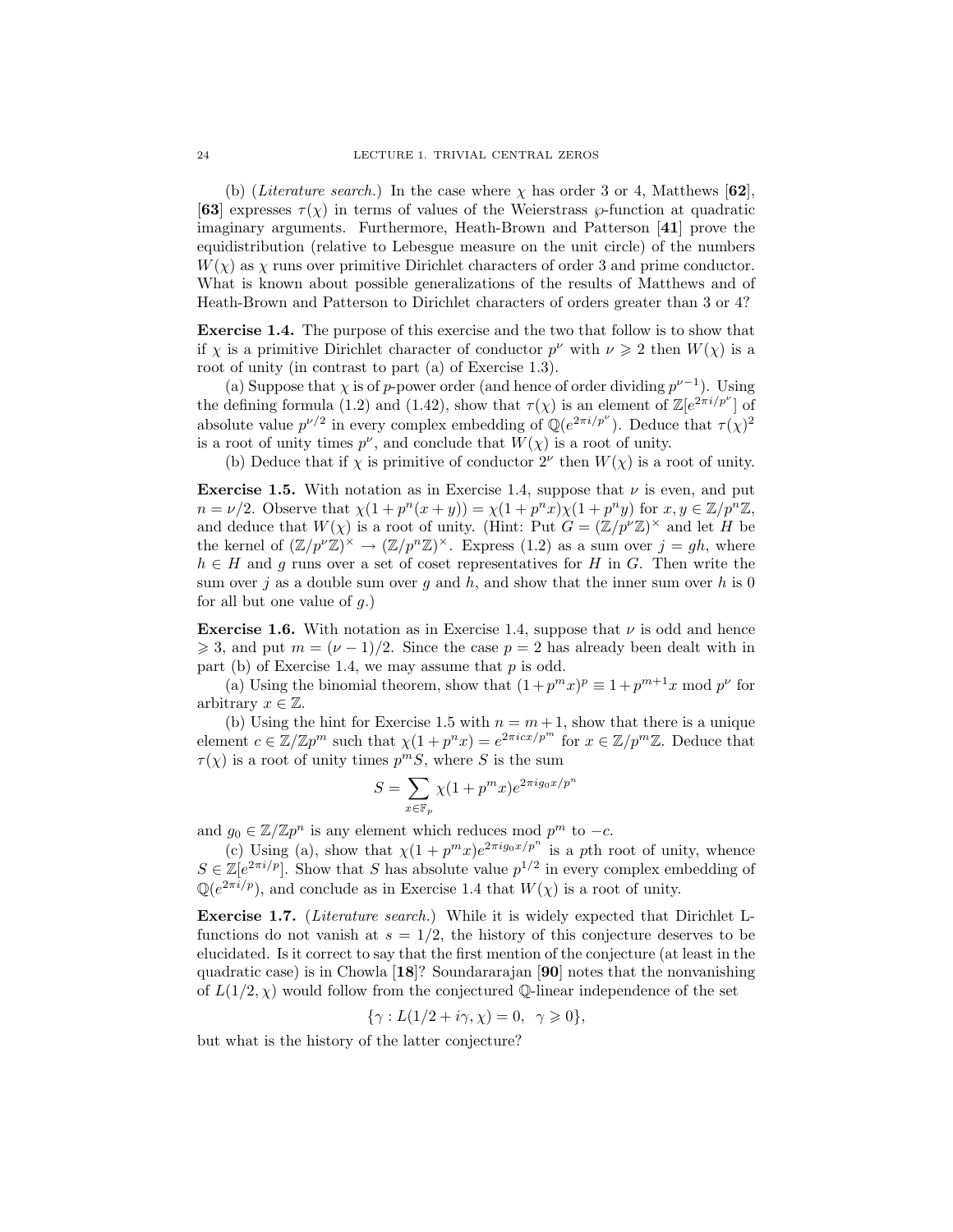(b) (*Literature search.*) In the case where $\chi$ has order 3 or 4, Matthews [**62**], [**63**] expresses $\tau(\chi)$ in terms of values of the Weierstrass $\wp$-function at quadratic imaginary arguments. Furthermore, Heath-Brown and Patterson [**41**] prove the equidistribution (relative to Lebesgue measure on the unit circle) of the numbers $W(\chi)$ as $\chi$ runs over primitive Dirichlet characters of order 3 and prime conductor. What is known about possible generalizations of the results of Matthews and of Heath-Brown and Patterson to Dirichlet characters of orders greater than 3 or 4?

**Exercise 1.4.** The purpose of this exercise and the two that follow is to show that if $\chi$ is a primitive Dirichlet character of conductor $p^\nu$ with $\nu \geqslant 2$ then $W(\chi)$ is a root of unity (in contrast to part (a) of Exercise 1.3).

(a) Suppose that $\chi$ is of $p$-power order (and hence of order dividing $p^{\nu-1}$). Using the defining formula (1.2) and (1.42), show that $\tau(\chi)$ is an element of $\mathbb{Z}[e^{2\pi i/p^\nu}]$ of absolute value $p^{\nu/2}$ in every complex embedding of $\mathbb{Q}(e^{2\pi i/p^\nu})$. Deduce that $\tau(\chi)^2$ is a root of unity times $p^\nu$, and conclude that $W(\chi)$ is a root of unity.

(b) Deduce that if $\chi$ is primitive of conductor $2^\nu$ then $W(\chi)$ is a root of unity.

**Exercise 1.5.** With notation as in Exercise 1.4, suppose that $\nu$ is even, and put $n = \nu/2$. Observe that $\chi(1+p^n(x+y)) = \chi(1+p^nx)\chi(1+p^ny)$ for $x, y \in \mathbb{Z}/p^n\mathbb{Z}$, and deduce that $W(\chi)$ is a root of unity. (Hint: Put $G = (\mathbb{Z}/p^\nu\mathbb{Z})^\times$ and let $H$ be the kernel of $(\mathbb{Z}/p^\nu\mathbb{Z})^\times \to (\mathbb{Z}/p^n\mathbb{Z})^\times$. Express (1.2) as a sum over $j = gh$, where $h \in H$ and $g$ runs over a set of coset representatives for $H$ in $G$. Then write the sum over $j$ as a double sum over $g$ and $h$, and show that the inner sum over $h$ is 0 for all but one value of $g$.)

**Exercise 1.6.** With notation as in Exercise 1.4, suppose that $\nu$ is odd and hence $\geqslant 3$, and put $m = (\nu-1)/2$. Since the case $p = 2$ has already been dealt with in part (b) of Exercise 1.4, we may assume that $p$ is odd.

(a) Using the binomial theorem, show that $(1+p^mx)^p \equiv 1 + p^{m+1}x \bmod p^\nu$ for arbitrary $x \in \mathbb{Z}$.

(b) Using the hint for Exercise 1.5 with $n = m+1$, show that there is a unique element $c \in \mathbb{Z}/\mathbb{Z}p^m$ such that $\chi(1+p^nx) = e^{2\pi i cx/p^m}$ for $x \in \mathbb{Z}/p^m\mathbb{Z}$. Deduce that $\tau(\chi)$ is a root of unity times $p^mS$, where $S$ is the sum

$$S = \sum_{x \in \mathbb{F}_p} \chi(1+p^mx)e^{2\pi i g_0 x/p^n}$$

and $g_0 \in \mathbb{Z}/\mathbb{Z}p^n$ is any element which reduces mod $p^m$ to $-c$.

(c) Using (a), show that $\chi(1+p^mx)e^{2\pi i g_0 x/p^n}$ is a $p$th root of unity, whence $S \in \mathbb{Z}[e^{2\pi i/p}]$. Show that $S$ has absolute value $p^{1/2}$ in every complex embedding of $\mathbb{Q}(e^{2\pi i/p})$, and conclude as in Exercise 1.4 that $W(\chi)$ is a root of unity.

**Exercise 1.7.** (*Literature search.*) While it is widely expected that Dirichlet L-functions do not vanish at $s = 1/2$, the history of this conjecture deserves to be elucidated. Is it correct to say that the first mention of the conjecture (at least in the quadratic case) is in Chowla [**18**]? Soundararajan [**90**] notes that the nonvanishing of $L(1/2, \chi)$ would follow from the conjectured $\mathbb{Q}$-linear independence of the set

$$\{\gamma : L(1/2 + i\gamma, \chi) = 0, \ \ \gamma \geqslant 0\},$$

but what is the history of the latter conjecture?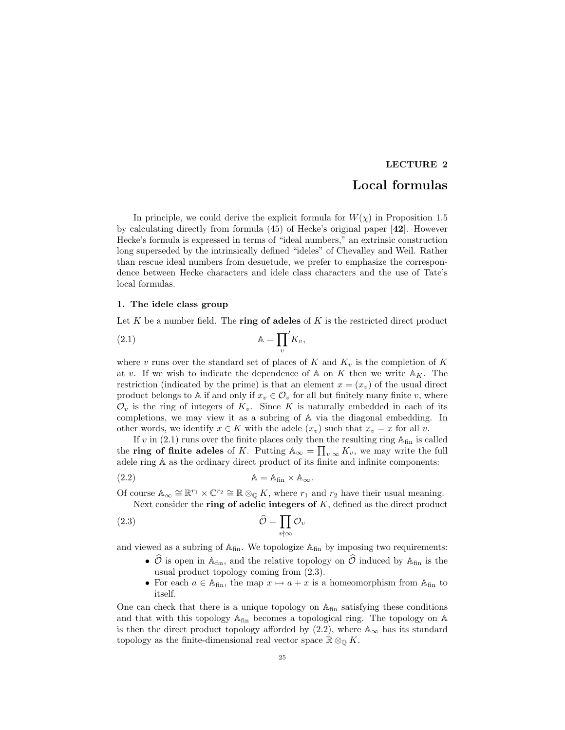# LECTURE 2

# Local formulas

In principle, we could derive the explicit formula for $W(\chi)$ in Proposition 1.5 by calculating directly from formula (45) of Hecke's original paper [**42**]. However Hecke's formula is expressed in terms of "ideal numbers," an extrinsic construction long superseded by the intrinsically defined "ideles" of Chevalley and Weil. Rather than rescue ideal numbers from desuetude, we prefer to emphasize the correspondence between Hecke characters and idele class characters and the use of Tate's local formulas.

## 1. The idele class group

Let $K$ be a number field. The **ring of adeles** of $K$ is the restricted direct product

$$\mathbb{A} = \prod_v{}' K_v, \tag{2.1}$$

where $v$ runs over the standard set of places of $K$ and $K_v$ is the completion of $K$ at $v$. If we wish to indicate the dependence of $\mathbb{A}$ on $K$ then we write $\mathbb{A}_K$. The restriction (indicated by the prime) is that an element $x = (x_v)$ of the usual direct product belongs to $\mathbb{A}$ if and only if $x_v \in \mathcal{O}_v$ for all but finitely many finite $v$, where $\mathcal{O}_v$ is the ring of integers of $K_v$. Since $K$ is naturally embedded in each of its completions, we may view it as a subring of $\mathbb{A}$ via the diagonal embedding. In other words, we identify $x \in K$ with the adele $(x_v)$ such that $x_v = x$ for all $v$.

If $v$ in (2.1) runs over the finite places only then the resulting ring $\mathbb{A}_{\text{fin}}$ is called the **ring of finite adeles** of $K$. Putting $\mathbb{A}_\infty = \prod_{v|\infty} K_v$, we may write the full adele ring $\mathbb{A}$ as the ordinary direct product of its finite and infinite components:

$$\mathbb{A} = \mathbb{A}_{\text{fin}} \times \mathbb{A}_\infty. \tag{2.2}$$

Of course $\mathbb{A}_\infty \cong \mathbb{R}^{r_1} \times \mathbb{C}^{r_2} \cong \mathbb{R} \otimes_{\mathbb{Q}} K$, where $r_1$ and $r_2$ have their usual meaning.

Next consider the **ring of adelic integers of** $K$, defined as the direct product

$$\widehat{\mathcal{O}} = \prod_{v\nmid\infty} \mathcal{O}_v \tag{2.3}$$

and viewed as a subring of $\mathbb{A}_{\text{fin}}$. We topologize $\mathbb{A}_{\text{fin}}$ by imposing two requirements:

- $\widehat{\mathcal{O}}$ is open in $\mathbb{A}_{\text{fin}}$, and the relative topology on $\widehat{\mathcal{O}}$ induced by $\mathbb{A}_{\text{fin}}$ is the usual product topology coming from (2.3).
- For each $a \in \mathbb{A}_{\text{fin}}$, the map $x \mapsto a + x$ is a homeomorphism from $\mathbb{A}_{\text{fin}}$ to itself.

One can check that there is a unique topology on $\mathbb{A}_{\text{fin}}$ satisfying these conditions and that with this topology $\mathbb{A}_{\text{fin}}$ becomes a topological ring. The topology on $\mathbb{A}$ is then the direct product topology afforded by (2.2), where $\mathbb{A}_\infty$ has its standard topology as the finite-dimensional real vector space $\mathbb{R} \otimes_{\mathbb{Q}} K$.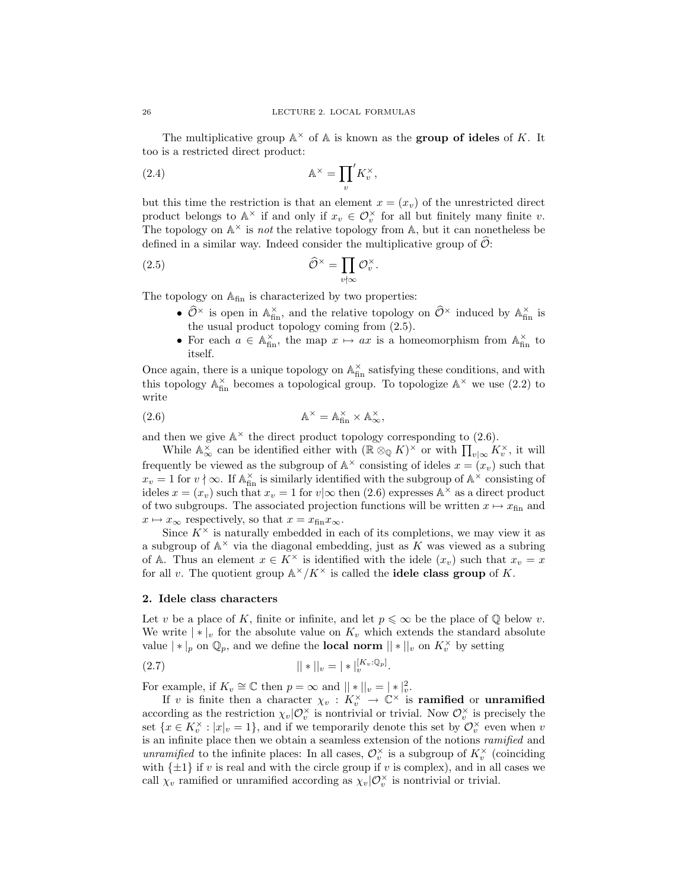The multiplicative group $\mathbb{A}^\times$ of $\mathbb{A}$ is known as the **group of ideles** of $K$. It too is a restricted direct product:

$$\mathbb{A}^\times = {\prod_v}' K_v^\times, \tag{2.4}$$

but this time the restriction is that an element $x = (x_v)$ of the unrestricted direct product belongs to $\mathbb{A}^\times$ if and only if $x_v \in \mathcal{O}_v^\times$ for all but finitely many finite $v$. The topology on $\mathbb{A}^\times$ is *not* the relative topology from $\mathbb{A}$, but it can nonetheless be defined in a similar way. Indeed consider the multiplicative group of $\widehat{\mathcal{O}}$:

$$\widehat{\mathcal{O}}^\times = \prod_{v\nmid\infty} \mathcal{O}_v^\times. \tag{2.5}$$

The topology on $\mathbb{A}_{\text{fin}}$ is characterized by two properties:

- $\widehat{\mathcal{O}}^\times$ is open in $\mathbb{A}_{\text{fin}}^\times$, and the relative topology on $\widehat{\mathcal{O}}^\times$ induced by $\mathbb{A}_{\text{fin}}^\times$ is the usual product topology coming from (2.5).
- For each $a \in \mathbb{A}_{\text{fin}}^\times$, the map $x \mapsto ax$ is a homeomorphism from $\mathbb{A}_{\text{fin}}^\times$ to itself.

Once again, there is a unique topology on $\mathbb{A}_{\text{fin}}^\times$ satisfying these conditions, and with this topology $\mathbb{A}_{\text{fin}}^\times$ becomes a topological group. To topologize $\mathbb{A}^\times$ we use (2.2) to write

$$\mathbb{A}^\times = \mathbb{A}_{\text{fin}}^\times \times \mathbb{A}_\infty^\times, \tag{2.6}$$

and then we give $\mathbb{A}^\times$ the direct product topology corresponding to (2.6).

While $\mathbb{A}_\infty^\times$ can be identified either with $(\mathbb{R} \otimes_{\mathbb{Q}} K)^\times$ or with $\prod_{v|\infty} K_v^\times$, it will frequently be viewed as the subgroup of $\mathbb{A}^\times$ consisting of ideles $x = (x_v)$ such that $x_v = 1$ for $v \nmid \infty$. If $\mathbb{A}_{\text{fin}}^\times$ is similarly identified with the subgroup of $\mathbb{A}^\times$ consisting of ideles $x = (x_v)$ such that $x_v = 1$ for $v|\infty$ then (2.6) expresses $\mathbb{A}^\times$ as a direct product of two subgroups. The associated projection functions will be written $x \mapsto x_{\text{fin}}$ and $x \mapsto x_\infty$ respectively, so that $x = x_{\text{fin}} x_\infty$.

Since $K^\times$ is naturally embedded in each of its completions, we may view it as a subgroup of $\mathbb{A}^\times$ via the diagonal embedding, just as $K$ was viewed as a subring of $\mathbb{A}$. Thus an element $x \in K^\times$ is identified with the idele $(x_v)$ such that $x_v = x$ for all $v$. The quotient group $\mathbb{A}^\times/K^\times$ is called the **idele class group** of $K$.

## 2. Idele class characters

Let $v$ be a place of $K$, finite or infinite, and let $p \leqslant \infty$ be the place of $\mathbb{Q}$ below $v$. We write $|*|_v$ for the absolute value on $K_v$ which extends the standard absolute value $|*|_p$ on $\mathbb{Q}_p$, and we define the **local norm** $||*||_v$ on $K_v^\times$ by setting

$$||*||_v = |*|_v^{[K_v:\mathbb{Q}_p]}. \tag{2.7}$$

For example, if $K_v \cong \mathbb{C}$ then $p = \infty$ and $||*||_v = |*|_v^2$.

If $v$ is finite then a character $\chi_v : K_v^\times \to \mathbb{C}^\times$ is **ramified** or **unramified** according as the restriction $\chi_v|\mathcal{O}_v^\times$ is nontrivial or trivial. Now $\mathcal{O}_v^\times$ is precisely the set $\{x \in K_v^\times : |x|_v = 1\}$, and if we temporarily denote this set by $\mathcal{O}_v^\times$ even when $v$ is an infinite place then we obtain a seamless extension of the notions *ramified* and *unramified* to the infinite places: In all cases, $\mathcal{O}_v^\times$ is a subgroup of $K_v^\times$ (coinciding with $\{\pm 1\}$ if $v$ is real and with the circle group if $v$ is complex), and in all cases we call $\chi_v$ ramified or unramified according as $\chi_v|\mathcal{O}_v^\times$ is nontrivial or trivial.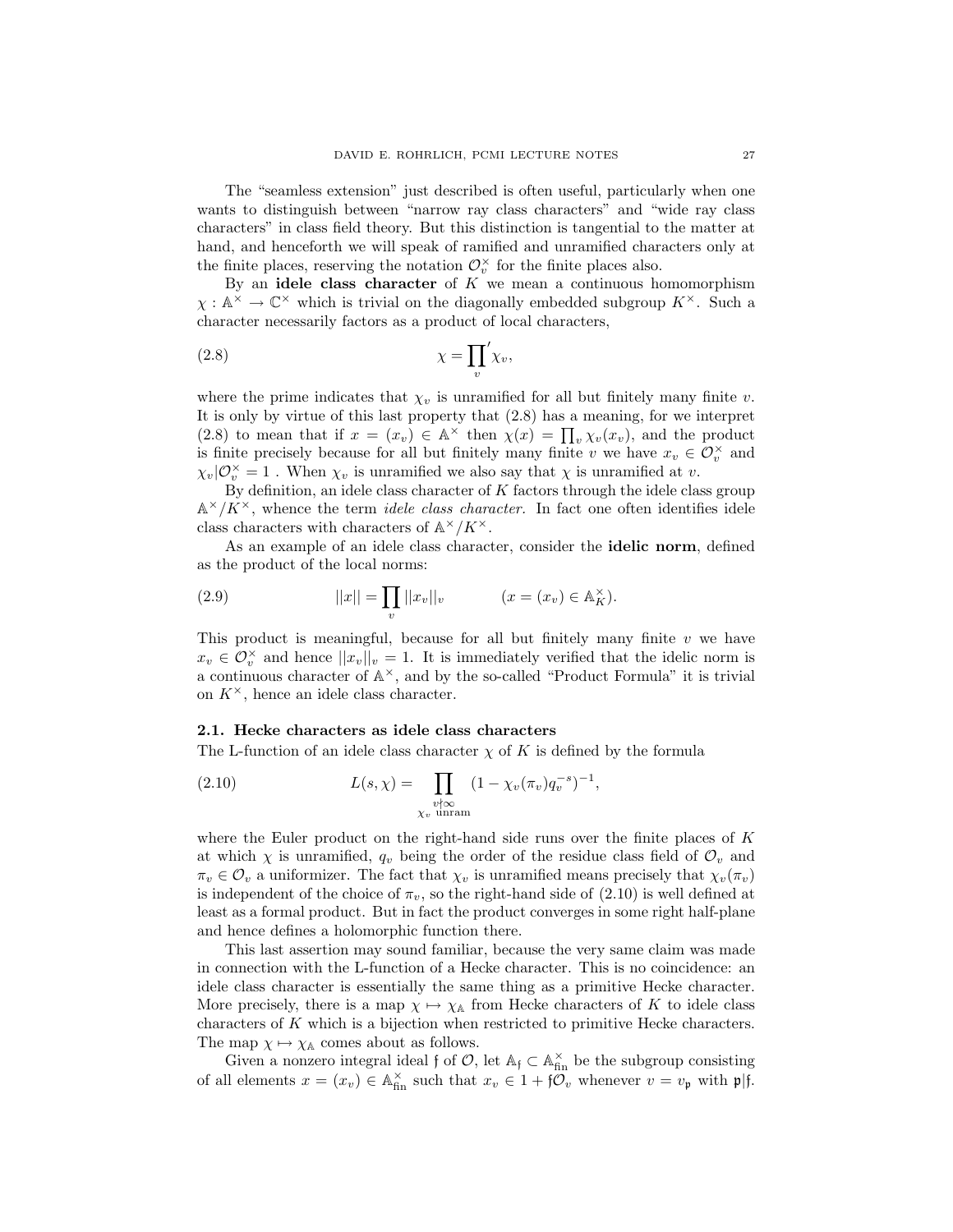The "seamless extension" just described is often useful, particularly when one wants to distinguish between "narrow ray class characters" and "wide ray class characters" in class field theory. But this distinction is tangential to the matter at hand, and henceforth we will speak of ramified and unramified characters only at the finite places, reserving the notation $\mathcal{O}_v^\times$ for the finite places also.

By an **idele class character** of $K$ we mean a continuous homomorphism $\chi : \mathbb{A}^\times \to \mathbb{C}^\times$ which is trivial on the diagonally embedded subgroup $K^\times$. Such a character necessarily factors as a product of local characters,

$$\chi = {\prod_v}' \chi_v, \tag{2.8}$$

where the prime indicates that $\chi_v$ is unramified for all but finitely many finite $v$. It is only by virtue of this last property that (2.8) has a meaning, for we interpret (2.8) to mean that if $x = (x_v) \in \mathbb{A}^\times$ then $\chi(x) = \prod_v \chi_v(x_v)$, and the product is finite precisely because for all but finitely many finite $v$ we have $x_v \in \mathcal{O}_v^\times$ and $\chi_v | \mathcal{O}_v^\times = 1$ . When $\chi_v$ is unramified we also say that $\chi$ is unramified at $v$.

By definition, an idele class character of $K$ factors through the idele class group $\mathbb{A}^\times/K^\times$, whence the term *idele class character.* In fact one often identifies idele class characters with characters of $\mathbb{A}^\times/K^\times$.

As an example of an idele class character, consider the **idelic norm**, defined as the product of the local norms:

$$||x|| = \prod_v ||x_v||_v \qquad (x = (x_v) \in \mathbb{A}_K^\times). \tag{2.9}$$

This product is meaningful, because for all but finitely many finite $v$ we have $x_v \in \mathcal{O}_v^\times$ and hence $||x_v||_v = 1$. It is immediately verified that the idelic norm is a continuous character of $\mathbb{A}^\times$, and by the so-called "Product Formula" it is trivial on $K^\times$, hence an idele class character.

### 2.1. Hecke characters as idele class characters

The L-function of an idele class character $\chi$ of $K$ is defined by the formula

$$L(s, \chi) = \prod_{\substack{v \nmid \infty \\ \chi_v \text{ unram}}} (1 - \chi_v(\pi_v) q_v^{-s})^{-1}, \tag{2.10}$$

where the Euler product on the right-hand side runs over the finite places of $K$ at which $\chi$ is unramified, $q_v$ being the order of the residue class field of $\mathcal{O}_v$ and $\pi_v \in \mathcal{O}_v$ a uniformizer. The fact that $\chi_v$ is unramified means precisely that $\chi_v(\pi_v)$ is independent of the choice of $\pi_v$, so the right-hand side of (2.10) is well defined at least as a formal product. But in fact the product converges in some right half-plane and hence defines a holomorphic function there.

This last assertion may sound familiar, because the very same claim was made in connection with the L-function of a Hecke character. This is no coincidence: an idele class character is essentially the same thing as a primitive Hecke character. More precisely, there is a map $\chi \mapsto \chi_{\mathbb{A}}$ from Hecke characters of $K$ to idele class characters of $K$ which is a bijection when restricted to primitive Hecke characters. The map $\chi \mapsto \chi_{\mathbb{A}}$ comes about as follows.

Given a nonzero integral ideal $\mathfrak{f}$ of $\mathcal{O}$, let $\mathbb{A}_{\mathfrak{f}} \subset \mathbb{A}_{\text{fin}}^\times$ be the subgroup consisting of all elements $x = (x_v) \in \mathbb{A}_{\text{fin}}^\times$ such that $x_v \in 1 + \mathfrak{f}\mathcal{O}_v$ whenever $v = v_{\mathfrak{p}}$ with $\mathfrak{p}|\mathfrak{f}$.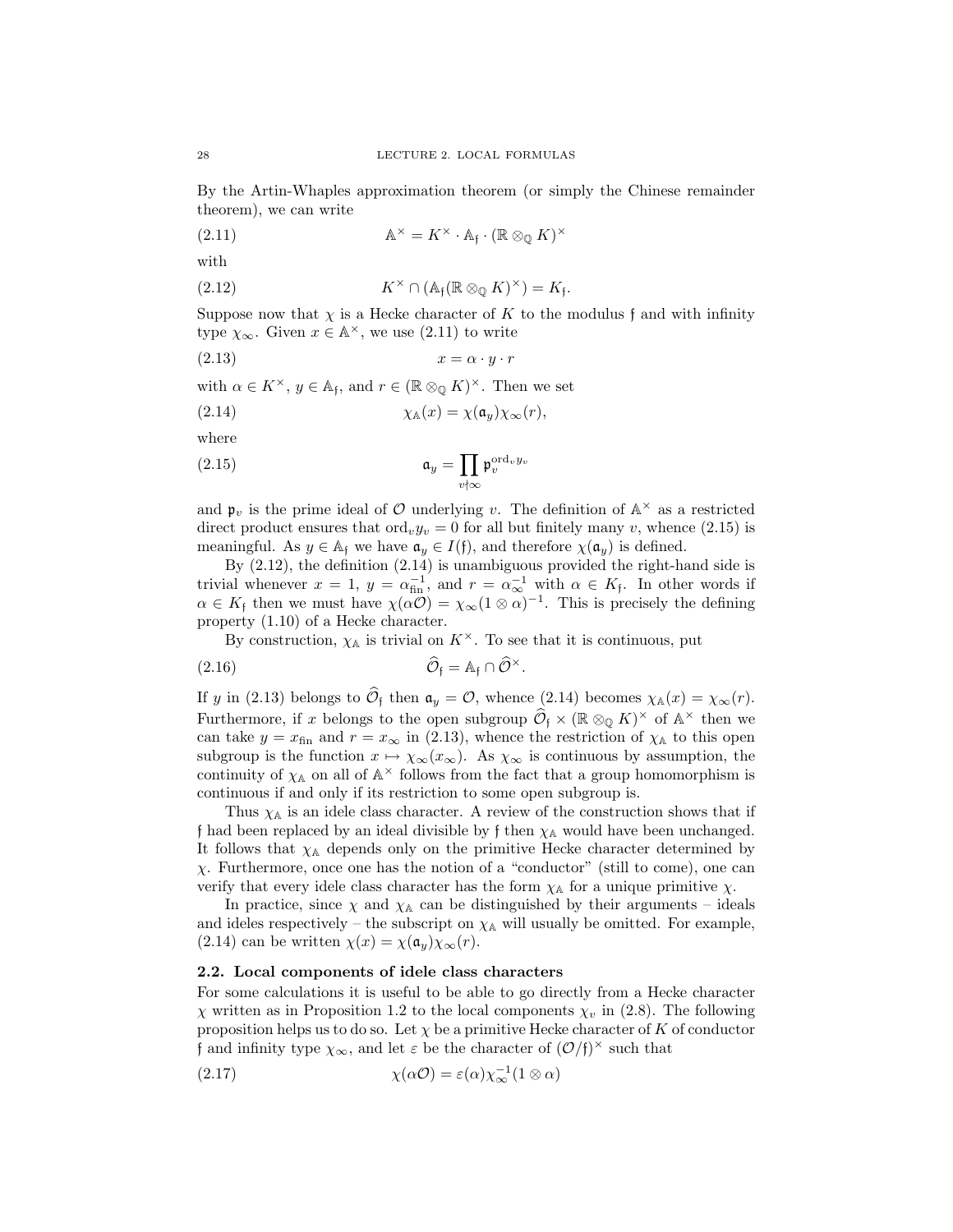By the Artin-Whaples approximation theorem (or simply the Chinese remainder theorem), we can write

$$\mathbb{A}^\times = K^\times \cdot \mathbb{A}_\mathfrak{f} \cdot (\mathbb{R} \otimes_\mathbb{Q} K)^\times \tag{2.11}$$

with

$$K^\times \cap (\mathbb{A}_\mathfrak{f}(\mathbb{R} \otimes_\mathbb{Q} K)^\times) = K_\mathfrak{f}. \tag{2.12}$$

Suppose now that $\chi$ is a Hecke character of $K$ to the modulus $\mathfrak{f}$ and with infinity type $\chi_\infty$. Given $x \in \mathbb{A}^\times$, we use (2.11) to write

$$x = \alpha \cdot y \cdot r \tag{2.13}$$

with $\alpha \in K^\times$, $y \in \mathbb{A}_\mathfrak{f}$, and $r \in (\mathbb{R} \otimes_\mathbb{Q} K)^\times$. Then we set

$$\chi_\mathbb{A}(x) = \chi(\mathfrak{a}_y)\chi_\infty(r), \tag{2.14}$$

where

$$\mathfrak{a}_y = \prod_{v \nmid \infty} \mathfrak{p}_v^{\mathrm{ord}_v y_v} \tag{2.15}$$

and $\mathfrak{p}_v$ is the prime ideal of $\mathcal{O}$ underlying $v$. The definition of $\mathbb{A}^\times$ as a restricted direct product ensures that $\mathrm{ord}_v y_v = 0$ for all but finitely many $v$, whence (2.15) is meaningful. As $y \in \mathbb{A}_\mathfrak{f}$ we have $\mathfrak{a}_y \in I(\mathfrak{f})$, and therefore $\chi(\mathfrak{a}_y)$ is defined.

By (2.12), the definition (2.14) is unambiguous provided the right-hand side is trivial whenever $x = 1$, $y = \alpha_{\mathrm{fin}}^{-1}$, and $r = \alpha_\infty^{-1}$ with $\alpha \in K_\mathfrak{f}$. In other words if $\alpha \in K_\mathfrak{f}$ then we must have $\chi(\alpha\mathcal{O}) = \chi_\infty(1 \otimes \alpha)^{-1}$. This is precisely the defining property (1.10) of a Hecke character.

By construction, $\chi_\mathbb{A}$ is trivial on $K^\times$. To see that it is continuous, put

$$\widehat{\mathcal{O}}_\mathfrak{f} = \mathbb{A}_\mathfrak{f} \cap \widehat{\mathcal{O}}^\times. \tag{2.16}$$

If $y$ in (2.13) belongs to $\widehat{\mathcal{O}}_\mathfrak{f}$ then $\mathfrak{a}_y = \mathcal{O}$, whence (2.14) becomes $\chi_\mathbb{A}(x) = \chi_\infty(r)$. Furthermore, if $x$ belongs to the open subgroup $\widehat{\mathcal{O}}_\mathfrak{f} \times (\mathbb{R} \otimes_\mathbb{Q} K)^\times$ of $\mathbb{A}^\times$ then we can take $y = x_{\mathrm{fin}}$ and $r = x_\infty$ in (2.13), whence the restriction of $\chi_\mathbb{A}$ to this open subgroup is the function $x \mapsto \chi_\infty(x_\infty)$. As $\chi_\infty$ is continuous by assumption, the continuity of $\chi_\mathbb{A}$ on all of $\mathbb{A}^\times$ follows from the fact that a group homomorphism is continuous if and only if its restriction to some open subgroup is.

Thus $\chi_\mathbb{A}$ is an idele class character. A review of the construction shows that if $\mathfrak{f}$ had been replaced by an ideal divisible by $\mathfrak{f}$ then $\chi_\mathbb{A}$ would have been unchanged. It follows that $\chi_\mathbb{A}$ depends only on the primitive Hecke character determined by $\chi$. Furthermore, once one has the notion of a "conductor" (still to come), one can verify that every idele class character has the form $\chi_\mathbb{A}$ for a unique primitive $\chi$.

In practice, since $\chi$ and $\chi_\mathbb{A}$ can be distinguished by their arguments – ideals and ideles respectively – the subscript on $\chi_\mathbb{A}$ will usually be omitted. For example, (2.14) can be written $\chi(x) = \chi(\mathfrak{a}_y)\chi_\infty(r)$.

## 2.2. Local components of idele class characters

For some calculations it is useful to be able to go directly from a Hecke character $\chi$ written as in Proposition 1.2 to the local components $\chi_v$ in (2.8). The following proposition helps us to do so. Let $\chi$ be a primitive Hecke character of $K$ of conductor $\mathfrak{f}$ and infinity type $\chi_\infty$, and let $\varepsilon$ be the character of $(\mathcal{O}/\mathfrak{f})^\times$ such that

$$\chi(\alpha\mathcal{O}) = \varepsilon(\alpha)\chi_\infty^{-1}(1 \otimes \alpha) \tag{2.17}$$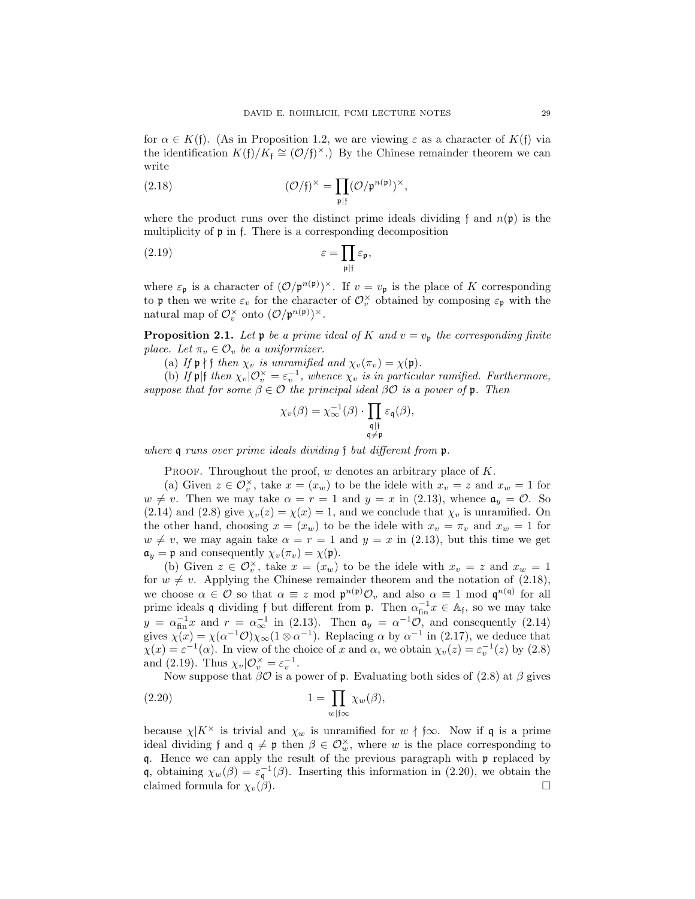for $\alpha \in K(\mathfrak{f})$. (As in Proposition 1.2, we are viewing $\varepsilon$ as a character of $K(\mathfrak{f})$ via the identification $K(\mathfrak{f})/K_{\mathfrak{f}} \cong (\mathcal{O}/\mathfrak{f})^\times$.) By the Chinese remainder theorem we can write

$$(\mathcal{O}/\mathfrak{f})^\times = \prod_{\mathfrak{p}|\mathfrak{f}} (\mathcal{O}/\mathfrak{p}^{n(\mathfrak{p})})^\times, \tag{2.18}$$

where the product runs over the distinct prime ideals dividing $\mathfrak{f}$ and $n(\mathfrak{p})$ is the multiplicity of $\mathfrak{p}$ in $\mathfrak{f}$. There is a corresponding decomposition

$$\varepsilon = \prod_{\mathfrak{p}|\mathfrak{f}} \varepsilon_{\mathfrak{p}}, \tag{2.19}$$

where $\varepsilon_{\mathfrak{p}}$ is a character of $(\mathcal{O}/\mathfrak{p}^{n(\mathfrak{p})})^\times$. If $v = v_{\mathfrak{p}}$ is the place of $K$ corresponding to $\mathfrak{p}$ then we write $\varepsilon_v$ for the character of $\mathcal{O}_v^\times$ obtained by composing $\varepsilon_{\mathfrak{p}}$ with the natural map of $\mathcal{O}_v^\times$ onto $(\mathcal{O}/\mathfrak{p}^{n(\mathfrak{p})})^\times$.

**Proposition 2.1.** *Let $\mathfrak{p}$ be a prime ideal of $K$ and $v = v_{\mathfrak{p}}$ the corresponding finite place. Let $\pi_v \in \mathcal{O}_v$ be a uniformizer.*

*(a) If $\mathfrak{p} \nmid \mathfrak{f}$ then $\chi_v$ is unramified and $\chi_v(\pi_v) = \chi(\mathfrak{p})$.*

*(b) If $\mathfrak{p}|\mathfrak{f}$ then $\chi_v|\mathcal{O}_v^\times = \varepsilon_v^{-1}$, whence $\chi_v$ is in particular ramified. Furthermore, suppose that for some $\beta \in \mathcal{O}$ the principal ideal $\beta\mathcal{O}$ is a power of $\mathfrak{p}$. Then*

$$\chi_v(\beta) = \chi_\infty^{-1}(\beta) \cdot \prod_{\substack{\mathfrak{q}|\mathfrak{f} \\ \mathfrak{q} \neq \mathfrak{p}}} \varepsilon_{\mathfrak{q}}(\beta),$$

*where $\mathfrak{q}$ runs over prime ideals dividing $\mathfrak{f}$ but different from $\mathfrak{p}$.*

Proof. Throughout the proof, $w$ denotes an arbitrary place of $K$.

(a) Given $z \in \mathcal{O}_v^\times$, take $x = (x_w)$ to be the idele with $x_v = z$ and $x_w = 1$ for $w \neq v$. Then we may take $\alpha = r = 1$ and $y = x$ in (2.13), whence $\mathfrak{a}_y = \mathcal{O}$. So (2.14) and (2.8) give $\chi_v(z) = \chi(x) = 1$, and we conclude that $\chi_v$ is unramified. On the other hand, choosing $x = (x_w)$ to be the idele with $x_v = \pi_v$ and $x_w = 1$ for $w \neq v$, we may again take $\alpha = r = 1$ and $y = x$ in (2.13), but this time we get $\mathfrak{a}_y = \mathfrak{p}$ and consequently $\chi_v(\pi_v) = \chi(\mathfrak{p})$.

(b) Given $z \in \mathcal{O}_v^\times$, take $x = (x_w)$ to be the idele with $x_v = z$ and $x_w = 1$ for $w \neq v$. Applying the Chinese remainder theorem and the notation of (2.18), we choose $\alpha \in \mathcal{O}$ so that $\alpha \equiv z \bmod \mathfrak{p}^{n(\mathfrak{p})}\mathcal{O}_v$ and also $\alpha \equiv 1 \bmod \mathfrak{q}^{n(\mathfrak{q})}$ for all prime ideals $\mathfrak{q}$ dividing $\mathfrak{f}$ but different from $\mathfrak{p}$. Then $\alpha_{\text{fin}}^{-1}x \in \mathbb{A}_{\mathfrak{f}}$, so we may take $y = \alpha_{\text{fin}}^{-1}x$ and $r = \alpha_\infty^{-1}$ in (2.13). Then $\mathfrak{a}_y = \alpha^{-1}\mathcal{O}$, and consequently (2.14) gives $\chi(x) = \chi(\alpha^{-1}\mathcal{O})\chi_\infty(1 \otimes \alpha^{-1})$. Replacing $\alpha$ by $\alpha^{-1}$ in (2.17), we deduce that $\chi(x) = \varepsilon^{-1}(\alpha)$. In view of the choice of $x$ and $\alpha$, we obtain $\chi_v(z) = \varepsilon_v^{-1}(z)$ by (2.8) and (2.19). Thus $\chi_v|\mathcal{O}_v^\times = \varepsilon_v^{-1}$.

Now suppose that $\beta\mathcal{O}$ is a power of $\mathfrak{p}$. Evaluating both sides of (2.8) at $\beta$ gives

$$1 = \prod_{w|\mathfrak{f}\infty} \chi_w(\beta), \tag{2.20}$$

because $\chi|K^\times$ is trivial and $\chi_w$ is unramified for $w \nmid \mathfrak{f}\infty$. Now if $\mathfrak{q}$ is a prime ideal dividing $\mathfrak{f}$ and $\mathfrak{q} \neq \mathfrak{p}$ then $\beta \in \mathcal{O}_w^\times$, where $w$ is the place corresponding to $\mathfrak{q}$. Hence we can apply the result of the previous paragraph with $\mathfrak{p}$ replaced by $\mathfrak{q}$, obtaining $\chi_w(\beta) = \varepsilon_{\mathfrak{q}}^{-1}(\beta)$. Inserting this information in (2.20), we obtain the claimed formula for $\chi_v(\beta)$. □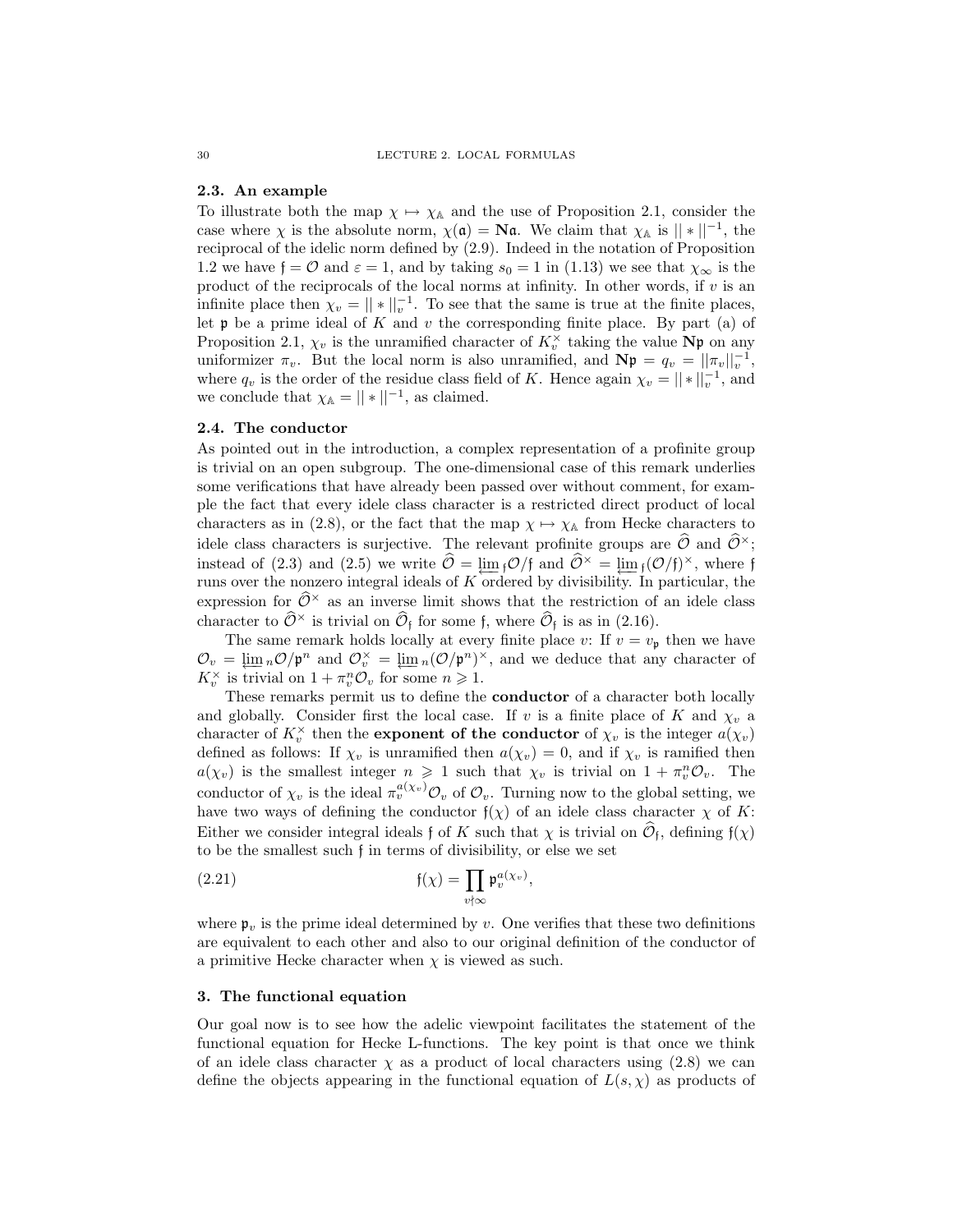### 2.3. An example

To illustrate both the map $\chi \mapsto \chi_{\mathbb{A}}$ and the use of Proposition 2.1, consider the case where $\chi$ is the absolute norm, $\chi(\mathfrak{a}) = \mathbf{N}\mathfrak{a}$. We claim that $\chi_{\mathbb{A}}$ is $|| * ||^{-1}$, the reciprocal of the idelic norm defined by (2.9). Indeed in the notation of Proposition 1.2 we have $\mathfrak{f} = \mathcal{O}$ and $\varepsilon = 1$, and by taking $s_0 = 1$ in (1.13) we see that $\chi_\infty$ is the product of the reciprocals of the local norms at infinity. In other words, if $v$ is an infinite place then $\chi_v = || * ||_v^{-1}$. To see that the same is true at the finite places, let $\mathfrak{p}$ be a prime ideal of $K$ and $v$ the corresponding finite place. By part (a) of Proposition 2.1, $\chi_v$ is the unramified character of $K_v^\times$ taking the value $\mathbf{N}\mathfrak{p}$ on any uniformizer $\pi_v$. But the local norm is also unramified, and $\mathbf{N}\mathfrak{p} = q_v = ||\pi_v||_v^{-1}$, where $q_v$ is the order of the residue class field of $K$. Hence again $\chi_v = || * ||_v^{-1}$, and we conclude that $\chi_{\mathbb{A}} = || * ||^{-1}$, as claimed.

### 2.4. The conductor

As pointed out in the introduction, a complex representation of a profinite group is trivial on an open subgroup. The one-dimensional case of this remark underlies some verifications that have already been passed over without comment, for example the fact that every idele class character is a restricted direct product of local characters as in (2.8), or the fact that the map $\chi \mapsto \chi_{\mathbb{A}}$ from Hecke characters to idele class characters is surjective. The relevant profinite groups are $\widehat{\mathcal{O}}$ and $\widehat{\mathcal{O}}^\times$; instead of (2.3) and (2.5) we write $\widehat{\mathcal{O}} = \varprojlim_{\mathfrak{f}} \mathcal{O}/\mathfrak{f}$ and $\widehat{\mathcal{O}}^\times = \varprojlim_{\mathfrak{f}} (\mathcal{O}/\mathfrak{f})^\times$, where $\mathfrak{f}$ runs over the nonzero integral ideals of $K$ ordered by divisibility. In particular, the expression for $\widehat{\mathcal{O}}^\times$ as an inverse limit shows that the restriction of an idele class character to $\widehat{\mathcal{O}}^\times$ is trivial on $\widehat{\mathcal{O}}_{\mathfrak{f}}$ for some $\mathfrak{f}$, where $\widehat{\mathcal{O}}_{\mathfrak{f}}$ is as in (2.16).

The same remark holds locally at every finite place $v$: If $v = v_{\mathfrak{p}}$ then we have $\mathcal{O}_v = \varprojlim_n \mathcal{O}/\mathfrak{p}^n$ and $\mathcal{O}_v^\times = \varprojlim_n (\mathcal{O}/\mathfrak{p}^n)^\times$, and we deduce that any character of $K_v^\times$ is trivial on $1 + \pi_v^n \mathcal{O}_v$ for some $n \geqslant 1$.

These remarks permit us to define the **conductor** of a character both locally and globally. Consider first the local case. If $v$ is a finite place of $K$ and $\chi_v$ a character of $K_v^\times$ then the **exponent of the conductor** of $\chi_v$ is the integer $a(\chi_v)$ defined as follows: If $\chi_v$ is unramified then $a(\chi_v) = 0$, and if $\chi_v$ is ramified then $a(\chi_v)$ is the smallest integer $n \geqslant 1$ such that $\chi_v$ is trivial on $1 + \pi_v^n \mathcal{O}_v$. The conductor of $\chi_v$ is the ideal $\pi_v^{a(\chi_v)} \mathcal{O}_v$ of $\mathcal{O}_v$. Turning now to the global setting, we have two ways of defining the conductor $\mathfrak{f}(\chi)$ of an idele class character $\chi$ of $K$: Either we consider integral ideals $\mathfrak{f}$ of $K$ such that $\chi$ is trivial on $\widehat{\mathcal{O}}_{\mathfrak{f}}$, defining $\mathfrak{f}(\chi)$ to be the smallest such $\mathfrak{f}$ in terms of divisibility, or else we set

$$\mathfrak{f}(\chi) = \prod_{v \nmid \infty} \mathfrak{p}_v^{a(\chi_v)}, \tag{2.21}$$

where $\mathfrak{p}_v$ is the prime ideal determined by $v$. One verifies that these two definitions are equivalent to each other and also to our original definition of the conductor of a primitive Hecke character when $\chi$ is viewed as such.

## 3. The functional equation

Our goal now is to see how the adelic viewpoint facilitates the statement of the functional equation for Hecke L-functions. The key point is that once we think of an idele class character $\chi$ as a product of local characters using (2.8) we can define the objects appearing in the functional equation of $L(s, \chi)$ as products of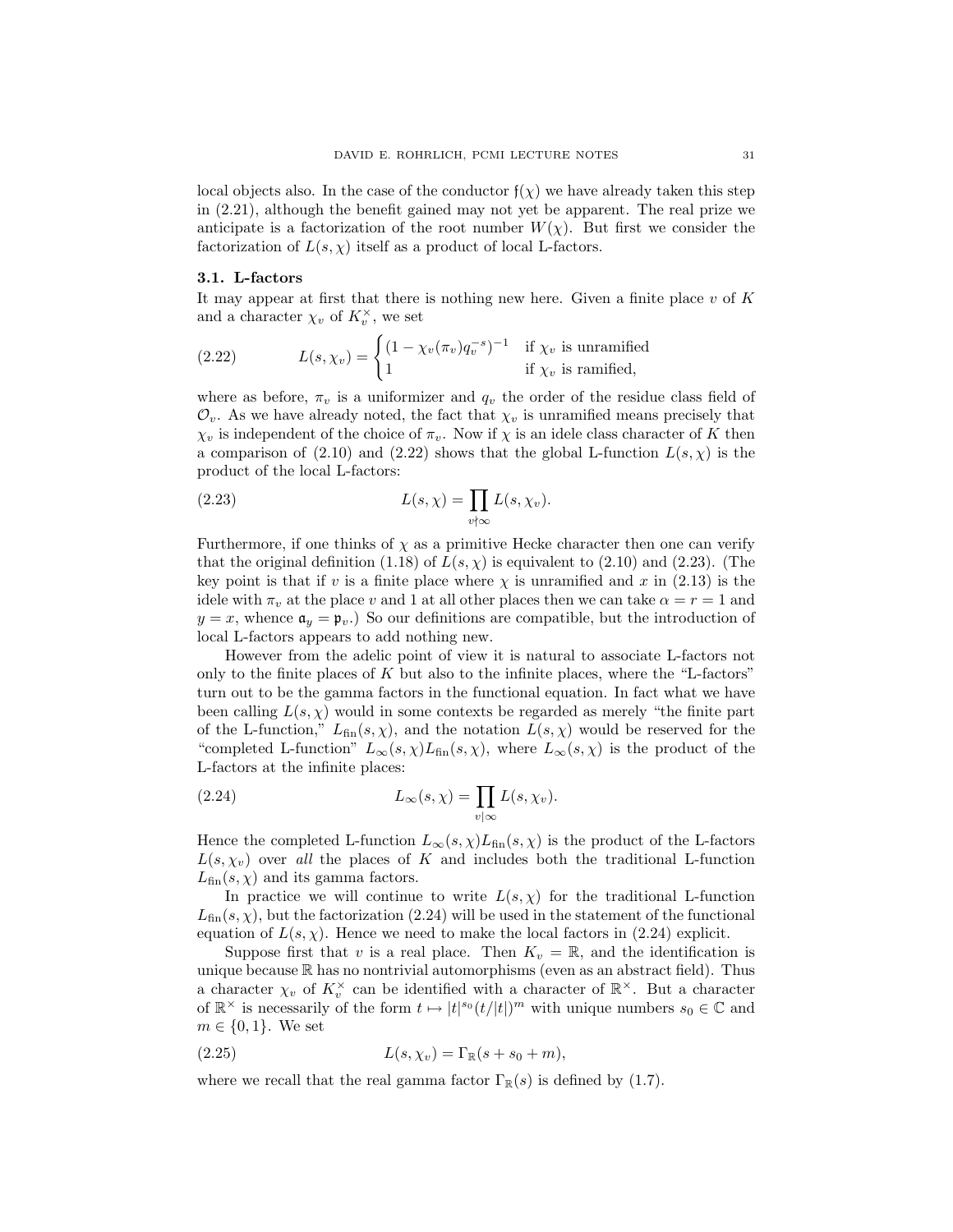local objects also. In the case of the conductor $\mathfrak{f}(\chi)$ we have already taken this step in (2.21), although the benefit gained may not yet be apparent. The real prize we anticipate is a factorization of the root number $W(\chi)$. But first we consider the factorization of $L(s,\chi)$ itself as a product of local L-factors.

### 3.1. L-factors

It may appear at first that there is nothing new here. Given a finite place $v$ of $K$ and a character $\chi_v$ of $K_v^\times$, we set

$$L(s,\chi_v) = \begin{cases} (1-\chi_v(\pi_v)q_v^{-s})^{-1} & \text{if } \chi_v \text{ is unramified} \\ 1 & \text{if } \chi_v \text{ is ramified,} \end{cases} \tag{2.22}$$

where as before, $\pi_v$ is a uniformizer and $q_v$ the order of the residue class field of $\mathcal{O}_v$. As we have already noted, the fact that $\chi_v$ is unramified means precisely that $\chi_v$ is independent of the choice of $\pi_v$. Now if $\chi$ is an idele class character of $K$ then a comparison of (2.10) and (2.22) shows that the global L-function $L(s,\chi)$ is the product of the local L-factors:

$$L(s,\chi) = \prod_{v\nmid\infty} L(s,\chi_v). \tag{2.23}$$

Furthermore, if one thinks of $\chi$ as a primitive Hecke character then one can verify that the original definition (1.18) of $L(s,\chi)$ is equivalent to (2.10) and (2.23). (The key point is that if $v$ is a finite place where $\chi$ is unramified and $x$ in (2.13) is the idele with $\pi_v$ at the place $v$ and 1 at all other places then we can take $\alpha = r = 1$ and $y = x$, whence $\mathfrak{a}_y = \mathfrak{p}_v$.) So our definitions are compatible, but the introduction of local L-factors appears to add nothing new.

However from the adelic point of view it is natural to associate L-factors not only to the finite places of $K$ but also to the infinite places, where the "L-factors" turn out to be the gamma factors in the functional equation. In fact what we have been calling $L(s,\chi)$ would in some contexts be regarded as merely "the finite part of the L-function," $L_{\text{fin}}(s,\chi)$, and the notation $L(s,\chi)$ would be reserved for the "completed L-function" $L_\infty(s,\chi)L_{\text{fin}}(s,\chi)$, where $L_\infty(s,\chi)$ is the product of the L-factors at the infinite places:

$$L_\infty(s,\chi) = \prod_{v\mid\infty} L(s,\chi_v). \tag{2.24}$$

Hence the completed L-function $L_\infty(s,\chi)L_{\text{fin}}(s,\chi)$ is the product of the L-factors $L(s,\chi_v)$ over *all* the places of $K$ and includes both the traditional L-function $L_{\text{fin}}(s,\chi)$ and its gamma factors.

In practice we will continue to write $L(s,\chi)$ for the traditional L-function $L_{\text{fin}}(s,\chi)$, but the factorization (2.24) will be used in the statement of the functional equation of $L(s,\chi)$. Hence we need to make the local factors in (2.24) explicit.

Suppose first that $v$ is a real place. Then $K_v = \mathbb{R}$, and the identification is unique because $\mathbb{R}$ has no nontrivial automorphisms (even as an abstract field). Thus a character $\chi_v$ of $K_v^\times$ can be identified with a character of $\mathbb{R}^\times$. But a character of $\mathbb{R}^\times$ is necessarily of the form $t \mapsto |t|^{s_0}(t/|t|)^m$ with unique numbers $s_0 \in \mathbb{C}$ and $m \in \{0,1\}$. We set

$$L(s,\chi_v) = \Gamma_{\mathbb{R}}(s+s_0+m), \tag{2.25}$$

where we recall that the real gamma factor $\Gamma_{\mathbb{R}}(s)$ is defined by (1.7).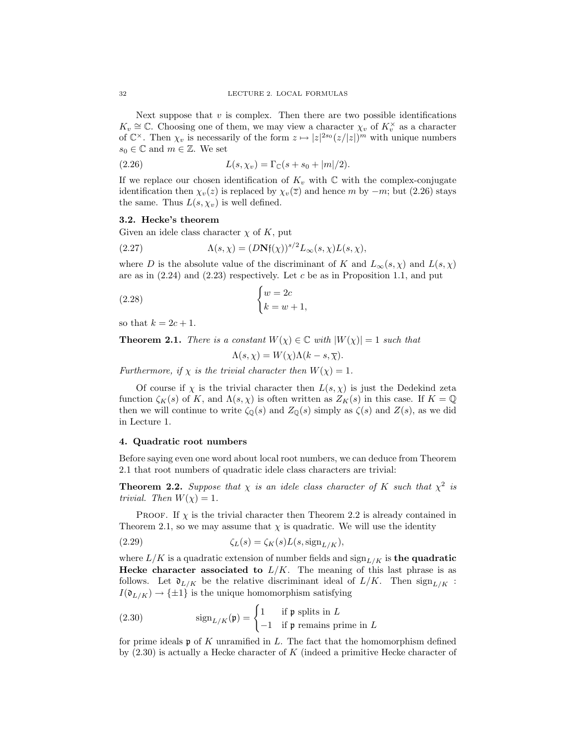Next suppose that $v$ is complex. Then there are two possible identifications $K_v \cong \mathbb{C}$. Choosing one of them, we may view a character $\chi_v$ of $K_v^\times$ as a character of $\mathbb{C}^\times$. Then $\chi_v$ is necessarily of the form $z \mapsto |z|^{2s_0}(z/|z|)^m$ with unique numbers $s_0 \in \mathbb{C}$ and $m \in \mathbb{Z}$. We set

$$L(s, \chi_v) = \Gamma_{\mathbb{C}}(s + s_0 + |m|/2). \tag{2.26}$$

If we replace our chosen identification of $K_v$ with $\mathbb{C}$ with the complex-conjugate identification then $\chi_v(z)$ is replaced by $\chi_v(\overline{z})$ and hence $m$ by $-m$; but (2.26) stays the same. Thus $L(s, \chi_v)$ is well defined.

### 3.2. Hecke's theorem

Given an idele class character $\chi$ of $K$, put

$$\Lambda(s, \chi) = (D\mathbf{N}\mathfrak{f}(\chi))^{s/2} L_\infty(s, \chi) L(s, \chi), \tag{2.27}$$

where $D$ is the absolute value of the discriminant of $K$ and $L_\infty(s, \chi)$ and $L(s, \chi)$ are as in (2.24) and (2.23) respectively. Let $c$ be as in Proposition 1.1, and put

$$\begin{cases} w = 2c \\ k = w + 1, \end{cases} \tag{2.28}$$

so that $k = 2c + 1$.

**Theorem 2.1.** *There is a constant $W(\chi) \in \mathbb{C}$ with $|W(\chi)| = 1$ such that*

$$\Lambda(s, \chi) = W(\chi)\Lambda(k - s, \overline{\chi}).$$

*Furthermore, if $\chi$ is the trivial character then $W(\chi) = 1$.*

Of course if $\chi$ is the trivial character then $L(s, \chi)$ is just the Dedekind zeta function $\zeta_K(s)$ of $K$, and $\Lambda(s, \chi)$ is often written as $Z_K(s)$ in this case. If $K = \mathbb{Q}$ then we will continue to write $\zeta_{\mathbb{Q}}(s)$ and $Z_{\mathbb{Q}}(s)$ simply as $\zeta(s)$ and $Z(s)$, as we did in Lecture 1.

## 4. Quadratic root numbers

Before saying even one word about local root numbers, we can deduce from Theorem 2.1 that root numbers of quadratic idele class characters are trivial:

**Theorem 2.2.** *Suppose that $\chi$ is an idele class character of $K$ such that $\chi^2$ is trivial. Then $W(\chi) = 1$.*

Proof. If $\chi$ is the trivial character then Theorem 2.2 is already contained in Theorem 2.1, so we may assume that $\chi$ is quadratic. We will use the identity

$$\zeta_L(s) = \zeta_K(s) L(s, \mathrm{sign}_{L/K}), \tag{2.29}$$

where $L/K$ is a quadratic extension of number fields and $\mathrm{sign}_{L/K}$ is **the quadratic Hecke character associated to** $L/K$. The meaning of this last phrase is as follows. Let $\mathfrak{d}_{L/K}$ be the relative discriminant ideal of $L/K$. Then $\mathrm{sign}_{L/K} : I(\mathfrak{d}_{L/K}) \to \{\pm 1\}$ is the unique homomorphism satisfying

$$\mathrm{sign}_{L/K}(\mathfrak{p}) = \begin{cases} 1 & \text{if } \mathfrak{p} \text{ splits in } L \\ -1 & \text{if } \mathfrak{p} \text{ remains prime in } L \end{cases} \tag{2.30}$$

for prime ideals $\mathfrak{p}$ of $K$ unramified in $L$. The fact that the homomorphism defined by (2.30) is actually a Hecke character of $K$ (indeed a primitive Hecke character of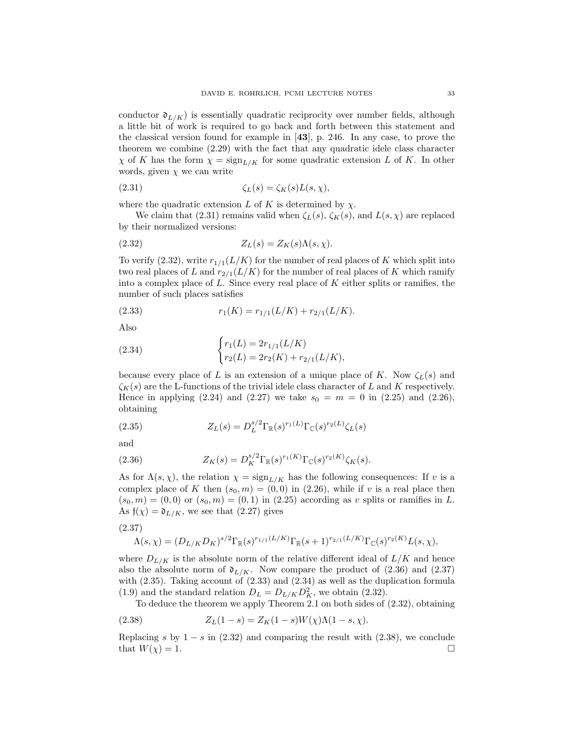conductor $\mathfrak{d}_{L/K}$) is essentially quadratic reciprocity over number fields, although a little bit of work is required to go back and forth between this statement and the classical version found for example in [**43**], p. 246. In any case, to prove the theorem we combine (2.29) with the fact that any quadratic idele class character $\chi$ of $K$ has the form $\chi = \mathrm{sign}_{L/K}$ for some quadratic extension $L$ of $K$. In other words, given $\chi$ we can write

$$\zeta_L(s) = \zeta_K(s)L(s,\chi), \tag{2.31}$$

where the quadratic extension $L$ of $K$ is determined by $\chi$.

We claim that (2.31) remains valid when $\zeta_L(s)$, $\zeta_K(s)$, and $L(s,\chi)$ are replaced by their normalized versions:

$$Z_L(s) = Z_K(s)\Lambda(s,\chi). \tag{2.32}$$

To verify (2.32), write $r_{1/1}(L/K)$ for the number of real places of $K$ which split into two real places of $L$ and $r_{2/1}(L/K)$ for the number of real places of $K$ which ramify into a complex place of $L$. Since every real place of $K$ either splits or ramifies, the number of such places satisfies

$$r_1(K) = r_{1/1}(L/K) + r_{2/1}(L/K). \tag{2.33}$$

Also

$$\begin{cases} r_1(L) = 2r_{1/1}(L/K) \\ r_2(L) = 2r_2(K) + r_{2/1}(L/K), \end{cases} \tag{2.34}$$

because every place of $L$ is an extension of a unique place of $K$. Now $\zeta_L(s)$ and $\zeta_K(s)$ are the L-functions of the trivial idele class character of $L$ and $K$ respectively. Hence in applying (2.24) and (2.27) we take $s_0 = m = 0$ in (2.25) and (2.26), obtaining

$$Z_L(s) = D_L^{s/2}\Gamma_{\mathbb{R}}(s)^{r_1(L)}\Gamma_{\mathbb{C}}(s)^{r_2(L)}\zeta_L(s) \tag{2.35}$$

and

$$Z_K(s) = D_K^{s/2}\Gamma_{\mathbb{R}}(s)^{r_1(K)}\Gamma_{\mathbb{C}}(s)^{r_2(K)}\zeta_K(s). \tag{2.36}$$

As for $\Lambda(s,\chi)$, the relation $\chi = \mathrm{sign}_{L/K}$ has the following consequences: If $v$ is a complex place of $K$ then $(s_0, m) = (0,0)$ in (2.26), while if $v$ is a real place then $(s_0, m) = (0,0)$ or $(s_0, m) = (0,1)$ in (2.25) according as $v$ splits or ramifies in $L$. As $\mathfrak{f}(\chi) = \mathfrak{d}_{L/K}$, we see that (2.27) gives

(2.37)
$$\Lambda(s,\chi) = (D_{L/K}D_K)^{s/2}\Gamma_{\mathbb{R}}(s)^{r_{1/1}(L/K)}\Gamma_{\mathbb{R}}(s+1)^{r_{2/1}(L/K)}\Gamma_{\mathbb{C}}(s)^{r_2(K)}L(s,\chi),$$

where $D_{L/K}$ is the absolute norm of the relative different ideal of $L/K$ and hence also the absolute norm of $\mathfrak{d}_{L/K}$. Now compare the product of (2.36) and (2.37) with (2.35). Taking account of (2.33) and (2.34) as well as the duplication formula (1.9) and the standard relation $D_L = D_{L/K}D_K^2$, we obtain (2.32).

To deduce the theorem we apply Theorem 2.1 on both sides of (2.32), obtaining

$$Z_L(1-s) = Z_K(1-s)W(\chi)\Lambda(1-s,\chi). \tag{2.38}$$

Replacing $s$ by $1-s$ in (2.32) and comparing the result with (2.38), we conclude that $W(\chi) = 1$. $\square$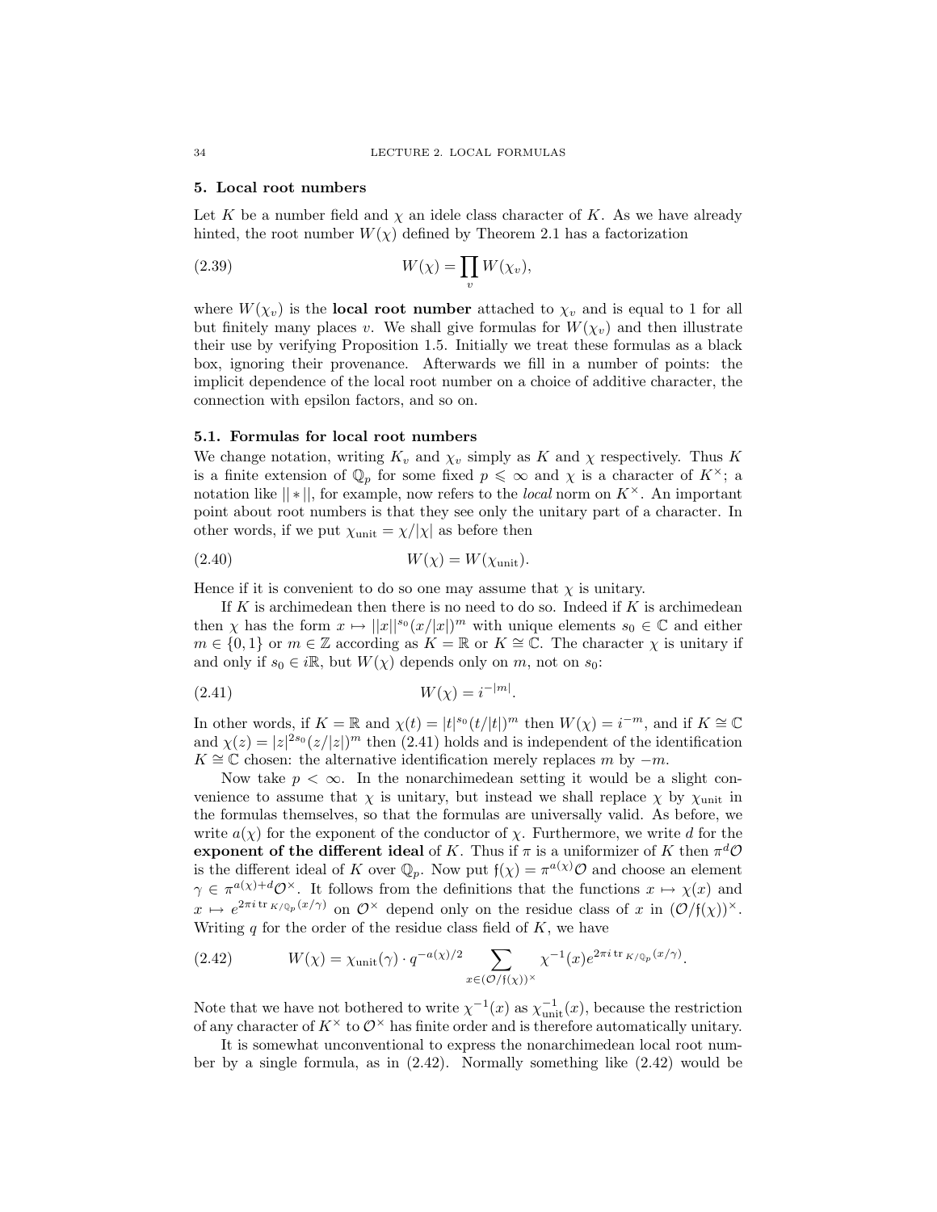## 5. Local root numbers

Let $K$ be a number field and $\chi$ an idele class character of $K$. As we have already hinted, the root number $W(\chi)$ defined by Theorem 2.1 has a factorization

$$W(\chi) = \prod_v W(\chi_v), \tag{2.39}$$

where $W(\chi_v)$ is the **local root number** attached to $\chi_v$ and is equal to 1 for all but finitely many places $v$. We shall give formulas for $W(\chi_v)$ and then illustrate their use by verifying Proposition 1.5. Initially we treat these formulas as a black box, ignoring their provenance. Afterwards we fill in a number of points: the implicit dependence of the local root number on a choice of additive character, the connection with epsilon factors, and so on.

### 5.1. Formulas for local root numbers

We change notation, writing $K_v$ and $\chi_v$ simply as $K$ and $\chi$ respectively. Thus $K$ is a finite extension of $\mathbb{Q}_p$ for some fixed $p \leqslant \infty$ and $\chi$ is a character of $K^\times$; a notation like $||*||$, for example, now refers to the *local* norm on $K^\times$. An important point about root numbers is that they see only the unitary part of a character. In other words, if we put $\chi_{\text{unit}} = \chi/|\chi|$ as before then

$$W(\chi) = W(\chi_{\text{unit}}). \tag{2.40}$$

Hence if it is convenient to do so one may assume that $\chi$ is unitary.

If $K$ is archimedean then there is no need to do so. Indeed if $K$ is archimedean then $\chi$ has the form $x \mapsto ||x||^{s_0}(x/|x|)^m$ with unique elements $s_0 \in \mathbb{C}$ and either $m \in \{0, 1\}$ or $m \in \mathbb{Z}$ according as $K = \mathbb{R}$ or $K \cong \mathbb{C}$. The character $\chi$ is unitary if and only if $s_0 \in i\mathbb{R}$, but $W(\chi)$ depends only on $m$, not on $s_0$:

$$W(\chi) = i^{-|m|}. \tag{2.41}$$

In other words, if $K = \mathbb{R}$ and $\chi(t) = |t|^{s_0}(t/|t|)^m$ then $W(\chi) = i^{-m}$, and if $K \cong \mathbb{C}$ and $\chi(z) = |z|^{2s_0}(z/|z|)^m$ then (2.41) holds and is independent of the identification $K \cong \mathbb{C}$ chosen: the alternative identification merely replaces $m$ by $-m$.

Now take $p < \infty$. In the nonarchimedean setting it would be a slight convenience to assume that $\chi$ is unitary, but instead we shall replace $\chi$ by $\chi_{\text{unit}}$ in the formulas themselves, so that the formulas are universally valid. As before, we write $a(\chi)$ for the exponent of the conductor of $\chi$. Furthermore, we write $d$ for the **exponent of the different ideal** of $K$. Thus if $\pi$ is a uniformizer of $K$ then $\pi^d\mathcal{O}$ is the different ideal of $K$ over $\mathbb{Q}_p$. Now put $\mathfrak{f}(\chi) = \pi^{a(\chi)}\mathcal{O}$ and choose an element $\gamma \in \pi^{a(\chi)+d}\mathcal{O}^\times$. It follows from the definitions that the functions $x \mapsto \chi(x)$ and $x \mapsto e^{2\pi i \operatorname{tr}_{K/\mathbb{Q}_p}(x/\gamma)}$ on $\mathcal{O}^\times$ depend only on the residue class of $x$ in $(\mathcal{O}/\mathfrak{f}(\chi))^\times$. Writing $q$ for the order of the residue class field of $K$, we have

$$W(\chi) = \chi_{\text{unit}}(\gamma) \cdot q^{-a(\chi)/2} \sum_{x \in (\mathcal{O}/\mathfrak{f}(\chi))^\times} \chi^{-1}(x) e^{2\pi i \operatorname{tr}_{K/\mathbb{Q}_p}(x/\gamma)}. \tag{2.42}$$

Note that we have not bothered to write $\chi^{-1}(x)$ as $\chi_{\text{unit}}^{-1}(x)$, because the restriction of any character of $K^\times$ to $\mathcal{O}^\times$ has finite order and is therefore automatically unitary.

It is somewhat unconventional to express the nonarchimedean local root number by a single formula, as in (2.42). Normally something like (2.42) would be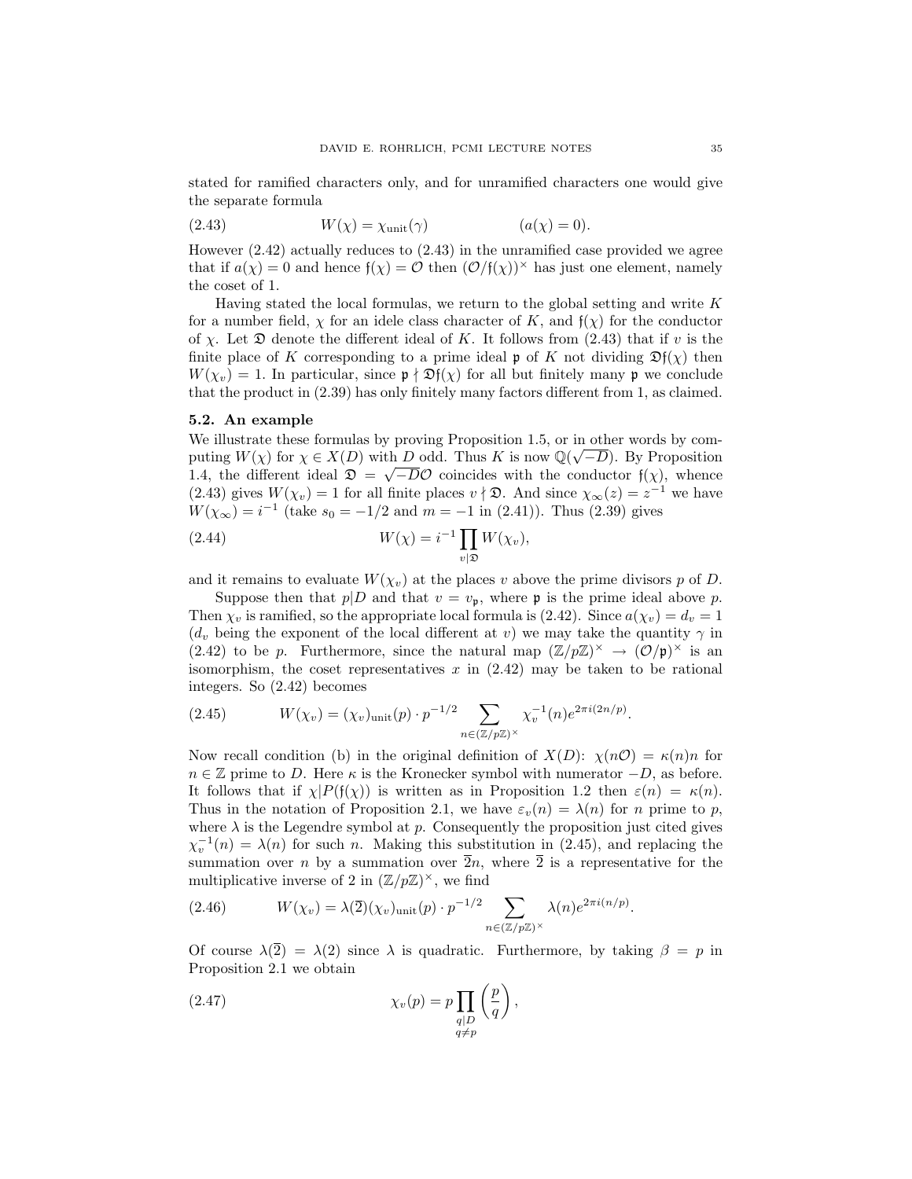stated for ramified characters only, and for unramified characters one would give the separate formula

$$W(\chi) = \chi_{\text{unit}}(\gamma) \qquad\qquad (a(\chi) = 0). \tag{2.43}$$

However (2.42) actually reduces to (2.43) in the unramified case provided we agree that if $a(\chi) = 0$ and hence $\mathfrak{f}(\chi) = \mathcal{O}$ then $(\mathcal{O}/\mathfrak{f}(\chi))^\times$ has just one element, namely the coset of 1.

Having stated the local formulas, we return to the global setting and write $K$ for a number field, $\chi$ for an idele class character of $K$, and $\mathfrak{f}(\chi)$ for the conductor of $\chi$. Let $\mathfrak{D}$ denote the different ideal of $K$. It follows from (2.43) that if $v$ is the finite place of $K$ corresponding to a prime ideal $\mathfrak{p}$ of $K$ not dividing $\mathfrak{D}\mathfrak{f}(\chi)$ then $W(\chi_v) = 1$. In particular, since $\mathfrak{p} \nmid \mathfrak{D}\mathfrak{f}(\chi)$ for all but finitely many $\mathfrak{p}$ we conclude that the product in (2.39) has only finitely many factors different from 1, as claimed.

### 5.2. An example

We illustrate these formulas by proving Proposition 1.5, or in other words by computing $W(\chi)$ for $\chi \in X(D)$ with $D$ odd. Thus $K$ is now $\mathbb{Q}(\sqrt{-D})$. By Proposition 1.4, the different ideal $\mathfrak{D} = \sqrt{-D}\mathcal{O}$ coincides with the conductor $\mathfrak{f}(\chi)$, whence (2.43) gives $W(\chi_v) = 1$ for all finite places $v \nmid \mathfrak{D}$. And since $\chi_\infty(z) = z^{-1}$ we have $W(\chi_\infty) = i^{-1}$ (take $s_0 = -1/2$ and $m = -1$ in (2.41)). Thus (2.39) gives

$$W(\chi) = i^{-1} \prod_{v | \mathfrak{D}} W(\chi_v), \tag{2.44}$$

and it remains to evaluate $W(\chi_v)$ at the places $v$ above the prime divisors $p$ of $D$.

Suppose then that $p|D$ and that $v = v_\mathfrak{p}$, where $\mathfrak{p}$ is the prime ideal above $p$. Then $\chi_v$ is ramified, so the appropriate local formula is (2.42). Since $a(\chi_v) = d_v = 1$ ($d_v$ being the exponent of the local different at $v$) we may take the quantity $\gamma$ in (2.42) to be $p$. Furthermore, since the natural map $(\mathbb{Z}/p\mathbb{Z})^\times \to (\mathcal{O}/\mathfrak{p})^\times$ is an isomorphism, the coset representatives $x$ in (2.42) may be taken to be rational integers. So (2.42) becomes

$$W(\chi_v) = (\chi_v)_{\text{unit}}(p) \cdot p^{-1/2} \sum_{n \in (\mathbb{Z}/p\mathbb{Z})^\times} \chi_v^{-1}(n) e^{2\pi i (2n/p)}. \tag{2.45}$$

Now recall condition (b) in the original definition of $X(D)$: $\chi(n\mathcal{O}) = \kappa(n)n$ for $n \in \mathbb{Z}$ prime to $D$. Here $\kappa$ is the Kronecker symbol with numerator $-D$, as before. It follows that if $\chi|P(\mathfrak{f}(\chi))$ is written as in Proposition 1.2 then $\varepsilon(n) = \kappa(n)$. Thus in the notation of Proposition 2.1, we have $\varepsilon_v(n) = \lambda(n)$ for $n$ prime to $p$, where $\lambda$ is the Legendre symbol at $p$. Consequently the proposition just cited gives $\chi_v^{-1}(n) = \lambda(n)$ for such $n$. Making this substitution in (2.45), and replacing the summation over $n$ by a summation over $\overline{2}n$, where $\overline{2}$ is a representative for the multiplicative inverse of 2 in $(\mathbb{Z}/p\mathbb{Z})^\times$, we find

$$W(\chi_v) = \lambda(\overline{2})(\chi_v)_{\text{unit}}(p) \cdot p^{-1/2} \sum_{n \in (\mathbb{Z}/p\mathbb{Z})^\times} \lambda(n) e^{2\pi i (n/p)}. \tag{2.46}$$

Of course $\lambda(\overline{2}) = \lambda(2)$ since $\lambda$ is quadratic. Furthermore, by taking $\beta = p$ in Proposition 2.1 we obtain

$$\chi_v(p) = p \prod_{\substack{q|D \\ q \neq p}} \left(\frac{p}{q}\right), \tag{2.47}$$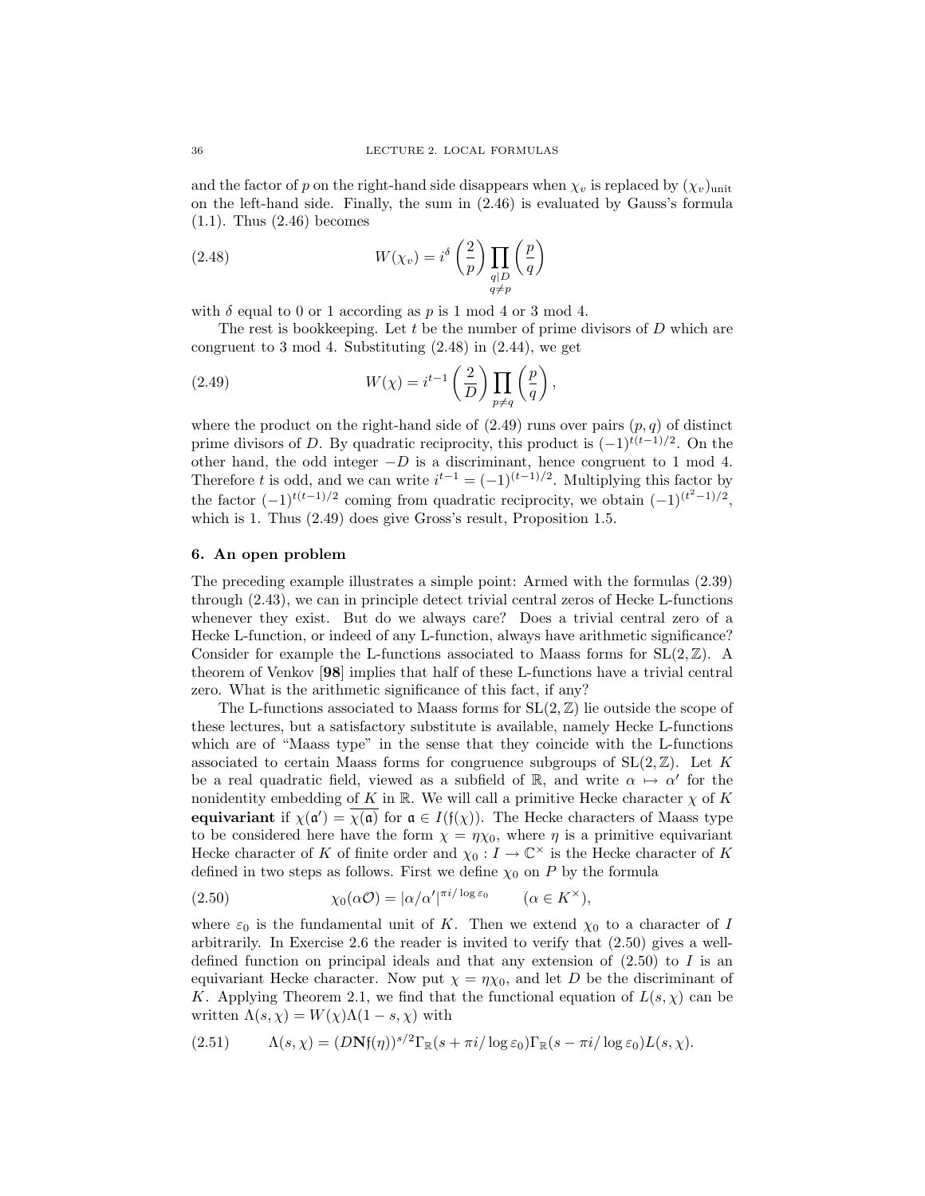and the factor of $p$ on the right-hand side disappears when $\chi_v$ is replaced by $(\chi_v)_{\text{unit}}$ on the left-hand side. Finally, the sum in (2.46) is evaluated by Gauss's formula (1.1). Thus (2.46) becomes

$$W(\chi_v) = i^\delta \left(\frac{2}{p}\right) \prod_{\substack{q|D \\ q \neq p}} \left(\frac{p}{q}\right) \tag{2.48}$$

with $\delta$ equal to 0 or 1 according as $p$ is 1 mod 4 or 3 mod 4.

The rest is bookkeeping. Let $t$ be the number of prime divisors of $D$ which are congruent to 3 mod 4. Substituting (2.48) in (2.44), we get

$$W(\chi) = i^{t-1} \left(\frac{2}{D}\right) \prod_{p \neq q} \left(\frac{p}{q}\right), \tag{2.49}$$

where the product on the right-hand side of (2.49) runs over pairs $(p,q)$ of distinct prime divisors of $D$. By quadratic reciprocity, this product is $(-1)^{t(t-1)/2}$. On the other hand, the odd integer $-D$ is a discriminant, hence congruent to 1 mod 4. Therefore $t$ is odd, and we can write $i^{t-1} = (-1)^{(t-1)/2}$. Multiplying this factor by the factor $(-1)^{t(t-1)/2}$ coming from quadratic reciprocity, we obtain $(-1)^{(t^2-1)/2}$, which is 1. Thus (2.49) does give Gross's result, Proposition 1.5.

## 6. An open problem

The preceding example illustrates a simple point: Armed with the formulas (2.39) through (2.43), we can in principle detect trivial central zeros of Hecke L-functions whenever they exist. But do we always care? Does a trivial central zero of a Hecke L-function, or indeed of any L-function, always have arithmetic significance? Consider for example the L-functions associated to Maass forms for $\mathrm{SL}(2,\mathbb{Z})$. A theorem of Venkov [**98**] implies that half of these L-functions have a trivial central zero. What is the arithmetic significance of this fact, if any?

The L-functions associated to Maass forms for $\mathrm{SL}(2,\mathbb{Z})$ lie outside the scope of these lectures, but a satisfactory substitute is available, namely Hecke L-functions which are of "Maass type" in the sense that they coincide with the L-functions associated to certain Maass forms for congruence subgroups of $\mathrm{SL}(2,\mathbb{Z})$. Let $K$ be a real quadratic field, viewed as a subfield of $\mathbb{R}$, and write $\alpha \mapsto \alpha'$ for the nonidentity embedding of $K$ in $\mathbb{R}$. We will call a primitive Hecke character $\chi$ of $K$ **equivariant** if $\chi(\mathfrak{a}') = \overline{\chi(\mathfrak{a})}$ for $\mathfrak{a} \in I(\mathfrak{f}(\chi))$. The Hecke characters of Maass type to be considered here have the form $\chi = \eta\chi_0$, where $\eta$ is a primitive equivariant Hecke character of $K$ of finite order and $\chi_0 : I \to \mathbb{C}^\times$ is the Hecke character of $K$ defined in two steps as follows. First we define $\chi_0$ on $P$ by the formula

$$\chi_0(\alpha\mathcal{O}) = |\alpha/\alpha'|^{\pi i/\log \varepsilon_0} \qquad (\alpha \in K^\times), \tag{2.50}$$

where $\varepsilon_0$ is the fundamental unit of $K$. Then we extend $\chi_0$ to a character of $I$ arbitrarily. In Exercise 2.6 the reader is invited to verify that (2.50) gives a well-defined function on principal ideals and that any extension of (2.50) to $I$ is an equivariant Hecke character. Now put $\chi = \eta\chi_0$, and let $D$ be the discriminant of $K$. Applying Theorem 2.1, we find that the functional equation of $L(s,\chi)$ can be written $\Lambda(s,\chi) = W(\chi)\Lambda(1-s,\chi)$ with

$$\Lambda(s,\chi) = (D\mathbf{N}\mathfrak{f}(\eta))^{s/2}\Gamma_\mathbb{R}(s + \pi i/\log\varepsilon_0)\Gamma_\mathbb{R}(s - \pi i/\log\varepsilon_0)L(s,\chi). \tag{2.51}$$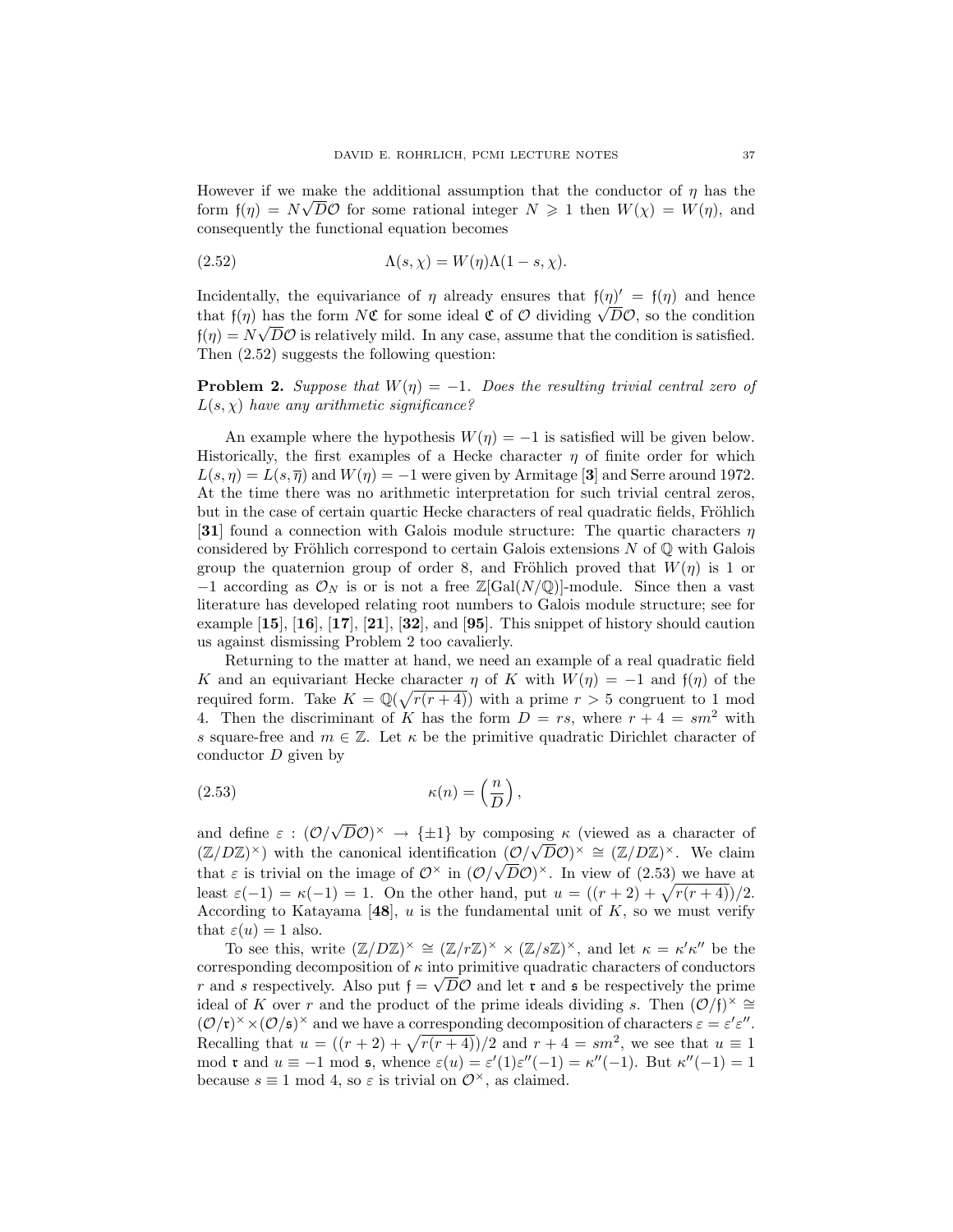However if we make the additional assumption that the conductor of $\eta$ has the form $\mathfrak{f}(\eta) = N\sqrt{D}\mathcal{O}$ for some rational integer $N \geqslant 1$ then $W(\chi) = W(\eta)$, and consequently the functional equation becomes

$$\Lambda(s, \chi) = W(\eta)\Lambda(1 - s, \chi). \tag{2.52}$$

Incidentally, the equivariance of $\eta$ already ensures that $\mathfrak{f}(\eta)' = \mathfrak{f}(\eta)$ and hence that $\mathfrak{f}(\eta)$ has the form $N\mathfrak{C}$ for some ideal $\mathfrak{C}$ of $\mathcal{O}$ dividing $\sqrt{D}\mathcal{O}$, so the condition $\mathfrak{f}(\eta) = N\sqrt{D}\mathcal{O}$ is relatively mild. In any case, assume that the condition is satisfied. Then (2.52) suggests the following question:

**Problem 2.** *Suppose that $W(\eta) = -1$. Does the resulting trivial central zero of $L(s, \chi)$ have any arithmetic significance?*

An example where the hypothesis $W(\eta) = -1$ is satisfied will be given below. Historically, the first examples of a Hecke character $\eta$ of finite order for which $L(s, \eta) = L(s, \overline{\eta})$ and $W(\eta) = -1$ were given by Armitage [**3**] and Serre around 1972. At the time there was no arithmetic interpretation for such trivial central zeros, but in the case of certain quartic Hecke characters of real quadratic fields, Fröhlich [**31**] found a connection with Galois module structure: The quartic characters $\eta$ considered by Fröhlich correspond to certain Galois extensions $N$ of $\mathbb{Q}$ with Galois group the quaternion group of order 8, and Fröhlich proved that $W(\eta)$ is 1 or $-1$ according as $\mathcal{O}_N$ is or is not a free $\mathbb{Z}[\mathrm{Gal}(N/\mathbb{Q})]$-module. Since then a vast literature has developed relating root numbers to Galois module structure; see for example [**15**], [**16**], [**17**], [**21**], [**32**], and [**95**]. This snippet of history should caution us against dismissing Problem 2 too cavalierly.

Returning to the matter at hand, we need an example of a real quadratic field $K$ and an equivariant Hecke character $\eta$ of $K$ with $W(\eta) = -1$ and $\mathfrak{f}(\eta)$ of the required form. Take $K = \mathbb{Q}(\sqrt{r(r+4)})$ with a prime $r > 5$ congruent to 1 mod 4. Then the discriminant of $K$ has the form $D = rs$, where $r + 4 = sm^2$ with $s$ square-free and $m \in \mathbb{Z}$. Let $\kappa$ be the primitive quadratic Dirichlet character of conductor $D$ given by

$$\kappa(n) = \left(\frac{n}{D}\right), \tag{2.53}$$

and define $\varepsilon : (\mathcal{O}/\sqrt{D}\mathcal{O})^\times \to \{\pm 1\}$ by composing $\kappa$ (viewed as a character of $(\mathbb{Z}/D\mathbb{Z})^\times$) with the canonical identification $(\mathcal{O}/\sqrt{D}\mathcal{O})^\times \cong (\mathbb{Z}/D\mathbb{Z})^\times$. We claim that $\varepsilon$ is trivial on the image of $\mathcal{O}^\times$ in $(\mathcal{O}/\sqrt{D}\mathcal{O})^\times$. In view of (2.53) we have at least $\varepsilon(-1) = \kappa(-1) = 1$. On the other hand, put $u = ((r+2) + \sqrt{r(r+4)})/2$. According to Katayama [**48**], $u$ is the fundamental unit of $K$, so we must verify that $\varepsilon(u) = 1$ also.

To see this, write $(\mathbb{Z}/D\mathbb{Z})^\times \cong (\mathbb{Z}/r\mathbb{Z})^\times \times (\mathbb{Z}/s\mathbb{Z})^\times$, and let $\kappa = \kappa'\kappa''$ be the corresponding decomposition of $\kappa$ into primitive quadratic characters of conductors $r$ and $s$ respectively. Also put $\mathfrak{f} = \sqrt{D}\mathcal{O}$ and let $\mathfrak{r}$ and $\mathfrak{s}$ be respectively the prime ideal of $K$ over $r$ and the product of the prime ideals dividing $s$. Then $(\mathcal{O}/\mathfrak{f})^\times \cong (\mathcal{O}/\mathfrak{r})^\times \times (\mathcal{O}/\mathfrak{s})^\times$ and we have a corresponding decomposition of characters $\varepsilon = \varepsilon'\varepsilon''$. Recalling that $u = ((r+2) + \sqrt{r(r+4)})/2$ and $r + 4 = sm^2$, we see that $u \equiv 1$ mod $\mathfrak{r}$ and $u \equiv -1$ mod $\mathfrak{s}$, whence $\varepsilon(u) = \varepsilon'(1)\varepsilon''(-1) = \kappa''(-1)$. But $\kappa''(-1) = 1$ because $s \equiv 1$ mod 4, so $\varepsilon$ is trivial on $\mathcal{O}^\times$, as claimed.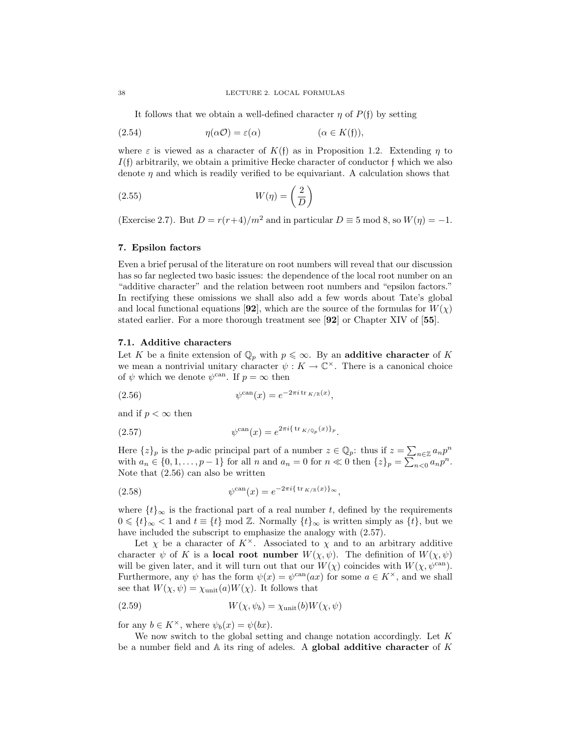It follows that we obtain a well-defined character $\eta$ of $P(\mathfrak{f})$ by setting

$$\eta(\alpha\mathcal{O}) = \varepsilon(\alpha) \qquad (\alpha \in K(\mathfrak{f})), \tag{2.54}$$

where $\varepsilon$ is viewed as a character of $K(\mathfrak{f})$ as in Proposition 1.2. Extending $\eta$ to $I(\mathfrak{f})$ arbitrarily, we obtain a primitive Hecke character of conductor $\mathfrak{f}$ which we also denote $\eta$ and which is readily verified to be equivariant. A calculation shows that

$$W(\eta) = \left(\frac{2}{D}\right) \tag{2.55}$$

(Exercise 2.7). But $D = r(r+4)/m^2$ and in particular $D \equiv 5 \bmod 8$, so $W(\eta) = -1$.

## 7. Epsilon factors

Even a brief perusal of the literature on root numbers will reveal that our discussion has so far neglected two basic issues: the dependence of the local root number on an "additive character" and the relation between root numbers and "epsilon factors." In rectifying these omissions we shall also add a few words about Tate's global and local functional equations [**92**], which are the source of the formulas for $W(\chi)$ stated earlier. For a more thorough treatment see [**92**] or Chapter XIV of [**55**].

### 7.1. Additive characters

Let $K$ be a finite extension of $\mathbb{Q}_p$ with $p \leqslant \infty$. By an **additive character** of $K$ we mean a nontrivial unitary character $\psi : K \to \mathbb{C}^\times$. There is a canonical choice of $\psi$ which we denote $\psi^{\mathrm{can}}$. If $p = \infty$ then

$$\psi^{\mathrm{can}}(x) = e^{-2\pi i \operatorname{tr}_{K/\mathbb{R}}(x)}, \tag{2.56}$$

and if $p < \infty$ then

$$\psi^{\mathrm{can}}(x) = e^{2\pi i \{\operatorname{tr}_{K/\mathbb{Q}_p}(x)\}_p}. \tag{2.57}$$

Here $\{z\}_p$ is the $p$-adic principal part of a number $z \in \mathbb{Q}_p$: thus if $z = \sum_{n\in\mathbb{Z}} a_n p^n$ with $a_n \in \{0, 1, \ldots, p-1\}$ for all $n$ and $a_n = 0$ for $n \ll 0$ then $\{z\}_p = \sum_{n<0} a_n p^n$. Note that (2.56) can also be written

$$\psi^{\mathrm{can}}(x) = e^{-2\pi i \{\operatorname{tr}_{K/\mathbb{R}}(x)\}_\infty}, \tag{2.58}$$

where $\{t\}_\infty$ is the fractional part of a real number $t$, defined by the requirements $0 \leqslant \{t\}_\infty < 1$ and $t \equiv \{t\} \bmod \mathbb{Z}$. Normally $\{t\}_\infty$ is written simply as $\{t\}$, but we have included the subscript to emphasize the analogy with (2.57).

Let $\chi$ be a character of $K^\times$. Associated to $\chi$ and to an arbitrary additive character $\psi$ of $K$ is a **local root number** $W(\chi, \psi)$. The definition of $W(\chi, \psi)$ will be given later, and it will turn out that our $W(\chi)$ coincides with $W(\chi, \psi^{\mathrm{can}})$. Furthermore, any $\psi$ has the form $\psi(x) = \psi^{\mathrm{can}}(ax)$ for some $a \in K^\times$, and we shall see that $W(\chi, \psi) = \chi_{\mathrm{unit}}(a) W(\chi)$. It follows that

$$W(\chi, \psi_b) = \chi_{\mathrm{unit}}(b) W(\chi, \psi) \tag{2.59}$$

for any $b \in K^\times$, where $\psi_b(x) = \psi(bx)$.

We now switch to the global setting and change notation accordingly. Let $K$ be a number field and $\mathbb{A}$ its ring of adeles. A **global additive character** of $K$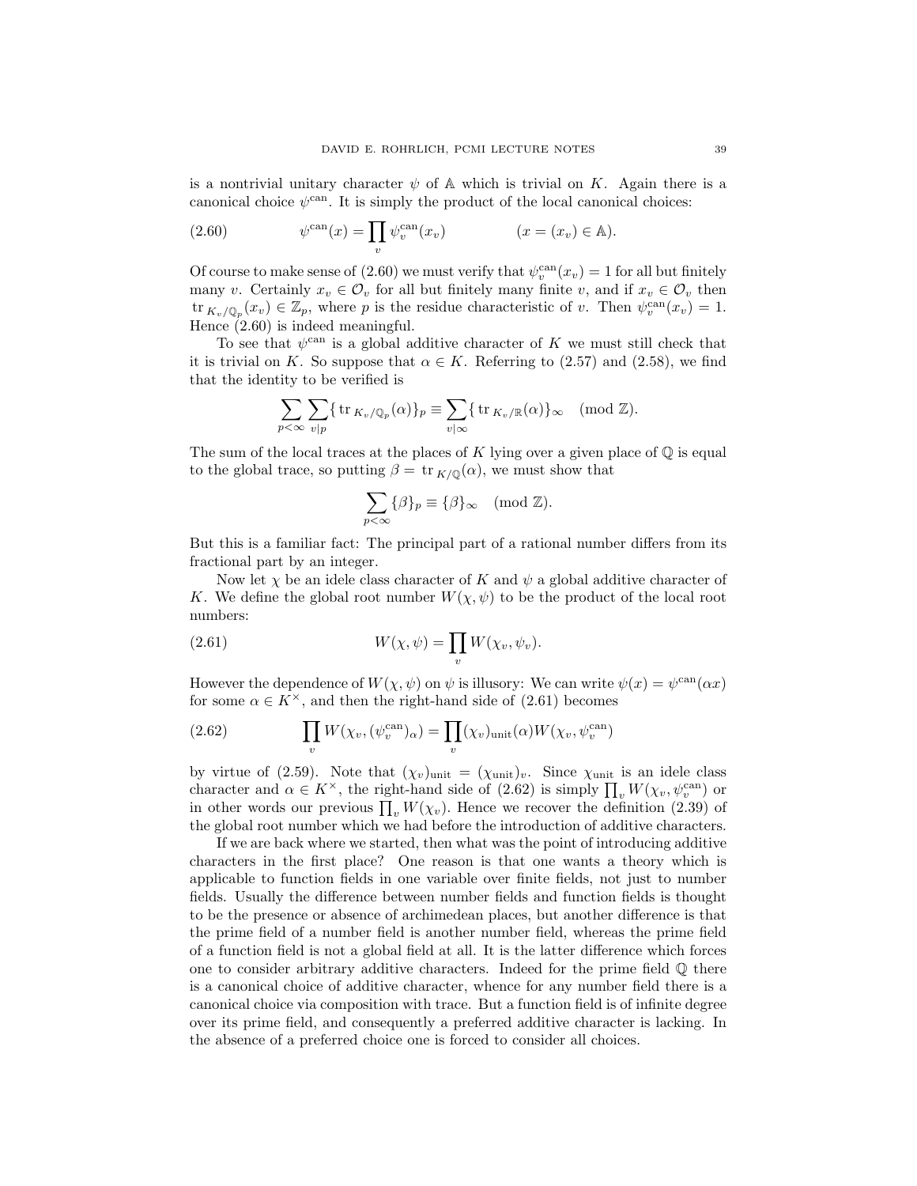is a nontrivial unitary character $\psi$ of $\mathbb{A}$ which is trivial on $K$. Again there is a canonical choice $\psi^{\mathrm{can}}$. It is simply the product of the local canonical choices:

$$\psi^{\mathrm{can}}(x) = \prod_v \psi_v^{\mathrm{can}}(x_v) \qquad\qquad (x = (x_v) \in \mathbb{A}). \tag{2.60}$$

Of course to make sense of (2.60) we must verify that $\psi_v^{\mathrm{can}}(x_v) = 1$ for all but finitely many $v$. Certainly $x_v \in \mathcal{O}_v$ for all but finitely many finite $v$, and if $x_v \in \mathcal{O}_v$ then $\mathrm{tr}_{K_v/\mathbb{Q}_p}(x_v) \in \mathbb{Z}_p$, where $p$ is the residue characteristic of $v$. Then $\psi_v^{\mathrm{can}}(x_v) = 1$. Hence (2.60) is indeed meaningful.

To see that $\psi^{\mathrm{can}}$ is a global additive character of $K$ we must still check that it is trivial on $K$. So suppose that $\alpha \in K$. Referring to (2.57) and (2.58), we find that the identity to be verified is

$$\sum_{p<\infty} \sum_{v|p} \{\,\mathrm{tr}_{K_v/\mathbb{Q}_p}(\alpha)\}_p \equiv \sum_{v|\infty} \{\,\mathrm{tr}_{K_v/\mathbb{R}}(\alpha)\}_\infty \pmod{\mathbb{Z}}.$$

The sum of the local traces at the places of $K$ lying over a given place of $\mathbb{Q}$ is equal to the global trace, so putting $\beta = \mathrm{tr}_{K/\mathbb{Q}}(\alpha)$, we must show that

$$\sum_{p<\infty} \{\beta\}_p \equiv \{\beta\}_\infty \pmod{\mathbb{Z}}.$$

But this is a familiar fact: The principal part of a rational number differs from its fractional part by an integer.

Now let $\chi$ be an idele class character of $K$ and $\psi$ a global additive character of $K$. We define the global root number $W(\chi, \psi)$ to be the product of the local root numbers:

$$W(\chi, \psi) = \prod_v W(\chi_v, \psi_v). \tag{2.61}$$

However the dependence of $W(\chi, \psi)$ on $\psi$ is illusory: We can write $\psi(x) = \psi^{\mathrm{can}}(\alpha x)$ for some $\alpha \in K^\times$, and then the right-hand side of (2.61) becomes

$$\prod_v W(\chi_v, (\psi_v^{\mathrm{can}})_\alpha) = \prod_v (\chi_v)_{\mathrm{unit}}(\alpha) W(\chi_v, \psi_v^{\mathrm{can}}) \tag{2.62}$$

by virtue of (2.59). Note that $(\chi_v)_{\mathrm{unit}} = (\chi_{\mathrm{unit}})_v$. Since $\chi_{\mathrm{unit}}$ is an idele class character and $\alpha \in K^\times$, the right-hand side of (2.62) is simply $\prod_v W(\chi_v, \psi_v^{\mathrm{can}})$ or in other words our previous $\prod_v W(\chi_v)$. Hence we recover the definition (2.39) of the global root number which we had before the introduction of additive characters.

If we are back where we started, then what was the point of introducing additive characters in the first place? One reason is that one wants a theory which is applicable to function fields in one variable over finite fields, not just to number fields. Usually the difference between number fields and function fields is thought to be the presence or absence of archimedean places, but another difference is that the prime field of a number field is another number field, whereas the prime field of a function field is not a global field at all. It is the latter difference which forces one to consider arbitrary additive characters. Indeed for the prime field $\mathbb{Q}$ there is a canonical choice of additive character, whence for any number field there is a canonical choice via composition with trace. But a function field is of infinite degree over its prime field, and consequently a preferred additive character is lacking. In the absence of a preferred choice one is forced to consider all choices.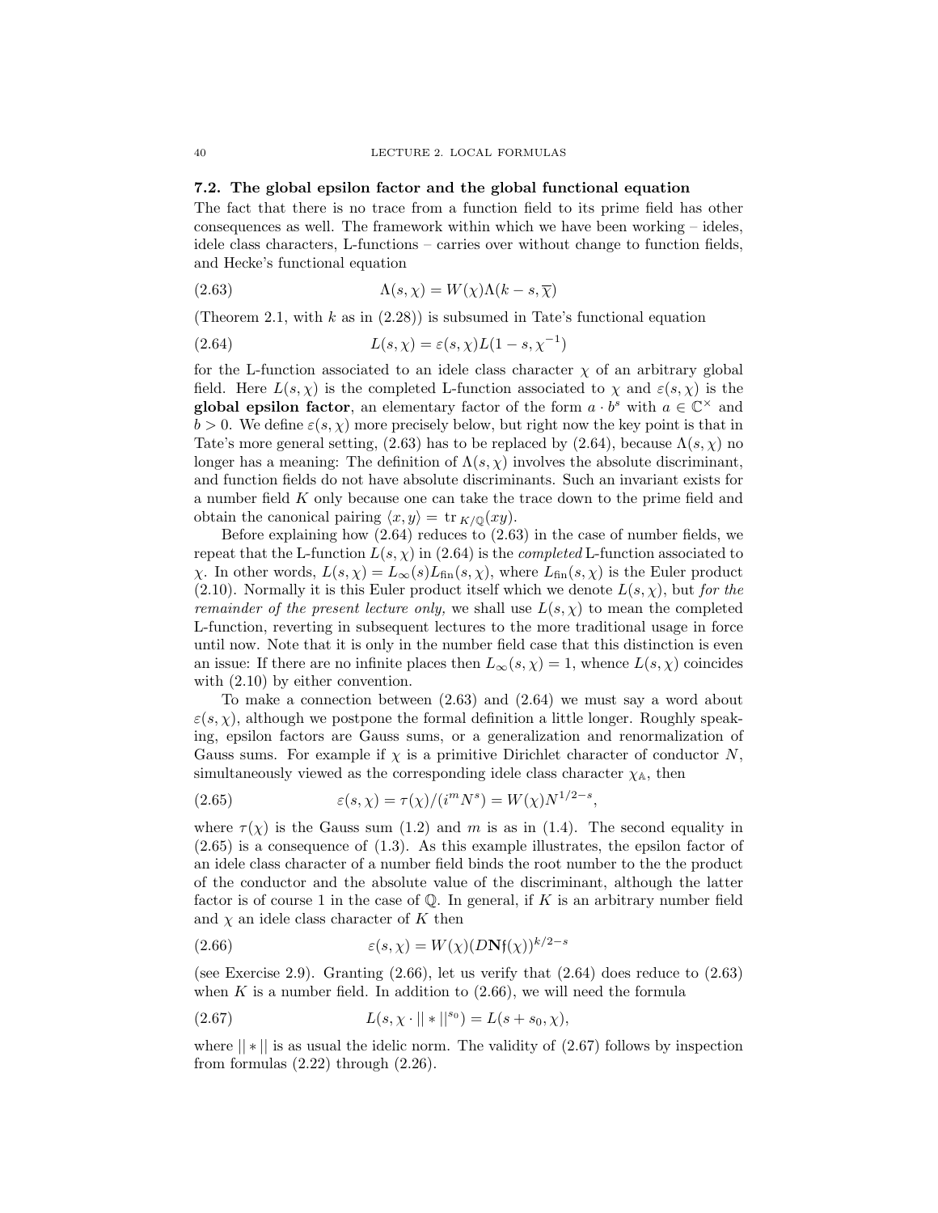### 7.2. The global epsilon factor and the global functional equation

The fact that there is no trace from a function field to its prime field has other consequences as well. The framework within which we have been working – ideles, idele class characters, L-functions – carries over without change to function fields, and Hecke's functional equation

$$\Lambda(s, \chi) = W(\chi)\Lambda(k - s, \overline{\chi}) \tag{2.63}$$

(Theorem 2.1, with $k$ as in (2.28)) is subsumed in Tate's functional equation

$$L(s, \chi) = \varepsilon(s, \chi)L(1 - s, \chi^{-1}) \tag{2.64}$$

for the L-function associated to an idele class character $\chi$ of an arbitrary global field. Here $L(s, \chi)$ is the completed L-function associated to $\chi$ and $\varepsilon(s, \chi)$ is the **global epsilon factor**, an elementary factor of the form $a \cdot b^s$ with $a \in \mathbb{C}^\times$ and $b > 0$. We define $\varepsilon(s, \chi)$ more precisely below, but right now the key point is that in Tate's more general setting, (2.63) has to be replaced by (2.64), because $\Lambda(s, \chi)$ no longer has a meaning: The definition of $\Lambda(s, \chi)$ involves the absolute discriminant, and function fields do not have absolute discriminants. Such an invariant exists for a number field $K$ only because one can take the trace down to the prime field and obtain the canonical pairing $\langle x, y \rangle = \text{tr}_{K/\mathbb{Q}}(xy)$.

Before explaining how (2.64) reduces to (2.63) in the case of number fields, we repeat that the L-function $L(s, \chi)$ in (2.64) is the *completed* L-function associated to $\chi$. In other words, $L(s, \chi) = L_\infty(s)L_{\text{fin}}(s, \chi)$, where $L_{\text{fin}}(s, \chi)$ is the Euler product (2.10). Normally it is this Euler product itself which we denote $L(s, \chi)$, but *for the remainder of the present lecture only,* we shall use $L(s, \chi)$ to mean the completed L-function, reverting in subsequent lectures to the more traditional usage in force until now. Note that it is only in the number field case that this distinction is even an issue: If there are no infinite places then $L_\infty(s, \chi) = 1$, whence $L(s, \chi)$ coincides with (2.10) by either convention.

To make a connection between (2.63) and (2.64) we must say a word about $\varepsilon(s, \chi)$, although we postpone the formal definition a little longer. Roughly speaking, epsilon factors are Gauss sums, or a generalization and renormalization of Gauss sums. For example if $\chi$ is a primitive Dirichlet character of conductor $N$, simultaneously viewed as the corresponding idele class character $\chi_{\mathbb{A}}$, then

$$\varepsilon(s, \chi) = \tau(\chi)/(i^m N^s) = W(\chi)N^{1/2-s}, \tag{2.65}$$

where $\tau(\chi)$ is the Gauss sum (1.2) and $m$ is as in (1.4). The second equality in (2.65) is a consequence of (1.3). As this example illustrates, the epsilon factor of an idele class character of a number field binds the root number to the the product of the conductor and the absolute value of the discriminant, although the latter factor is of course 1 in the case of $\mathbb{Q}$. In general, if $K$ is an arbitrary number field and $\chi$ an idele class character of $K$ then

$$\varepsilon(s, \chi) = W(\chi)(D\mathbf{N}\mathfrak{f}(\chi))^{k/2-s} \tag{2.66}$$

(see Exercise 2.9). Granting (2.66), let us verify that (2.64) does reduce to (2.63) when $K$ is a number field. In addition to (2.66), we will need the formula

$$L(s, \chi \cdot ||*||^{s_0}) = L(s + s_0, \chi), \tag{2.67}$$

where $||*||$ is as usual the idelic norm. The validity of (2.67) follows by inspection from formulas (2.22) through (2.26).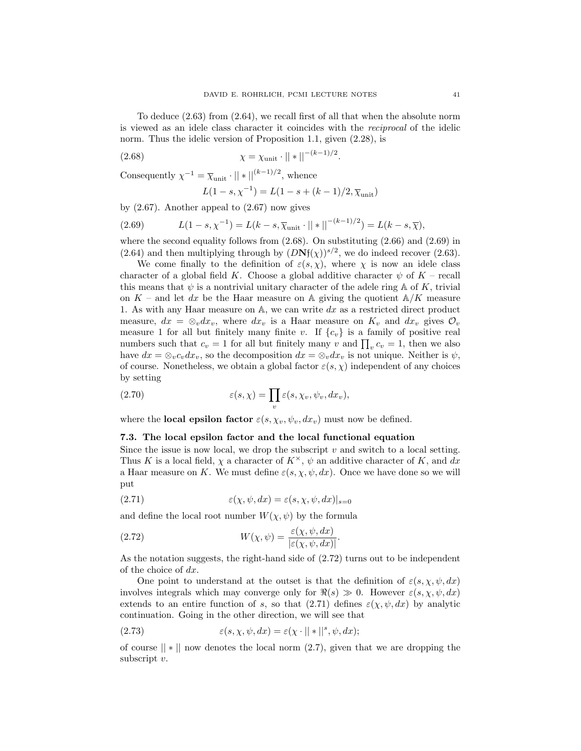To deduce (2.63) from (2.64), we recall first of all that when the absolute norm is viewed as an idele class character it coincides with the *reciprocal* of the idelic norm. Thus the idelic version of Proposition 1.1, given (2.28), is

$$\chi = \chi_{\text{unit}} \cdot ||*||^{-(k-1)/2}. \tag{2.68}$$

Consequently $\chi^{-1} = \overline{\chi}_{\text{unit}} \cdot ||*||^{(k-1)/2}$, whence

$$L(1-s, \chi^{-1}) = L(1-s+(k-1)/2, \overline{\chi}_{\text{unit}})$$

by (2.67). Another appeal to (2.67) now gives

$$L(1-s,\chi^{-1}) = L(k-s, \overline{\chi}_{\text{unit}} \cdot ||*||^{-(k-1)/2}) = L(k-s, \overline{\chi}), \tag{2.69}$$

where the second equality follows from (2.68). On substituting (2.66) and (2.69) in (2.64) and then multiplying through by $(D\mathbf{N}\mathfrak{f}(\chi))^{s/2}$, we do indeed recover (2.63).

We come finally to the definition of $\varepsilon(s,\chi)$, where $\chi$ is now an idele class character of a global field $K$. Choose a global additive character $\psi$ of $K$ – recall this means that $\psi$ is a nontrivial unitary character of the adele ring $\mathbb{A}$ of $K$, trivial on $K$ – and let $dx$ be the Haar measure on $\mathbb{A}$ giving the quotient $\mathbb{A}/K$ measure 1. As with any Haar measure on $\mathbb{A}$, we can write $dx$ as a restricted direct product measure, $dx = \otimes_v dx_v$, where $dx_v$ is a Haar measure on $K_v$ and $dx_v$ gives $\mathcal{O}_v$ measure 1 for all but finitely many finite $v$. If $\{c_v\}$ is a family of positive real numbers such that $c_v = 1$ for all but finitely many $v$ and $\prod_v c_v = 1$, then we also have $dx = \otimes_v c_v dx_v$, so the decomposition $dx = \otimes_v dx_v$ is not unique. Neither is $\psi$, of course. Nonetheless, we obtain a global factor $\varepsilon(s,\chi)$ independent of any choices by setting

$$\varepsilon(s,\chi) = \prod_v \varepsilon(s, \chi_v, \psi_v, dx_v), \tag{2.70}$$

where the **local epsilon factor** $\varepsilon(s,\chi_v,\psi_v,dx_v)$ must now be defined.

### 7.3. The local epsilon factor and the local functional equation

Since the issue is now local, we drop the subscript $v$ and switch to a local setting. Thus $K$ is a local field, $\chi$ a character of $K^\times$, $\psi$ an additive character of $K$, and $dx$ a Haar measure on $K$. We must define $\varepsilon(s,\chi,\psi,dx)$. Once we have done so we will put

$$\varepsilon(\chi,\psi,dx) = \varepsilon(s,\chi,\psi,dx)|_{s=0} \tag{2.71}$$

and define the local root number $W(\chi,\psi)$ by the formula

$$W(\chi,\psi) = \frac{\varepsilon(\chi,\psi,dx)}{|\varepsilon(\chi,\psi,dx)|}. \tag{2.72}$$

As the notation suggests, the right-hand side of (2.72) turns out to be independent of the choice of $dx$.

One point to understand at the outset is that the definition of $\varepsilon(s,\chi,\psi,dx)$ involves integrals which may converge only for $\Re(s) \gg 0$. However $\varepsilon(s,\chi,\psi,dx)$ extends to an entire function of $s$, so that (2.71) defines $\varepsilon(\chi,\psi,dx)$ by analytic continuation. Going in the other direction, we will see that

$$\varepsilon(s,\chi,\psi,dx) = \varepsilon(\chi \cdot ||*||^s, \psi, dx); \tag{2.73}$$

of course $||*||$ now denotes the local norm (2.7), given that we are dropping the subscript $v$.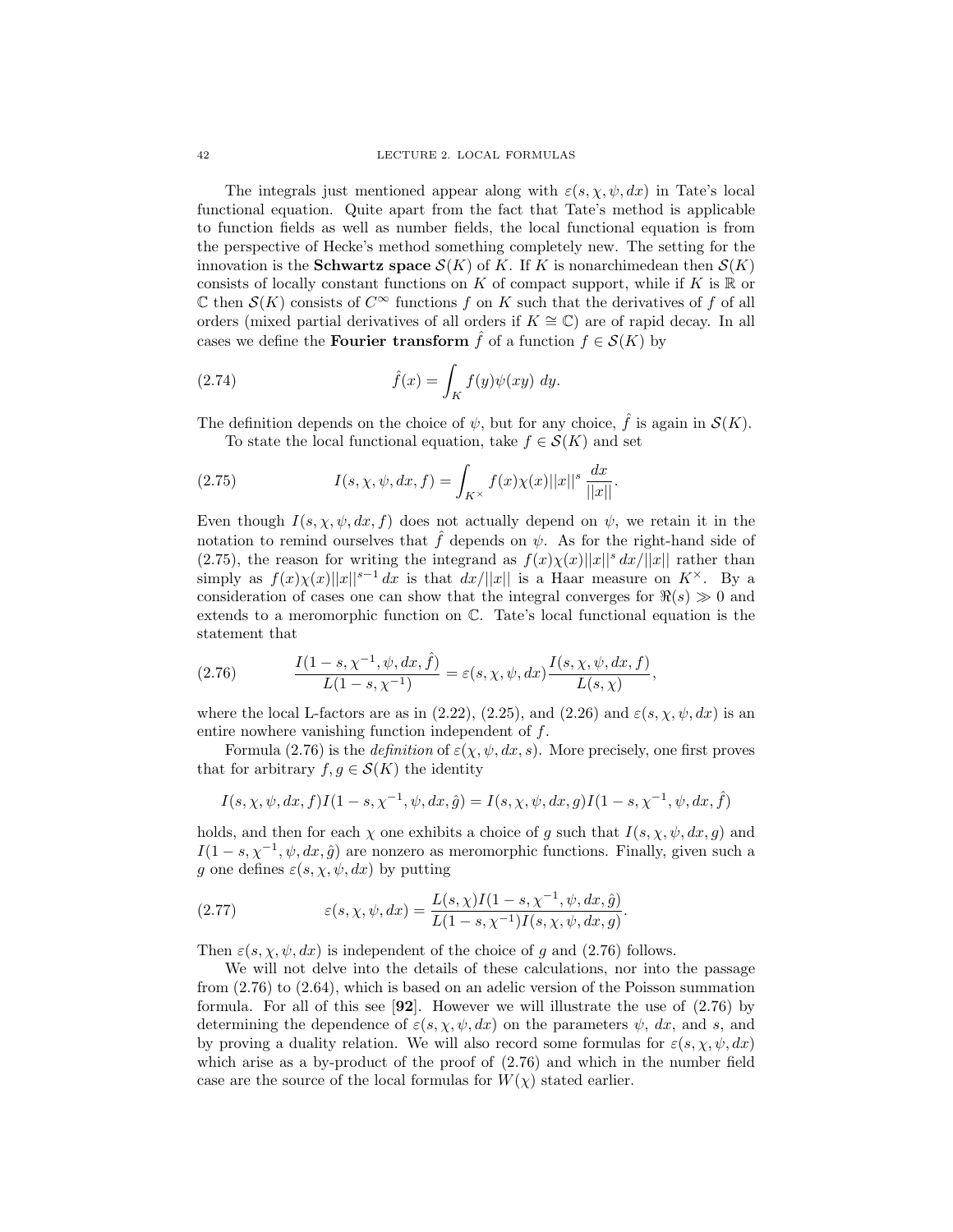The integrals just mentioned appear along with $\varepsilon(s, \chi, \psi, dx)$ in Tate's local functional equation. Quite apart from the fact that Tate's method is applicable to function fields as well as number fields, the local functional equation is from the perspective of Hecke's method something completely new. The setting for the innovation is the **Schwartz space** $\mathcal{S}(K)$ of $K$. If $K$ is nonarchimedean then $\mathcal{S}(K)$ consists of locally constant functions on $K$ of compact support, while if $K$ is $\mathbb{R}$ or $\mathbb{C}$ then $\mathcal{S}(K)$ consists of $C^\infty$ functions $f$ on $K$ such that the derivatives of $f$ of all orders (mixed partial derivatives of all orders if $K \cong \mathbb{C}$) are of rapid decay. In all cases we define the **Fourier transform** $\hat{f}$ of a function $f \in \mathcal{S}(K)$ by

$$\hat{f}(x) = \int_K f(y)\psi(xy)\ dy. \tag{2.74}$$

The definition depends on the choice of $\psi$, but for any choice, $\hat{f}$ is again in $\mathcal{S}(K)$.

To state the local functional equation, take $f \in \mathcal{S}(K)$ and set

$$I(s, \chi, \psi, dx, f) = \int_{K^\times} f(x)\chi(x)||x||^s \frac{dx}{||x||}. \tag{2.75}$$

Even though $I(s, \chi, \psi, dx, f)$ does not actually depend on $\psi$, we retain it in the notation to remind ourselves that $\hat{f}$ depends on $\psi$. As for the right-hand side of (2.75), the reason for writing the integrand as $f(x)\chi(x)||x||^s\, dx/||x||$ rather than simply as $f(x)\chi(x)||x||^{s-1}\, dx$ is that $dx/||x||$ is a Haar measure on $K^\times$. By a consideration of cases one can show that the integral converges for $\Re(s) \gg 0$ and extends to a meromorphic function on $\mathbb{C}$. Tate's local functional equation is the statement that

$$\frac{I(1-s, \chi^{-1}, \psi, dx, \hat{f})}{L(1-s, \chi^{-1})} = \varepsilon(s, \chi, \psi, dx)\frac{I(s, \chi, \psi, dx, f)}{L(s, \chi)}, \tag{2.76}$$

where the local L-factors are as in (2.22), (2.25), and (2.26) and $\varepsilon(s, \chi, \psi, dx)$ is an entire nowhere vanishing function independent of $f$.

Formula (2.76) is the *definition* of $\varepsilon(\chi, \psi, dx, s)$. More precisely, one first proves that for arbitrary $f, g \in \mathcal{S}(K)$ the identity

$$I(s, \chi, \psi, dx, f)I(1-s, \chi^{-1}, \psi, dx, \hat{g}) = I(s, \chi, \psi, dx, g)I(1-s, \chi^{-1}, \psi, dx, \hat{f})$$

holds, and then for each $\chi$ one exhibits a choice of $g$ such that $I(s, \chi, \psi, dx, g)$ and $I(1-s, \chi^{-1}, \psi, dx, \hat{g})$ are nonzero as meromorphic functions. Finally, given such a $g$ one defines $\varepsilon(s, \chi, \psi, dx)$ by putting

$$\varepsilon(s, \chi, \psi, dx) = \frac{L(s, \chi)I(1-s, \chi^{-1}, \psi, dx, \hat{g})}{L(1-s, \chi^{-1})I(s, \chi, \psi, dx, g)}. \tag{2.77}$$

Then $\varepsilon(s, \chi, \psi, dx)$ is independent of the choice of $g$ and (2.76) follows.

We will not delve into the details of these calculations, nor into the passage from (2.76) to (2.64), which is based on an adelic version of the Poisson summation formula. For all of this see [**92**]. However we will illustrate the use of (2.76) by determining the dependence of $\varepsilon(s, \chi, \psi, dx)$ on the parameters $\psi$, $dx$, and $s$, and by proving a duality relation. We will also record some formulas for $\varepsilon(s, \chi, \psi, dx)$ which arise as a by-product of the proof of (2.76) and which in the number field case are the source of the local formulas for $W(\chi)$ stated earlier.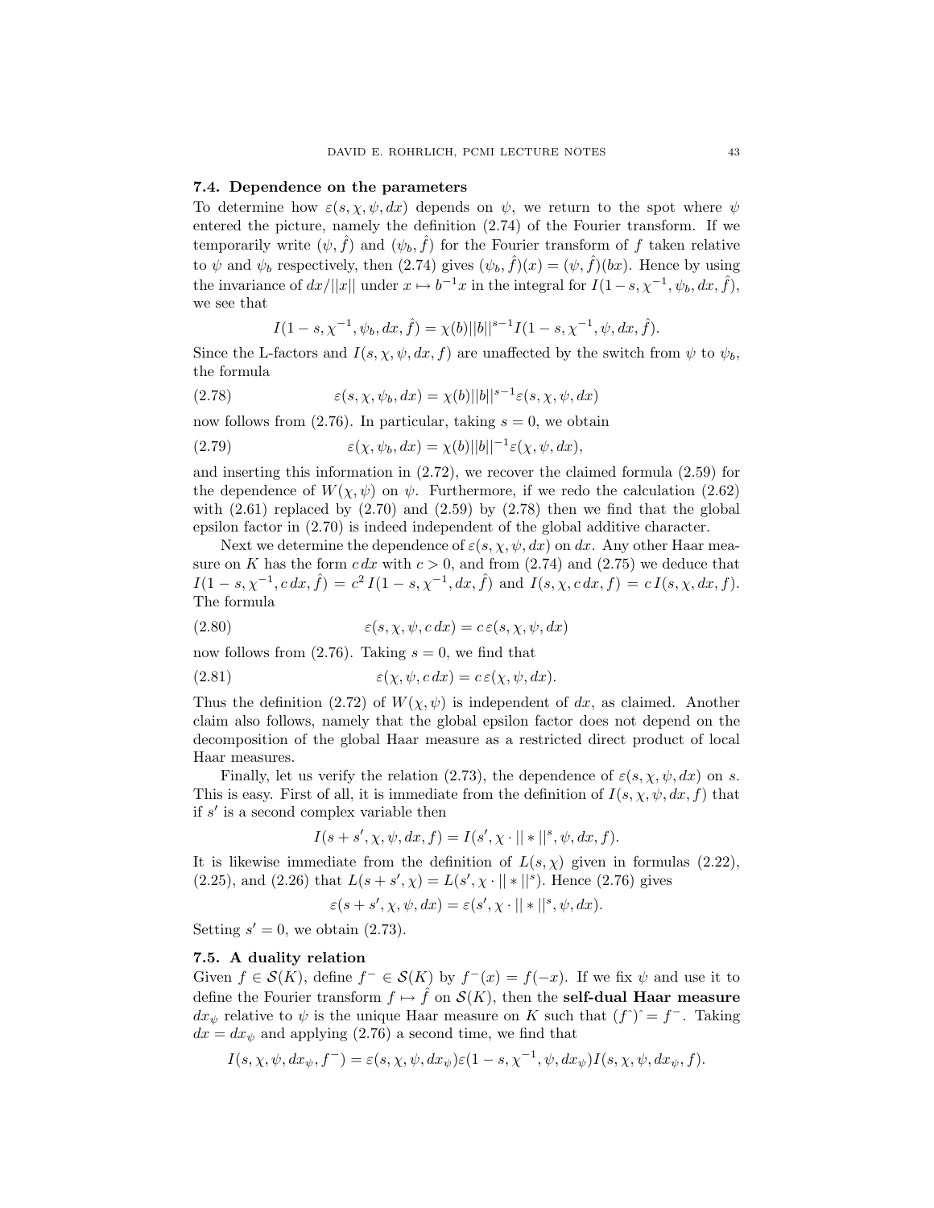### 7.4. Dependence on the parameters

To determine how $\varepsilon(s, \chi, \psi, dx)$ depends on $\psi$, we return to the spot where $\psi$ entered the picture, namely the definition (2.74) of the Fourier transform. If we temporarily write $(\psi, \hat{f})$ and $(\psi_b, \hat{f})$ for the Fourier transform of $f$ taken relative to $\psi$ and $\psi_b$ respectively, then (2.74) gives $(\psi_b, \hat{f})(x) = (\psi, \hat{f})(bx)$. Hence by using the invariance of $dx/||x||$ under $x \mapsto b^{-1}x$ in the integral for $I(1-s, \chi^{-1}, \psi_b, dx, \hat{f})$, we see that

$$I(1-s, \chi^{-1}, \psi_b, dx, \hat{f}) = \chi(b)||b||^{s-1} I(1-s, \chi^{-1}, \psi, dx, \hat{f}).$$

Since the L-factors and $I(s, \chi, \psi, dx, f)$ are unaffected by the switch from $\psi$ to $\psi_b$, the formula

$$\varepsilon(s, \chi, \psi_b, dx) = \chi(b)||b||^{s-1}\varepsilon(s, \chi, \psi, dx) \tag{2.78}$$

now follows from (2.76). In particular, taking $s = 0$, we obtain

$$\varepsilon(\chi, \psi_b, dx) = \chi(b)||b||^{-1}\varepsilon(\chi, \psi, dx), \tag{2.79}$$

and inserting this information in (2.72), we recover the claimed formula (2.59) for the dependence of $W(\chi, \psi)$ on $\psi$. Furthermore, if we redo the calculation (2.62) with (2.61) replaced by (2.70) and (2.59) by (2.78) then we find that the global epsilon factor in (2.70) is indeed independent of the global additive character.

Next we determine the dependence of $\varepsilon(s, \chi, \psi, dx)$ on $dx$. Any other Haar measure on $K$ has the form $c\,dx$ with $c > 0$, and from (2.74) and (2.75) we deduce that $I(1-s, \chi^{-1}, c\,dx, \hat{f}) = c^2\, I(1-s, \chi^{-1}, dx, \hat{f})$ and $I(s, \chi, c\,dx, f) = c\, I(s, \chi, dx, f)$. The formula

$$\varepsilon(s, \chi, \psi, c\,dx) = c\,\varepsilon(s, \chi, \psi, dx) \tag{2.80}$$

now follows from (2.76). Taking $s = 0$, we find that

$$\varepsilon(\chi, \psi, c\,dx) = c\,\varepsilon(\chi, \psi, dx). \tag{2.81}$$

Thus the definition (2.72) of $W(\chi, \psi)$ is independent of $dx$, as claimed. Another claim also follows, namely that the global epsilon factor does not depend on the decomposition of the global Haar measure as a restricted direct product of local Haar measures.

Finally, let us verify the relation (2.73), the dependence of $\varepsilon(s, \chi, \psi, dx)$ on $s$. This is easy. First of all, it is immediate from the definition of $I(s, \chi, \psi, dx, f)$ that if $s'$ is a second complex variable then

$$I(s + s', \chi, \psi, dx, f) = I(s', \chi \cdot || * ||^s, \psi, dx, f).$$

It is likewise immediate from the definition of $L(s, \chi)$ given in formulas (2.22), (2.25), and (2.26) that $L(s + s', \chi) = L(s', \chi \cdot || * ||^s)$. Hence (2.76) gives

$$\varepsilon(s + s', \chi, \psi, dx) = \varepsilon(s', \chi \cdot || * ||^s, \psi, dx).$$

Setting $s' = 0$, we obtain (2.73).

### 7.5. A duality relation

Given $f \in \mathcal{S}(K)$, define $f^- \in \mathcal{S}(K)$ by $f^-(x) = f(-x)$. If we fix $\psi$ and use it to define the Fourier transform $f \mapsto \hat{f}$ on $\mathcal{S}(K)$, then the **self-dual Haar measure** $dx_\psi$ relative to $\psi$ is the unique Haar measure on $K$ such that $(f\hat{\ })\hat{\ } = f^-$. Taking $dx = dx_\psi$ and applying (2.76) a second time, we find that

$$I(s, \chi, \psi, dx_\psi, f^-) = \varepsilon(s, \chi, \psi, dx_\psi)\varepsilon(1-s, \chi^{-1}, \psi, dx_\psi)I(s, \chi, \psi, dx_\psi, f).$$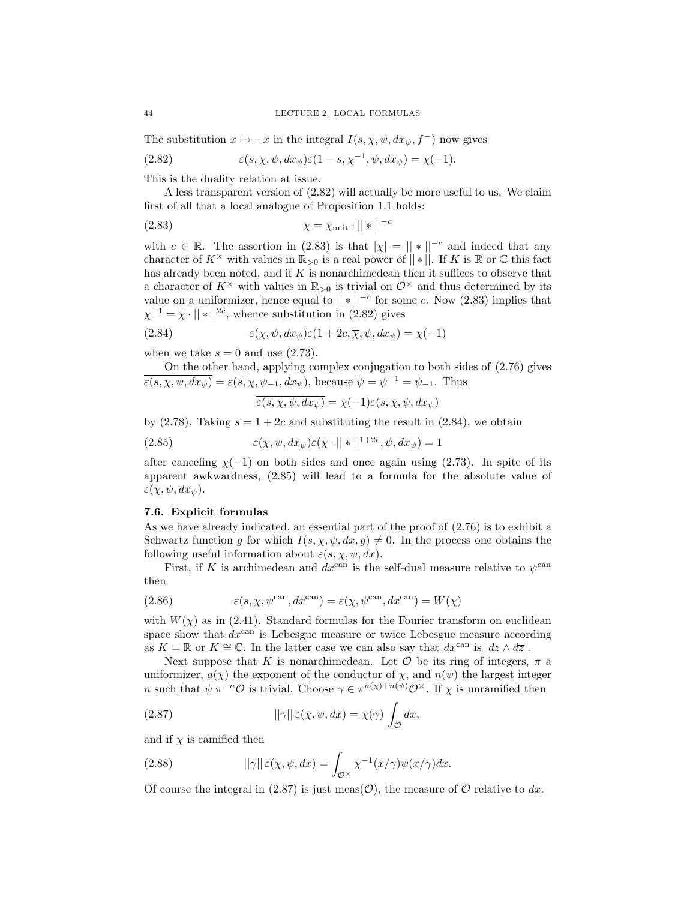The substitution $x \mapsto -x$ in the integral $I(s, \chi, \psi, dx_\psi, f^-)$ now gives

$$\varepsilon(s, \chi, \psi, dx_\psi)\varepsilon(1 - s, \chi^{-1}, \psi, dx_\psi) = \chi(-1). \tag{2.82}$$

This is the duality relation at issue.

A less transparent version of (2.82) will actually be more useful to us. We claim first of all that a local analogue of Proposition 1.1 holds:

$$\chi = \chi_{\text{unit}} \cdot ||*||^{-c} \tag{2.83}$$

with $c \in \mathbb{R}$. The assertion in (2.83) is that $|\chi| = ||*||^{-c}$ and indeed that any character of $K^\times$ with values in $\mathbb{R}_{>0}$ is a real power of $||*||$. If $K$ is $\mathbb{R}$ or $\mathbb{C}$ this fact has already been noted, and if $K$ is nonarchimedean then it suffices to observe that a character of $K^\times$ with values in $\mathbb{R}_{>0}$ is trivial on $\mathcal{O}^\times$ and thus determined by its value on a uniformizer, hence equal to $||*||^{-c}$ for some $c$. Now (2.83) implies that $\chi^{-1} = \overline{\chi} \cdot ||*||^{2c}$, whence substitution in (2.82) gives

$$\varepsilon(\chi, \psi, dx_\psi)\varepsilon(1 + 2c, \overline{\chi}, \psi, dx_\psi) = \chi(-1) \tag{2.84}$$

when we take $s = 0$ and use (2.73).

On the other hand, applying complex conjugation to both sides of (2.76) gives $\overline{\varepsilon(s, \chi, \psi, dx_\psi)} = \varepsilon(\overline{s}, \overline{\chi}, \psi_{-1}, dx_\psi)$, because $\overline{\psi} = \psi^{-1} = \psi_{-1}$. Thus

$$\overline{\varepsilon(s, \chi, \psi, dx_\psi)} = \chi(-1)\varepsilon(\overline{s}, \overline{\chi}, \psi, dx_\psi)$$

by (2.78). Taking $s = 1 + 2c$ and substituting the result in (2.84), we obtain

$$\varepsilon(\chi, \psi, dx_\psi)\overline{\varepsilon(\chi \cdot ||*||^{1+2c}, \psi, dx_\psi)} = 1 \tag{2.85}$$

after canceling $\chi(-1)$ on both sides and once again using (2.73). In spite of its apparent awkwardness, (2.85) will lead to a formula for the absolute value of $\varepsilon(\chi, \psi, dx_\psi)$.

### 7.6. Explicit formulas

As we have already indicated, an essential part of the proof of (2.76) is to exhibit a Schwartz function $g$ for which $I(s, \chi, \psi, dx, g) \neq 0$. In the process one obtains the following useful information about $\varepsilon(s, \chi, \psi, dx)$.

First, if $K$ is archimedean and $dx^{\text{can}}$ is the self-dual measure relative to $\psi^{\text{can}}$ then

$$\varepsilon(s, \chi, \psi^{\text{can}}, dx^{\text{can}}) = \varepsilon(\chi, \psi^{\text{can}}, dx^{\text{can}}) = W(\chi) \tag{2.86}$$

with $W(\chi)$ as in (2.41). Standard formulas for the Fourier transform on euclidean space show that $dx^{\text{can}}$ is Lebesgue measure or twice Lebesgue measure according as $K = \mathbb{R}$ or $K \cong \mathbb{C}$. In the latter case we can also say that $dx^{\text{can}}$ is $|dz \wedge d\overline{z}|$.

Next suppose that $K$ is nonarchimedean. Let $\mathcal{O}$ be its ring of integers, $\pi$ a uniformizer, $a(\chi)$ the exponent of the conductor of $\chi$, and $n(\psi)$ the largest integer $n$ such that $\psi|\pi^{-n}\mathcal{O}$ is trivial. Choose $\gamma \in \pi^{a(\chi)+n(\psi)}\mathcal{O}^\times$. If $\chi$ is unramified then

$$||\gamma||\,\varepsilon(\chi, \psi, dx) = \chi(\gamma) \int_{\mathcal{O}} dx, \tag{2.87}$$

and if $\chi$ is ramified then

$$||\gamma||\,\varepsilon(\chi, \psi, dx) = \int_{\mathcal{O}^\times} \chi^{-1}(x/\gamma)\psi(x/\gamma)dx. \tag{2.88}$$

Of course the integral in (2.87) is just $\text{meas}(\mathcal{O})$, the measure of $\mathcal{O}$ relative to $dx$.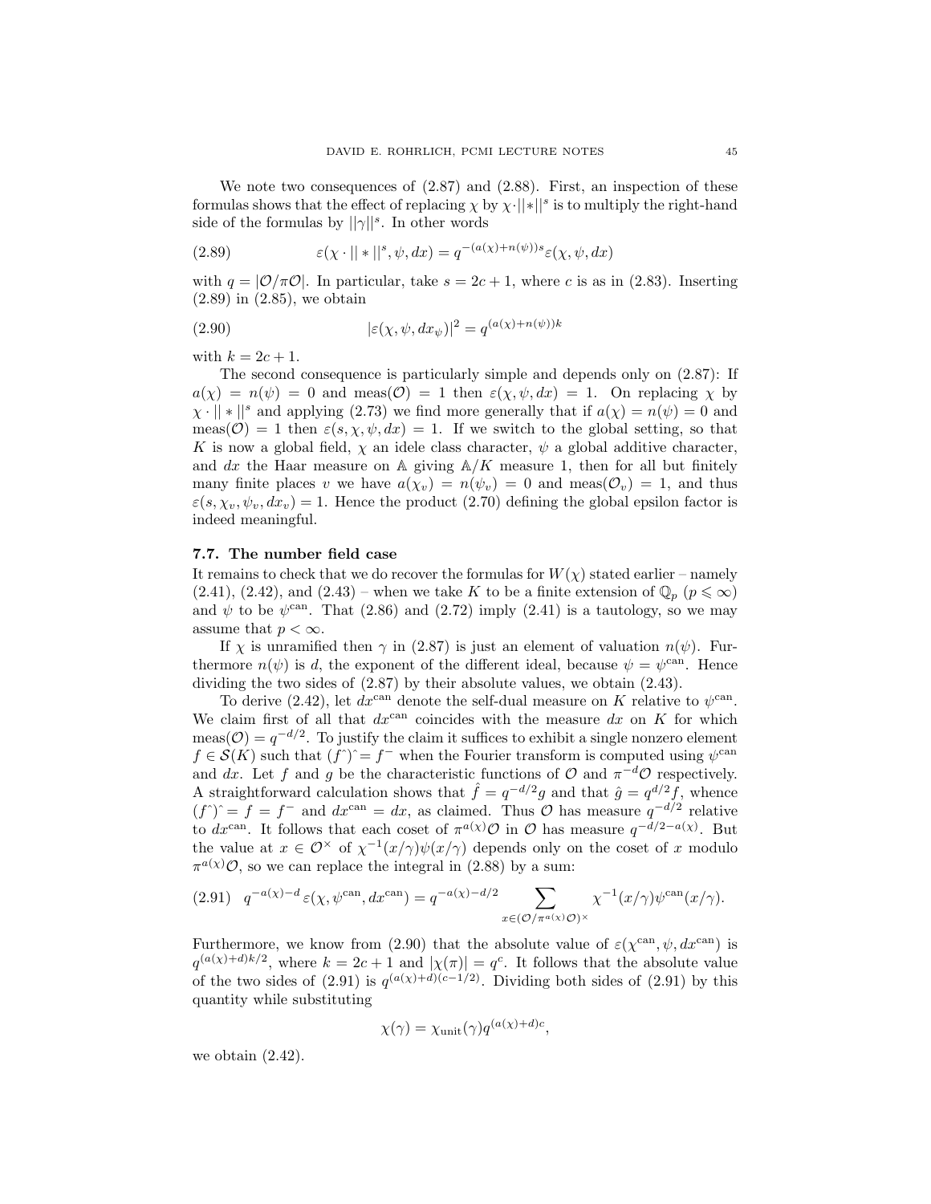We note two consequences of (2.87) and (2.88). First, an inspection of these formulas shows that the effect of replacing $\chi$ by $\chi \cdot ||*||^s$ is to multiply the right-hand side of the formulas by $||\gamma||^s$. In other words

$$\varepsilon(\chi \cdot ||*||^s, \psi, dx) = q^{-(a(\chi)+n(\psi))s}\varepsilon(\chi, \psi, dx) \tag{2.89}$$

with $q = |\mathcal{O}/\pi\mathcal{O}|$. In particular, take $s = 2c+1$, where $c$ is as in (2.83). Inserting (2.89) in (2.85), we obtain

$$|\varepsilon(\chi, \psi, dx_\psi)|^2 = q^{(a(\chi)+n(\psi))k} \tag{2.90}$$

with $k = 2c+1$.

The second consequence is particularly simple and depends only on (2.87): If $a(\chi) = n(\psi) = 0$ and $\text{meas}(\mathcal{O}) = 1$ then $\varepsilon(\chi, \psi, dx) = 1$. On replacing $\chi$ by $\chi \cdot ||*||^s$ and applying (2.73) we find more generally that if $a(\chi) = n(\psi) = 0$ and $\text{meas}(\mathcal{O}) = 1$ then $\varepsilon(s, \chi, \psi, dx) = 1$. If we switch to the global setting, so that $K$ is now a global field, $\chi$ an idele class character, $\psi$ a global additive character, and $dx$ the Haar measure on $\mathbb{A}$ giving $\mathbb{A}/K$ measure 1, then for all but finitely many finite places $v$ we have $a(\chi_v) = n(\psi_v) = 0$ and $\text{meas}(\mathcal{O}_v) = 1$, and thus $\varepsilon(s, \chi_v, \psi_v, dx_v) = 1$. Hence the product (2.70) defining the global epsilon factor is indeed meaningful.

### 7.7. The number field case

It remains to check that we do recover the formulas for $W(\chi)$ stated earlier – namely (2.41), (2.42), and (2.43) – when we take $K$ to be a finite extension of $\mathbb{Q}_p$ ($p \leqslant \infty$) and $\psi$ to be $\psi^{\text{can}}$. That (2.86) and (2.72) imply (2.41) is a tautology, so we may assume that $p < \infty$.

If $\chi$ is unramified then $\gamma$ in (2.87) is just an element of valuation $n(\psi)$. Furthermore $n(\psi)$ is $d$, the exponent of the different ideal, because $\psi = \psi^{\text{can}}$. Hence dividing the two sides of (2.87) by their absolute values, we obtain (2.43).

To derive (2.42), let $dx^{\text{can}}$ denote the self-dual measure on $K$ relative to $\psi^{\text{can}}$. We claim first of all that $dx^{\text{can}}$ coincides with the measure $dx$ on $K$ for which $\text{meas}(\mathcal{O}) = q^{-d/2}$. To justify the claim it suffices to exhibit a single nonzero element $f \in \mathcal{S}(K)$ such that $(f^\wedge)^\wedge = f^-$ when the Fourier transform is computed using $\psi^{\text{can}}$ and $dx$. Let $f$ and $g$ be the characteristic functions of $\mathcal{O}$ and $\pi^{-d}\mathcal{O}$ respectively. A straightforward calculation shows that $\hat{f} = q^{-d/2}g$ and that $\hat{g} = q^{d/2}f$, whence $(f^\wedge)^\wedge = f = f^-$ and $dx^{\text{can}} = dx$, as claimed. Thus $\mathcal{O}$ has measure $q^{-d/2}$ relative to $dx^{\text{can}}$. It follows that each coset of $\pi^{a(\chi)}\mathcal{O}$ in $\mathcal{O}$ has measure $q^{-d/2-a(\chi)}$. But the value at $x \in \mathcal{O}^\times$ of $\chi^{-1}(x/\gamma)\psi(x/\gamma)$ depends only on the coset of $x$ modulo $\pi^{a(\chi)}\mathcal{O}$, so we can replace the integral in (2.88) by a sum:

$$q^{-a(\chi)-d}\,\varepsilon(\chi, \psi^{\text{can}}, dx^{\text{can}}) = q^{-a(\chi)-d/2} \sum_{x \in (\mathcal{O}/\pi^{a(\chi)}\mathcal{O})^\times} \chi^{-1}(x/\gamma)\psi^{\text{can}}(x/\gamma). \tag{2.91}$$

Furthermore, we know from (2.90) that the absolute value of $\varepsilon(\chi^{\text{can}}, \psi, dx^{\text{can}})$ is $q^{(a(\chi)+d)k/2}$, where $k = 2c+1$ and $|\chi(\pi)| = q^c$. It follows that the absolute value of the two sides of (2.91) is $q^{(a(\chi)+d)(c-1/2)}$. Dividing both sides of (2.91) by this quantity while substituting

$$\chi(\gamma) = \chi_{\text{unit}}(\gamma)q^{(a(\chi)+d)c},$$

we obtain (2.42).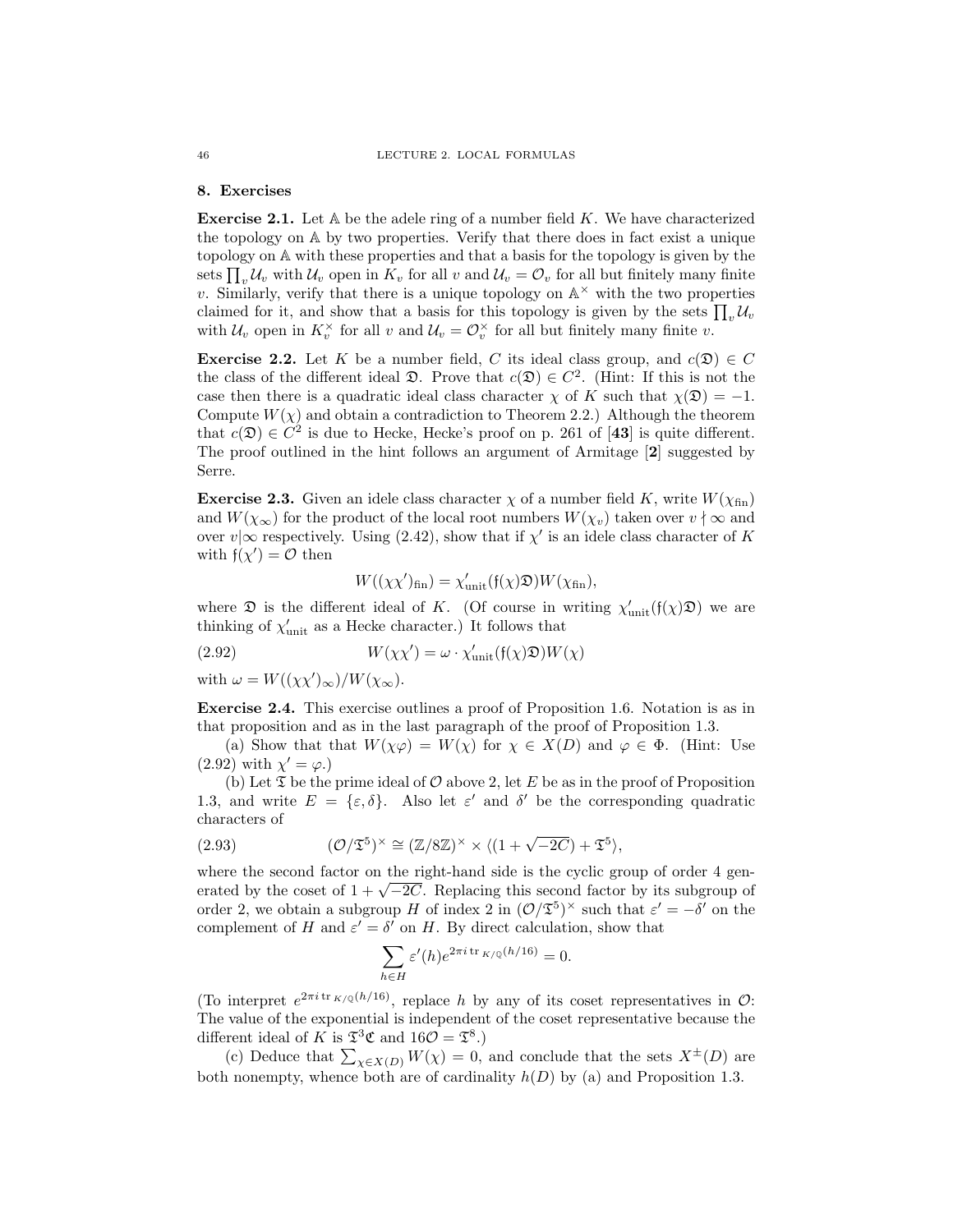## 8. Exercises

**Exercise 2.1.** Let $\mathbb{A}$ be the adele ring of a number field $K$. We have characterized the topology on $\mathbb{A}$ by two properties. Verify that there does in fact exist a unique topology on $\mathbb{A}$ with these properties and that a basis for the topology is given by the sets $\prod_v \mathcal{U}_v$ with $\mathcal{U}_v$ open in $K_v$ for all $v$ and $\mathcal{U}_v = \mathcal{O}_v$ for all but finitely many finite $v$. Similarly, verify that there is a unique topology on $\mathbb{A}^\times$ with the two properties claimed for it, and show that a basis for this topology is given by the sets $\prod_v \mathcal{U}_v$ with $\mathcal{U}_v$ open in $K_v^\times$ for all $v$ and $\mathcal{U}_v = \mathcal{O}_v^\times$ for all but finitely many finite $v$.

**Exercise 2.2.** Let $K$ be a number field, $C$ its ideal class group, and $c(\mathfrak{D}) \in C$ the class of the different ideal $\mathfrak{D}$. Prove that $c(\mathfrak{D}) \in C^2$. (Hint: If this is not the case then there is a quadratic ideal class character $\chi$ of $K$ such that $\chi(\mathfrak{D}) = -1$. Compute $W(\chi)$ and obtain a contradiction to Theorem 2.2.) Although the theorem that $c(\mathfrak{D}) \in C^2$ is due to Hecke, Hecke's proof on p. 261 of [**43**] is quite different. The proof outlined in the hint follows an argument of Armitage [**2**] suggested by Serre.

**Exercise 2.3.** Given an idele class character $\chi$ of a number field $K$, write $W(\chi_{\text{fin}})$ and $W(\chi_\infty)$ for the product of the local root numbers $W(\chi_v)$ taken over $v \nmid \infty$ and over $v | \infty$ respectively. Using (2.42), show that if $\chi'$ is an idele class character of $K$ with $\mathfrak{f}(\chi') = \mathcal{O}$ then

$$W((\chi\chi')_{\text{fin}}) = \chi'_{\text{unit}}(\mathfrak{f}(\chi)\mathfrak{D})W(\chi_{\text{fin}}),$$

where $\mathfrak{D}$ is the different ideal of $K$. (Of course in writing $\chi'_{\text{unit}}(\mathfrak{f}(\chi)\mathfrak{D})$ we are thinking of $\chi'_{\text{unit}}$ as a Hecke character.) It follows that

$$W(\chi\chi') = \omega \cdot \chi'_{\text{unit}}(\mathfrak{f}(\chi)\mathfrak{D})W(\chi) \tag{2.92}$$

with $\omega = W((\chi\chi')_\infty)/W(\chi_\infty)$.

**Exercise 2.4.** This exercise outlines a proof of Proposition 1.6. Notation is as in that proposition and as in the last paragraph of the proof of Proposition 1.3.

(a) Show that that $W(\chi\varphi) = W(\chi)$ for $\chi \in X(D)$ and $\varphi \in \Phi$. (Hint: Use (2.92) with $\chi' = \varphi$.)

(b) Let $\mathfrak{T}$ be the prime ideal of $\mathcal{O}$ above 2, let $E$ be as in the proof of Proposition 1.3, and write $E = \{\varepsilon, \delta\}$. Also let $\varepsilon'$ and $\delta'$ be the corresponding quadratic characters of

$$(\mathcal{O}/\mathfrak{T}^5)^\times \cong (\mathbb{Z}/8\mathbb{Z})^\times \times \langle (1 + \sqrt{-2C}) + \mathfrak{T}^5 \rangle, \tag{2.93}$$

where the second factor on the right-hand side is the cyclic group of order 4 generated by the coset of $1 + \sqrt{-2C}$. Replacing this second factor by its subgroup of order 2, we obtain a subgroup $H$ of index 2 in $(\mathcal{O}/\mathfrak{T}^5)^\times$ such that $\varepsilon' = -\delta'$ on the complement of $H$ and $\varepsilon' = \delta'$ on $H$. By direct calculation, show that

$$\sum_{h \in H} \varepsilon'(h) e^{2\pi i \operatorname{tr}_{K/\mathbb{Q}}(h/16)} = 0.$$

(To interpret $e^{2\pi i \operatorname{tr}_{K/\mathbb{Q}}(h/16)}$, replace $h$ by any of its coset representatives in $\mathcal{O}$: The value of the exponential is independent of the coset representative because the different ideal of $K$ is $\mathfrak{T}^3\mathfrak{C}$ and $16\mathcal{O} = \mathfrak{T}^8$.)

(c) Deduce that $\sum_{\chi \in X(D)} W(\chi) = 0$, and conclude that the sets $X^\pm(D)$ are both nonempty, whence both are of cardinality $h(D)$ by (a) and Proposition 1.3.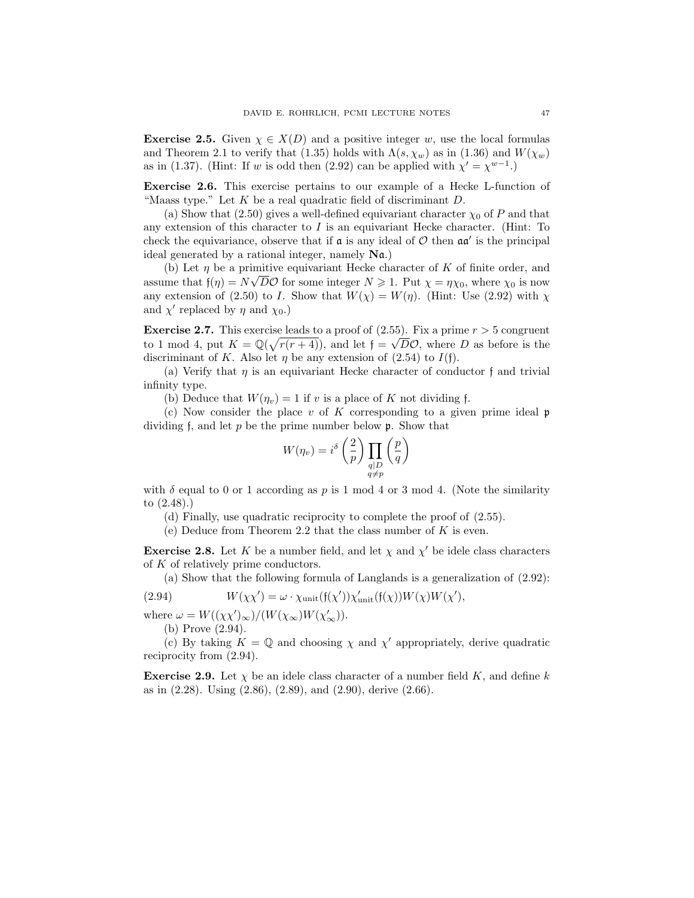**Exercise 2.5.** Given $\chi \in X(D)$ and a positive integer $w$, use the local formulas and Theorem 2.1 to verify that (1.35) holds with $\Lambda(s, \chi_w)$ as in (1.36) and $W(\chi_w)$ as in (1.37). (Hint: If $w$ is odd then (2.92) can be applied with $\chi' = \chi^{w-1}$.)

**Exercise 2.6.** This exercise pertains to our example of a Hecke L-function of "Maass type." Let $K$ be a real quadratic field of discriminant $D$.

(a) Show that (2.50) gives a well-defined equivariant character $\chi_0$ of $P$ and that any extension of this character to $I$ is an equivariant Hecke character. (Hint: To check the equivariance, observe that if $\mathfrak{a}$ is any ideal of $\mathcal{O}$ then $\mathfrak{a}\mathfrak{a}'$ is the principal ideal generated by a rational integer, namely $\mathbf{N}\mathfrak{a}$.)

(b) Let $\eta$ be a primitive equivariant Hecke character of $K$ of finite order, and assume that $\mathfrak{f}(\eta) = N\sqrt{D}\mathcal{O}$ for some integer $N \geqslant 1$. Put $\chi = \eta\chi_0$, where $\chi_0$ is now any extension of (2.50) to $I$. Show that $W(\chi) = W(\eta)$. (Hint: Use (2.92) with $\chi$ and $\chi'$ replaced by $\eta$ and $\chi_0$.)

**Exercise 2.7.** This exercise leads to a proof of (2.55). Fix a prime $r > 5$ congruent to 1 mod 4, put $K = \mathbb{Q}(\sqrt{r(r+4)})$, and let $\mathfrak{f} = \sqrt{D}\mathcal{O}$, where $D$ as before is the discriminant of $K$. Also let $\eta$ be any extension of (2.54) to $I(\mathfrak{f})$.

(a) Verify that $\eta$ is an equivariant Hecke character of conductor $\mathfrak{f}$ and trivial infinity type.

(b) Deduce that $W(\eta_v) = 1$ if $v$ is a place of $K$ not dividing $\mathfrak{f}$.

(c) Now consider the place $v$ of $K$ corresponding to a given prime ideal $\mathfrak{p}$ dividing $\mathfrak{f}$, and let $p$ be the prime number below $\mathfrak{p}$. Show that

$$W(\eta_v) = i^{\delta}\left(\frac{2}{p}\right)\prod_{\substack{q|D\\ q\neq p}}\left(\frac{p}{q}\right)$$

with $\delta$ equal to 0 or 1 according as $p$ is 1 mod 4 or 3 mod 4. (Note the similarity to (2.48).)

(d) Finally, use quadratic reciprocity to complete the proof of (2.55).

(e) Deduce from Theorem 2.2 that the class number of $K$ is even.

**Exercise 2.8.** Let $K$ be a number field, and let $\chi$ and $\chi'$ be idele class characters of $K$ of relatively prime conductors.

(a) Show that the following formula of Langlands is a generalization of (2.92):

$$W(\chi\chi') = \omega \cdot \chi_{\text{unit}}(\mathfrak{f}(\chi'))\chi'_{\text{unit}}(\mathfrak{f}(\chi))W(\chi)W(\chi'), \tag{2.94}$$

where $\omega = W((\chi\chi')_\infty)/(W(\chi_\infty)W(\chi'_\infty))$.

(b) Prove (2.94).

(c) By taking $K = \mathbb{Q}$ and choosing $\chi$ and $\chi'$ appropriately, derive quadratic reciprocity from (2.94).

**Exercise 2.9.** Let $\chi$ be an idele class character of a number field $K$, and define $k$ as in (2.28). Using (2.86), (2.89), and (2.90), derive (2.66).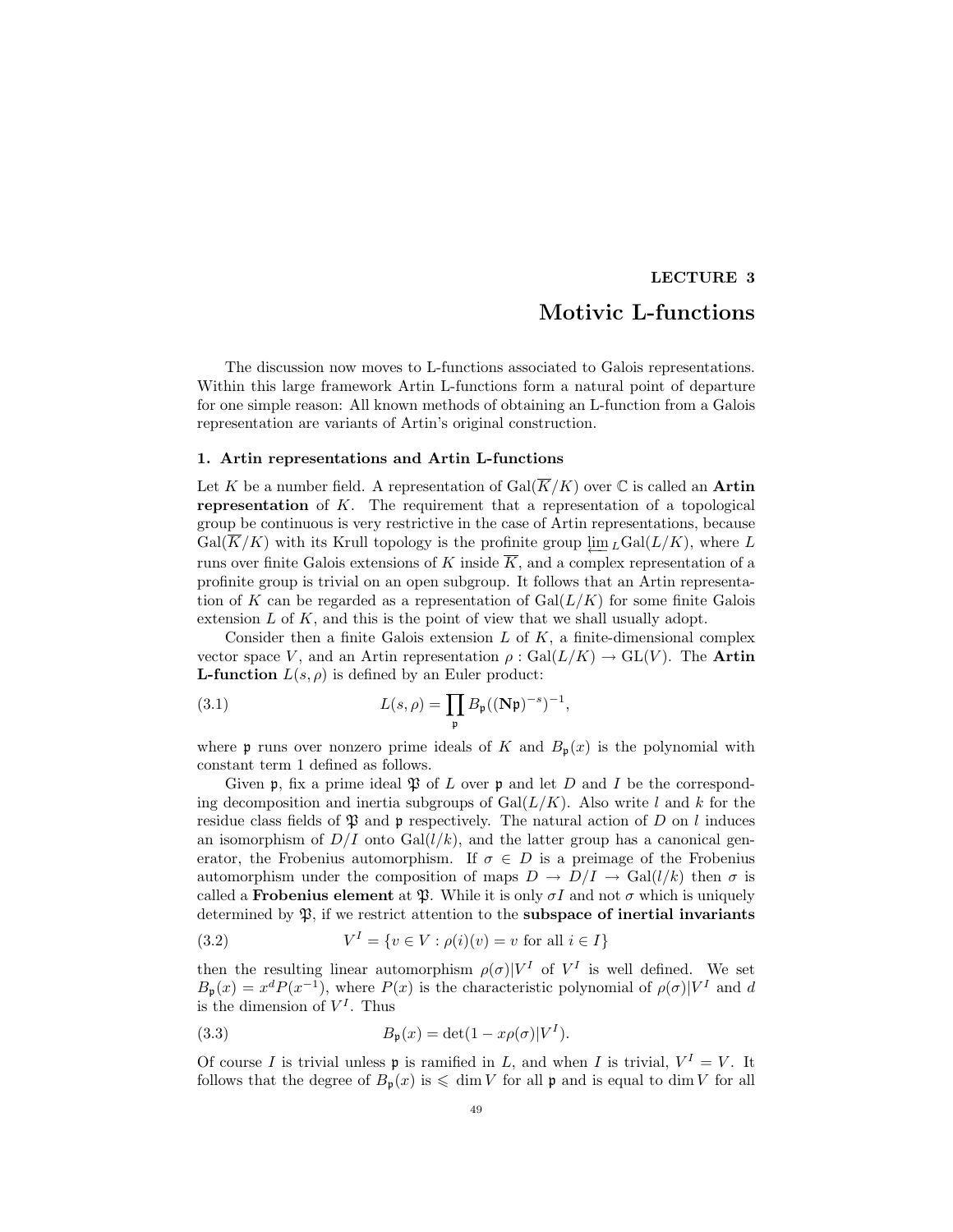**LECTURE 3**

# Motivic L-functions

The discussion now moves to L-functions associated to Galois representations. Within this large framework Artin L-functions form a natural point of departure for one simple reason: All known methods of obtaining an L-function from a Galois representation are variants of Artin's original construction.

## 1. Artin representations and Artin L-functions

Let $K$ be a number field. A representation of $\mathrm{Gal}(\overline{K}/K)$ over $\mathbb{C}$ is called an **Artin representation** of $K$. The requirement that a representation of a topological group be continuous is very restrictive in the case of Artin representations, because $\mathrm{Gal}(\overline{K}/K)$ with its Krull topology is the profinite group $\varprojlim_L \mathrm{Gal}(L/K)$, where $L$ runs over finite Galois extensions of $K$ inside $\overline{K}$, and a complex representation of a profinite group is trivial on an open subgroup. It follows that an Artin representation of $K$ can be regarded as a representation of $\mathrm{Gal}(L/K)$ for some finite Galois extension $L$ of $K$, and this is the point of view that we shall usually adopt.

Consider then a finite Galois extension $L$ of $K$, a finite-dimensional complex vector space $V$, and an Artin representation $\rho : \mathrm{Gal}(L/K) \to \mathrm{GL}(V)$. The **Artin L-function** $L(s, \rho)$ is defined by an Euler product:

$$L(s, \rho) = \prod_{\mathfrak{p}} B_{\mathfrak{p}}((\mathbf{N}\mathfrak{p})^{-s})^{-1}, \tag{3.1}$$

where $\mathfrak{p}$ runs over nonzero prime ideals of $K$ and $B_{\mathfrak{p}}(x)$ is the polynomial with constant term 1 defined as follows.

Given $\mathfrak{p}$, fix a prime ideal $\mathfrak{P}$ of $L$ over $\mathfrak{p}$ and let $D$ and $I$ be the corresponding decomposition and inertia subgroups of $\mathrm{Gal}(L/K)$. Also write $l$ and $k$ for the residue class fields of $\mathfrak{P}$ and $\mathfrak{p}$ respectively. The natural action of $D$ on $l$ induces an isomorphism of $D/I$ onto $\mathrm{Gal}(l/k)$, and the latter group has a canonical generator, the Frobenius automorphism. If $\sigma \in D$ is a preimage of the Frobenius automorphism under the composition of maps $D \to D/I \to \mathrm{Gal}(l/k)$ then $\sigma$ is called a **Frobenius element** at $\mathfrak{P}$. While it is only $\sigma I$ and not $\sigma$ which is uniquely determined by $\mathfrak{P}$, if we restrict attention to the **subspace of inertial invariants**

$$V^I = \{v \in V : \rho(i)(v) = v \text{ for all } i \in I\} \tag{3.2}$$

then the resulting linear automorphism $\rho(\sigma)|V^I$ of $V^I$ is well defined. We set $B_{\mathfrak{p}}(x) = x^d P(x^{-1})$, where $P(x)$ is the characteristic polynomial of $\rho(\sigma)|V^I$ and $d$ is the dimension of $V^I$. Thus

$$B_{\mathfrak{p}}(x) = \det(1 - x\rho(\sigma)|V^I). \tag{3.3}$$

Of course $I$ is trivial unless $\mathfrak{p}$ is ramified in $L$, and when $I$ is trivial, $V^I = V$. It follows that the degree of $B_{\mathfrak{p}}(x)$ is $\leqslant \dim V$ for all $\mathfrak{p}$ and is equal to $\dim V$ for all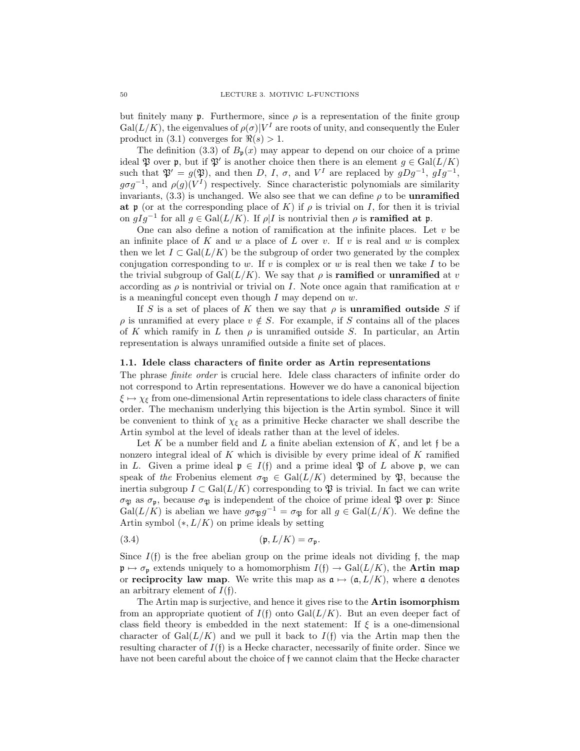but finitely many $\mathfrak{p}$. Furthermore, since $\rho$ is a representation of the finite group $\mathrm{Gal}(L/K)$, the eigenvalues of $\rho(\sigma)|V^I$ are roots of unity, and consequently the Euler product in (3.1) converges for $\Re(s) > 1$.

The definition (3.3) of $B_{\mathfrak{p}}(x)$ may appear to depend on our choice of a prime ideal $\mathfrak{P}$ over $\mathfrak{p}$, but if $\mathfrak{P}'$ is another choice then there is an element $g \in \mathrm{Gal}(L/K)$ such that $\mathfrak{P}' = g(\mathfrak{P})$, and then $D$, $I$, $\sigma$, and $V^I$ are replaced by $gDg^{-1}$, $gIg^{-1}$, $g\sigma g^{-1}$, and $\rho(g)(V^I)$ respectively. Since characteristic polynomials are similarity invariants, (3.3) is unchanged. We also see that we can define $\rho$ to be **unramified at** $\mathfrak{p}$ (or at the corresponding place of $K$) if $\rho$ is trivial on $I$, for then it is trivial on $gIg^{-1}$ for all $g \in \mathrm{Gal}(L/K)$. If $\rho|I$ is nontrivial then $\rho$ is **ramified at** $\mathfrak{p}$.

One can also define a notion of ramification at the infinite places. Let $v$ be an infinite place of $K$ and $w$ a place of $L$ over $v$. If $v$ is real and $w$ is complex then we let $I \subset \mathrm{Gal}(L/K)$ be the subgroup of order two generated by the complex conjugation corresponding to $w$. If $v$ is complex or $w$ is real then we take $I$ to be the trivial subgroup of $\mathrm{Gal}(L/K)$. We say that $\rho$ is **ramified** or **unramified** at $v$ according as $\rho$ is nontrivial or trivial on $I$. Note once again that ramification at $v$ is a meaningful concept even though $I$ may depend on $w$.

If $S$ is a set of places of $K$ then we say that $\rho$ is **unramified outside** $S$ if $\rho$ is unramified at every place $v \notin S$. For example, if $S$ contains all of the places of $K$ which ramify in $L$ then $\rho$ is unramified outside $S$. In particular, an Artin representation is always unramified outside a finite set of places.

### 1.1. Idele class characters of finite order as Artin representations

The phrase *finite order* is crucial here. Idele class characters of infinite order do not correspond to Artin representations. However we do have a canonical bijection $\xi \mapsto \chi_\xi$ from one-dimensional Artin representations to idele class characters of finite order. The mechanism underlying this bijection is the Artin symbol. Since it will be convenient to think of $\chi_\xi$ as a primitive Hecke character we shall describe the Artin symbol at the level of ideals rather than at the level of ideles.

Let $K$ be a number field and $L$ a finite abelian extension of $K$, and let $\mathfrak{f}$ be a nonzero integral ideal of $K$ which is divisible by every prime ideal of $K$ ramified in $L$. Given a prime ideal $\mathfrak{p} \in I(\mathfrak{f})$ and a prime ideal $\mathfrak{P}$ of $L$ above $\mathfrak{p}$, we can speak of *the* Frobenius element $\sigma_{\mathfrak{P}} \in \mathrm{Gal}(L/K)$ determined by $\mathfrak{P}$, because the inertia subgroup $I \subset \mathrm{Gal}(L/K)$ corresponding to $\mathfrak{P}$ is trivial. In fact we can write $\sigma_{\mathfrak{P}}$ as $\sigma_{\mathfrak{p}}$, because $\sigma_{\mathfrak{P}}$ is independent of the choice of prime ideal $\mathfrak{P}$ over $\mathfrak{p}$: Since $\mathrm{Gal}(L/K)$ is abelian we have $g\sigma_{\mathfrak{P}}g^{-1} = \sigma_{\mathfrak{P}}$ for all $g \in \mathrm{Gal}(L/K)$. We define the Artin symbol $(*, L/K)$ on prime ideals by setting

$$(\mathfrak{p}, L/K) = \sigma_{\mathfrak{p}}. \tag{3.4}$$

Since $I(\mathfrak{f})$ is the free abelian group on the prime ideals not dividing $\mathfrak{f}$, the map $\mathfrak{p} \mapsto \sigma_{\mathfrak{p}}$ extends uniquely to a homomorphism $I(\mathfrak{f}) \to \mathrm{Gal}(L/K)$, the **Artin map** or **reciprocity law map**. We write this map as $\mathfrak{a} \mapsto (\mathfrak{a}, L/K)$, where $\mathfrak{a}$ denotes an arbitrary element of $I(\mathfrak{f})$.

The Artin map is surjective, and hence it gives rise to the **Artin isomorphism** from an appropriate quotient of $I(\mathfrak{f})$ onto $\mathrm{Gal}(L/K)$. But an even deeper fact of class field theory is embedded in the next statement: If $\xi$ is a one-dimensional character of $\mathrm{Gal}(L/K)$ and we pull it back to $I(\mathfrak{f})$ via the Artin map then the resulting character of $I(\mathfrak{f})$ is a Hecke character, necessarily of finite order. Since we have not been careful about the choice of $\mathfrak{f}$ we cannot claim that the Hecke character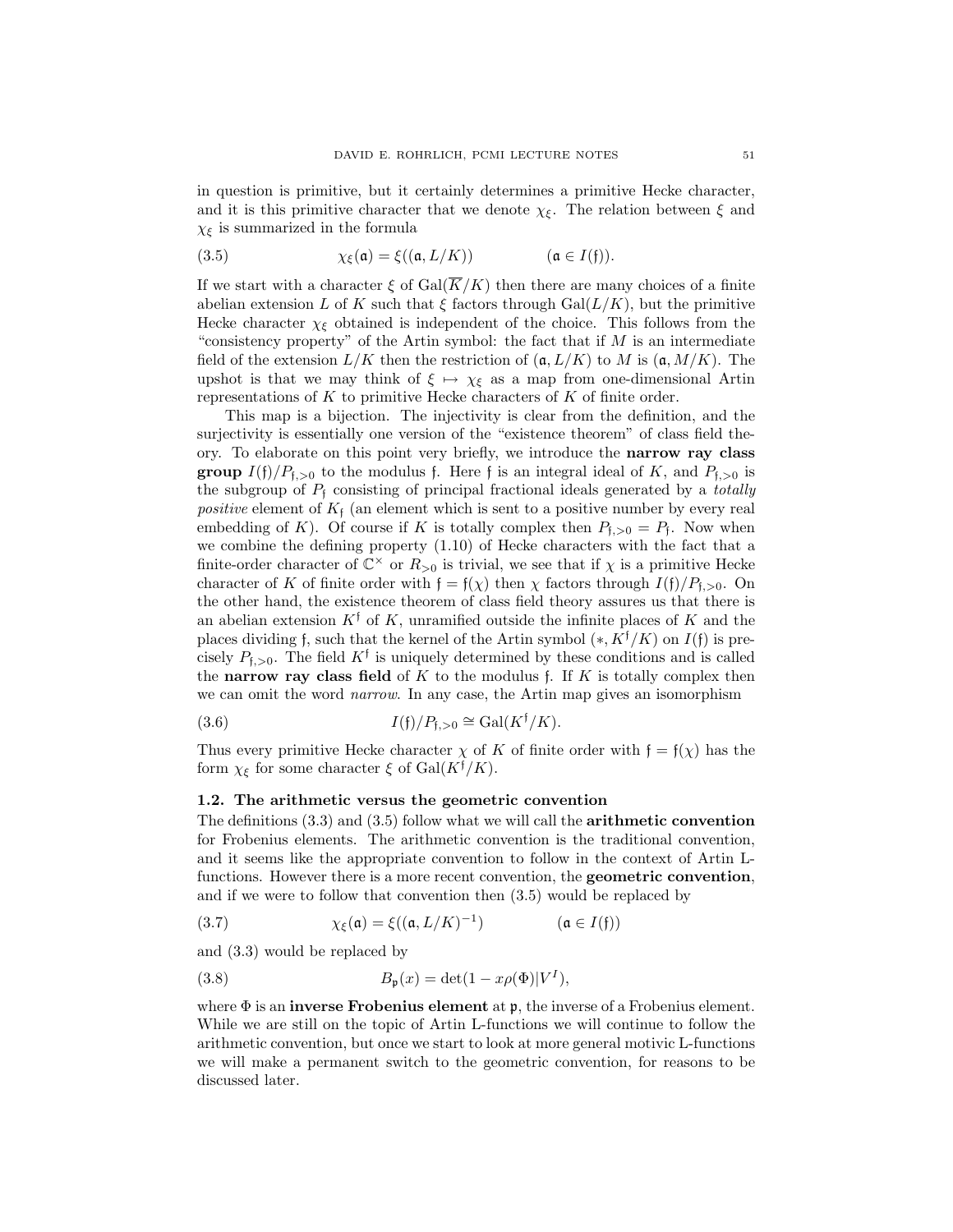in question is primitive, but it certainly determines a primitive Hecke character, and it is this primitive character that we denote $\chi_\xi$. The relation between $\xi$ and $\chi_\xi$ is summarized in the formula

$$\chi_\xi(\mathfrak{a}) = \xi((\mathfrak{a}, L/K)) \qquad (\mathfrak{a} \in I(\mathfrak{f})). \tag{3.5}$$

If we start with a character $\xi$ of $\mathrm{Gal}(\overline{K}/K)$ then there are many choices of a finite abelian extension $L$ of $K$ such that $\xi$ factors through $\mathrm{Gal}(L/K)$, but the primitive Hecke character $\chi_\xi$ obtained is independent of the choice. This follows from the "consistency property" of the Artin symbol: the fact that if $M$ is an intermediate field of the extension $L/K$ then the restriction of $(\mathfrak{a}, L/K)$ to $M$ is $(\mathfrak{a}, M/K)$. The upshot is that we may think of $\xi \mapsto \chi_\xi$ as a map from one-dimensional Artin representations of $K$ to primitive Hecke characters of $K$ of finite order.

This map is a bijection. The injectivity is clear from the definition, and the surjectivity is essentially one version of the "existence theorem" of class field theory. To elaborate on this point very briefly, we introduce the **narrow ray class group** $I(\mathfrak{f})/P_{\mathfrak{f},>0}$ to the modulus $\mathfrak{f}$. Here $\mathfrak{f}$ is an integral ideal of $K$, and $P_{\mathfrak{f},>0}$ is the subgroup of $P_\mathfrak{f}$ consisting of principal fractional ideals generated by a *totally positive* element of $K_\mathfrak{f}$ (an element which is sent to a positive number by every real embedding of $K$). Of course if $K$ is totally complex then $P_{\mathfrak{f},>0} = P_\mathfrak{f}$. Now when we combine the defining property (1.10) of Hecke characters with the fact that a finite-order character of $\mathbb{C}^\times$ or $R_{>0}$ is trivial, we see that if $\chi$ is a primitive Hecke character of $K$ of finite order with $\mathfrak{f} = \mathfrak{f}(\chi)$ then $\chi$ factors through $I(\mathfrak{f})/P_{\mathfrak{f},>0}$. On the other hand, the existence theorem of class field theory assures us that there is an abelian extension $K^\mathfrak{f}$ of $K$, unramified outside the infinite places of $K$ and the places dividing $\mathfrak{f}$, such that the kernel of the Artin symbol $(*, K^\mathfrak{f}/K)$ on $I(\mathfrak{f})$ is precisely $P_{\mathfrak{f},>0}$. The field $K^\mathfrak{f}$ is uniquely determined by these conditions and is called the **narrow ray class field** of $K$ to the modulus $\mathfrak{f}$. If $K$ is totally complex then we can omit the word *narrow*. In any case, the Artin map gives an isomorphism

$$I(\mathfrak{f})/P_{\mathfrak{f},>0} \cong \mathrm{Gal}(K^\mathfrak{f}/K). \tag{3.6}$$

Thus every primitive Hecke character $\chi$ of $K$ of finite order with $\mathfrak{f} = \mathfrak{f}(\chi)$ has the form $\chi_\xi$ for some character $\xi$ of $\mathrm{Gal}(K^\mathfrak{f}/K)$.

### 1.2. The arithmetic versus the geometric convention

The definitions (3.3) and (3.5) follow what we will call the **arithmetic convention** for Frobenius elements. The arithmetic convention is the traditional convention, and it seems like the appropriate convention to follow in the context of Artin L-functions. However there is a more recent convention, the **geometric convention**, and if we were to follow that convention then (3.5) would be replaced by

$$\chi_\xi(\mathfrak{a}) = \xi((\mathfrak{a}, L/K)^{-1}) \qquad (\mathfrak{a} \in I(\mathfrak{f})) \tag{3.7}$$

and (3.3) would be replaced by

$$B_\mathfrak{p}(x) = \det(1 - x\rho(\Phi)|V^I), \tag{3.8}$$

where $\Phi$ is an **inverse Frobenius element** at $\mathfrak{p}$, the inverse of a Frobenius element. While we are still on the topic of Artin L-functions we will continue to follow the arithmetic convention, but once we start to look at more general motivic L-functions we will make a permanent switch to the geometric convention, for reasons to be discussed later.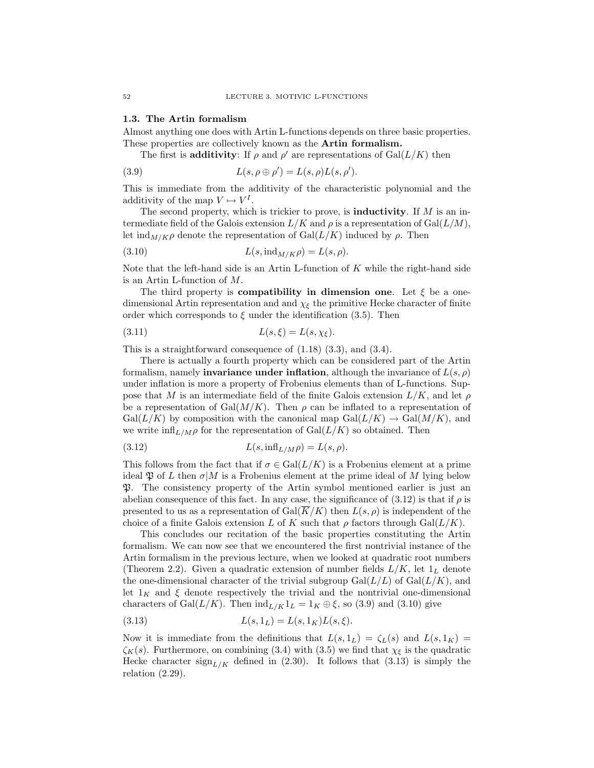### 1.3. The Artin formalism

Almost anything one does with Artin L-functions depends on three basic properties. These properties are collectively known as the **Artin formalism.**

The first is **additivity**: If $\rho$ and $\rho'$ are representations of $\mathrm{Gal}(L/K)$ then

$$L(s, \rho \oplus \rho') = L(s, \rho)L(s, \rho'). \tag{3.9}$$

This is immediate from the additivity of the characteristic polynomial and the additivity of the map $V \mapsto V^I$.

The second property, which is trickier to prove, is **inductivity**. If $M$ is an intermediate field of the Galois extension $L/K$ and $\rho$ is a representation of $\mathrm{Gal}(L/M)$, let $\mathrm{ind}_{M/K}\rho$ denote the representation of $\mathrm{Gal}(L/K)$ induced by $\rho$. Then

$$L(s, \mathrm{ind}_{M/K}\rho) = L(s, \rho). \tag{3.10}$$

Note that the left-hand side is an Artin L-function of $K$ while the right-hand side is an Artin L-function of $M$.

The third property is **compatibility in dimension one**. Let $\xi$ be a one-dimensional Artin representation and and $\chi_\xi$ the primitive Hecke character of finite order which corresponds to $\xi$ under the identification (3.5). Then

$$L(s, \xi) = L(s, \chi_\xi). \tag{3.11}$$

This is a straightforward consequence of (1.18) (3.3), and (3.4).

There is actually a fourth property which can be considered part of the Artin formalism, namely **invariance under inflation**, although the invariance of $L(s, \rho)$ under inflation is more a property of Frobenius elements than of L-functions. Suppose that $M$ is an intermediate field of the finite Galois extension $L/K$, and let $\rho$ be a representation of $\mathrm{Gal}(M/K)$. Then $\rho$ can be inflated to a representation of $\mathrm{Gal}(L/K)$ by composition with the canonical map $\mathrm{Gal}(L/K) \to \mathrm{Gal}(M/K)$, and we write $\mathrm{infl}_{L/M}\rho$ for the representation of $\mathrm{Gal}(L/K)$ so obtained. Then

$$L(s, \mathrm{infl}_{L/M}\rho) = L(s, \rho). \tag{3.12}$$

This follows from the fact that if $\sigma \in \mathrm{Gal}(L/K)$ is a Frobenius element at a prime ideal $\mathfrak{P}$ of $L$ then $\sigma|M$ is a Frobenius element at the prime ideal of $M$ lying below $\mathfrak{P}$. The consistency property of the Artin symbol mentioned earlier is just an abelian consequence of this fact. In any case, the significance of (3.12) is that if $\rho$ is presented to us as a representation of $\mathrm{Gal}(\overline{K}/K)$ then $L(s, \rho)$ is independent of the choice of a finite Galois extension $L$ of $K$ such that $\rho$ factors through $\mathrm{Gal}(L/K)$.

This concludes our recitation of the basic properties constituting the Artin formalism. We can now see that we encountered the first nontrivial instance of the Artin formalism in the previous lecture, when we looked at quadratic root numbers (Theorem 2.2). Given a quadratic extension of number fields $L/K$, let $1_L$ denote the one-dimensional character of the trivial subgroup $\mathrm{Gal}(L/L)$ of $\mathrm{Gal}(L/K)$, and let $1_K$ and $\xi$ denote respectively the trivial and the nontrivial one-dimensional characters of $\mathrm{Gal}(L/K)$. Then $\mathrm{ind}_{L/K}1_L = 1_K \oplus \xi$, so (3.9) and (3.10) give

$$L(s, 1_L) = L(s, 1_K)L(s, \xi). \tag{3.13}$$

Now it is immediate from the definitions that $L(s, 1_L) = \zeta_L(s)$ and $L(s, 1_K) = \zeta_K(s)$. Furthermore, on combining (3.4) with (3.5) we find that $\chi_\xi$ is the quadratic Hecke character $\mathrm{sign}_{L/K}$ defined in (2.30). It follows that (3.13) is simply the relation (2.29).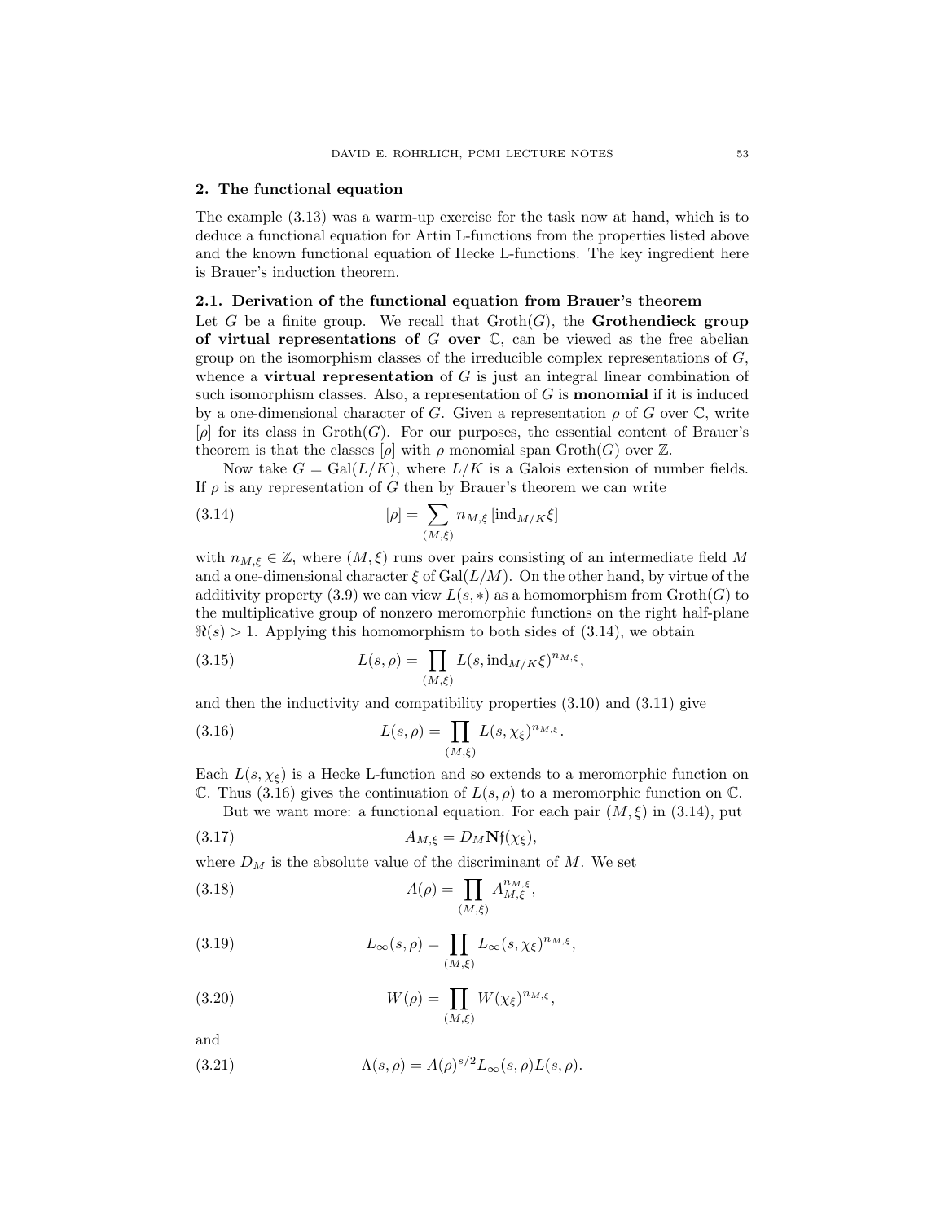## 2. The functional equation

The example (3.13) was a warm-up exercise for the task now at hand, which is to deduce a functional equation for Artin L-functions from the properties listed above and the known functional equation of Hecke L-functions. The key ingredient here is Brauer's induction theorem.

### 2.1. Derivation of the functional equation from Brauer's theorem

Let $G$ be a finite group. We recall that $\mathrm{Groth}(G)$, the **Grothendieck group of virtual representations of $G$ over $\mathbb{C}$**, can be viewed as the free abelian group on the isomorphism classes of the irreducible complex representations of $G$, whence a **virtual representation** of $G$ is just an integral linear combination of such isomorphism classes. Also, a representation of $G$ is **monomial** if it is induced by a one-dimensional character of $G$. Given a representation $\rho$ of $G$ over $\mathbb{C}$, write $[\rho]$ for its class in $\mathrm{Groth}(G)$. For our purposes, the essential content of Brauer's theorem is that the classes $[\rho]$ with $\rho$ monomial span $\mathrm{Groth}(G)$ over $\mathbb{Z}$.

Now take $G = \mathrm{Gal}(L/K)$, where $L/K$ is a Galois extension of number fields. If $\rho$ is any representation of $G$ then by Brauer's theorem we can write

$$[\rho] = \sum_{(M,\xi)} n_{M,\xi}\,[\mathrm{ind}_{M/K}\xi] \tag{3.14}$$

with $n_{M,\xi} \in \mathbb{Z}$, where $(M, \xi)$ runs over pairs consisting of an intermediate field $M$ and a one-dimensional character $\xi$ of $\mathrm{Gal}(L/M)$. On the other hand, by virtue of the additivity property (3.9) we can view $L(s, *)$ as a homomorphism from $\mathrm{Groth}(G)$ to the multiplicative group of nonzero meromorphic functions on the right half-plane $\Re(s) > 1$. Applying this homomorphism to both sides of (3.14), we obtain

$$L(s,\rho) = \prod_{(M,\xi)} L(s, \mathrm{ind}_{M/K}\xi)^{n_{M,\xi}}, \tag{3.15}$$

and then the inductivity and compatibility properties (3.10) and (3.11) give

$$L(s,\rho) = \prod_{(M,\xi)} L(s,\chi_\xi)^{n_{M,\xi}}. \tag{3.16}$$

Each $L(s, \chi_\xi)$ is a Hecke L-function and so extends to a meromorphic function on $\mathbb{C}$. Thus (3.16) gives the continuation of $L(s, \rho)$ to a meromorphic function on $\mathbb{C}$.

But we want more: a functional equation. For each pair $(M, \xi)$ in (3.14), put

$$A_{M,\xi} = D_M \mathbf{N}\mathfrak{f}(\chi_\xi), \tag{3.17}$$

where $D_M$ is the absolute value of the discriminant of $M$. We set

$$A(\rho) = \prod_{(M,\xi)} A_{M,\xi}^{n_{M,\xi}}, \tag{3.18}$$

$$L_\infty(s,\rho) = \prod_{(M,\xi)} L_\infty(s,\chi_\xi)^{n_{M,\xi}}, \tag{3.19}$$

$$W(\rho) = \prod_{(M,\xi)} W(\chi_\xi)^{n_{M,\xi}}, \tag{3.20}$$

and

$$\Lambda(s,\rho) = A(\rho)^{s/2} L_\infty(s,\rho) L(s,\rho). \tag{3.21}$$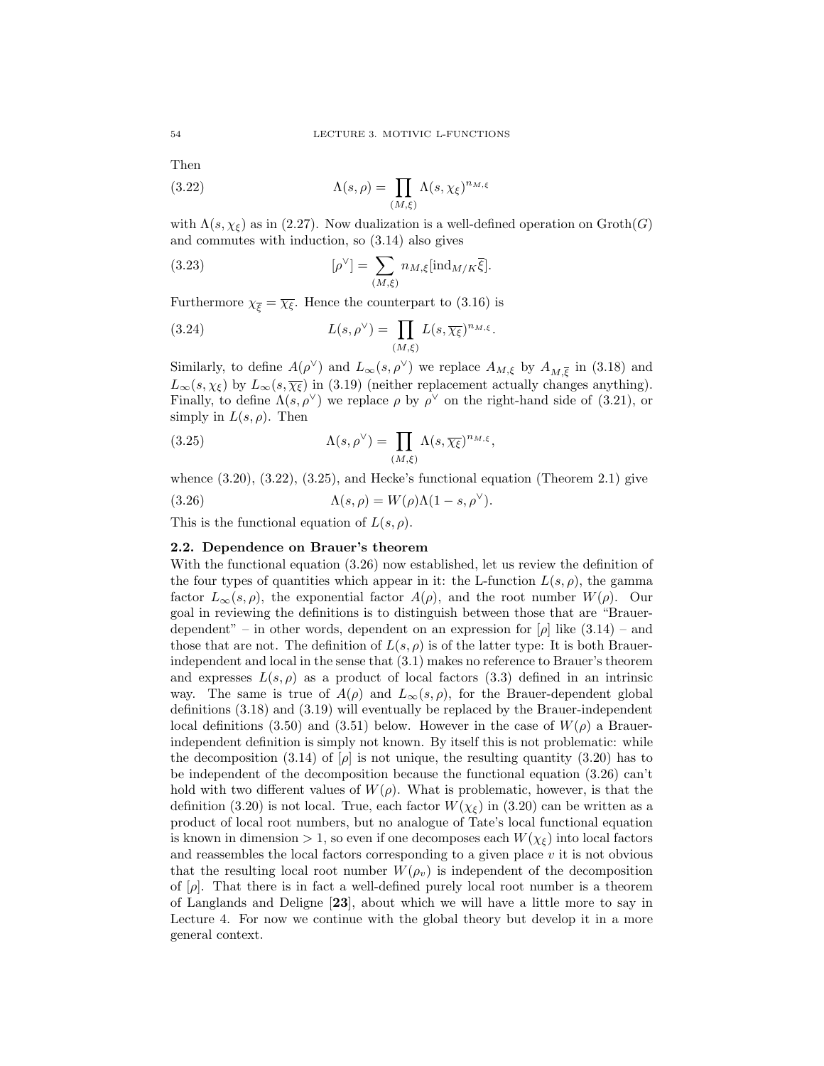Then

$$\Lambda(s, \rho) = \prod_{(M,\xi)} \Lambda(s, \chi_\xi)^{n_{M,\xi}} \tag{3.22}$$

with $\Lambda(s, \chi_\xi)$ as in (2.27). Now dualization is a well-defined operation on $\mathrm{Groth}(G)$ and commutes with induction, so (3.14) also gives

$$[\rho^\vee] = \sum_{(M,\xi)} n_{M,\xi} [\mathrm{ind}_{M/K} \overline{\xi}]. \tag{3.23}$$

Furthermore $\chi_{\overline{\xi}} = \overline{\chi_\xi}$. Hence the counterpart to (3.16) is

$$L(s, \rho^\vee) = \prod_{(M,\xi)} L(s, \overline{\chi_\xi})^{n_{M,\xi}}. \tag{3.24}$$

Similarly, to define $A(\rho^\vee)$ and $L_\infty(s, \rho^\vee)$ we replace $A_{M,\xi}$ by $A_{M,\overline{\xi}}$ in (3.18) and $L_\infty(s, \chi_\xi)$ by $L_\infty(s, \overline{\chi_\xi})$ in (3.19) (neither replacement actually changes anything). Finally, to define $\Lambda(s, \rho^\vee)$ we replace $\rho$ by $\rho^\vee$ on the right-hand side of (3.21), or simply in $L(s, \rho)$. Then

$$\Lambda(s, \rho^\vee) = \prod_{(M,\xi)} \Lambda(s, \overline{\chi_\xi})^{n_{M,\xi}}, \tag{3.25}$$

whence (3.20), (3.22), (3.25), and Hecke's functional equation (Theorem 2.1) give

$$\Lambda(s, \rho) = W(\rho) \Lambda(1 - s, \rho^\vee). \tag{3.26}$$

This is the functional equation of $L(s, \rho)$.

## 2.2. Dependence on Brauer's theorem

With the functional equation (3.26) now established, let us review the definition of the four types of quantities which appear in it: the L-function $L(s, \rho)$, the gamma factor $L_\infty(s, \rho)$, the exponential factor $A(\rho)$, and the root number $W(\rho)$. Our goal in reviewing the definitions is to distinguish between those that are "Brauer-dependent" – in other words, dependent on an expression for $[\rho]$ like (3.14) – and those that are not. The definition of $L(s, \rho)$ is of the latter type: It is both Brauer-independent and local in the sense that (3.1) makes no reference to Brauer's theorem and expresses $L(s, \rho)$ as a product of local factors (3.3) defined in an intrinsic way. The same is true of $A(\rho)$ and $L_\infty(s, \rho)$, for the Brauer-dependent global definitions (3.18) and (3.19) will eventually be replaced by the Brauer-independent local definitions (3.50) and (3.51) below. However in the case of $W(\rho)$ a Brauer-independent definition is simply not known. By itself this is not problematic: while the decomposition (3.14) of $[\rho]$ is not unique, the resulting quantity (3.20) has to be independent of the decomposition because the functional equation (3.26) can't hold with two different values of $W(\rho)$. What is problematic, however, is that the definition (3.20) is not local. True, each factor $W(\chi_\xi)$ in (3.20) can be written as a product of local root numbers, but no analogue of Tate's local functional equation is known in dimension $> 1$, so even if one decomposes each $W(\chi_\xi)$ into local factors and reassembles the local factors corresponding to a given place $v$ it is not obvious that the resulting local root number $W(\rho_v)$ is independent of the decomposition of $[\rho]$. That there is in fact a well-defined purely local root number is a theorem of Langlands and Deligne [**23**], about which we will have a little more to say in Lecture 4. For now we continue with the global theory but develop it in a more general context.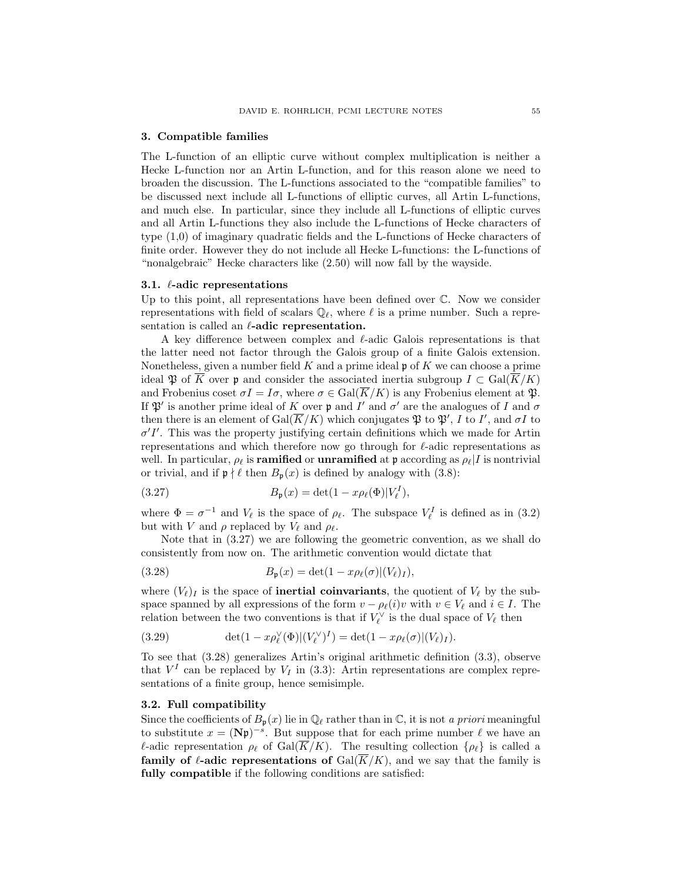## 3. Compatible families

The L-function of an elliptic curve without complex multiplication is neither a Hecke L-function nor an Artin L-function, and for this reason alone we need to broaden the discussion. The L-functions associated to the "compatible families" to be discussed next include all L-functions of elliptic curves, all Artin L-functions, and much else. In particular, since they include all L-functions of elliptic curves and all Artin L-functions they also include the L-functions of Hecke characters of type (1,0) of imaginary quadratic fields and the L-functions of Hecke characters of finite order. However they do not include all Hecke L-functions: the L-functions of "nonalgebraic" Hecke characters like (2.50) will now fall by the wayside.

### 3.1. $\ell$-adic representations

Up to this point, all representations have been defined over $\mathbb{C}$. Now we consider representations with field of scalars $\mathbb{Q}_\ell$, where $\ell$ is a prime number. Such a representation is called an **$\ell$-adic representation.**

A key difference between complex and $\ell$-adic Galois representations is that the latter need not factor through the Galois group of a finite Galois extension. Nonetheless, given a number field $K$ and a prime ideal $\mathfrak{p}$ of $K$ we can choose a prime ideal $\mathfrak{P}$ of $\overline{K}$ over $\mathfrak{p}$ and consider the associated inertia subgroup $I \subset \mathrm{Gal}(\overline{K}/K)$ and Frobenius coset $\sigma I = I\sigma$, where $\sigma \in \mathrm{Gal}(\overline{K}/K)$ is any Frobenius element at $\mathfrak{P}$. If $\mathfrak{P}'$ is another prime ideal of $K$ over $\mathfrak{p}$ and $I'$ and $\sigma'$ are the analogues of $I$ and $\sigma$ then there is an element of $\mathrm{Gal}(\overline{K}/K)$ which conjugates $\mathfrak{P}$ to $\mathfrak{P}'$, $I$ to $I'$, and $\sigma I$ to $\sigma' I'$. This was the property justifying certain definitions which we made for Artin representations and which therefore now go through for $\ell$-adic representations as well. In particular, $\rho_\ell$ is **ramified** or **unramified** at $\mathfrak{p}$ according as $\rho_\ell | I$ is nontrivial or trivial, and if $\mathfrak{p} \nmid \ell$ then $B_\mathfrak{p}(x)$ is defined by analogy with (3.8):

$$B_\mathfrak{p}(x) = \det(1 - x\rho_\ell(\Phi)|V_\ell^I), \tag{3.27}$$

where $\Phi = \sigma^{-1}$ and $V_\ell$ is the space of $\rho_\ell$. The subspace $V_\ell^I$ is defined as in (3.2) but with $V$ and $\rho$ replaced by $V_\ell$ and $\rho_\ell$.

Note that in (3.27) we are following the geometric convention, as we shall do consistently from now on. The arithmetic convention would dictate that

$$B_\mathfrak{p}(x) = \det(1 - x\rho_\ell(\sigma)|(V_\ell)_I), \tag{3.28}$$

where $(V_\ell)_I$ is the space of **inertial coinvariants**, the quotient of $V_\ell$ by the subspace spanned by all expressions of the form $v - \rho_\ell(i)v$ with $v \in V_\ell$ and $i \in I$. The relation between the two conventions is that if $V_\ell^\vee$ is the dual space of $V_\ell$ then

$$\det(1 - x\rho_\ell^\vee(\Phi)|(V_\ell^\vee)^I) = \det(1 - x\rho_\ell(\sigma)|(V_\ell)_I). \tag{3.29}$$

To see that (3.28) generalizes Artin's original arithmetic definition (3.3), observe that $V^I$ can be replaced by $V_I$ in (3.3): Artin representations are complex representations of a finite group, hence semisimple.

### 3.2. Full compatibility

Since the coefficients of $B_\mathfrak{p}(x)$ lie in $\mathbb{Q}_\ell$ rather than in $\mathbb{C}$, it is not *a priori* meaningful to substitute $x = (\mathbf{N}\mathfrak{p})^{-s}$. But suppose that for each prime number $\ell$ we have an $\ell$-adic representation $\rho_\ell$ of $\mathrm{Gal}(\overline{K}/K)$. The resulting collection $\{\rho_\ell\}$ is called a **family of $\ell$-adic representations of** $\mathrm{Gal}(\overline{K}/K)$, and we say that the family is **fully compatible** if the following conditions are satisfied: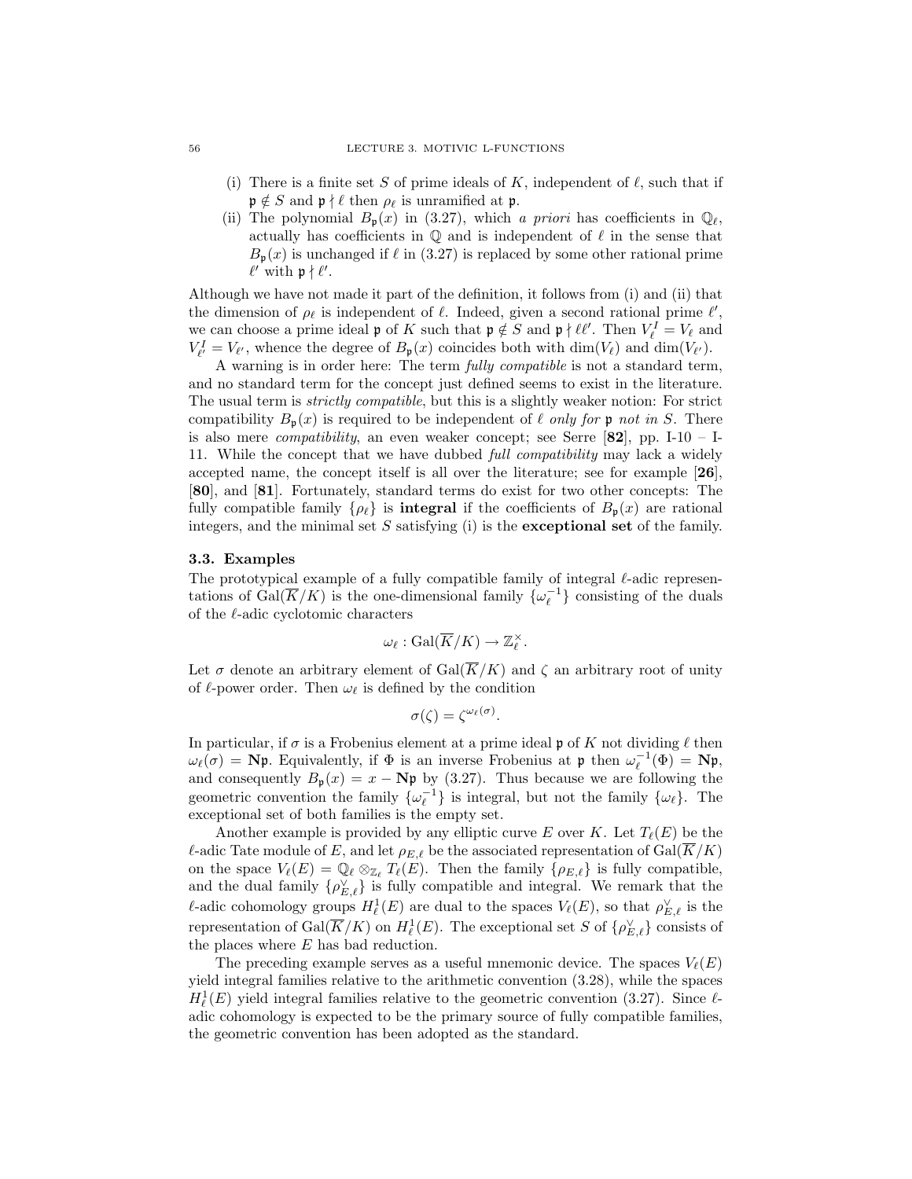(i) There is a finite set $S$ of prime ideals of $K$, independent of $\ell$, such that if $\mathfrak{p} \notin S$ and $\mathfrak{p} \nmid \ell$ then $\rho_\ell$ is unramified at $\mathfrak{p}$.

(ii) The polynomial $B_\mathfrak{p}(x)$ in (3.27), which *a priori* has coefficients in $\mathbb{Q}_\ell$, actually has coefficients in $\mathbb{Q}$ and is independent of $\ell$ in the sense that $B_\mathfrak{p}(x)$ is unchanged if $\ell$ in (3.27) is replaced by some other rational prime $\ell'$ with $\mathfrak{p} \nmid \ell'$.

Although we have not made it part of the definition, it follows from (i) and (ii) that the dimension of $\rho_\ell$ is independent of $\ell$. Indeed, given a second rational prime $\ell'$, we can choose a prime ideal $\mathfrak{p}$ of $K$ such that $\mathfrak{p} \notin S$ and $\mathfrak{p} \nmid \ell\ell'$. Then $V_\ell^I = V_\ell$ and $V_{\ell'}^I = V_{\ell'}$, whence the degree of $B_\mathfrak{p}(x)$ coincides both with $\dim(V_\ell)$ and $\dim(V_{\ell'})$.

A warning is in order here: The term *fully compatible* is not a standard term, and no standard term for the concept just defined seems to exist in the literature. The usual term is *strictly compatible*, but this is a slightly weaker notion: For strict compatibility $B_\mathfrak{p}(x)$ is required to be independent of $\ell$ *only for* $\mathfrak{p}$ *not in* $S$. There is also mere *compatibility*, an even weaker concept; see Serre [**82**], pp. I-10 – I-11. While the concept that we have dubbed *full compatibility* may lack a widely accepted name, the concept itself is all over the literature; see for example [**26**], [**80**], and [**81**]. Fortunately, standard terms do exist for two other concepts: The fully compatible family $\{\rho_\ell\}$ is **integral** if the coefficients of $B_\mathfrak{p}(x)$ are rational integers, and the minimal set $S$ satisfying (i) is the **exceptional set** of the family.

### 3.3. Examples

The prototypical example of a fully compatible family of integral $\ell$-adic representations of $\mathrm{Gal}(\overline{K}/K)$ is the one-dimensional family $\{\omega_\ell^{-1}\}$ consisting of the duals of the $\ell$-adic cyclotomic characters

$$\omega_\ell : \mathrm{Gal}(\overline{K}/K) \to \mathbb{Z}_\ell^\times.$$

Let $\sigma$ denote an arbitrary element of $\mathrm{Gal}(\overline{K}/K)$ and $\zeta$ an arbitrary root of unity of $\ell$-power order. Then $\omega_\ell$ is defined by the condition

$$\sigma(\zeta) = \zeta^{\omega_\ell(\sigma)}.$$

In particular, if $\sigma$ is a Frobenius element at a prime ideal $\mathfrak{p}$ of $K$ not dividing $\ell$ then $\omega_\ell(\sigma) = \mathbf{N}\mathfrak{p}$. Equivalently, if $\Phi$ is an inverse Frobenius at $\mathfrak{p}$ then $\omega_\ell^{-1}(\Phi) = \mathbf{N}\mathfrak{p}$, and consequently $B_\mathfrak{p}(x) = x - \mathbf{N}\mathfrak{p}$ by (3.27). Thus because we are following the geometric convention the family $\{\omega_\ell^{-1}\}$ is integral, but not the family $\{\omega_\ell\}$. The exceptional set of both families is the empty set.

Another example is provided by any elliptic curve $E$ over $K$. Let $T_\ell(E)$ be the $\ell$-adic Tate module of $E$, and let $\rho_{E,\ell}$ be the associated representation of $\mathrm{Gal}(\overline{K}/K)$ on the space $V_\ell(E) = \mathbb{Q}_\ell \otimes_{\mathbb{Z}_\ell} T_\ell(E)$. Then the family $\{\rho_{E,\ell}\}$ is fully compatible, and the dual family $\{\rho_{E,\ell}^\vee\}$ is fully compatible and integral. We remark that the $\ell$-adic cohomology groups $H_\ell^1(E)$ are dual to the spaces $V_\ell(E)$, so that $\rho_{E,\ell}^\vee$ is the representation of $\mathrm{Gal}(\overline{K}/K)$ on $H_\ell^1(E)$. The exceptional set $S$ of $\{\rho_{E,\ell}^\vee\}$ consists of the places where $E$ has bad reduction.

The preceding example serves as a useful mnemonic device. The spaces $V_\ell(E)$ yield integral families relative to the arithmetic convention (3.28), while the spaces $H_\ell^1(E)$ yield integral families relative to the geometric convention (3.27). Since $\ell$-adic cohomology is expected to be the primary source of fully compatible families, the geometric convention has been adopted as the standard.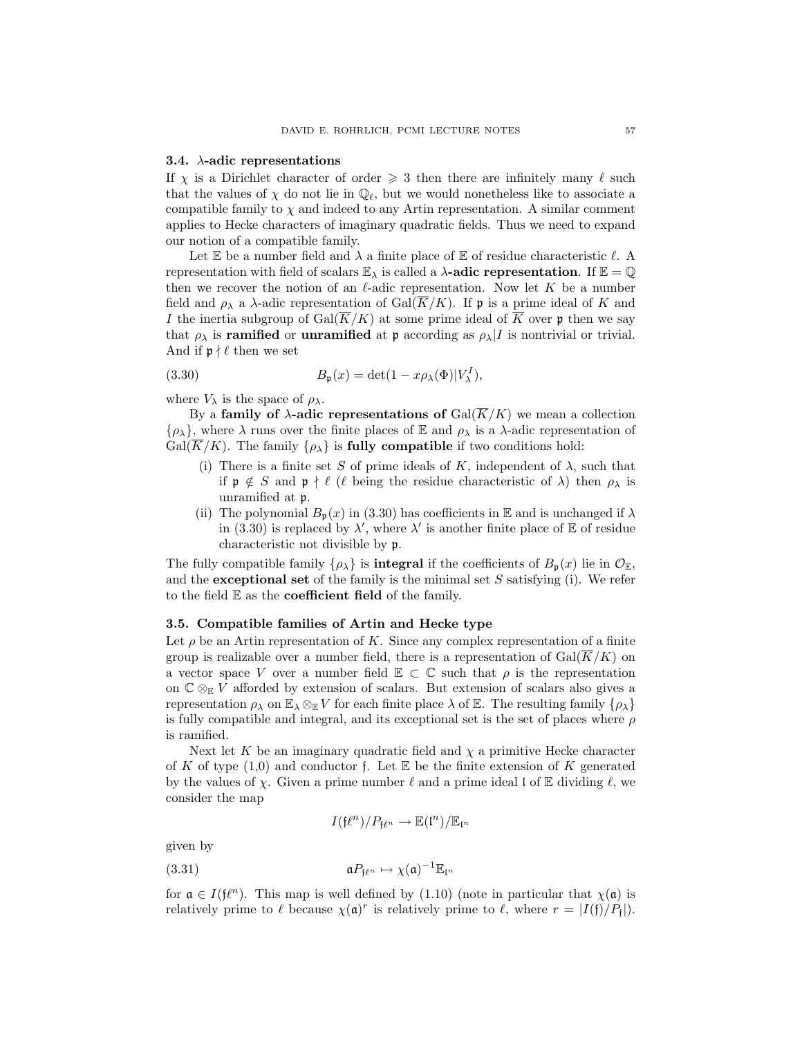### 3.4. λ-adic representations

If $\chi$ is a Dirichlet character of order $\geqslant 3$ then there are infinitely many $\ell$ such that the values of $\chi$ do not lie in $\mathbb{Q}_\ell$, but we would nonetheless like to associate a compatible family to $\chi$ and indeed to any Artin representation. A similar comment applies to Hecke characters of imaginary quadratic fields. Thus we need to expand our notion of a compatible family.

Let $\mathbb{E}$ be a number field and $\lambda$ a finite place of $\mathbb{E}$ of residue characteristic $\ell$. A representation with field of scalars $\mathbb{E}_\lambda$ is called a **$\lambda$-adic representation**. If $\mathbb{E} = \mathbb{Q}$ then we recover the notion of an $\ell$-adic representation. Now let $K$ be a number field and $\rho_\lambda$ a $\lambda$-adic representation of $\mathrm{Gal}(\overline{K}/K)$. If $\mathfrak{p}$ is a prime ideal of $K$ and $I$ the inertia subgroup of $\mathrm{Gal}(\overline{K}/K)$ at some prime ideal of $\overline{K}$ over $\mathfrak{p}$ then we say that $\rho_\lambda$ is **ramified** or **unramified** at $\mathfrak{p}$ according as $\rho_\lambda|I$ is nontrivial or trivial. And if $\mathfrak{p} \nmid \ell$ then we set

$$B_\mathfrak{p}(x) = \det(1 - x\rho_\lambda(\Phi)|V_\lambda^I), \tag{3.30}$$

where $V_\lambda$ is the space of $\rho_\lambda$.

By a **family of $\lambda$-adic representations of** $\mathrm{Gal}(\overline{K}/K)$ we mean a collection $\{\rho_\lambda\}$, where $\lambda$ runs over the finite places of $\mathbb{E}$ and $\rho_\lambda$ is a $\lambda$-adic representation of $\mathrm{Gal}(\overline{K}/K)$. The family $\{\rho_\lambda\}$ is **fully compatible** if two conditions hold:

- (i) There is a finite set $S$ of prime ideals of $K$, independent of $\lambda$, such that if $\mathfrak{p} \notin S$ and $\mathfrak{p} \nmid \ell$ ($\ell$ being the residue characteristic of $\lambda$) then $\rho_\lambda$ is unramified at $\mathfrak{p}$.
- (ii) The polynomial $B_\mathfrak{p}(x)$ in (3.30) has coefficients in $\mathbb{E}$ and is unchanged if $\lambda$ in (3.30) is replaced by $\lambda'$, where $\lambda'$ is another finite place of $\mathbb{E}$ of residue characteristic not divisible by $\mathfrak{p}$.

The fully compatible family $\{\rho_\lambda\}$ is **integral** if the coefficients of $B_\mathfrak{p}(x)$ lie in $\mathcal{O}_\mathbb{E}$, and the **exceptional set** of the family is the minimal set $S$ satisfying (i). We refer to the field $\mathbb{E}$ as the **coefficient field** of the family.

### 3.5. Compatible families of Artin and Hecke type

Let $\rho$ be an Artin representation of $K$. Since any complex representation of a finite group is realizable over a number field, there is a representation of $\mathrm{Gal}(\overline{K}/K)$ on a vector space $V$ over a number field $\mathbb{E} \subset \mathbb{C}$ such that $\rho$ is the representation on $\mathbb{C} \otimes_\mathbb{E} V$ afforded by extension of scalars. But extension of scalars also gives a representation $\rho_\lambda$ on $\mathbb{E}_\lambda \otimes_\mathbb{E} V$ for each finite place $\lambda$ of $\mathbb{E}$. The resulting family $\{\rho_\lambda\}$ is fully compatible and integral, and its exceptional set is the set of places where $\rho$ is ramified.

Next let $K$ be an imaginary quadratic field and $\chi$ a primitive Hecke character of $K$ of type (1,0) and conductor $\mathfrak{f}$. Let $\mathbb{E}$ be the finite extension of $K$ generated by the values of $\chi$. Given a prime number $\ell$ and a prime ideal $\mathfrak{l}$ of $\mathbb{E}$ dividing $\ell$, we consider the map

$$I(\mathfrak{f}\ell^n)/P_{\mathfrak{f}\ell^n} \to \mathbb{E}(\mathfrak{l}^n)/\mathbb{E}_{\mathfrak{l}^n}$$

given by

$$\mathfrak{a}P_{\mathfrak{f}\ell^n} \mapsto \chi(\mathfrak{a})^{-1}\mathbb{E}_{\mathfrak{l}^n} \tag{3.31}$$

for $\mathfrak{a} \in I(\mathfrak{f}\ell^n)$. This map is well defined by (1.10) (note in particular that $\chi(\mathfrak{a})$ is relatively prime to $\ell$ because $\chi(\mathfrak{a})^r$ is relatively prime to $\ell$, where $r = |I(\mathfrak{f})/P_\mathfrak{f}|$).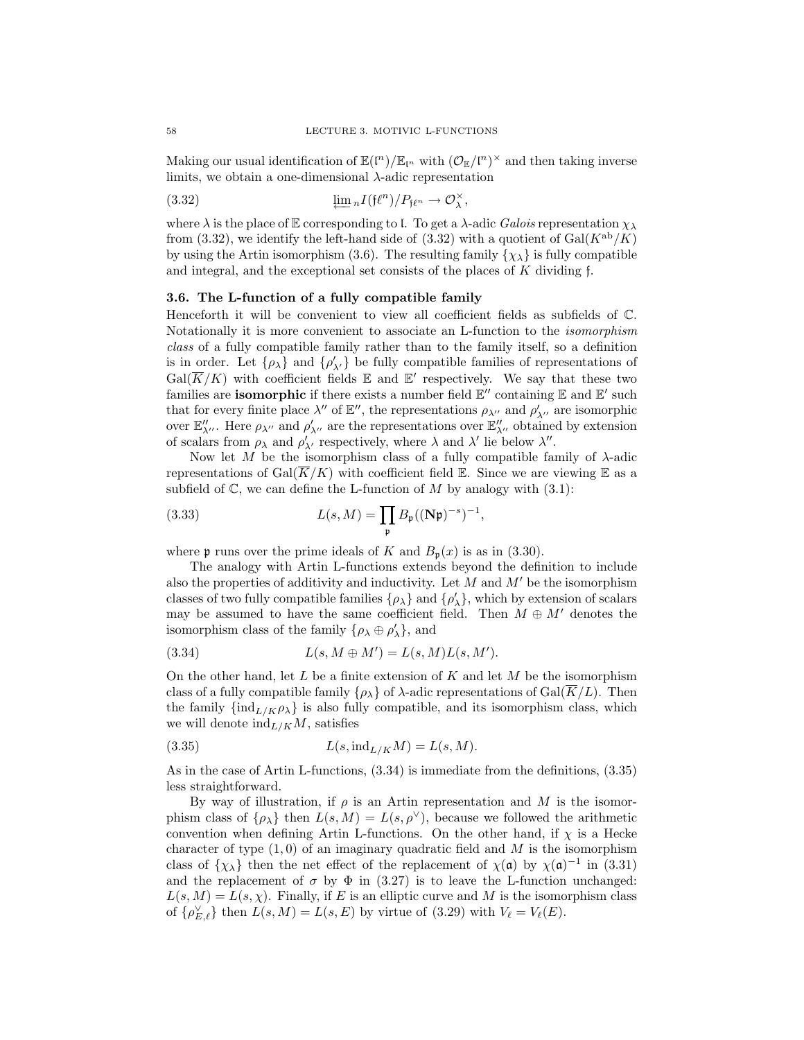Making our usual identification of $\mathbb{E}(\mathfrak{l}^n)/\mathbb{E}_{\mathfrak{l}^n}$ with $(\mathcal{O}_{\mathbb{E}}/\mathfrak{l}^n)^\times$ and then taking inverse limits, we obtain a one-dimensional $\lambda$-adic representation

$$\varprojlim_n I(\mathfrak{f}\ell^n)/P_{\mathfrak{f}\ell^n} \to \mathcal{O}_\lambda^\times, \tag{3.32}$$

where $\lambda$ is the place of $\mathbb{E}$ corresponding to $\mathfrak{l}$. To get a $\lambda$-adic *Galois* representation $\chi_\lambda$ from (3.32), we identify the left-hand side of (3.32) with a quotient of $\mathrm{Gal}(K^{\mathrm{ab}}/K)$ by using the Artin isomorphism (3.6). The resulting family $\{\chi_\lambda\}$ is fully compatible and integral, and the exceptional set consists of the places of $K$ dividing $\mathfrak{f}$.

### 3.6. The L-function of a fully compatible family

Henceforth it will be convenient to view all coefficient fields as subfields of $\mathbb{C}$. Notationally it is more convenient to associate an L-function to the *isomorphism class* of a fully compatible family rather than to the family itself, so a definition is in order. Let $\{\rho_\lambda\}$ and $\{\rho'_{\lambda'}\}$ be fully compatible families of representations of $\mathrm{Gal}(\overline{K}/K)$ with coefficient fields $\mathbb{E}$ and $\mathbb{E}'$ respectively. We say that these two families are **isomorphic** if there exists a number field $\mathbb{E}''$ containing $\mathbb{E}$ and $\mathbb{E}'$ such that for every finite place $\lambda''$ of $\mathbb{E}''$, the representations $\rho_{\lambda''}$ and $\rho'_{\lambda''}$ are isomorphic over $\mathbb{E}''_{\lambda''}$. Here $\rho_{\lambda''}$ and $\rho'_{\lambda''}$ are the representations over $\mathbb{E}''_{\lambda''}$ obtained by extension of scalars from $\rho_\lambda$ and $\rho'_{\lambda'}$ respectively, where $\lambda$ and $\lambda'$ lie below $\lambda''$.

Now let $M$ be the isomorphism class of a fully compatible family of $\lambda$-adic representations of $\mathrm{Gal}(\overline{K}/K)$ with coefficient field $\mathbb{E}$. Since we are viewing $\mathbb{E}$ as a subfield of $\mathbb{C}$, we can define the L-function of $M$ by analogy with (3.1):

$$L(s, M) = \prod_{\mathfrak{p}} B_{\mathfrak{p}}((\mathbf{N}\mathfrak{p})^{-s})^{-1}, \tag{3.33}$$

where $\mathfrak{p}$ runs over the prime ideals of $K$ and $B_{\mathfrak{p}}(x)$ is as in (3.30).

The analogy with Artin L-functions extends beyond the definition to include also the properties of additivity and inductivity. Let $M$ and $M'$ be the isomorphism classes of two fully compatible families $\{\rho_\lambda\}$ and $\{\rho'_\lambda\}$, which by extension of scalars may be assumed to have the same coefficient field. Then $M \oplus M'$ denotes the isomorphism class of the family $\{\rho_\lambda \oplus \rho'_\lambda\}$, and

$$L(s, M \oplus M') = L(s, M)L(s, M'). \tag{3.34}$$

On the other hand, let $L$ be a finite extension of $K$ and let $M$ be the isomorphism class of a fully compatible family $\{\rho_\lambda\}$ of $\lambda$-adic representations of $\mathrm{Gal}(\overline{K}/L)$. Then the family $\{\mathrm{ind}_{L/K}\rho_\lambda\}$ is also fully compatible, and its isomorphism class, which we will denote $\mathrm{ind}_{L/K}M$, satisfies

$$L(s, \mathrm{ind}_{L/K}M) = L(s, M). \tag{3.35}$$

As in the case of Artin L-functions, (3.34) is immediate from the definitions, (3.35) less straightforward.

By way of illustration, if $\rho$ is an Artin representation and $M$ is the isomorphism class of $\{\rho_\lambda\}$ then $L(s, M) = L(s, \rho^\vee)$, because we followed the arithmetic convention when defining Artin L-functions. On the other hand, if $\chi$ is a Hecke character of type $(1, 0)$ of an imaginary quadratic field and $M$ is the isomorphism class of $\{\chi_\lambda\}$ then the net effect of the replacement of $\chi(\mathfrak{a})$ by $\chi(\mathfrak{a})^{-1}$ in (3.31) and the replacement of $\sigma$ by $\Phi$ in (3.27) is to leave the L-function unchanged: $L(s, M) = L(s, \chi)$. Finally, if $E$ is an elliptic curve and $M$ is the isomorphism class of $\{\rho^\vee_{E,\ell}\}$ then $L(s, M) = L(s, E)$ by virtue of (3.29) with $V_\ell = V_\ell(E)$.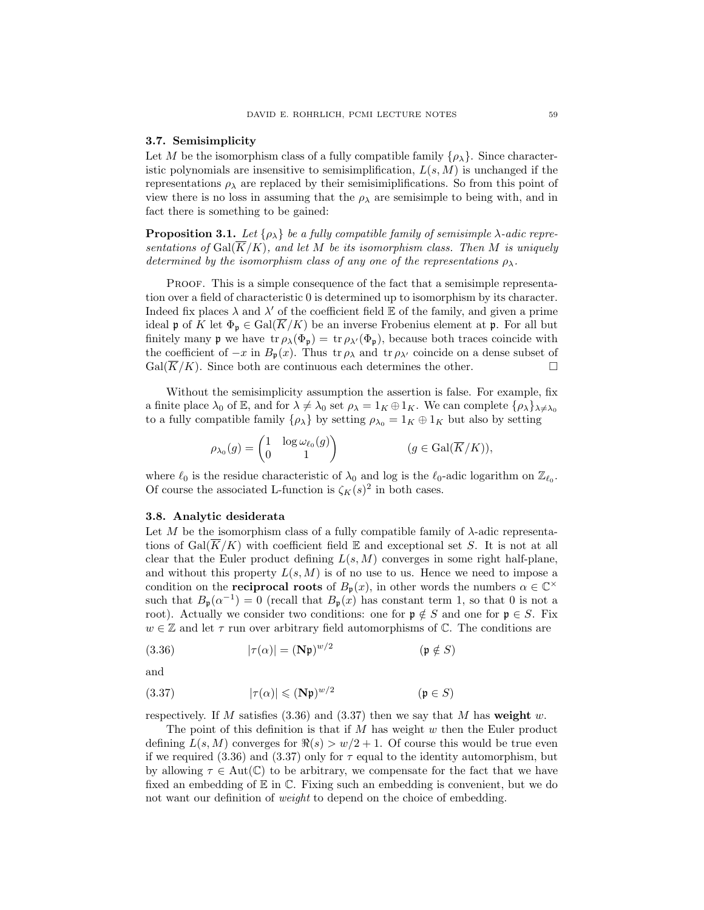### 3.7. Semisimplicity

Let $M$ be the isomorphism class of a fully compatible family $\{\rho_\lambda\}$. Since characteristic polynomials are insensitive to semisimplification, $L(s, M)$ is unchanged if the representations $\rho_\lambda$ are replaced by their semisimiplifications. So from this point of view there is no loss in assuming that the $\rho_\lambda$ are semisimple to being with, and in fact there is something to be gained:

**Proposition 3.1.** *Let $\{\rho_\lambda\}$ be a fully compatible family of semisimple $\lambda$-adic representations of $\mathrm{Gal}(\overline{K}/K)$, and let $M$ be its isomorphism class. Then $M$ is uniquely determined by the isomorphism class of any one of the representations $\rho_\lambda$.*

Proof. This is a simple consequence of the fact that a semisimple representation over a field of characteristic 0 is determined up to isomorphism by its character. Indeed fix places $\lambda$ and $\lambda'$ of the coefficient field $\mathbb{E}$ of the family, and given a prime ideal $\mathfrak{p}$ of $K$ let $\Phi_\mathfrak{p} \in \mathrm{Gal}(\overline{K}/K)$ be an inverse Frobenius element at $\mathfrak{p}$. For all but finitely many $\mathfrak{p}$ we have $\operatorname{tr}\rho_\lambda(\Phi_\mathfrak{p}) = \operatorname{tr}\rho_{\lambda'}(\Phi_\mathfrak{p})$, because both traces coincide with the coefficient of $-x$ in $B_\mathfrak{p}(x)$. Thus $\operatorname{tr}\rho_\lambda$ and $\operatorname{tr}\rho_{\lambda'}$ coincide on a dense subset of $\mathrm{Gal}(\overline{K}/K)$. Since both are continuous each determines the other. $\square$

Without the semisimplicity assumption the assertion is false. For example, fix a finite place $\lambda_0$ of $\mathbb{E}$, and for $\lambda \neq \lambda_0$ set $\rho_\lambda = 1_K \oplus 1_K$. We can complete $\{\rho_\lambda\}_{\lambda\neq\lambda_0}$ to a fully compatible family $\{\rho_\lambda\}$ by setting $\rho_{\lambda_0} = 1_K \oplus 1_K$ but also by setting

$$\rho_{\lambda_0}(g) = \begin{pmatrix} 1 & \log \omega_{\ell_0}(g) \\ 0 & 1 \end{pmatrix} \qquad\qquad (g \in \mathrm{Gal}(\overline{K}/K)),$$

where $\ell_0$ is the residue characteristic of $\lambda_0$ and log is the $\ell_0$-adic logarithm on $\mathbb{Z}_{\ell_0}$. Of course the associated L-function is $\zeta_K(s)^2$ in both cases.

### 3.8. Analytic desiderata

Let $M$ be the isomorphism class of a fully compatible family of $\lambda$-adic representations of $\mathrm{Gal}(\overline{K}/K)$ with coefficient field $\mathbb{E}$ and exceptional set $S$. It is not at all clear that the Euler product defining $L(s, M)$ converges in some right half-plane, and without this property $L(s, M)$ is of no use to us. Hence we need to impose a condition on the **reciprocal roots** of $B_\mathfrak{p}(x)$, in other words the numbers $\alpha \in \mathbb{C}^\times$ such that $B_\mathfrak{p}(\alpha^{-1}) = 0$ (recall that $B_\mathfrak{p}(x)$ has constant term 1, so that 0 is not a root). Actually we consider two conditions: one for $\mathfrak{p} \notin S$ and one for $\mathfrak{p} \in S$. Fix $w \in \mathbb{Z}$ and let $\tau$ run over arbitrary field automorphisms of $\mathbb{C}$. The conditions are

$$|\tau(\alpha)| = (\mathbf{N}\mathfrak{p})^{w/2} \qquad\qquad (\mathfrak{p} \notin S) \tag{3.36}$$

and

$$|\tau(\alpha)| \leqslant (\mathbf{N}\mathfrak{p})^{w/2} \qquad\qquad (\mathfrak{p} \in S) \tag{3.37}$$

respectively. If $M$ satisfies (3.36) and (3.37) then we say that $M$ has **weight** $w$.

The point of this definition is that if $M$ has weight $w$ then the Euler product defining $L(s, M)$ converges for $\Re(s) > w/2 + 1$. Of course this would be true even if we required (3.36) and (3.37) only for $\tau$ equal to the identity automorphism, but by allowing $\tau \in \mathrm{Aut}(\mathbb{C})$ to be arbitrary, we compensate for the fact that we have fixed an embedding of $\mathbb{E}$ in $\mathbb{C}$. Fixing such an embedding is convenient, but we do not want our definition of *weight* to depend on the choice of embedding.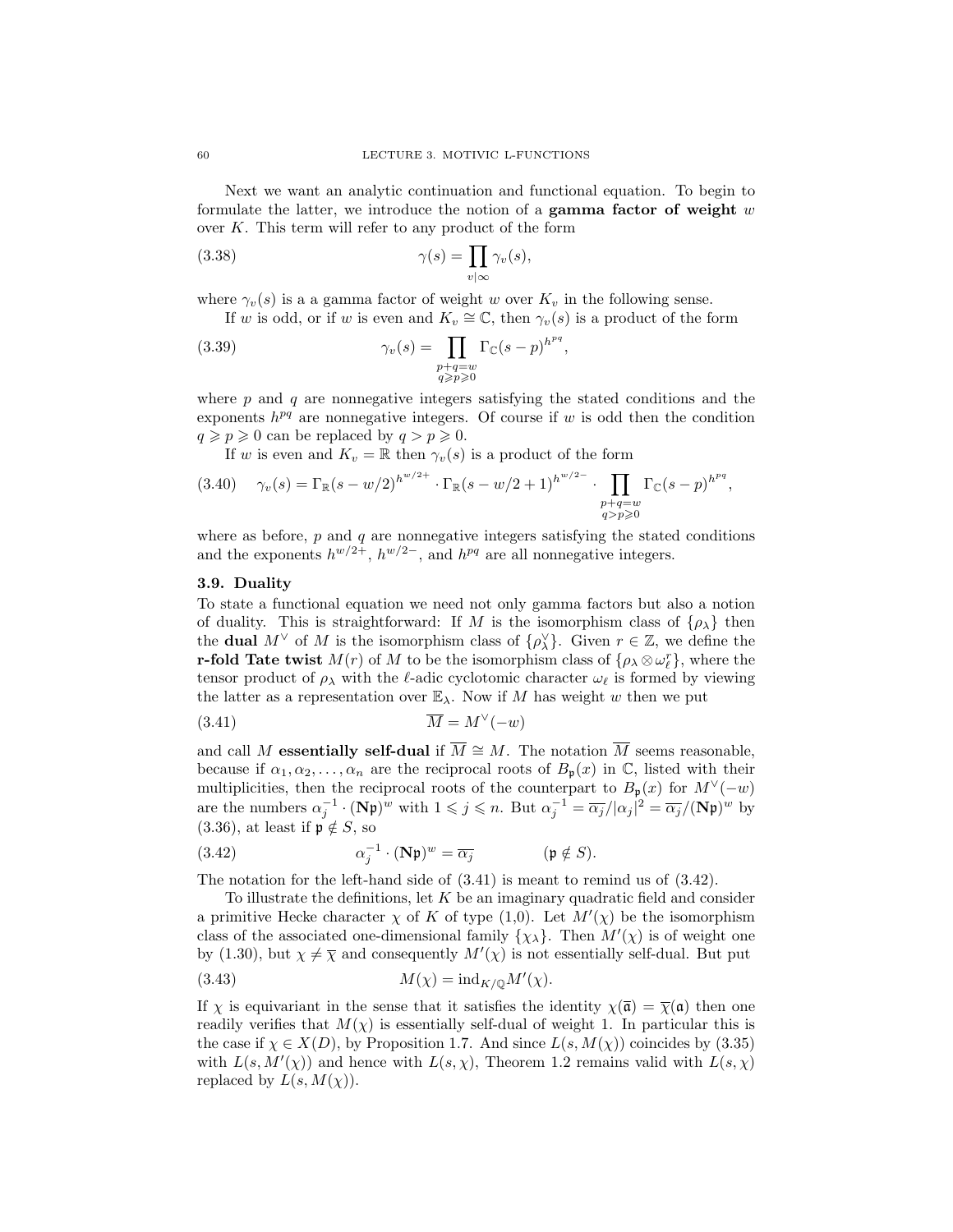Next we want an analytic continuation and functional equation. To begin to formulate the latter, we introduce the notion of a **gamma factor of weight** $w$ over $K$. This term will refer to any product of the form

$$\gamma(s) = \prod_{v|\infty} \gamma_v(s), \tag{3.38}$$

where $\gamma_v(s)$ is a a gamma factor of weight $w$ over $K_v$ in the following sense.

If $w$ is odd, or if $w$ is even and $K_v \cong \mathbb{C}$, then $\gamma_v(s)$ is a product of the form

$$\gamma_v(s) = \prod_{\substack{p+q=w \\ q \geqslant p \geqslant 0}} \Gamma_{\mathbb{C}}(s-p)^{h^{pq}}, \tag{3.39}$$

where $p$ and $q$ are nonnegative integers satisfying the stated conditions and the exponents $h^{pq}$ are nonnegative integers. Of course if $w$ is odd then the condition $q \geqslant p \geqslant 0$ can be replaced by $q > p \geqslant 0$.

If $w$ is even and $K_v = \mathbb{R}$ then $\gamma_v(s)$ is a product of the form

$$\gamma_v(s) = \Gamma_{\mathbb{R}}(s-w/2)^{h^{w/2+}} \cdot \Gamma_{\mathbb{R}}(s-w/2+1)^{h^{w/2-}} \cdot \prod_{\substack{p+q=w \\ q > p \geqslant 0}} \Gamma_{\mathbb{C}}(s-p)^{h^{pq}}, \tag{3.40}$$

where as before, $p$ and $q$ are nonnegative integers satisfying the stated conditions and the exponents $h^{w/2+}$, $h^{w/2-}$, and $h^{pq}$ are all nonnegative integers.

### 3.9. Duality

To state a functional equation we need not only gamma factors but also a notion of duality. This is straightforward: If $M$ is the isomorphism class of $\{\rho_\lambda\}$ then the **dual** $M^\vee$ of $M$ is the isomorphism class of $\{\rho_\lambda^\vee\}$. Given $r \in \mathbb{Z}$, we define the **r-fold Tate twist** $M(r)$ of $M$ to be the isomorphism class of $\{\rho_\lambda \otimes \omega_\ell^r\}$, where the tensor product of $\rho_\lambda$ with the $\ell$-adic cyclotomic character $\omega_\ell$ is formed by viewing the latter as a representation over $\mathbb{E}_\lambda$. Now if $M$ has weight $w$ then we put

$$\overline{M} = M^\vee(-w) \tag{3.41}$$

and call $M$ **essentially self-dual** if $\overline{M} \cong M$. The notation $\overline{M}$ seems reasonable, because if $\alpha_1, \alpha_2, \ldots, \alpha_n$ are the reciprocal roots of $B_\mathfrak{p}(x)$ in $\mathbb{C}$, listed with their multiplicities, then the reciprocal roots of the counterpart to $B_\mathfrak{p}(x)$ for $M^\vee(-w)$ are the numbers $\alpha_j^{-1} \cdot (\mathbf{N}\mathfrak{p})^w$ with $1 \leqslant j \leqslant n$. But $\alpha_j^{-1} = \overline{\alpha_j}/|\alpha_j|^2 = \overline{\alpha_j}/(\mathbf{N}\mathfrak{p})^w$ by (3.36), at least if $\mathfrak{p} \notin S$, so

$$\alpha_j^{-1} \cdot (\mathbf{N}\mathfrak{p})^w = \overline{\alpha_j} \qquad (\mathfrak{p} \notin S). \tag{3.42}$$

The notation for the left-hand side of (3.41) is meant to remind us of (3.42).

To illustrate the definitions, let $K$ be an imaginary quadratic field and consider a primitive Hecke character $\chi$ of $K$ of type (1,0). Let $M'(\chi)$ be the isomorphism class of the associated one-dimensional family $\{\chi_\lambda\}$. Then $M'(\chi)$ is of weight one by (1.30), but $\chi \neq \overline{\chi}$ and consequently $M'(\chi)$ is not essentially self-dual. But put

$$M(\chi) = \mathrm{ind}_{K/\mathbb{Q}} M'(\chi). \tag{3.43}$$

If $\chi$ is equivariant in the sense that it satisfies the identity $\chi(\overline{\mathfrak{a}}) = \overline{\chi}(\mathfrak{a})$ then one readily verifies that $M(\chi)$ is essentially self-dual of weight 1. In particular this is the case if $\chi \in X(D)$, by Proposition 1.7. And since $L(s, M(\chi))$ coincides by (3.35) with $L(s, M'(\chi))$ and hence with $L(s, \chi)$, Theorem 1.2 remains valid with $L(s, \chi)$ replaced by $L(s, M(\chi))$.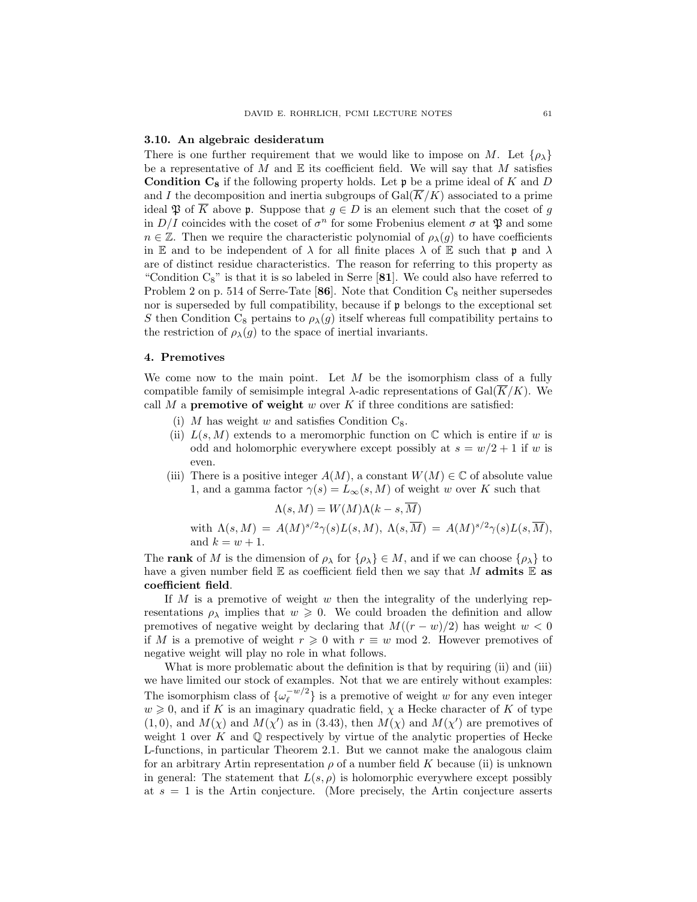### 3.10. An algebraic desideratum

There is one further requirement that we would like to impose on $M$. Let $\{\rho_\lambda\}$ be a representative of $M$ and $\mathbb{E}$ its coefficient field. We will say that $M$ satisfies **Condition $\mathbf{C_8}$** if the following property holds. Let $\mathfrak{p}$ be a prime ideal of $K$ and $D$ and $I$ the decomposition and inertia subgroups of $\mathrm{Gal}(\overline{K}/K)$ associated to a prime ideal $\mathfrak{P}$ of $\overline{K}$ above $\mathfrak{p}$. Suppose that $g \in D$ is an element such that the coset of $g$ in $D/I$ coincides with the coset of $\sigma^n$ for some Frobenius element $\sigma$ at $\mathfrak{P}$ and some $n \in \mathbb{Z}$. Then we require the characteristic polynomial of $\rho_\lambda(g)$ to have coefficients in $\mathbb{E}$ and to be independent of $\lambda$ for all finite places $\lambda$ of $\mathbb{E}$ such that $\mathfrak{p}$ and $\lambda$ are of distinct residue characteristics. The reason for referring to this property as "Condition $\mathrm{C}_8$" is that it is so labeled in Serre [**81**]. We could also have referred to Problem 2 on p. 514 of Serre-Tate [**86**]. Note that Condition $\mathrm{C}_8$ neither supersedes nor is superseded by full compatibility, because if $\mathfrak{p}$ belongs to the exceptional set $S$ then Condition $\mathrm{C}_8$ pertains to $\rho_\lambda(g)$ itself whereas full compatibility pertains to the restriction of $\rho_\lambda(g)$ to the space of inertial invariants.

## 4. Premotives

We come now to the main point. Let $M$ be the isomorphism class of a fully compatible family of semisimple integral $\lambda$-adic representations of $\mathrm{Gal}(\overline{K}/K)$. We call $M$ a **premotive of weight** $w$ over $K$ if three conditions are satisfied:

(i) $M$ has weight $w$ and satisfies Condition $\mathrm{C}_8$.

(ii) $L(s, M)$ extends to a meromorphic function on $\mathbb{C}$ which is entire if $w$ is odd and holomorphic everywhere except possibly at $s = w/2 + 1$ if $w$ is even.

(iii) There is a positive integer $A(M)$, a constant $W(M) \in \mathbb{C}$ of absolute value 1, and a gamma factor $\gamma(s) = L_\infty(s, M)$ of weight $w$ over $K$ such that

$$\Lambda(s, M) = W(M)\Lambda(k - s, \overline{M})$$

with $\Lambda(s, M) = A(M)^{s/2}\gamma(s)L(s, M)$, $\Lambda(s, \overline{M}) = A(M)^{s/2}\gamma(s)L(s, \overline{M})$, and $k = w + 1$.

The **rank** of $M$ is the dimension of $\rho_\lambda$ for $\{\rho_\lambda\} \in M$, and if we can choose $\{\rho_\lambda\}$ to have a given number field $\mathbb{E}$ as coefficient field then we say that $M$ **admits $\mathbb{E}$ as coefficient field**.

If $M$ is a premotive of weight $w$ then the integrality of the underlying representations $\rho_\lambda$ implies that $w \geqslant 0$. We could broaden the definition and allow premotives of negative weight by declaring that $M((r - w)/2)$ has weight $w < 0$ if $M$ is a premotive of weight $r \geqslant 0$ with $r \equiv w \bmod 2$. However premotives of negative weight will play no role in what follows.

What is more problematic about the definition is that by requiring (ii) and (iii) we have limited our stock of examples. Not that we are entirely without examples: The isomorphism class of $\{\omega_\ell^{-w/2}\}$ is a premotive of weight $w$ for any even integer $w \geqslant 0$, and if $K$ is an imaginary quadratic field, $\chi$ a Hecke character of $K$ of type $(1, 0)$, and $M(\chi)$ and $M(\chi')$ as in (3.43), then $M(\chi)$ and $M(\chi')$ are premotives of weight 1 over $K$ and $\mathbb{Q}$ respectively by virtue of the analytic properties of Hecke L-functions, in particular Theorem 2.1. But we cannot make the analogous claim for an arbitrary Artin representation $\rho$ of a number field $K$ because (ii) is unknown in general: The statement that $L(s, \rho)$ is holomorphic everywhere except possibly at $s = 1$ is the Artin conjecture. (More precisely, the Artin conjecture asserts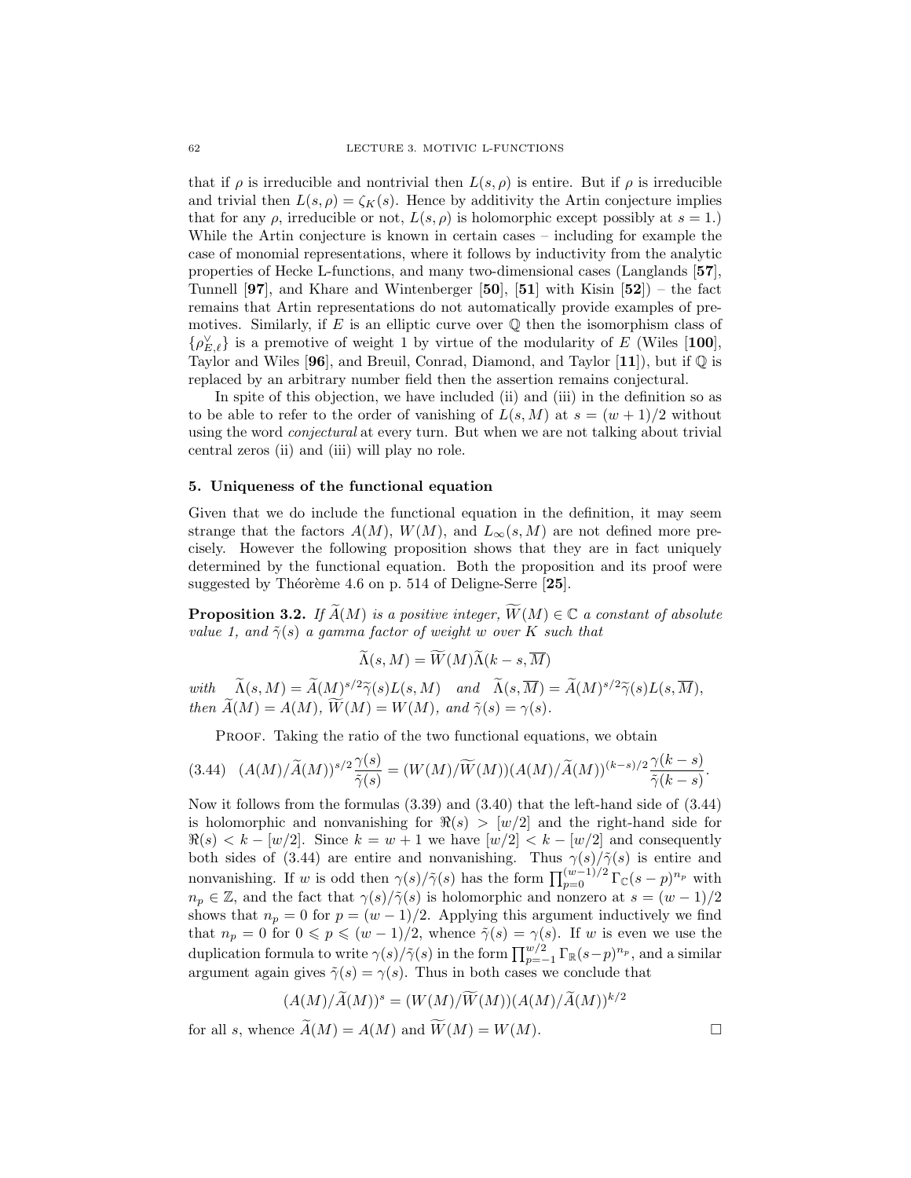that if $\rho$ is irreducible and nontrivial then $L(s, \rho)$ is entire. But if $\rho$ is irreducible and trivial then $L(s, \rho) = \zeta_K(s)$. Hence by additivity the Artin conjecture implies that for any $\rho$, irreducible or not, $L(s, \rho)$ is holomorphic except possibly at $s = 1$.) While the Artin conjecture is known in certain cases – including for example the case of monomial representations, where it follows by inductivity from the analytic properties of Hecke L-functions, and many two-dimensional cases (Langlands [**57**], Tunnell [**97**], and Khare and Wintenberger [**50**], [**51**] with Kisin [**52**]) – the fact remains that Artin representations do not automatically provide examples of premotives. Similarly, if $E$ is an elliptic curve over $\mathbb{Q}$ then the isomorphism class of $\{\rho_{E,\ell}^\vee\}$ is a premotive of weight 1 by virtue of the modularity of $E$ (Wiles [**100**], Taylor and Wiles [**96**], and Breuil, Conrad, Diamond, and Taylor [**11**]), but if $\mathbb{Q}$ is replaced by an arbitrary number field then the assertion remains conjectural.

In spite of this objection, we have included (ii) and (iii) in the definition so as to be able to refer to the order of vanishing of $L(s, M)$ at $s = (w+1)/2$ without using the word *conjectural* at every turn. But when we are not talking about trivial central zeros (ii) and (iii) will play no role.

## 5. Uniqueness of the functional equation

Given that we do include the functional equation in the definition, it may seem strange that the factors $A(M)$, $W(M)$, and $L_\infty(s, M)$ are not defined more precisely. However the following proposition shows that they are in fact uniquely determined by the functional equation. Both the proposition and its proof were suggested by Théorème 4.6 on p. 514 of Deligne-Serre [**25**].

**Proposition 3.2.** *If $\widetilde{A}(M)$ is a positive integer, $\widetilde{W}(M) \in \mathbb{C}$ a constant of absolute value 1, and $\tilde{\gamma}(s)$ a gamma factor of weight $w$ over $K$ such that*

$$\widetilde{\Lambda}(s, M) = \widetilde{W}(M)\widetilde{\Lambda}(k - s, \overline{M})$$

*with* $\widetilde{\Lambda}(s, M) = \widetilde{A}(M)^{s/2}\tilde{\gamma}(s)L(s, M)$ *and* $\widetilde{\Lambda}(s, \overline{M}) = \widetilde{A}(M)^{s/2}\tilde{\gamma}(s)L(s, \overline{M})$, *then $\widetilde{A}(M) = A(M)$, $\widetilde{W}(M) = W(M)$, and $\tilde{\gamma}(s) = \gamma(s)$.*

Proof. Taking the ratio of the two functional equations, we obtain

$$(A(M)/\widetilde{A}(M))^{s/2}\frac{\gamma(s)}{\tilde{\gamma}(s)} = (W(M)/\widetilde{W}(M))(A(M)/\widetilde{A}(M))^{(k-s)/2}\frac{\gamma(k-s)}{\tilde{\gamma}(k-s)}. \tag{3.44}$$

Now it follows from the formulas (3.39) and (3.40) that the left-hand side of (3.44) is holomorphic and nonvanishing for $\Re(s) > [w/2]$ and the right-hand side for $\Re(s) < k - [w/2]$. Since $k = w + 1$ we have $[w/2] < k - [w/2]$ and consequently both sides of (3.44) are entire and nonvanishing. Thus $\gamma(s)/\tilde{\gamma}(s)$ is entire and nonvanishing. If $w$ is odd then $\gamma(s)/\tilde{\gamma}(s)$ has the form $\prod_{p=0}^{(w-1)/2}\Gamma_{\mathbb{C}}(s-p)^{n_p}$ with $n_p \in \mathbb{Z}$, and the fact that $\gamma(s)/\tilde{\gamma}(s)$ is holomorphic and nonzero at $s = (w-1)/2$ shows that $n_p = 0$ for $p = (w-1)/2$. Applying this argument inductively we find that $n_p = 0$ for $0 \leqslant p \leqslant (w-1)/2$, whence $\tilde{\gamma}(s) = \gamma(s)$. If $w$ is even we use the duplication formula to write $\gamma(s)/\tilde{\gamma}(s)$ in the form $\prod_{p=-1}^{w/2}\Gamma_{\mathbb{R}}(s-p)^{n_p}$, and a similar argument again gives $\tilde{\gamma}(s) = \gamma(s)$. Thus in both cases we conclude that

$$(A(M)/\widetilde{A}(M))^s = (W(M)/\widetilde{W}(M))(A(M)/\widetilde{A}(M))^{k/2}$$

for all $s$, whence $\widetilde{A}(M) = A(M)$ and $\widetilde{W}(M) = W(M)$. $\square$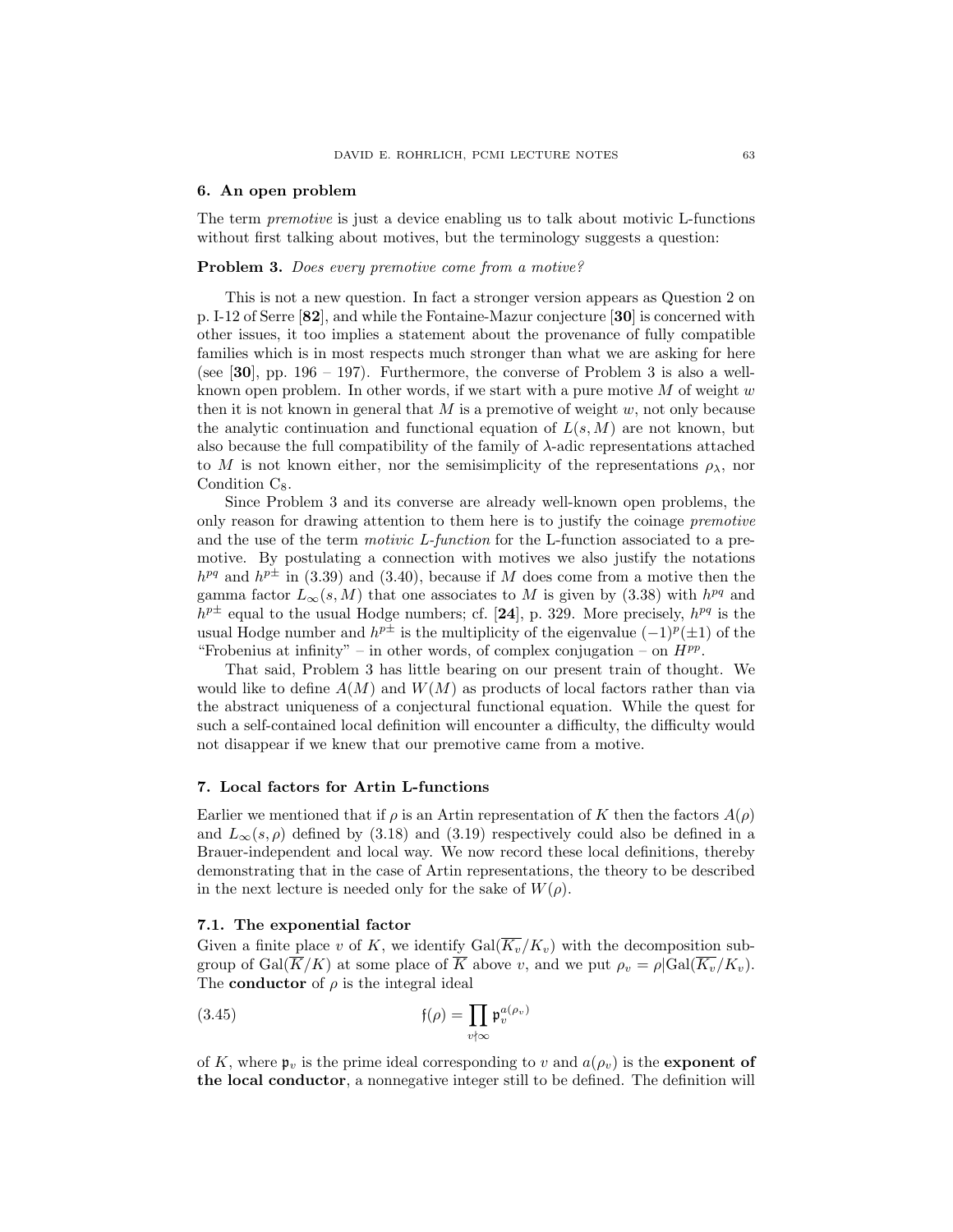## 6. An open problem

The term *premotive* is just a device enabling us to talk about motivic L-functions without first talking about motives, but the terminology suggests a question:

**Problem 3.** *Does every premotive come from a motive?*

This is not a new question. In fact a stronger version appears as Question 2 on p. I-12 of Serre [**82**], and while the Fontaine-Mazur conjecture [**30**] is concerned with other issues, it too implies a statement about the provenance of fully compatible families which is in most respects much stronger than what we are asking for here (see [**30**], pp. 196 – 197). Furthermore, the converse of Problem 3 is also a well-known open problem. In other words, if we start with a pure motive $M$ of weight $w$ then it is not known in general that $M$ is a premotive of weight $w$, not only because the analytic continuation and functional equation of $L(s, M)$ are not known, but also because the full compatibility of the family of $\lambda$-adic representations attached to $M$ is not known either, nor the semisimplicity of the representations $\rho_\lambda$, nor Condition $C_8$.

Since Problem 3 and its converse are already well-known open problems, the only reason for drawing attention to them here is to justify the coinage *premotive* and the use of the term *motivic L-function* for the L-function associated to a premotive. By postulating a connection with motives we also justify the notations $h^{pq}$ and $h^{p\pm}$ in (3.39) and (3.40), because if $M$ does come from a motive then the gamma factor $L_\infty(s, M)$ that one associates to $M$ is given by (3.38) with $h^{pq}$ and $h^{p\pm}$ equal to the usual Hodge numbers; cf. [**24**], p. 329. More precisely, $h^{pq}$ is the usual Hodge number and $h^{p\pm}$ is the multiplicity of the eigenvalue $(-1)^p(\pm 1)$ of the "Frobenius at infinity" – in other words, of complex conjugation – on $H^{pp}$.

That said, Problem 3 has little bearing on our present train of thought. We would like to define $A(M)$ and $W(M)$ as products of local factors rather than via the abstract uniqueness of a conjectural functional equation. While the quest for such a self-contained local definition will encounter a difficulty, the difficulty would not disappear if we knew that our premotive came from a motive.

## 7. Local factors for Artin L-functions

Earlier we mentioned that if $\rho$ is an Artin representation of $K$ then the factors $A(\rho)$ and $L_\infty(s, \rho)$ defined by (3.18) and (3.19) respectively could also be defined in a Brauer-independent and local way. We now record these local definitions, thereby demonstrating that in the case of Artin representations, the theory to be described in the next lecture is needed only for the sake of $W(\rho)$.

### 7.1. The exponential factor

Given a finite place $v$ of $K$, we identify $\mathrm{Gal}(\overline{K_v}/K_v)$ with the decomposition subgroup of $\mathrm{Gal}(\overline{K}/K)$ at some place of $\overline{K}$ above $v$, and we put $\rho_v = \rho|\mathrm{Gal}(\overline{K_v}/K_v)$. The **conductor** of $\rho$ is the integral ideal

$$\mathfrak{f}(\rho) = \prod_{v \nmid \infty} \mathfrak{p}_v^{a(\rho_v)} \tag{3.45}$$

of $K$, where $\mathfrak{p}_v$ is the prime ideal corresponding to $v$ and $a(\rho_v)$ is the **exponent of the local conductor**, a nonnegative integer still to be defined. The definition will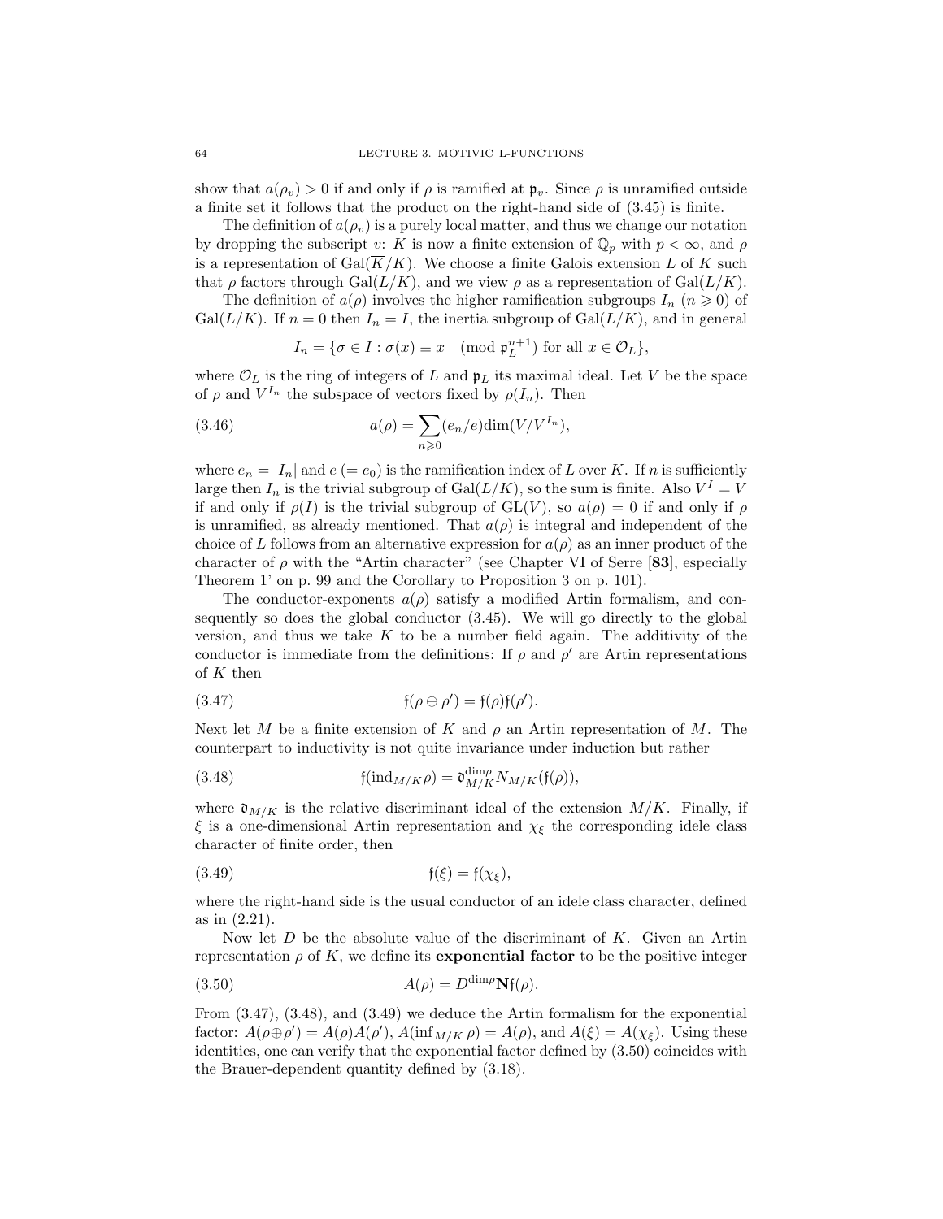show that $a(\rho_v) > 0$ if and only if $\rho$ is ramified at $\mathfrak{p}_v$. Since $\rho$ is unramified outside a finite set it follows that the product on the right-hand side of (3.45) is finite.

The definition of $a(\rho_v)$ is a purely local matter, and thus we change our notation by dropping the subscript $v$: $K$ is now a finite extension of $\mathbb{Q}_p$ with $p < \infty$, and $\rho$ is a representation of $\mathrm{Gal}(\overline{K}/K)$. We choose a finite Galois extension $L$ of $K$ such that $\rho$ factors through $\mathrm{Gal}(L/K)$, and we view $\rho$ as a representation of $\mathrm{Gal}(L/K)$.

The definition of $a(\rho)$ involves the higher ramification subgroups $I_n$ ($n \geqslant 0$) of $\mathrm{Gal}(L/K)$. If $n = 0$ then $I_n = I$, the inertia subgroup of $\mathrm{Gal}(L/K)$, and in general

$$I_n = \{\sigma \in I : \sigma(x) \equiv x \pmod{\mathfrak{p}_L^{n+1}} \text{ for all } x \in \mathcal{O}_L\},$$

where $\mathcal{O}_L$ is the ring of integers of $L$ and $\mathfrak{p}_L$ its maximal ideal. Let $V$ be the space of $\rho$ and $V^{I_n}$ the subspace of vectors fixed by $\rho(I_n)$. Then

$$a(\rho) = \sum_{n \geqslant 0} (e_n/e) \dim(V/V^{I_n}), \tag{3.46}$$

where $e_n = |I_n|$ and $e$ ($= e_0$) is the ramification index of $L$ over $K$. If $n$ is sufficiently large then $I_n$ is the trivial subgroup of $\mathrm{Gal}(L/K)$, so the sum is finite. Also $V^I = V$ if and only if $\rho(I)$ is the trivial subgroup of $\mathrm{GL}(V)$, so $a(\rho) = 0$ if and only if $\rho$ is unramified, as already mentioned. That $a(\rho)$ is integral and independent of the choice of $L$ follows from an alternative expression for $a(\rho)$ as an inner product of the character of $\rho$ with the "Artin character" (see Chapter VI of Serre [**83**], especially Theorem 1' on p. 99 and the Corollary to Proposition 3 on p. 101).

The conductor-exponents $a(\rho)$ satisfy a modified Artin formalism, and consequently so does the global conductor (3.45). We will go directly to the global version, and thus we take $K$ to be a number field again. The additivity of the conductor is immediate from the definitions: If $\rho$ and $\rho'$ are Artin representations of $K$ then

$$\mathfrak{f}(\rho \oplus \rho') = \mathfrak{f}(\rho)\mathfrak{f}(\rho'). \tag{3.47}$$

Next let $M$ be a finite extension of $K$ and $\rho$ an Artin representation of $M$. The counterpart to inductivity is not quite invariance under induction but rather

$$\mathfrak{f}(\mathrm{ind}_{M/K}\rho) = \mathfrak{d}_{M/K}^{\dim \rho} N_{M/K}(\mathfrak{f}(\rho)), \tag{3.48}$$

where $\mathfrak{d}_{M/K}$ is the relative discriminant ideal of the extension $M/K$. Finally, if $\xi$ is a one-dimensional Artin representation and $\chi_\xi$ the corresponding idele class character of finite order, then

$$\mathfrak{f}(\xi) = \mathfrak{f}(\chi_\xi), \tag{3.49}$$

where the right-hand side is the usual conductor of an idele class character, defined as in (2.21).

Now let $D$ be the absolute value of the discriminant of $K$. Given an Artin representation $\rho$ of $K$, we define its **exponential factor** to be the positive integer

$$A(\rho) = D^{\dim \rho} \mathbf{N}\mathfrak{f}(\rho). \tag{3.50}$$

From (3.47), (3.48), and (3.49) we deduce the Artin formalism for the exponential factor: $A(\rho \oplus \rho') = A(\rho)A(\rho')$, $A(\inf_{M/K} \rho) = A(\rho)$, and $A(\xi) = A(\chi_\xi)$. Using these identities, one can verify that the exponential factor defined by (3.50) coincides with the Brauer-dependent quantity defined by (3.18).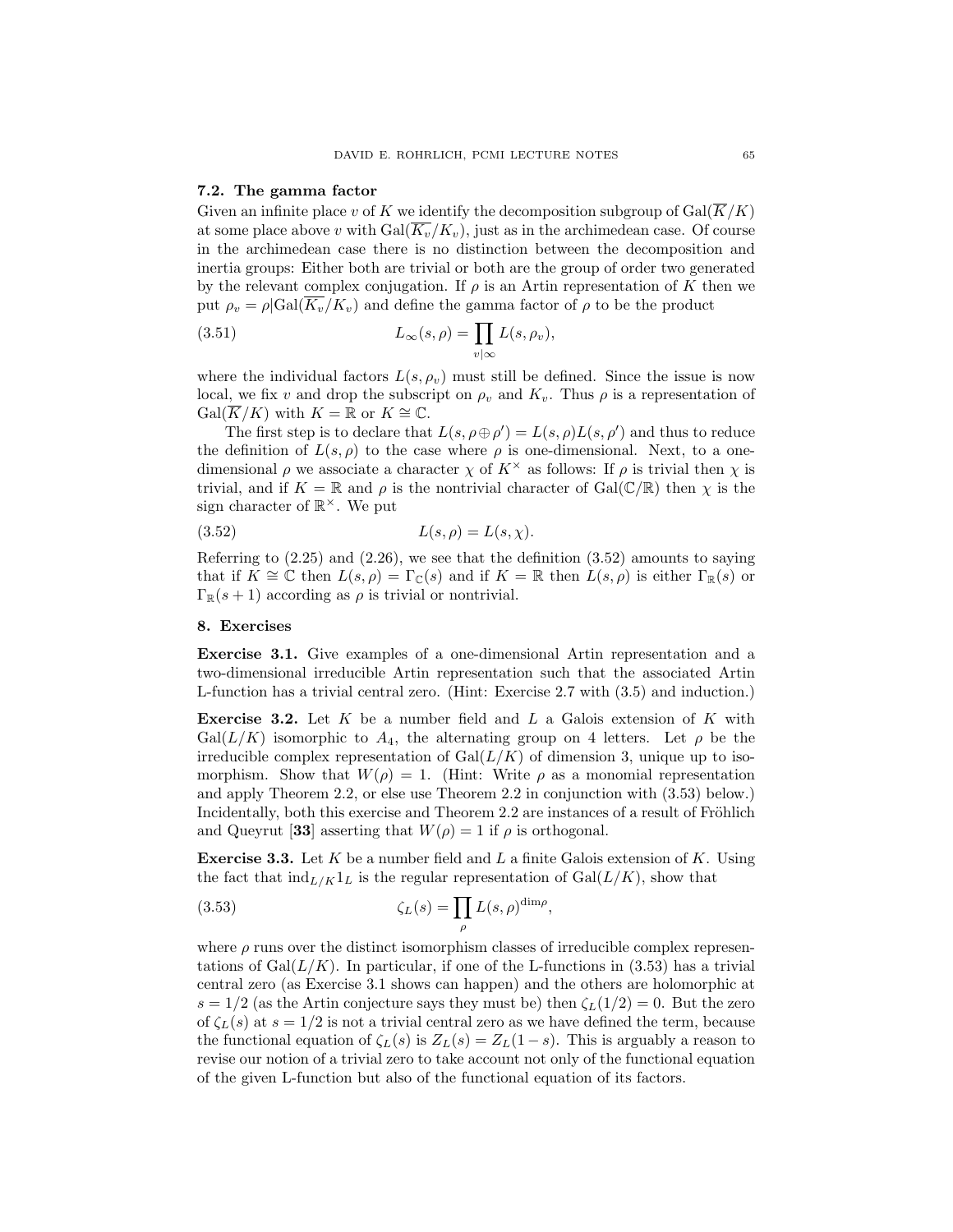### 7.2. The gamma factor

Given an infinite place $v$ of $K$ we identify the decomposition subgroup of $\mathrm{Gal}(\overline{K}/K)$ at some place above $v$ with $\mathrm{Gal}(\overline{K_v}/K_v)$, just as in the archimedean case. Of course in the archimedean case there is no distinction between the decomposition and inertia groups: Either both are trivial or both are the group of order two generated by the relevant complex conjugation. If $\rho$ is an Artin representation of $K$ then we put $\rho_v = \rho|\mathrm{Gal}(\overline{K_v}/K_v)$ and define the gamma factor of $\rho$ to be the product

$$L_\infty(s,\rho) = \prod_{v|\infty} L(s,\rho_v), \tag{3.51}$$

where the individual factors $L(s,\rho_v)$ must still be defined. Since the issue is now local, we fix $v$ and drop the subscript on $\rho_v$ and $K_v$. Thus $\rho$ is a representation of $\mathrm{Gal}(\overline{K}/K)$ with $K = \mathbb{R}$ or $K \cong \mathbb{C}$.

The first step is to declare that $L(s,\rho \oplus \rho') = L(s,\rho)L(s,\rho')$ and thus to reduce the definition of $L(s,\rho)$ to the case where $\rho$ is one-dimensional. Next, to a one-dimensional $\rho$ we associate a character $\chi$ of $K^\times$ as follows: If $\rho$ is trivial then $\chi$ is trivial, and if $K = \mathbb{R}$ and $\rho$ is the nontrivial character of $\mathrm{Gal}(\mathbb{C}/\mathbb{R})$ then $\chi$ is the sign character of $\mathbb{R}^\times$. We put

$$L(s,\rho) = L(s,\chi). \tag{3.52}$$

Referring to (2.25) and (2.26), we see that the definition (3.52) amounts to saying that if $K \cong \mathbb{C}$ then $L(s,\rho) = \Gamma_\mathbb{C}(s)$ and if $K = \mathbb{R}$ then $L(s,\rho)$ is either $\Gamma_\mathbb{R}(s)$ or $\Gamma_\mathbb{R}(s+1)$ according as $\rho$ is trivial or nontrivial.

## 8. Exercises

**Exercise 3.1.** Give examples of a one-dimensional Artin representation and a two-dimensional irreducible Artin representation such that the associated Artin L-function has a trivial central zero. (Hint: Exercise 2.7 with (3.5) and induction.)

**Exercise 3.2.** Let $K$ be a number field and $L$ a Galois extension of $K$ with $\mathrm{Gal}(L/K)$ isomorphic to $A_4$, the alternating group on 4 letters. Let $\rho$ be the irreducible complex representation of $\mathrm{Gal}(L/K)$ of dimension 3, unique up to isomorphism. Show that $W(\rho) = 1$. (Hint: Write $\rho$ as a monomial representation and apply Theorem 2.2, or else use Theorem 2.2 in conjunction with (3.53) below.) Incidentally, both this exercise and Theorem 2.2 are instances of a result of Fröhlich and Queyrut [**33**] asserting that $W(\rho) = 1$ if $\rho$ is orthogonal.

**Exercise 3.3.** Let $K$ be a number field and $L$ a finite Galois extension of $K$. Using the fact that $\mathrm{ind}_{L/K}1_L$ is the regular representation of $\mathrm{Gal}(L/K)$, show that

$$\zeta_L(s) = \prod_\rho L(s,\rho)^{\dim\rho}, \tag{3.53}$$

where $\rho$ runs over the distinct isomorphism classes of irreducible complex representations of $\mathrm{Gal}(L/K)$. In particular, if one of the L-functions in (3.53) has a trivial central zero (as Exercise 3.1 shows can happen) and the others are holomorphic at $s = 1/2$ (as the Artin conjecture says they must be) then $\zeta_L(1/2) = 0$. But the zero of $\zeta_L(s)$ at $s = 1/2$ is not a trivial central zero as we have defined the term, because the functional equation of $\zeta_L(s)$ is $Z_L(s) = Z_L(1-s)$. This is arguably a reason to revise our notion of a trivial zero to take account not only of the functional equation of the given L-function but also of the functional equation of its factors.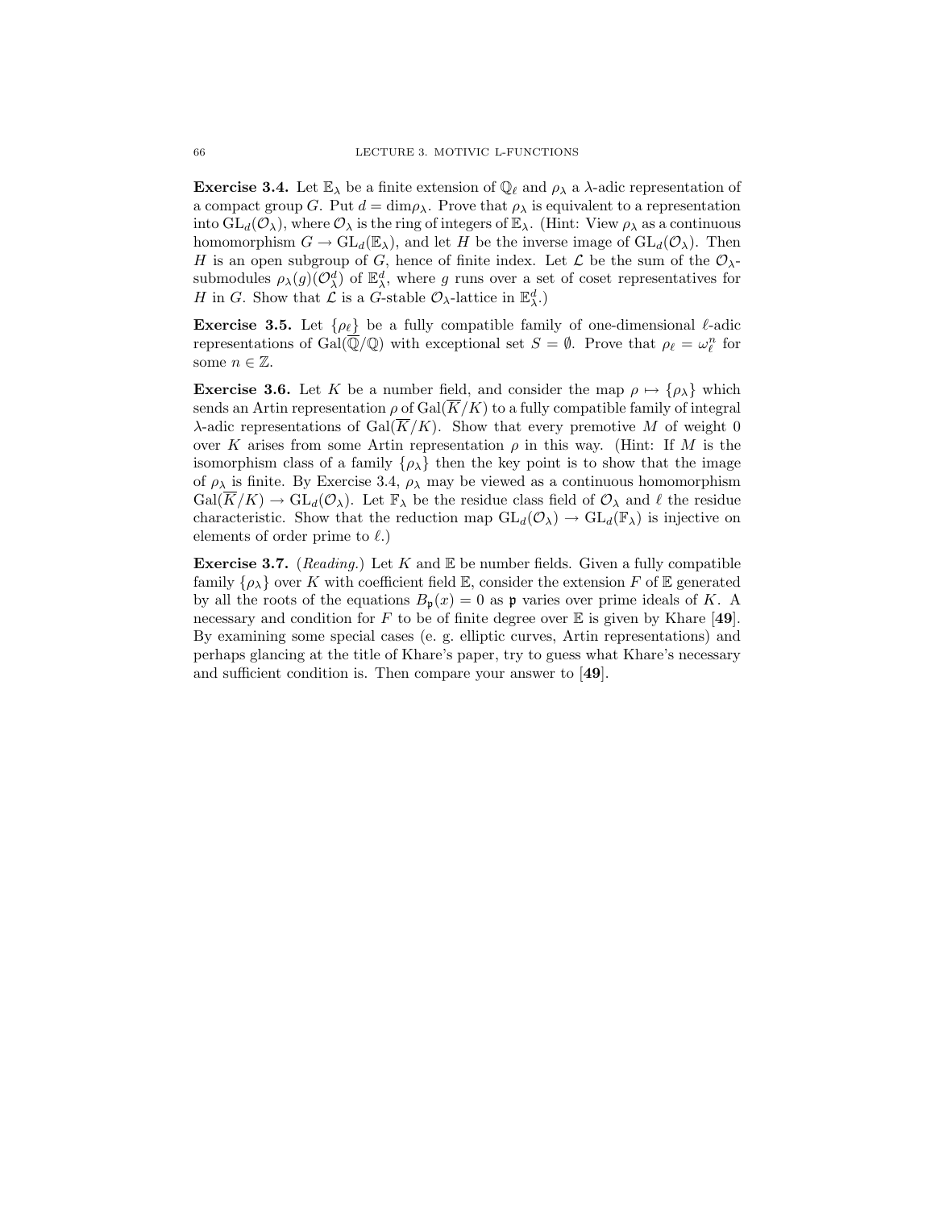**Exercise 3.4.** Let $\mathbb{E}_\lambda$ be a finite extension of $\mathbb{Q}_\ell$ and $\rho_\lambda$ a $\lambda$-adic representation of a compact group $G$. Put $d = \dim \rho_\lambda$. Prove that $\rho_\lambda$ is equivalent to a representation into $\mathrm{GL}_d(\mathcal{O}_\lambda)$, where $\mathcal{O}_\lambda$ is the ring of integers of $\mathbb{E}_\lambda$. (Hint: View $\rho_\lambda$ as a continuous homomorphism $G \to \mathrm{GL}_d(\mathbb{E}_\lambda)$, and let $H$ be the inverse image of $\mathrm{GL}_d(\mathcal{O}_\lambda)$. Then $H$ is an open subgroup of $G$, hence of finite index. Let $\mathcal{L}$ be the sum of the $\mathcal{O}_\lambda$-submodules $\rho_\lambda(g)(\mathcal{O}_\lambda^d)$ of $\mathbb{E}_\lambda^d$, where $g$ runs over a set of coset representatives for $H$ in $G$. Show that $\mathcal{L}$ is a $G$-stable $\mathcal{O}_\lambda$-lattice in $\mathbb{E}_\lambda^d$.)

**Exercise 3.5.** Let $\{\rho_\ell\}$ be a fully compatible family of one-dimensional $\ell$-adic representations of $\mathrm{Gal}(\overline{\mathbb{Q}}/\mathbb{Q})$ with exceptional set $S = \emptyset$. Prove that $\rho_\ell = \omega_\ell^n$ for some $n \in \mathbb{Z}$.

**Exercise 3.6.** Let $K$ be a number field, and consider the map $\rho \mapsto \{\rho_\lambda\}$ which sends an Artin representation $\rho$ of $\mathrm{Gal}(\overline{K}/K)$ to a fully compatible family of integral $\lambda$-adic representations of $\mathrm{Gal}(\overline{K}/K)$. Show that every premotive $M$ of weight 0 over $K$ arises from some Artin representation $\rho$ in this way. (Hint: If $M$ is the isomorphism class of a family $\{\rho_\lambda\}$ then the key point is to show that the image of $\rho_\lambda$ is finite. By Exercise 3.4, $\rho_\lambda$ may be viewed as a continuous homomorphism $\mathrm{Gal}(\overline{K}/K) \to \mathrm{GL}_d(\mathcal{O}_\lambda)$. Let $\mathbb{F}_\lambda$ be the residue class field of $\mathcal{O}_\lambda$ and $\ell$ the residue characteristic. Show that the reduction map $\mathrm{GL}_d(\mathcal{O}_\lambda) \to \mathrm{GL}_d(\mathbb{F}_\lambda)$ is injective on elements of order prime to $\ell$.)

**Exercise 3.7.** (*Reading.*) Let $K$ and $\mathbb{E}$ be number fields. Given a fully compatible family $\{\rho_\lambda\}$ over $K$ with coefficient field $\mathbb{E}$, consider the extension $F$ of $\mathbb{E}$ generated by all the roots of the equations $B_\mathfrak{p}(x) = 0$ as $\mathfrak{p}$ varies over prime ideals of $K$. A necessary and condition for $F$ to be of finite degree over $\mathbb{E}$ is given by Khare [**49**]. By examining some special cases (e. g. elliptic curves, Artin representations) and perhaps glancing at the title of Khare's paper, try to guess what Khare's necessary and sufficient condition is. Then compare your answer to [**49**].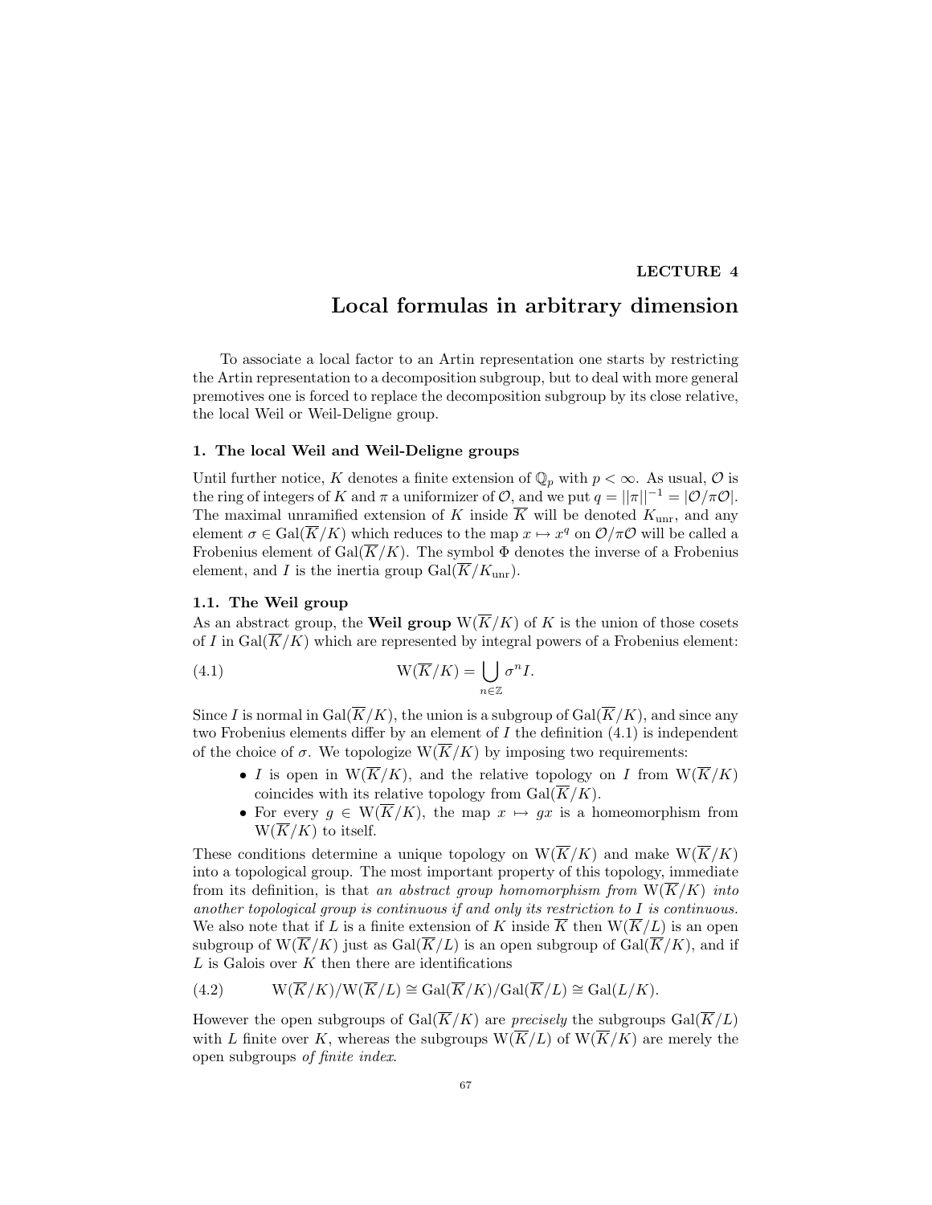# LECTURE 4

# Local formulas in arbitrary dimension

To associate a local factor to an Artin representation one starts by restricting the Artin representation to a decomposition subgroup, but to deal with more general premotives one is forced to replace the decomposition subgroup by its close relative, the local Weil or Weil-Deligne group.

## 1. The local Weil and Weil-Deligne groups

Until further notice, $K$ denotes a finite extension of $\mathbb{Q}_p$ with $p < \infty$. As usual, $\mathcal{O}$ is the ring of integers of $K$ and $\pi$ a uniformizer of $\mathcal{O}$, and we put $q = ||\pi||^{-1} = |\mathcal{O}/\pi\mathcal{O}|$. The maximal unramified extension of $K$ inside $\overline{K}$ will be denoted $K_{\mathrm{unr}}$, and any element $\sigma \in \mathrm{Gal}(\overline{K}/K)$ which reduces to the map $x \mapsto x^q$ on $\mathcal{O}/\pi\mathcal{O}$ will be called a Frobenius element of $\mathrm{Gal}(\overline{K}/K)$. The symbol $\Phi$ denotes the inverse of a Frobenius element, and $I$ is the inertia group $\mathrm{Gal}(\overline{K}/K_{\mathrm{unr}})$.

### 1.1. The Weil group

As an abstract group, the **Weil group** $\mathrm{W}(\overline{K}/K)$ of $K$ is the union of those cosets of $I$ in $\mathrm{Gal}(\overline{K}/K)$ which are represented by integral powers of a Frobenius element:

$$\mathrm{W}(\overline{K}/K) = \bigcup_{n \in \mathbb{Z}} \sigma^n I. \tag{4.1}$$

Since $I$ is normal in $\mathrm{Gal}(\overline{K}/K)$, the union is a subgroup of $\mathrm{Gal}(\overline{K}/K)$, and since any two Frobenius elements differ by an element of $I$ the definition (4.1) is independent of the choice of $\sigma$. We topologize $\mathrm{W}(\overline{K}/K)$ by imposing two requirements:

- $I$ is open in $\mathrm{W}(\overline{K}/K)$, and the relative topology on $I$ from $\mathrm{W}(\overline{K}/K)$ coincides with its relative topology from $\mathrm{Gal}(\overline{K}/K)$.
- For every $g \in \mathrm{W}(\overline{K}/K)$, the map $x \mapsto gx$ is a homeomorphism from $\mathrm{W}(\overline{K}/K)$ to itself.

These conditions determine a unique topology on $\mathrm{W}(\overline{K}/K)$ and make $\mathrm{W}(\overline{K}/K)$ into a topological group. The most important property of this topology, immediate from its definition, is that *an abstract group homomorphism from* $\mathrm{W}(\overline{K}/K)$ *into another topological group is continuous if and only its restriction to* $I$ *is continuous.* We also note that if $L$ is a finite extension of $K$ inside $\overline{K}$ then $\mathrm{W}(\overline{K}/L)$ is an open subgroup of $\mathrm{W}(\overline{K}/K)$ just as $\mathrm{Gal}(\overline{K}/L)$ is an open subgroup of $\mathrm{Gal}(\overline{K}/K)$, and if $L$ is Galois over $K$ then there are identifications

$$\mathrm{W}(\overline{K}/K)/\mathrm{W}(\overline{K}/L) \cong \mathrm{Gal}(\overline{K}/K)/\mathrm{Gal}(\overline{K}/L) \cong \mathrm{Gal}(L/K). \tag{4.2}$$

However the open subgroups of $\mathrm{Gal}(\overline{K}/K)$ are *precisely* the subgroups $\mathrm{Gal}(\overline{K}/L)$ with $L$ finite over $K$, whereas the subgroups $\mathrm{W}(\overline{K}/L)$ of $\mathrm{W}(\overline{K}/K)$ are merely the open subgroups *of finite index*.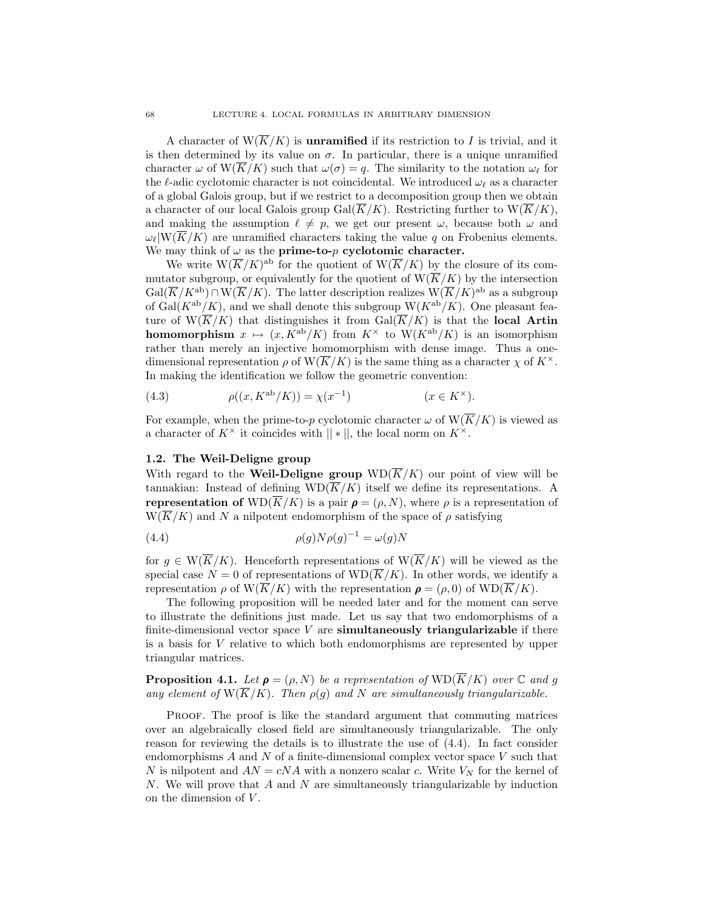A character of $\mathrm{W}(\overline{K}/K)$ is **unramified** if its restriction to $I$ is trivial, and it is then determined by its value on $\sigma$. In particular, there is a unique unramified character $\omega$ of $\mathrm{W}(\overline{K}/K)$ such that $\omega(\sigma) = q$. The similarity to the notation $\omega_\ell$ for the $\ell$-adic cyclotomic character is not coincidental. We introduced $\omega_\ell$ as a character of a global Galois group, but if we restrict to a decomposition group then we obtain a character of our local Galois group $\mathrm{Gal}(\overline{K}/K)$. Restricting further to $\mathrm{W}(\overline{K}/K)$, and making the assumption $\ell \neq p$, we get our present $\omega$, because both $\omega$ and $\omega_\ell|\mathrm{W}(\overline{K}/K)$ are unramified characters taking the value $q$ on Frobenius elements. We may think of $\omega$ as the **prime-to-$p$ cyclotomic character.**

We write $\mathrm{W}(\overline{K}/K)^{\mathrm{ab}}$ for the quotient of $\mathrm{W}(\overline{K}/K)$ by the closure of its commutator subgroup, or equivalently for the quotient of $\mathrm{W}(\overline{K}/K)$ by the intersection $\mathrm{Gal}(\overline{K}/K^{\mathrm{ab}}) \cap \mathrm{W}(\overline{K}/K)$. The latter description realizes $\mathrm{W}(\overline{K}/K)^{\mathrm{ab}}$ as a subgroup of $\mathrm{Gal}(K^{\mathrm{ab}}/K)$, and we shall denote this subgroup $\mathrm{W}(K^{\mathrm{ab}}/K)$. One pleasant feature of $\mathrm{W}(\overline{K}/K)$ that distinguishes it from $\mathrm{Gal}(\overline{K}/K)$ is that the **local Artin homomorphism** $x \mapsto (x, K^{\mathrm{ab}}/K)$ from $K^\times$ to $\mathrm{W}(K^{\mathrm{ab}}/K)$ is an isomorphism rather than merely an injective homomorphism with dense image. Thus a one-dimensional representation $\rho$ of $\mathrm{W}(\overline{K}/K)$ is the same thing as a character $\chi$ of $K^\times$. In making the identification we follow the geometric convention:

$$\rho((x, K^{\mathrm{ab}}/K)) = \chi(x^{-1}) \qquad (x \in K^\times). \tag{4.3}$$

For example, when the prime-to-$p$ cyclotomic character $\omega$ of $\mathrm{W}(\overline{K}/K)$ is viewed as a character of $K^\times$ it coincides with $||*||$, the local norm on $K^\times$.

## 1.2. The Weil-Deligne group

With regard to the **Weil-Deligne group** $\mathrm{WD}(\overline{K}/K)$ our point of view will be tannakian: Instead of defining $\mathrm{WD}(\overline{K}/K)$ itself we define its representations. A **representation of** $\mathrm{WD}(\overline{K}/K)$ is a pair $\boldsymbol{\rho} = (\rho, N)$, where $\rho$ is a representation of $\mathrm{W}(\overline{K}/K)$ and $N$ a nilpotent endomorphism of the space of $\rho$ satisfying

$$\rho(g)N\rho(g)^{-1} = \omega(g)N \tag{4.4}$$

for $g \in \mathrm{W}(\overline{K}/K)$. Henceforth representations of $\mathrm{W}(\overline{K}/K)$ will be viewed as the special case $N = 0$ of representations of $\mathrm{WD}(\overline{K}/K)$. In other words, we identify a representation $\rho$ of $\mathrm{W}(\overline{K}/K)$ with the representation $\boldsymbol{\rho} = (\rho, 0)$ of $\mathrm{WD}(\overline{K}/K)$.

The following proposition will be needed later and for the moment can serve to illustrate the definitions just made. Let us say that two endomorphisms of a finite-dimensional vector space $V$ are **simultaneously triangularizable** if there is a basis for $V$ relative to which both endomorphisms are represented by upper triangular matrices.

**Proposition 4.1.** *Let $\boldsymbol{\rho} = (\rho, N)$ be a representation of $\mathrm{WD}(\overline{K}/K)$ over $\mathbb{C}$ and $g$ any element of $\mathrm{W}(\overline{K}/K)$. Then $\rho(g)$ and $N$ are simultaneously triangularizable.*

Proof. The proof is like the standard argument that commuting matrices over an algebraically closed field are simultaneously triangularizable. The only reason for reviewing the details is to illustrate the use of (4.4). In fact consider endomorphisms $A$ and $N$ of a finite-dimensional complex vector space $V$ such that $N$ is nilpotent and $AN = cNA$ with a nonzero scalar $c$. Write $V_N$ for the kernel of $N$. We will prove that $A$ and $N$ are simultaneously triangularizable by induction on the dimension of $V$.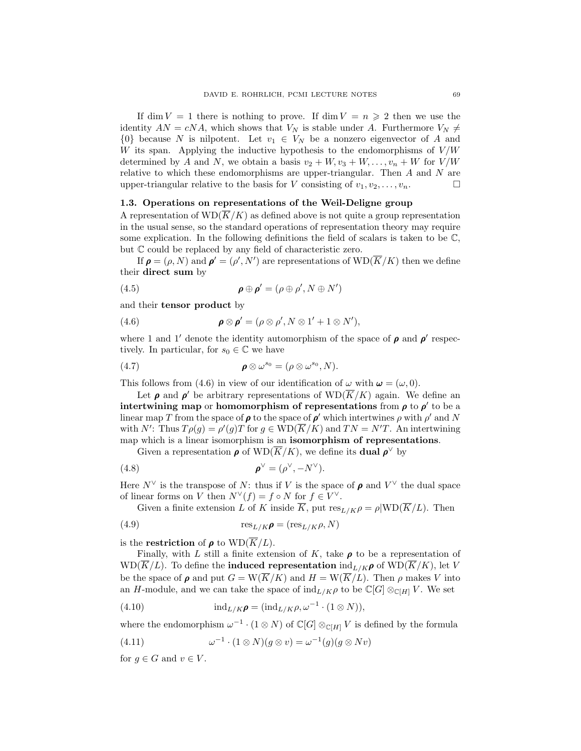If $\dim V = 1$ there is nothing to prove. If $\dim V = n \geqslant 2$ then we use the identity $AN = cNA$, which shows that $V_N$ is stable under $A$. Furthermore $V_N \neq \{0\}$ because $N$ is nilpotent. Let $v_1 \in V_N$ be a nonzero eigenvector of $A$ and $W$ its span. Applying the inductive hypothesis to the endomorphisms of $V/W$ determined by $A$ and $N$, we obtain a basis $v_2 + W, v_3 + W, \ldots, v_n + W$ for $V/W$ relative to which these endomorphisms are upper-triangular. Then $A$ and $N$ are upper-triangular relative to the basis for $V$ consisting of $v_1, v_2, \ldots, v_n$. □

### 1.3. Operations on representations of the Weil-Deligne group

A representation of $\mathrm{WD}(\overline{K}/K)$ as defined above is not quite a group representation in the usual sense, so the standard operations of representation theory may require some explication. In the following definitions the field of scalars is taken to be $\mathbb{C}$, but $\mathbb{C}$ could be replaced by any field of characteristic zero.

If $\boldsymbol{\rho} = (\rho, N)$ and $\boldsymbol{\rho}' = (\rho', N')$ are representations of $\mathrm{WD}(\overline{K}/K)$ then we define their **direct sum** by

$$\boldsymbol{\rho} \oplus \boldsymbol{\rho}' = (\rho \oplus \rho', N \oplus N') \tag{4.5}$$

and their **tensor product** by

$$\boldsymbol{\rho} \otimes \boldsymbol{\rho}' = (\rho \otimes \rho', N \otimes 1' + 1 \otimes N'), \tag{4.6}$$

where $1$ and $1'$ denote the identity automorphism of the space of $\boldsymbol{\rho}$ and $\boldsymbol{\rho}'$ respectively. In particular, for $s_0 \in \mathbb{C}$ we have

$$\boldsymbol{\rho} \otimes \omega^{s_0} = (\rho \otimes \omega^{s_0}, N). \tag{4.7}$$

This follows from (4.6) in view of our identification of $\omega$ with $\boldsymbol{\omega} = (\omega, 0)$.

Let $\boldsymbol{\rho}$ and $\boldsymbol{\rho}'$ be arbitrary representations of $\mathrm{WD}(\overline{K}/K)$ again. We define an **intertwining map** or **homomorphism of representations** from $\boldsymbol{\rho}$ to $\boldsymbol{\rho}'$ to be a linear map $T$ from the space of $\boldsymbol{\rho}$ to the space of $\boldsymbol{\rho}'$ which intertwines $\rho$ with $\rho'$ and $N$ with $N'$: Thus $T\rho(g) = \rho'(g)T$ for $g \in \mathrm{WD}(\overline{K}/K)$ and $TN = N'T$. An intertwining map which is a linear isomorphism is an **isomorphism of representations**.

Given a representation $\boldsymbol{\rho}$ of $\mathrm{WD}(\overline{K}/K)$, we define its **dual** $\boldsymbol{\rho}^\vee$ by

$$\boldsymbol{\rho}^\vee = (\rho^\vee, -N^\vee). \tag{4.8}$$

Here $N^\vee$ is the transpose of $N$: thus if $V$ is the space of $\boldsymbol{\rho}$ and $V^\vee$ the dual space of linear forms on $V$ then $N^\vee(f) = f \circ N$ for $f \in V^\vee$.

Given a finite extension $L$ of $K$ inside $\overline{K}$, put $\mathrm{res}_{L/K}\rho = \rho|\mathrm{WD}(\overline{K}/L)$. Then

$$\mathrm{res}_{L/K}\boldsymbol{\rho} = (\mathrm{res}_{L/K}\rho, N) \tag{4.9}$$

is the **restriction** of $\boldsymbol{\rho}$ to $\mathrm{WD}(\overline{K}/L)$.

Finally, with $L$ still a finite extension of $K$, take $\boldsymbol{\rho}$ to be a representation of $\mathrm{WD}(\overline{K}/L)$. To define the **induced representation** $\mathrm{ind}_{L/K}\boldsymbol{\rho}$ of $\mathrm{WD}(\overline{K}/K)$, let $V$ be the space of $\boldsymbol{\rho}$ and put $G = \mathrm{W}(\overline{K}/K)$ and $H = \mathrm{W}(\overline{K}/L)$. Then $\rho$ makes $V$ into an $H$-module, and we can take the space of $\mathrm{ind}_{L/K}\rho$ to be $\mathbb{C}[G] \otimes_{\mathbb{C}[H]} V$. We set

$$\mathrm{ind}_{L/K}\boldsymbol{\rho} = (\mathrm{ind}_{L/K}\rho, \omega^{-1} \cdot (1 \otimes N)), \tag{4.10}$$

where the endomorphism $\omega^{-1} \cdot (1 \otimes N)$ of $\mathbb{C}[G] \otimes_{\mathbb{C}[H]} V$ is defined by the formula

$$\omega^{-1} \cdot (1 \otimes N)(g \otimes v) = \omega^{-1}(g)(g \otimes Nv) \tag{4.11}$$

for $g \in G$ and $v \in V$.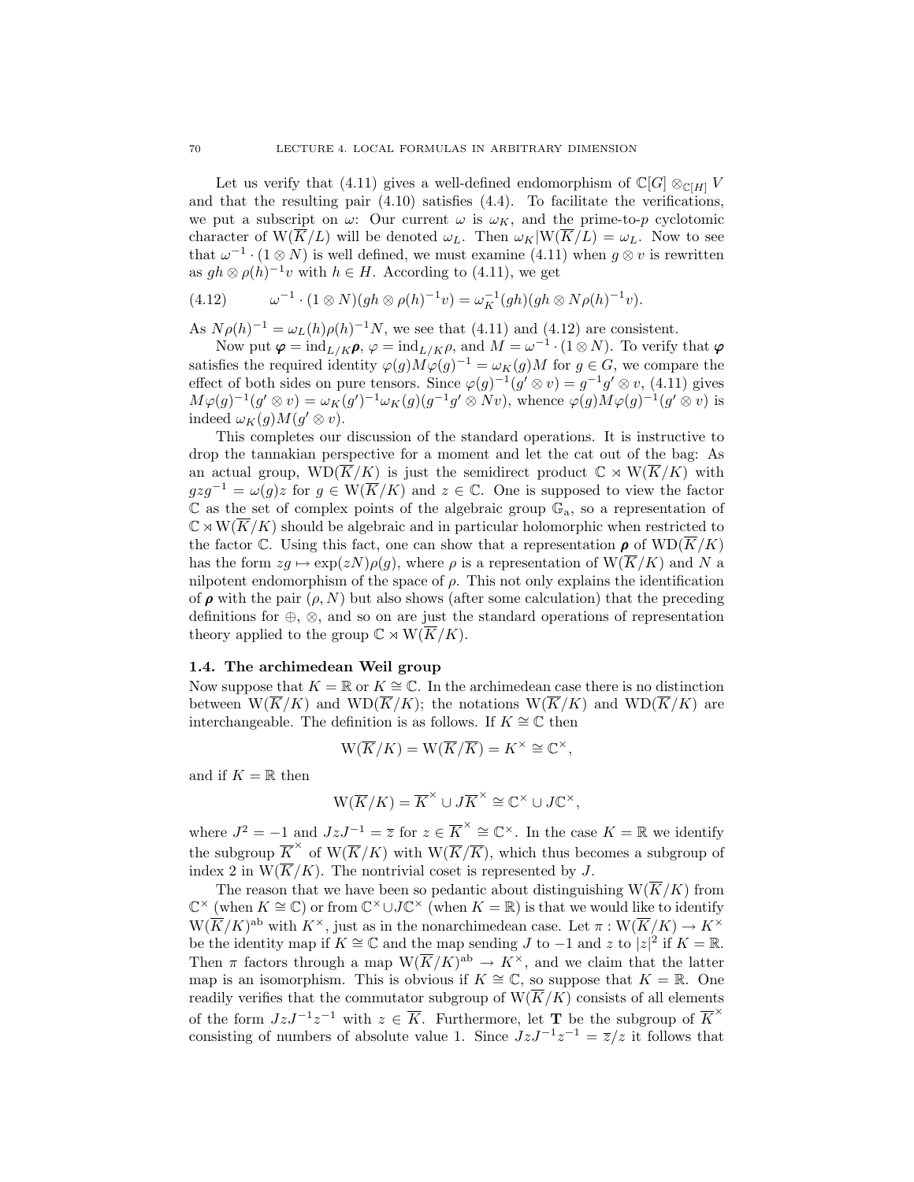Let us verify that (4.11) gives a well-defined endomorphism of $\mathbb{C}[G] \otimes_{\mathbb{C}[H]} V$ and that the resulting pair (4.10) satisfies (4.4). To facilitate the verifications, we put a subscript on $\omega$: Our current $\omega$ is $\omega_K$, and the prime-to-$p$ cyclotomic character of $\mathrm{W}(\overline{K}/L)$ will be denoted $\omega_L$. Then $\omega_K|\mathrm{W}(\overline{K}/L) = \omega_L$. Now to see that $\omega^{-1} \cdot (1 \otimes N)$ is well defined, we must examine (4.11) when $g \otimes v$ is rewritten as $gh \otimes \rho(h)^{-1}v$ with $h \in H$. According to (4.11), we get

$$\omega^{-1} \cdot (1 \otimes N)(gh \otimes \rho(h)^{-1}v) = \omega_K^{-1}(gh)(gh \otimes N\rho(h)^{-1}v). \tag{4.12}$$

As $N\rho(h)^{-1} = \omega_L(h)\rho(h)^{-1}N$, we see that (4.11) and (4.12) are consistent.

Now put $\boldsymbol{\varphi} = \mathrm{ind}_{L/K}\boldsymbol{\rho}$, $\varphi = \mathrm{ind}_{L/K}\rho$, and $M = \omega^{-1} \cdot (1 \otimes N)$. To verify that $\boldsymbol{\varphi}$ satisfies the required identity $\varphi(g)M\varphi(g)^{-1} = \omega_K(g)M$ for $g \in G$, we compare the effect of both sides on pure tensors. Since $\varphi(g)^{-1}(g' \otimes v) = g^{-1}g' \otimes v$, (4.11) gives $M\varphi(g)^{-1}(g' \otimes v) = \omega_K(g')^{-1}\omega_K(g)(g^{-1}g' \otimes Nv)$, whence $\varphi(g)M\varphi(g)^{-1}(g' \otimes v)$ is indeed $\omega_K(g)M(g' \otimes v)$.

This completes our discussion of the standard operations. It is instructive to drop the tannakian perspective for a moment and let the cat out of the bag: As an actual group, $\mathrm{WD}(\overline{K}/K)$ is just the semidirect product $\mathbb{C} \rtimes \mathrm{W}(\overline{K}/K)$ with $gzg^{-1} = \omega(g)z$ for $g \in \mathrm{W}(\overline{K}/K)$ and $z \in \mathbb{C}$. One is supposed to view the factor $\mathbb{C}$ as the set of complex points of the algebraic group $\mathbb{G}_{\mathrm{a}}$, so a representation of $\mathbb{C} \rtimes \mathrm{W}(\overline{K}/K)$ should be algebraic and in particular holomorphic when restricted to the factor $\mathbb{C}$. Using this fact, one can show that a representation $\boldsymbol{\rho}$ of $\mathrm{WD}(\overline{K}/K)$ has the form $zg \mapsto \exp(zN)\rho(g)$, where $\rho$ is a representation of $\mathrm{W}(\overline{K}/K)$ and $N$ a nilpotent endomorphism of the space of $\rho$. This not only explains the identification of $\boldsymbol{\rho}$ with the pair $(\rho, N)$ but also shows (after some calculation) that the preceding definitions for $\oplus$, $\otimes$, and so on are just the standard operations of representation theory applied to the group $\mathbb{C} \rtimes \mathrm{W}(\overline{K}/K)$.

## 1.4. The archimedean Weil group

Now suppose that $K = \mathbb{R}$ or $K \cong \mathbb{C}$. In the archimedean case there is no distinction between $\mathrm{W}(\overline{K}/K)$ and $\mathrm{WD}(\overline{K}/K)$; the notations $\mathrm{W}(\overline{K}/K)$ and $\mathrm{WD}(\overline{K}/K)$ are interchangeable. The definition is as follows. If $K \cong \mathbb{C}$ then

$$\mathrm{W}(\overline{K}/K) = \mathrm{W}(\overline{K}/\overline{K}) = K^\times \cong \mathbb{C}^\times,$$

and if $K = \mathbb{R}$ then

$$\mathrm{W}(\overline{K}/K) = \overline{K}^\times \cup J\overline{K}^\times \cong \mathbb{C}^\times \cup J\mathbb{C}^\times,$$

where $J^2 = -1$ and $JzJ^{-1} = \overline{z}$ for $z \in \overline{K}^\times \cong \mathbb{C}^\times$. In the case $K = \mathbb{R}$ we identify the subgroup $\overline{K}^\times$ of $\mathrm{W}(\overline{K}/K)$ with $\mathrm{W}(\overline{K}/\overline{K})$, which thus becomes a subgroup of index 2 in $\mathrm{W}(\overline{K}/K)$. The nontrivial coset is represented by $J$.

The reason that we have been so pedantic about distinguishing $\mathrm{W}(\overline{K}/K)$ from $\mathbb{C}^\times$ (when $K \cong \mathbb{C}$) or from $\mathbb{C}^\times \cup J\mathbb{C}^\times$ (when $K = \mathbb{R}$) is that we would like to identify $\mathrm{W}(\overline{K}/K)^{\mathrm{ab}}$ with $K^\times$, just as in the nonarchimedean case. Let $\pi : \mathrm{W}(\overline{K}/K) \to K^\times$ be the identity map if $K \cong \mathbb{C}$ and the map sending $J$ to $-1$ and $z$ to $|z|^2$ if $K = \mathbb{R}$. Then $\pi$ factors through a map $\mathrm{W}(\overline{K}/K)^{\mathrm{ab}} \to K^\times$, and we claim that the latter map is an isomorphism. This is obvious if $K \cong \mathbb{C}$, so suppose that $K = \mathbb{R}$. One readily verifies that the commutator subgroup of $\mathrm{W}(\overline{K}/K)$ consists of all elements of the form $JzJ^{-1}z^{-1}$ with $z \in \overline{K}$. Furthermore, let $\mathbf{T}$ be the subgroup of $\overline{K}^\times$ consisting of numbers of absolute value 1. Since $JzJ^{-1}z^{-1} = \overline{z}/z$ it follows that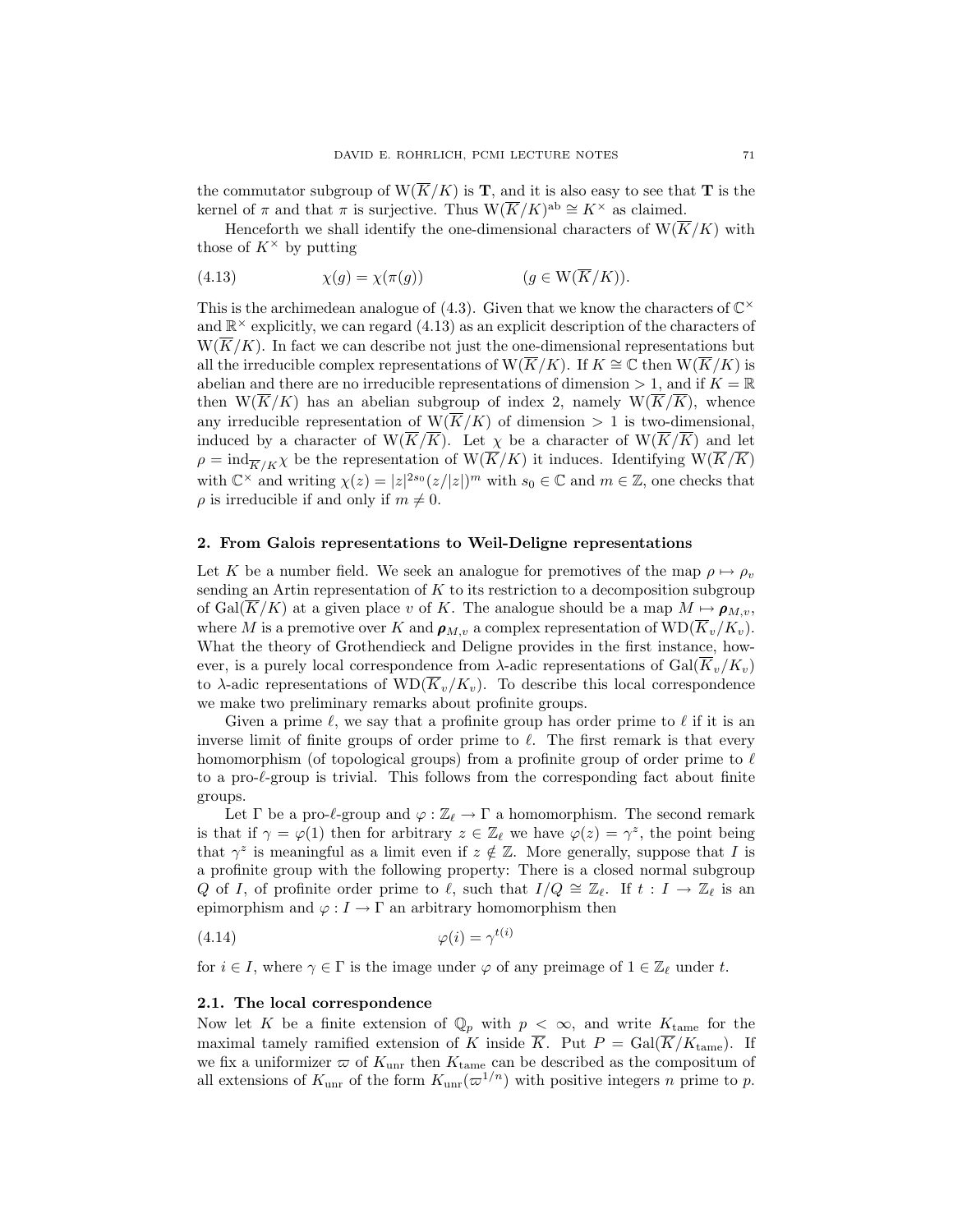the commutator subgroup of $\mathrm{W}(\overline{K}/K)$ is $\mathbf{T}$, and it is also easy to see that $\mathbf{T}$ is the kernel of $\pi$ and that $\pi$ is surjective. Thus $\mathrm{W}(\overline{K}/K)^{\mathrm{ab}} \cong K^\times$ as claimed.

Henceforth we shall identify the one-dimensional characters of $\mathrm{W}(\overline{K}/K)$ with those of $K^\times$ by putting

$$\chi(g) = \chi(\pi(g)) \qquad\qquad (g \in \mathrm{W}(\overline{K}/K)). \tag{4.13}$$

This is the archimedean analogue of (4.3). Given that we know the characters of $\mathbb{C}^\times$ and $\mathbb{R}^\times$ explicitly, we can regard (4.13) as an explicit description of the characters of $\mathrm{W}(\overline{K}/K)$. In fact we can describe not just the one-dimensional representations but all the irreducible complex representations of $\mathrm{W}(\overline{K}/K)$. If $K \cong \mathbb{C}$ then $\mathrm{W}(\overline{K}/K)$ is abelian and there are no irreducible representations of dimension $> 1$, and if $K = \mathbb{R}$ then $\mathrm{W}(\overline{K}/K)$ has an abelian subgroup of index 2, namely $\mathrm{W}(\overline{K}/\overline{K})$, whence any irreducible representation of $\mathrm{W}(\overline{K}/K)$ of dimension $> 1$ is two-dimensional, induced by a character of $\mathrm{W}(\overline{K}/\overline{K})$. Let $\chi$ be a character of $\mathrm{W}(\overline{K}/\overline{K})$ and let $\rho = \mathrm{ind}_{\overline{K}/K}\chi$ be the representation of $\mathrm{W}(\overline{K}/K)$ it induces. Identifying $\mathrm{W}(\overline{K}/\overline{K})$ with $\mathbb{C}^\times$ and writing $\chi(z) = |z|^{2s_0}(z/|z|)^m$ with $s_0 \in \mathbb{C}$ and $m \in \mathbb{Z}$, one checks that $\rho$ is irreducible if and only if $m \neq 0$.

## 2. From Galois representations to Weil-Deligne representations

Let $K$ be a number field. We seek an analogue for premotives of the map $\rho \mapsto \rho_v$ sending an Artin representation of $K$ to its restriction to a decomposition subgroup of $\mathrm{Gal}(\overline{K}/K)$ at a given place $v$ of $K$. The analogue should be a map $M \mapsto \boldsymbol{\rho}_{M,v}$, where $M$ is a premotive over $K$ and $\boldsymbol{\rho}_{M,v}$ a complex representation of $\mathrm{WD}(\overline{K}_v/K_v)$. What the theory of Grothendieck and Deligne provides in the first instance, however, is a purely local correspondence from $\lambda$-adic representations of $\mathrm{Gal}(\overline{K}_v/K_v)$ to $\lambda$-adic representations of $\mathrm{WD}(\overline{K}_v/K_v)$. To describe this local correspondence we make two preliminary remarks about profinite groups.

Given a prime $\ell$, we say that a profinite group has order prime to $\ell$ if it is an inverse limit of finite groups of order prime to $\ell$. The first remark is that every homomorphism (of topological groups) from a profinite group of order prime to $\ell$ to a pro-$\ell$-group is trivial. This follows from the corresponding fact about finite groups.

Let $\Gamma$ be a pro-$\ell$-group and $\varphi : \mathbb{Z}_\ell \to \Gamma$ a homomorphism. The second remark is that if $\gamma = \varphi(1)$ then for arbitrary $z \in \mathbb{Z}_\ell$ we have $\varphi(z) = \gamma^z$, the point being that $\gamma^z$ is meaningful as a limit even if $z \notin \mathbb{Z}$. More generally, suppose that $I$ is a profinite group with the following property: There is a closed normal subgroup $Q$ of $I$, of profinite order prime to $\ell$, such that $I/Q \cong \mathbb{Z}_\ell$. If $t : I \to \mathbb{Z}_\ell$ is an epimorphism and $\varphi : I \to \Gamma$ an arbitrary homomorphism then

$$\varphi(i) = \gamma^{t(i)} \tag{4.14}$$

for $i \in I$, where $\gamma \in \Gamma$ is the image under $\varphi$ of any preimage of $1 \in \mathbb{Z}_\ell$ under $t$.

### 2.1. The local correspondence

Now let $K$ be a finite extension of $\mathbb{Q}_p$ with $p < \infty$, and write $K_{\mathrm{tame}}$ for the maximal tamely ramified extension of $K$ inside $\overline{K}$. Put $P = \mathrm{Gal}(\overline{K}/K_{\mathrm{tame}})$. If we fix a uniformizer $\varpi$ of $K_{\mathrm{unr}}$ then $K_{\mathrm{tame}}$ can be described as the compositum of all extensions of $K_{\mathrm{unr}}$ of the form $K_{\mathrm{unr}}(\varpi^{1/n})$ with positive integers $n$ prime to $p$.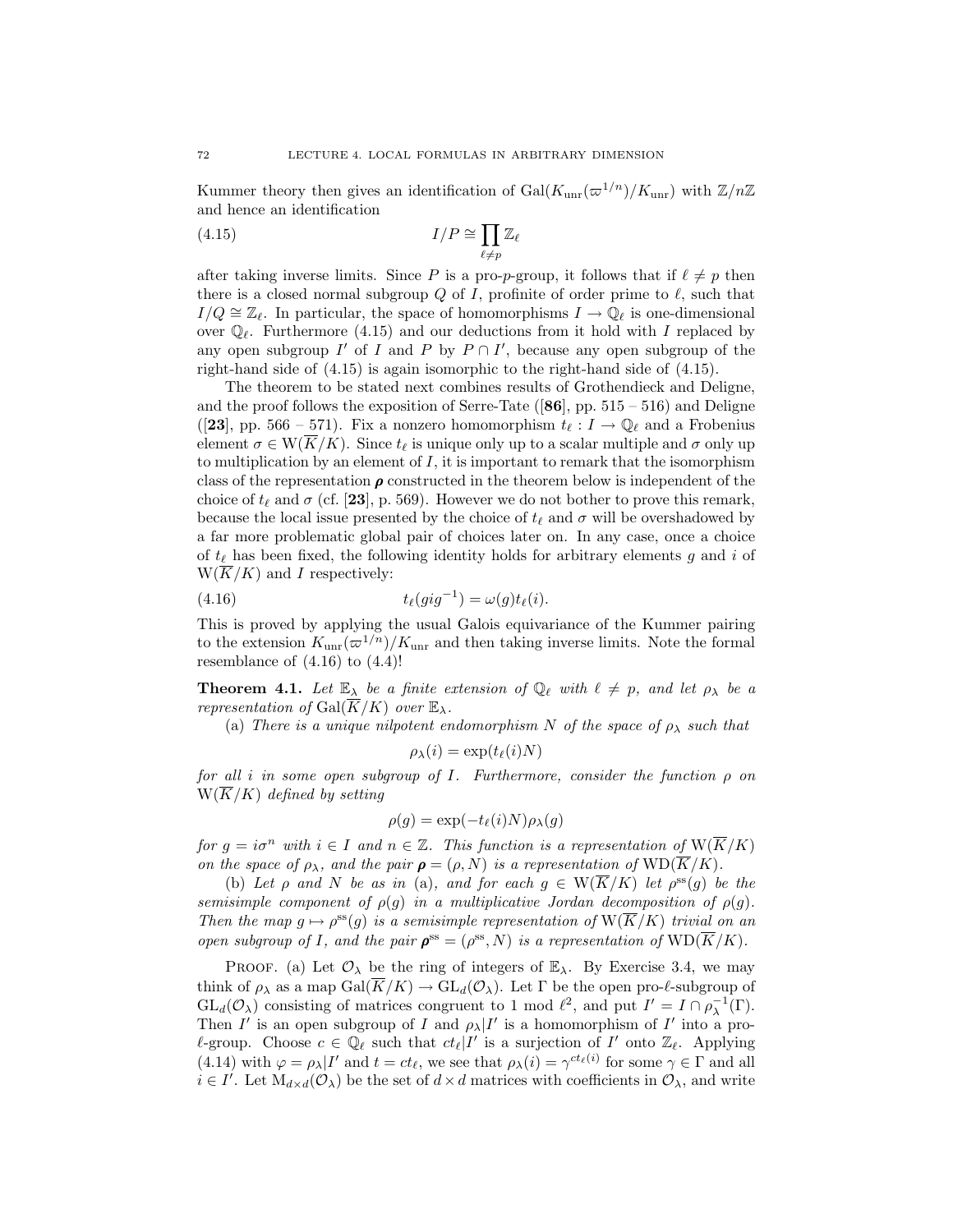Kummer theory then gives an identification of $\mathrm{Gal}(K_{\mathrm{unr}}(\varpi^{1/n})/K_{\mathrm{unr}})$ with $\mathbb{Z}/n\mathbb{Z}$ and hence an identification

$$I/P \cong \prod_{\ell \neq p} \mathbb{Z}_\ell \tag{4.15}$$

after taking inverse limits. Since $P$ is a pro-$p$-group, it follows that if $\ell \neq p$ then there is a closed normal subgroup $Q$ of $I$, profinite of order prime to $\ell$, such that $I/Q \cong \mathbb{Z}_\ell$. In particular, the space of homomorphisms $I \to \mathbb{Q}_\ell$ is one-dimensional over $\mathbb{Q}_\ell$. Furthermore (4.15) and our deductions from it hold with $I$ replaced by any open subgroup $I'$ of $I$ and $P$ by $P \cap I'$, because any open subgroup of the right-hand side of (4.15) is again isomorphic to the right-hand side of (4.15).

The theorem to be stated next combines results of Grothendieck and Deligne, and the proof follows the exposition of Serre-Tate ([**86**], pp. 515 – 516) and Deligne ([**23**], pp. 566 – 571). Fix a nonzero homomorphism $t_\ell : I \to \mathbb{Q}_\ell$ and a Frobenius element $\sigma \in \mathrm{W}(\overline{K}/K)$. Since $t_\ell$ is unique only up to a scalar multiple and $\sigma$ only up to multiplication by an element of $I$, it is important to remark that the isomorphism class of the representation $\boldsymbol{\rho}$ constructed in the theorem below is independent of the choice of $t_\ell$ and $\sigma$ (cf. [**23**], p. 569). However we do not bother to prove this remark, because the local issue presented by the choice of $t_\ell$ and $\sigma$ will be overshadowed by a far more problematic global pair of choices later on. In any case, once a choice of $t_\ell$ has been fixed, the following identity holds for arbitrary elements $g$ and $i$ of $\mathrm{W}(\overline{K}/K)$ and $I$ respectively:

$$t_\ell(gig^{-1}) = \omega(g) t_\ell(i). \tag{4.16}$$

This is proved by applying the usual Galois equivariance of the Kummer pairing to the extension $K_{\mathrm{unr}}(\varpi^{1/n})/K_{\mathrm{unr}}$ and then taking inverse limits. Note the formal resemblance of (4.16) to (4.4)!

**Theorem 4.1.** *Let $\mathbb{E}_\lambda$ be a finite extension of $\mathbb{Q}_\ell$ with $\ell \neq p$, and let $\rho_\lambda$ be a representation of $\mathrm{Gal}(\overline{K}/K)$ over $\mathbb{E}_\lambda$.*

(a) *There is a unique nilpotent endomorphism $N$ of the space of $\rho_\lambda$ such that*

$$\rho_\lambda(i) = \exp(t_\ell(i)N)$$

*for all $i$ in some open subgroup of $I$. Furthermore, consider the function $\rho$ on $\mathrm{W}(\overline{K}/K)$ defined by setting*

$$\rho(g) = \exp(-t_\ell(i)N)\rho_\lambda(g)$$

*for $g = i\sigma^n$ with $i \in I$ and $n \in \mathbb{Z}$. This function is a representation of $\mathrm{W}(\overline{K}/K)$ on the space of $\rho_\lambda$, and the pair $\boldsymbol{\rho} = (\rho, N)$ is a representation of $\mathrm{WD}(\overline{K}/K)$.*

(b) *Let $\rho$ and $N$ be as in* (a)*, and for each $g \in \mathrm{W}(\overline{K}/K)$ let $\rho^{\mathrm{ss}}(g)$ be the semisimple component of $\rho(g)$ in a multiplicative Jordan decomposition of $\rho(g)$. Then the map $g \mapsto \rho^{\mathrm{ss}}(g)$ is a semisimple representation of $\mathrm{W}(\overline{K}/K)$ trivial on an open subgroup of $I$, and the pair $\boldsymbol{\rho}^{\mathrm{ss}} = (\rho^{\mathrm{ss}}, N)$ is a representation of $\mathrm{WD}(\overline{K}/K)$.*

Proof. (a) Let $\mathcal{O}_\lambda$ be the ring of integers of $\mathbb{E}_\lambda$. By Exercise 3.4, we may think of $\rho_\lambda$ as a map $\mathrm{Gal}(\overline{K}/K) \to \mathrm{GL}_d(\mathcal{O}_\lambda)$. Let $\Gamma$ be the open pro-$\ell$-subgroup of $\mathrm{GL}_d(\mathcal{O}_\lambda)$ consisting of matrices congruent to 1 mod $\ell^2$, and put $I' = I \cap \rho_\lambda^{-1}(\Gamma)$. Then $I'$ is an open subgroup of $I$ and $\rho_\lambda|I'$ is a homomorphism of $I'$ into a pro-$\ell$-group. Choose $c \in \mathbb{Q}_\ell$ such that $ct_\ell|I'$ is a surjection of $I'$ onto $\mathbb{Z}_\ell$. Applying (4.14) with $\varphi = \rho_\lambda|I'$ and $t = ct_\ell$, we see that $\rho_\lambda(i) = \gamma^{ct_\ell(i)}$ for some $\gamma \in \Gamma$ and all $i \in I'$. Let $\mathrm{M}_{d\times d}(\mathcal{O}_\lambda)$ be the set of $d \times d$ matrices with coefficients in $\mathcal{O}_\lambda$, and write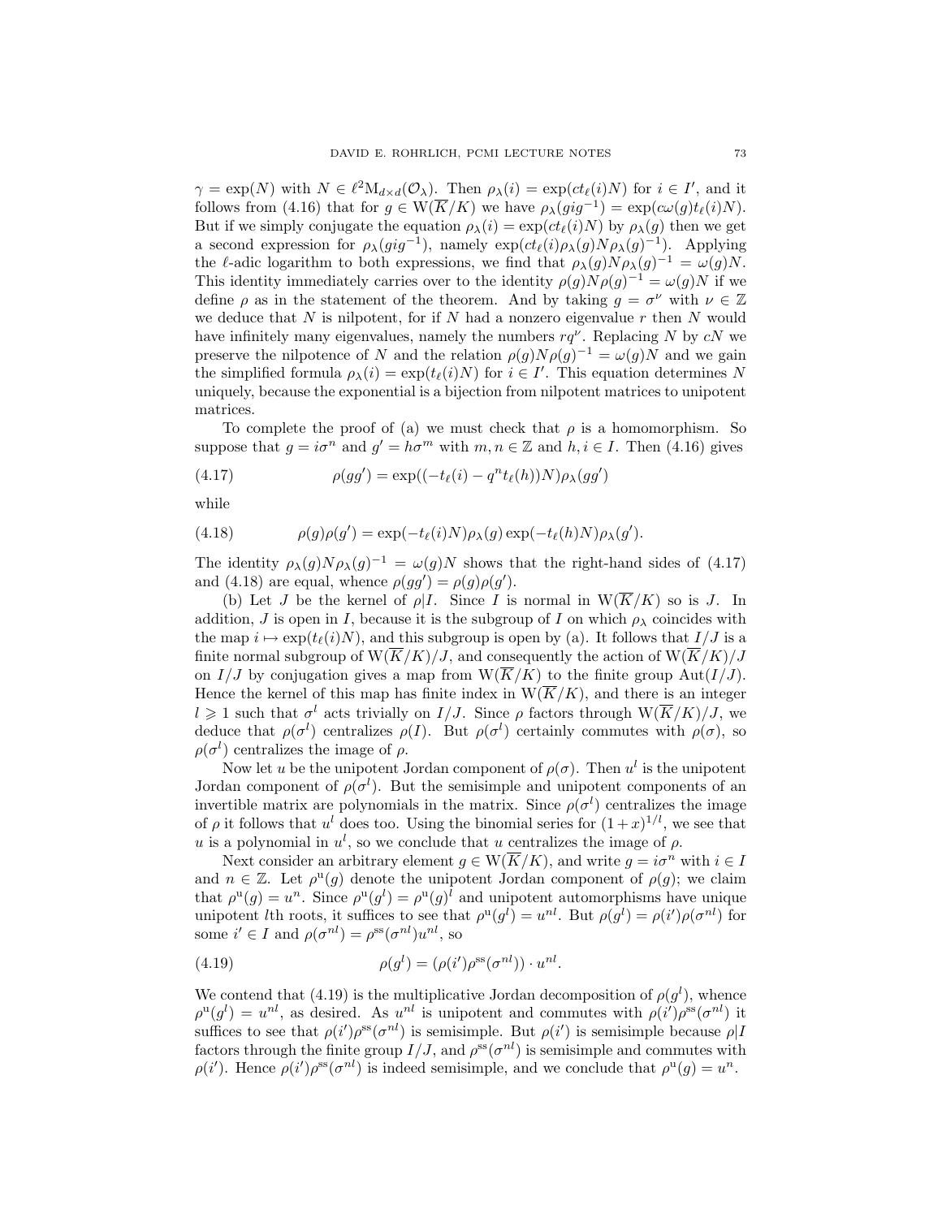$\gamma = \exp(N)$ with $N \in \ell^2 \mathrm{M}_{d\times d}(\mathcal{O}_\lambda)$. Then $\rho_\lambda(i) = \exp(ct_\ell(i)N)$ for $i \in I'$, and it follows from (4.16) that for $g \in \mathrm{W}(\overline{K}/K)$ we have $\rho_\lambda(gig^{-1}) = \exp(c\omega(g)t_\ell(i)N)$. But if we simply conjugate the equation $\rho_\lambda(i) = \exp(ct_\ell(i)N)$ by $\rho_\lambda(g)$ then we get a second expression for $\rho_\lambda(gig^{-1})$, namely $\exp(ct_\ell(i)\rho_\lambda(g)N\rho_\lambda(g)^{-1})$. Applying the $\ell$-adic logarithm to both expressions, we find that $\rho_\lambda(g)N\rho_\lambda(g)^{-1} = \omega(g)N$. This identity immediately carries over to the identity $\rho(g)N\rho(g)^{-1} = \omega(g)N$ if we define $\rho$ as in the statement of the theorem. And by taking $g = \sigma^\nu$ with $\nu \in \mathbb{Z}$ we deduce that $N$ is nilpotent, for if $N$ had a nonzero eigenvalue $r$ then $N$ would have infinitely many eigenvalues, namely the numbers $rq^\nu$. Replacing $N$ by $cN$ we preserve the nilpotence of $N$ and the relation $\rho(g)N\rho(g)^{-1} = \omega(g)N$ and we gain the simplified formula $\rho_\lambda(i) = \exp(t_\ell(i)N)$ for $i \in I'$. This equation determines $N$ uniquely, because the exponential is a bijection from nilpotent matrices to unipotent matrices.

To complete the proof of (a) we must check that $\rho$ is a homomorphism. So suppose that $g = i\sigma^n$ and $g' = h\sigma^m$ with $m, n \in \mathbb{Z}$ and $h, i \in I$. Then (4.16) gives

$$\rho(gg') = \exp((-t_\ell(i) - q^n t_\ell(h))N)\rho_\lambda(gg') \tag{4.17}$$

while

$$\rho(g)\rho(g') = \exp(-t_\ell(i)N)\rho_\lambda(g)\exp(-t_\ell(h)N)\rho_\lambda(g'). \tag{4.18}$$

The identity $\rho_\lambda(g)N\rho_\lambda(g)^{-1} = \omega(g)N$ shows that the right-hand sides of (4.17) and (4.18) are equal, whence $\rho(gg') = \rho(g)\rho(g')$.

(b) Let $J$ be the kernel of $\rho|I$. Since $I$ is normal in $\mathrm{W}(\overline{K}/K)$ so is $J$. In addition, $J$ is open in $I$, because it is the subgroup of $I$ on which $\rho_\lambda$ coincides with the map $i \mapsto \exp(t_\ell(i)N)$, and this subgroup is open by (a). It follows that $I/J$ is a finite normal subgroup of $\mathrm{W}(\overline{K}/K)/J$, and consequently the action of $\mathrm{W}(\overline{K}/K)/J$ on $I/J$ by conjugation gives a map from $\mathrm{W}(\overline{K}/K)$ to the finite group $\mathrm{Aut}(I/J)$. Hence the kernel of this map has finite index in $\mathrm{W}(\overline{K}/K)$, and there is an integer $l \geqslant 1$ such that $\sigma^l$ acts trivially on $I/J$. Since $\rho$ factors through $\mathrm{W}(\overline{K}/K)/J$, we deduce that $\rho(\sigma^l)$ centralizes $\rho(I)$. But $\rho(\sigma^l)$ certainly commutes with $\rho(\sigma)$, so $\rho(\sigma^l)$ centralizes the image of $\rho$.

Now let $u$ be the unipotent Jordan component of $\rho(\sigma)$. Then $u^l$ is the unipotent Jordan component of $\rho(\sigma^l)$. But the semisimple and unipotent components of an invertible matrix are polynomials in the matrix. Since $\rho(\sigma^l)$ centralizes the image of $\rho$ it follows that $u^l$ does too. Using the binomial series for $(1+x)^{1/l}$, we see that $u$ is a polynomial in $u^l$, so we conclude that $u$ centralizes the image of $\rho$.

Next consider an arbitrary element $g \in \mathrm{W}(\overline{K}/K)$, and write $g = i\sigma^n$ with $i \in I$ and $n \in \mathbb{Z}$. Let $\rho^{\mathrm{u}}(g)$ denote the unipotent Jordan component of $\rho(g)$; we claim that $\rho^{\mathrm{u}}(g) = u^n$. Since $\rho^{\mathrm{u}}(g^l) = \rho^{\mathrm{u}}(g)^l$ and unipotent automorphisms have unique unipotent $l$th roots, it suffices to see that $\rho^{\mathrm{u}}(g^l) = u^{nl}$. But $\rho(g^l) = \rho(i')\rho(\sigma^{nl})$ for some $i' \in I$ and $\rho(\sigma^{nl}) = \rho^{\mathrm{ss}}(\sigma^{nl})u^{nl}$, so

$$\rho(g^l) = (\rho(i')\rho^{\mathrm{ss}}(\sigma^{nl})) \cdot u^{nl}. \tag{4.19}$$

We contend that (4.19) is the multiplicative Jordan decomposition of $\rho(g^l)$, whence $\rho^{\mathrm{u}}(g^l) = u^{nl}$, as desired. As $u^{nl}$ is unipotent and commutes with $\rho(i')\rho^{\mathrm{ss}}(\sigma^{nl})$ it suffices to see that $\rho(i')\rho^{\mathrm{ss}}(\sigma^{nl})$ is semisimple. But $\rho(i')$ is semisimple because $\rho|I$ factors through the finite group $I/J$, and $\rho^{\mathrm{ss}}(\sigma^{nl})$ is semisimple and commutes with $\rho(i')$. Hence $\rho(i')\rho^{\mathrm{ss}}(\sigma^{nl})$ is indeed semisimple, and we conclude that $\rho^{\mathrm{u}}(g) = u^n$.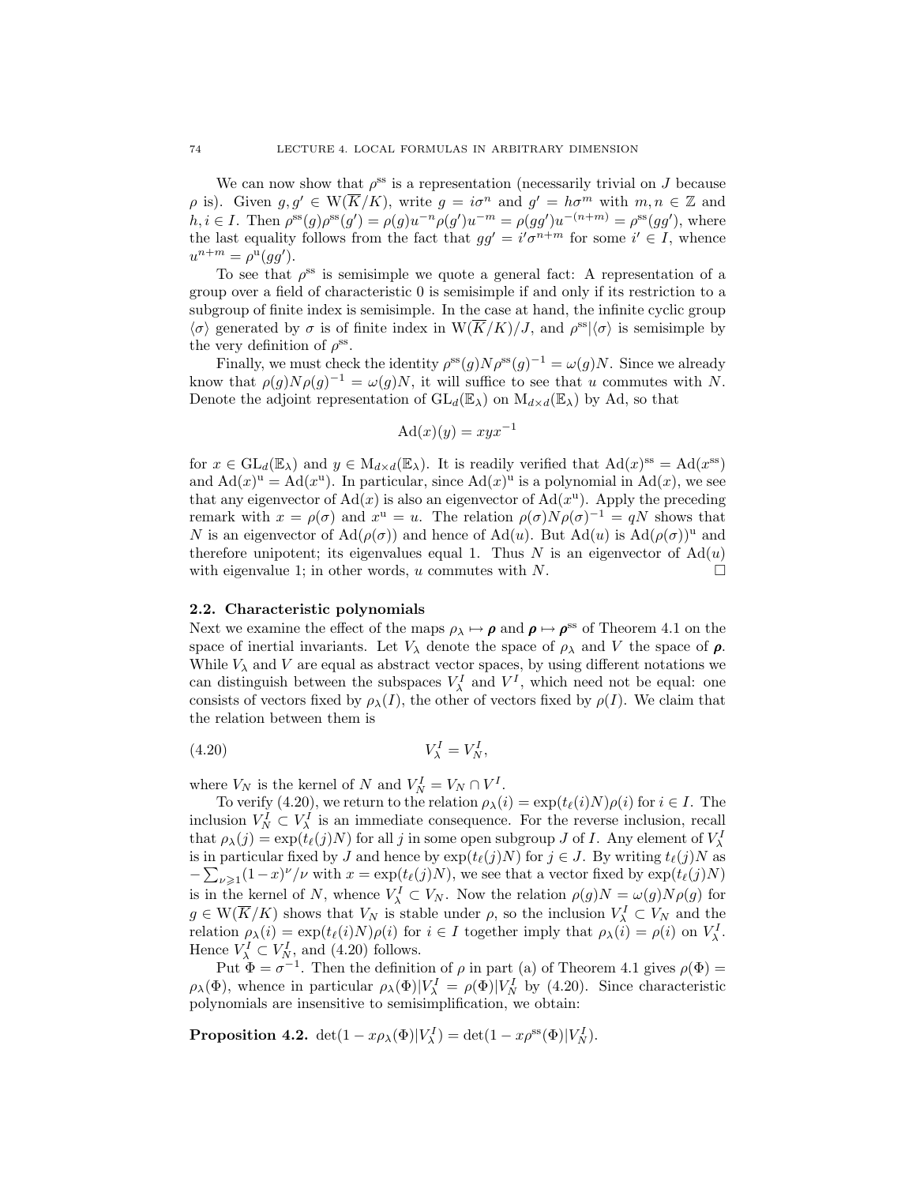We can now show that $\rho^{\mathrm{ss}}$ is a representation (necessarily trivial on $J$ because $\rho$ is). Given $g, g' \in \mathrm{W}(\overline{K}/K)$, write $g = i\sigma^n$ and $g' = h\sigma^m$ with $m, n \in \mathbb{Z}$ and $h, i \in I$. Then $\rho^{\mathrm{ss}}(g)\rho^{\mathrm{ss}}(g') = \rho(g)u^{-n}\rho(g')u^{-m} = \rho(gg')u^{-(n+m)} = \rho^{\mathrm{ss}}(gg')$, where the last equality follows from the fact that $gg' = i'\sigma^{n+m}$ for some $i' \in I$, whence $u^{n+m} = \rho^{\mathrm{u}}(gg')$.

To see that $\rho^{\mathrm{ss}}$ is semisimple we quote a general fact: A representation of a group over a field of characteristic 0 is semisimple if and only if its restriction to a subgroup of finite index is semisimple. In the case at hand, the infinite cyclic group $\langle\sigma\rangle$ generated by $\sigma$ is of finite index in $\mathrm{W}(\overline{K}/K)/J$, and $\rho^{\mathrm{ss}}|\langle\sigma\rangle$ is semisimple by the very definition of $\rho^{\mathrm{ss}}$.

Finally, we must check the identity $\rho^{\mathrm{ss}}(g)N\rho^{\mathrm{ss}}(g)^{-1} = \omega(g)N$. Since we already know that $\rho(g)N\rho(g)^{-1} = \omega(g)N$, it will suffice to see that $u$ commutes with $N$. Denote the adjoint representation of $\mathrm{GL}_d(\mathbb{E}_\lambda)$ on $\mathrm{M}_{d\times d}(\mathbb{E}_\lambda)$ by Ad, so that

$$\mathrm{Ad}(x)(y) = xyx^{-1}$$

for $x \in \mathrm{GL}_d(\mathbb{E}_\lambda)$ and $y \in \mathrm{M}_{d\times d}(\mathbb{E}_\lambda)$. It is readily verified that $\mathrm{Ad}(x)^{\mathrm{ss}} = \mathrm{Ad}(x^{\mathrm{ss}})$ and $\mathrm{Ad}(x)^{\mathrm{u}} = \mathrm{Ad}(x^{\mathrm{u}})$. In particular, since $\mathrm{Ad}(x)^{\mathrm{u}}$ is a polynomial in $\mathrm{Ad}(x)$, we see that any eigenvector of $\mathrm{Ad}(x)$ is also an eigenvector of $\mathrm{Ad}(x^{\mathrm{u}})$. Apply the preceding remark with $x = \rho(\sigma)$ and $x^{\mathrm{u}} = u$. The relation $\rho(\sigma)N\rho(\sigma)^{-1} = qN$ shows that $N$ is an eigenvector of $\mathrm{Ad}(\rho(\sigma))$ and hence of $\mathrm{Ad}(u)$. But $\mathrm{Ad}(u)$ is $\mathrm{Ad}(\rho(\sigma))^{\mathrm{u}}$ and therefore unipotent; its eigenvalues equal 1. Thus $N$ is an eigenvector of $\mathrm{Ad}(u)$ with eigenvalue 1; in other words, $u$ commutes with $N$. □

### 2.2. Characteristic polynomials

Next we examine the effect of the maps $\rho_\lambda \mapsto \boldsymbol{\rho}$ and $\boldsymbol{\rho} \mapsto \boldsymbol{\rho}^{\mathrm{ss}}$ of Theorem 4.1 on the space of inertial invariants. Let $V_\lambda$ denote the space of $\rho_\lambda$ and $V$ the space of $\boldsymbol{\rho}$. While $V_\lambda$ and $V$ are equal as abstract vector spaces, by using different notations we can distinguish between the subspaces $V_\lambda^I$ and $V^I$, which need not be equal: one consists of vectors fixed by $\rho_\lambda(I)$, the other of vectors fixed by $\rho(I)$. We claim that the relation between them is

$$V_\lambda^I = V_N^I, \tag{4.20}$$

where $V_N$ is the kernel of $N$ and $V_N^I = V_N \cap V^I$.

To verify (4.20), we return to the relation $\rho_\lambda(i) = \exp(t_\ell(i)N)\rho(i)$ for $i \in I$. The inclusion $V_N^I \subset V_\lambda^I$ is an immediate consequence. For the reverse inclusion, recall that $\rho_\lambda(j) = \exp(t_\ell(j)N)$ for all $j$ in some open subgroup $J$ of $I$. Any element of $V_\lambda^I$ is in particular fixed by $J$ and hence by $\exp(t_\ell(j)N)$ for $j \in J$. By writing $t_\ell(j)N$ as $-\sum_{\nu\geqslant 1}(1-x)^\nu/\nu$ with $x = \exp(t_\ell(j)N)$, we see that a vector fixed by $\exp(t_\ell(j)N)$ is in the kernel of $N$, whence $V_\lambda^I \subset V_N$. Now the relation $\rho(g)N = \omega(g)N\rho(g)$ for $g \in \mathrm{W}(\overline{K}/K)$ shows that $V_N$ is stable under $\rho$, so the inclusion $V_\lambda^I \subset V_N$ and the relation $\rho_\lambda(i) = \exp(t_\ell(i)N)\rho(i)$ for $i \in I$ together imply that $\rho_\lambda(i) = \rho(i)$ on $V_\lambda^I$. Hence $V_\lambda^I \subset V_N^I$, and (4.20) follows.

Put $\Phi = \sigma^{-1}$. Then the definition of $\rho$ in part (a) of Theorem 4.1 gives $\rho(\Phi) = \rho_\lambda(\Phi)$, whence in particular $\rho_\lambda(\Phi)|V_\lambda^I = \rho(\Phi)|V_N^I$ by (4.20). Since characteristic polynomials are insensitive to semisimplification, we obtain:

**Proposition 4.2.** $\det(1 - x\rho_\lambda(\Phi)|V_\lambda^I) = \det(1 - x\rho^{\mathrm{ss}}(\Phi)|V_N^I)$.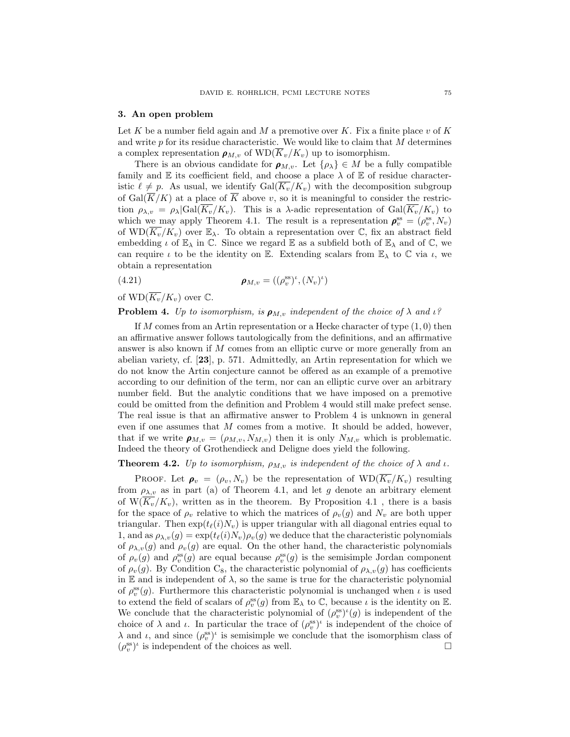## 3. An open problem

Let $K$ be a number field again and $M$ a premotive over $K$. Fix a finite place $v$ of $K$ and write $p$ for its residue characteristic. We would like to claim that $M$ determines a complex representation $\boldsymbol{\rho}_{M,v}$ of $\mathrm{WD}(\overline{K}_v/K_v)$ up to isomorphism.

There is an obvious candidate for $\boldsymbol{\rho}_{M,v}$. Let $\{\rho_\lambda\} \in M$ be a fully compatible family and $\mathbb{E}$ its coefficient field, and choose a place $\lambda$ of $\mathbb{E}$ of residue characteristic $\ell \neq p$. As usual, we identify $\mathrm{Gal}(\overline{K_v}/K_v)$ with the decomposition subgroup of $\mathrm{Gal}(\overline{K}/K)$ at a place of $\overline{K}$ above $v$, so it is meaningful to consider the restriction $\rho_{\lambda,v} = \rho_\lambda|\mathrm{Gal}(\overline{K_v}/K_v)$. This is a $\lambda$-adic representation of $\mathrm{Gal}(\overline{K_v}/K_v)$ to which we may apply Theorem 4.1. The result is a representation $\boldsymbol{\rho}_v^{\mathrm{ss}} = (\rho_v^{\mathrm{ss}}, N_v)$ of $\mathrm{WD}(\overline{K_v}/K_v)$ over $\mathbb{E}_\lambda$. To obtain a representation over $\mathbb{C}$, fix an abstract field embedding $\iota$ of $\mathbb{E}_\lambda$ in $\mathbb{C}$. Since we regard $\mathbb{E}$ as a subfield both of $\mathbb{E}_\lambda$ and of $\mathbb{C}$, we can require $\iota$ to be the identity on $\mathbb{E}$. Extending scalars from $\mathbb{E}_\lambda$ to $\mathbb{C}$ via $\iota$, we obtain a representation

$$\boldsymbol{\rho}_{M,v} = ((\rho_v^{\mathrm{ss}})^\iota, (N_v)^\iota) \tag{4.21}$$

of $\mathrm{WD}(\overline{K_v}/K_v)$ over $\mathbb{C}$.

**Problem 4.** *Up to isomorphism, is $\boldsymbol{\rho}_{M,v}$ independent of the choice of $\lambda$ and $\iota$?*

If $M$ comes from an Artin representation or a Hecke character of type $(1,0)$ then an affirmative answer follows tautologically from the definitions, and an affirmative answer is also known if $M$ comes from an elliptic curve or more generally from an abelian variety, cf. [**23**], p. 571. Admittedly, an Artin representation for which we do not know the Artin conjecture cannot be offered as an example of a premotive according to our definition of the term, nor can an elliptic curve over an arbitrary number field. But the analytic conditions that we have imposed on a premotive could be omitted from the definition and Problem 4 would still make prefect sense. The real issue is that an affirmative answer to Problem 4 is unknown in general even if one assumes that $M$ comes from a motive. It should be added, however, that if we write $\boldsymbol{\rho}_{M,v} = (\rho_{M,v}, N_{M,v})$ then it is only $N_{M,v}$ which is problematic. Indeed the theory of Grothendieck and Deligne does yield the following.

**Theorem 4.2.** *Up to isomorphism, $\rho_{M,v}$ is independent of the choice of $\lambda$ and $\iota$.*

Proof. Let $\boldsymbol{\rho}_v = (\rho_v, N_v)$ be the representation of $\mathrm{WD}(\overline{K_v}/K_v)$ resulting from $\rho_{\lambda,v}$ as in part (a) of Theorem 4.1, and let $g$ denote an arbitrary element of $\mathrm{W}(\overline{K_v}/K_v)$, written as in the theorem. By Proposition 4.1 , there is a basis for the space of $\rho_v$ relative to which the matrices of $\rho_v(g)$ and $N_v$ are both upper triangular. Then $\exp(t_\ell(i)N_v)$ is upper triangular with all diagonal entries equal to 1, and as $\rho_{\lambda,v}(g) = \exp(t_\ell(i)N_v)\rho_v(g)$ we deduce that the characteristic polynomials of $\rho_{\lambda,v}(g)$ and $\rho_v(g)$ are equal. On the other hand, the characteristic polynomials of $\rho_v(g)$ and $\rho_v^{\mathrm{ss}}(g)$ are equal because $\rho_v^{\mathrm{ss}}(g)$ is the semisimple Jordan component of $\rho_v(g)$. By Condition $\mathrm{C}_8$, the characteristic polynomial of $\rho_{\lambda,v}(g)$ has coefficients in $\mathbb{E}$ and is independent of $\lambda$, so the same is true for the characteristic polynomial of $\rho_v^{\mathrm{ss}}(g)$. Furthermore this characteristic polynomial is unchanged when $\iota$ is used to extend the field of scalars of $\rho_v^{\mathrm{ss}}(g)$ from $\mathbb{E}_\lambda$ to $\mathbb{C}$, because $\iota$ is the identity on $\mathbb{E}$. We conclude that the characteristic polynomial of $(\rho_v^{\mathrm{ss}})^\iota(g)$ is independent of the choice of $\lambda$ and $\iota$. In particular the trace of $(\rho_v^{\mathrm{ss}})^\iota$ is independent of the choice of $\lambda$ and $\iota$, and since $(\rho_v^{\mathrm{ss}})^\iota$ is semisimple we conclude that the isomorphism class of $(\rho_v^{\mathrm{ss}})^\iota$ is independent of the choices as well. $\square$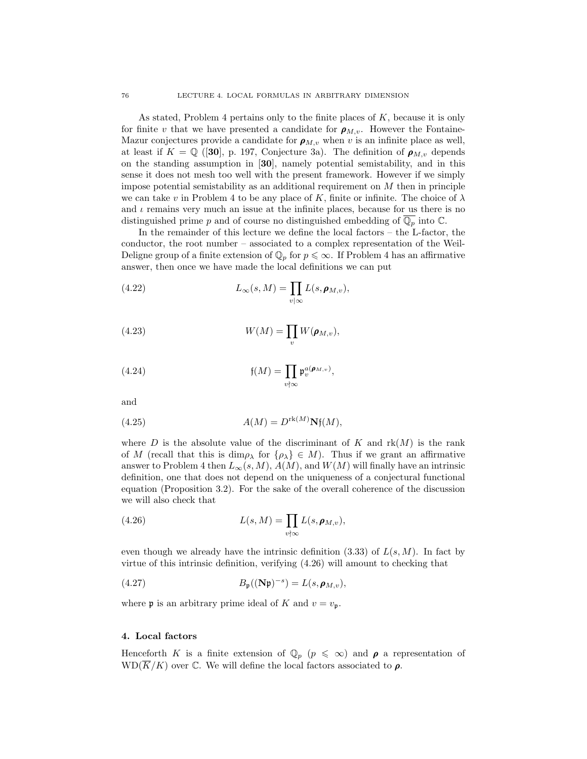As stated, Problem 4 pertains only to the finite places of $K$, because it is only for finite $v$ that we have presented a candidate for $\boldsymbol{\rho}_{M,v}$. However the Fontaine-Mazur conjectures provide a candidate for $\boldsymbol{\rho}_{M,v}$ when $v$ is an infinite place as well, at least if $K = \mathbb{Q}$ ([**30**], p. 197, Conjecture 3a). The definition of $\boldsymbol{\rho}_{M,v}$ depends on the standing assumption in [**30**], namely potential semistability, and in this sense it does not mesh too well with the present framework. However if we simply impose potential semistability as an additional requirement on $M$ then in principle we can take $v$ in Problem 4 to be any place of $K$, finite or infinite. The choice of $\lambda$ and $\iota$ remains very much an issue at the infinite places, because for us there is no distinguished prime $p$ and of course no distinguished embedding of $\overline{\mathbb{Q}_p}$ into $\mathbb{C}$.

In the remainder of this lecture we define the local factors – the L-factor, the conductor, the root number – associated to a complex representation of the Weil-Deligne group of a finite extension of $\mathbb{Q}_p$ for $p \leqslant \infty$. If Problem 4 has an affirmative answer, then once we have made the local definitions we can put

$$L_\infty(s, M) = \prod_{v|\infty} L(s, \boldsymbol{\rho}_{M,v}), \tag{4.22}$$

$$W(M) = \prod_{v} W(\boldsymbol{\rho}_{M,v}), \tag{4.23}$$

$$\mathfrak{f}(M) = \prod_{v\nmid\infty} \mathfrak{p}_v^{a(\boldsymbol{\rho}_{M,v})}, \tag{4.24}$$

and

$$A(M) = D^{\mathrm{rk}(M)} \mathbf{N}\mathfrak{f}(M), \tag{4.25}$$

where $D$ is the absolute value of the discriminant of $K$ and $\mathrm{rk}(M)$ is the rank of $M$ (recall that this is $\dim\rho_\lambda$ for $\{\rho_\lambda\} \in M$). Thus if we grant an affirmative answer to Problem 4 then $L_\infty(s, M)$, $A(M)$, and $W(M)$ will finally have an intrinsic definition, one that does not depend on the uniqueness of a conjectural functional equation (Proposition 3.2). For the sake of the overall coherence of the discussion we will also check that

$$L(s, M) = \prod_{v\nmid\infty} L(s, \boldsymbol{\rho}_{M,v}), \tag{4.26}$$

even though we already have the intrinsic definition (3.33) of $L(s, M)$. In fact by virtue of this intrinsic definition, verifying (4.26) will amount to checking that

$$B_{\mathfrak{p}}((\mathbf{N}\mathfrak{p})^{-s}) = L(s, \boldsymbol{\rho}_{M,v}), \tag{4.27}$$

where $\mathfrak{p}$ is an arbitrary prime ideal of $K$ and $v = v_{\mathfrak{p}}$.

## 4. Local factors

Henceforth $K$ is a finite extension of $\mathbb{Q}_p$ ($p \leqslant \infty$) and $\boldsymbol{\rho}$ a representation of $\mathrm{WD}(\overline{K}/K)$ over $\mathbb{C}$. We will define the local factors associated to $\boldsymbol{\rho}$.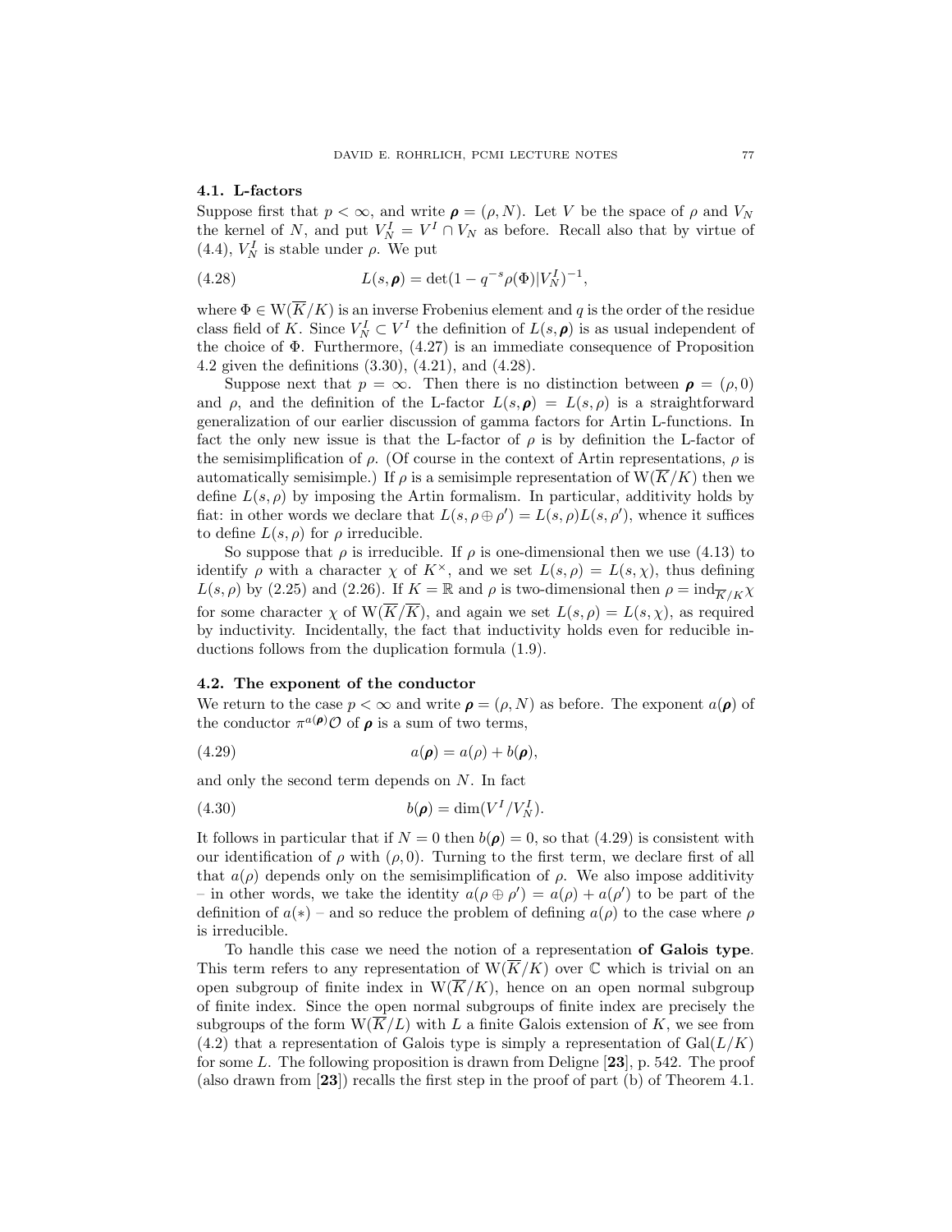## 4.1. L-factors

Suppose first that $p < \infty$, and write $\boldsymbol{\rho} = (\rho, N)$. Let $V$ be the space of $\rho$ and $V_N$ the kernel of $N$, and put $V_N^I = V^I \cap V_N$ as before. Recall also that by virtue of (4.4), $V_N^I$ is stable under $\rho$. We put

$$L(s, \boldsymbol{\rho}) = \det(1 - q^{-s}\rho(\Phi)|V_N^I)^{-1}, \tag{4.28}$$

where $\Phi \in \mathrm{W}(\overline{K}/K)$ is an inverse Frobenius element and $q$ is the order of the residue class field of $K$. Since $V_N^I \subset V^I$ the definition of $L(s, \boldsymbol{\rho})$ is as usual independent of the choice of $\Phi$. Furthermore, (4.27) is an immediate consequence of Proposition 4.2 given the definitions (3.30), (4.21), and (4.28).

Suppose next that $p = \infty$. Then there is no distinction between $\boldsymbol{\rho} = (\rho, 0)$ and $\rho$, and the definition of the L-factor $L(s, \boldsymbol{\rho}) = L(s, \rho)$ is a straightforward generalization of our earlier discussion of gamma factors for Artin L-functions. In fact the only new issue is that the L-factor of $\rho$ is by definition the L-factor of the semisimplification of $\rho$. (Of course in the context of Artin representations, $\rho$ is automatically semisimple.) If $\rho$ is a semisimple representation of $\mathrm{W}(\overline{K}/K)$ then we define $L(s, \rho)$ by imposing the Artin formalism. In particular, additivity holds by fiat: in other words we declare that $L(s, \rho \oplus \rho') = L(s, \rho)L(s, \rho')$, whence it suffices to define $L(s, \rho)$ for $\rho$ irreducible.

So suppose that $\rho$ is irreducible. If $\rho$ is one-dimensional then we use (4.13) to identify $\rho$ with a character $\chi$ of $K^\times$, and we set $L(s, \rho) = L(s, \chi)$, thus defining $L(s, \rho)$ by (2.25) and (2.26). If $K = \mathbb{R}$ and $\rho$ is two-dimensional then $\rho = \mathrm{ind}_{\overline{K}/K}\chi$ for some character $\chi$ of $\mathrm{W}(\overline{K}/\overline{K})$, and again we set $L(s, \rho) = L(s, \chi)$, as required by inductivity. Incidentally, the fact that inductivity holds even for reducible inductions follows from the duplication formula (1.9).

## 4.2. The exponent of the conductor

We return to the case $p < \infty$ and write $\boldsymbol{\rho} = (\rho, N)$ as before. The exponent $a(\boldsymbol{\rho})$ of the conductor $\pi^{a(\boldsymbol{\rho})}\mathcal{O}$ of $\boldsymbol{\rho}$ is a sum of two terms,

$$a(\boldsymbol{\rho}) = a(\rho) + b(\boldsymbol{\rho}), \tag{4.29}$$

and only the second term depends on $N$. In fact

$$b(\boldsymbol{\rho}) = \dim(V^I/V_N^I). \tag{4.30}$$

It follows in particular that if $N = 0$ then $b(\boldsymbol{\rho}) = 0$, so that (4.29) is consistent with our identification of $\rho$ with $(\rho, 0)$. Turning to the first term, we declare first of all that $a(\rho)$ depends only on the semisimplification of $\rho$. We also impose additivity – in other words, we take the identity $a(\rho \oplus \rho') = a(\rho) + a(\rho')$ to be part of the definition of $a(*)$ – and so reduce the problem of defining $a(\rho)$ to the case where $\rho$ is irreducible.

To handle this case we need the notion of a representation **of Galois type**. This term refers to any representation of $\mathrm{W}(\overline{K}/K)$ over $\mathbb{C}$ which is trivial on an open subgroup of finite index in $\mathrm{W}(\overline{K}/K)$, hence on an open normal subgroup of finite index. Since the open normal subgroups of finite index are precisely the subgroups of the form $\mathrm{W}(\overline{K}/L)$ with $L$ a finite Galois extension of $K$, we see from (4.2) that a representation of Galois type is simply a representation of $\mathrm{Gal}(L/K)$ for some $L$. The following proposition is drawn from Deligne [**23**], p. 542. The proof (also drawn from [**23**]) recalls the first step in the proof of part (b) of Theorem 4.1.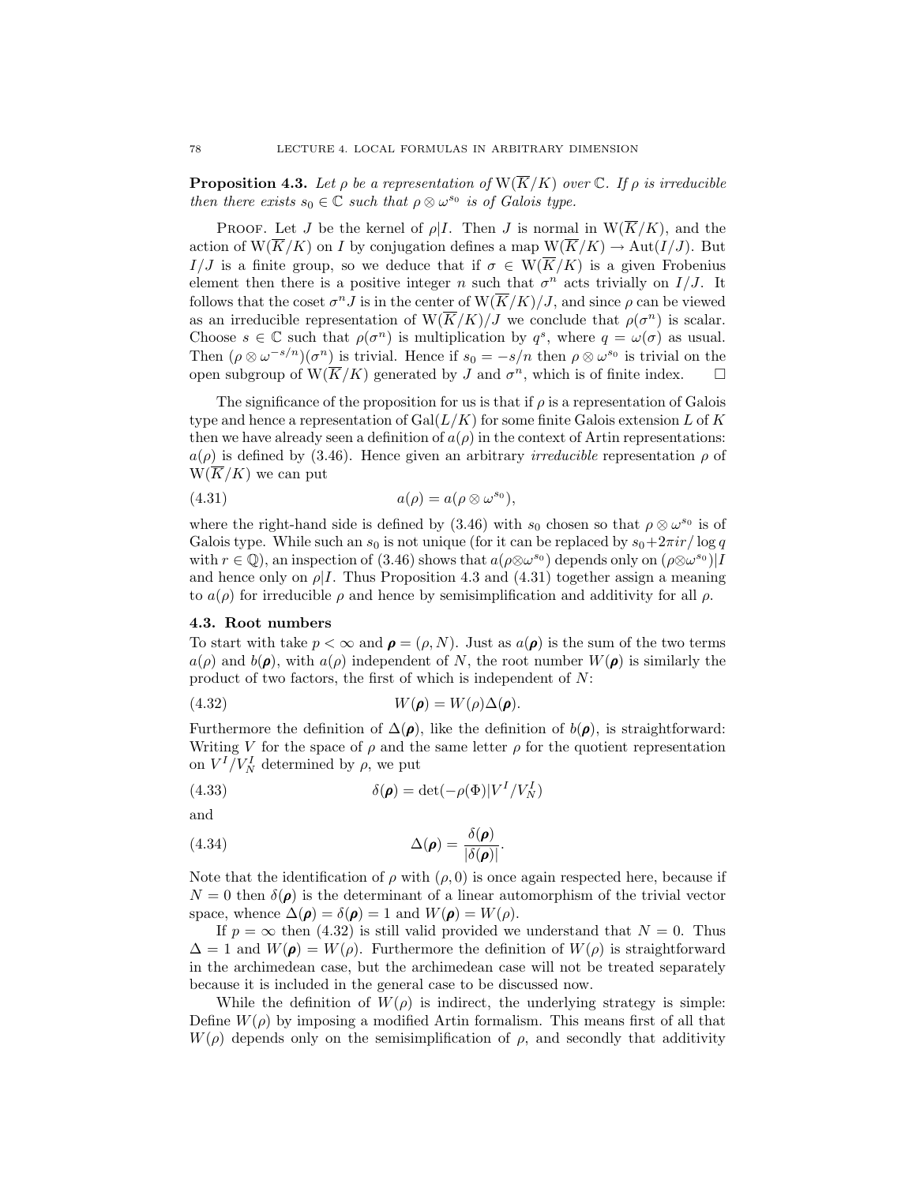**Proposition 4.3.** *Let $\rho$ be a representation of $\mathrm{W}(\overline{K}/K)$ over $\mathbb{C}$. If $\rho$ is irreducible then there exists $s_0 \in \mathbb{C}$ such that $\rho \otimes \omega^{s_0}$ is of Galois type.*

Proof. Let $J$ be the kernel of $\rho|I$. Then $J$ is normal in $\mathrm{W}(\overline{K}/K)$, and the action of $\mathrm{W}(\overline{K}/K)$ on $I$ by conjugation defines a map $\mathrm{W}(\overline{K}/K) \to \mathrm{Aut}(I/J)$. But $I/J$ is a finite group, so we deduce that if $\sigma \in \mathrm{W}(\overline{K}/K)$ is a given Frobenius element then there is a positive integer $n$ such that $\sigma^n$ acts trivially on $I/J$. It follows that the coset $\sigma^n J$ is in the center of $\mathrm{W}(\overline{K}/K)/J$, and since $\rho$ can be viewed as an irreducible representation of $\mathrm{W}(\overline{K}/K)/J$ we conclude that $\rho(\sigma^n)$ is scalar. Choose $s \in \mathbb{C}$ such that $\rho(\sigma^n)$ is multiplication by $q^s$, where $q = \omega(\sigma)$ as usual. Then $(\rho \otimes \omega^{-s/n})(\sigma^n)$ is trivial. Hence if $s_0 = -s/n$ then $\rho \otimes \omega^{s_0}$ is trivial on the open subgroup of $\mathrm{W}(\overline{K}/K)$ generated by $J$ and $\sigma^n$, which is of finite index. $\square$

The significance of the proposition for us is that if $\rho$ is a representation of Galois type and hence a representation of $\mathrm{Gal}(L/K)$ for some finite Galois extension $L$ of $K$ then we have already seen a definition of $a(\rho)$ in the context of Artin representations: $a(\rho)$ is defined by (3.46). Hence given an arbitrary *irreducible* representation $\rho$ of $\mathrm{W}(\overline{K}/K)$ we can put

$$a(\rho) = a(\rho \otimes \omega^{s_0}), \tag{4.31}$$

where the right-hand side is defined by (3.46) with $s_0$ chosen so that $\rho \otimes \omega^{s_0}$ is of Galois type. While such an $s_0$ is not unique (for it can be replaced by $s_0 + 2\pi i r/\log q$ with $r \in \mathbb{Q}$), an inspection of (3.46) shows that $a(\rho \otimes \omega^{s_0})$ depends only on $(\rho \otimes \omega^{s_0})|I$ and hence only on $\rho|I$. Thus Proposition 4.3 and (4.31) together assign a meaning to $a(\rho)$ for irreducible $\rho$ and hence by semisimplification and additivity for all $\rho$.

## 4.3. Root numbers

To start with take $p < \infty$ and $\boldsymbol{\rho} = (\rho, N)$. Just as $a(\boldsymbol{\rho})$ is the sum of the two terms $a(\rho)$ and $b(\boldsymbol{\rho})$, with $a(\rho)$ independent of $N$, the root number $W(\boldsymbol{\rho})$ is similarly the product of two factors, the first of which is independent of $N$:

$$W(\boldsymbol{\rho}) = W(\rho)\Delta(\boldsymbol{\rho}). \tag{4.32}$$

Furthermore the definition of $\Delta(\boldsymbol{\rho})$, like the definition of $b(\boldsymbol{\rho})$, is straightforward: Writing $V$ for the space of $\rho$ and the same letter $\rho$ for the quotient representation on $V^I/V_N^I$ determined by $\rho$, we put

$$\delta(\boldsymbol{\rho}) = \det(-\rho(\Phi)|V^I/V_N^I) \tag{4.33}$$

and

$$\Delta(\boldsymbol{\rho}) = \frac{\delta(\boldsymbol{\rho})}{|\delta(\boldsymbol{\rho})|}. \tag{4.34}$$

Note that the identification of $\rho$ with $(\rho, 0)$ is once again respected here, because if $N = 0$ then $\delta(\boldsymbol{\rho})$ is the determinant of a linear automorphism of the trivial vector space, whence $\Delta(\boldsymbol{\rho}) = \delta(\boldsymbol{\rho}) = 1$ and $W(\boldsymbol{\rho}) = W(\rho)$.

If $p = \infty$ then (4.32) is still valid provided we understand that $N = 0$. Thus $\Delta = 1$ and $W(\boldsymbol{\rho}) = W(\rho)$. Furthermore the definition of $W(\rho)$ is straightforward in the archimedean case, but the archimedean case will not be treated separately because it is included in the general case to be discussed now.

While the definition of $W(\rho)$ is indirect, the underlying strategy is simple: Define $W(\rho)$ by imposing a modified Artin formalism. This means first of all that $W(\rho)$ depends only on the semisimplification of $\rho$, and secondly that additivity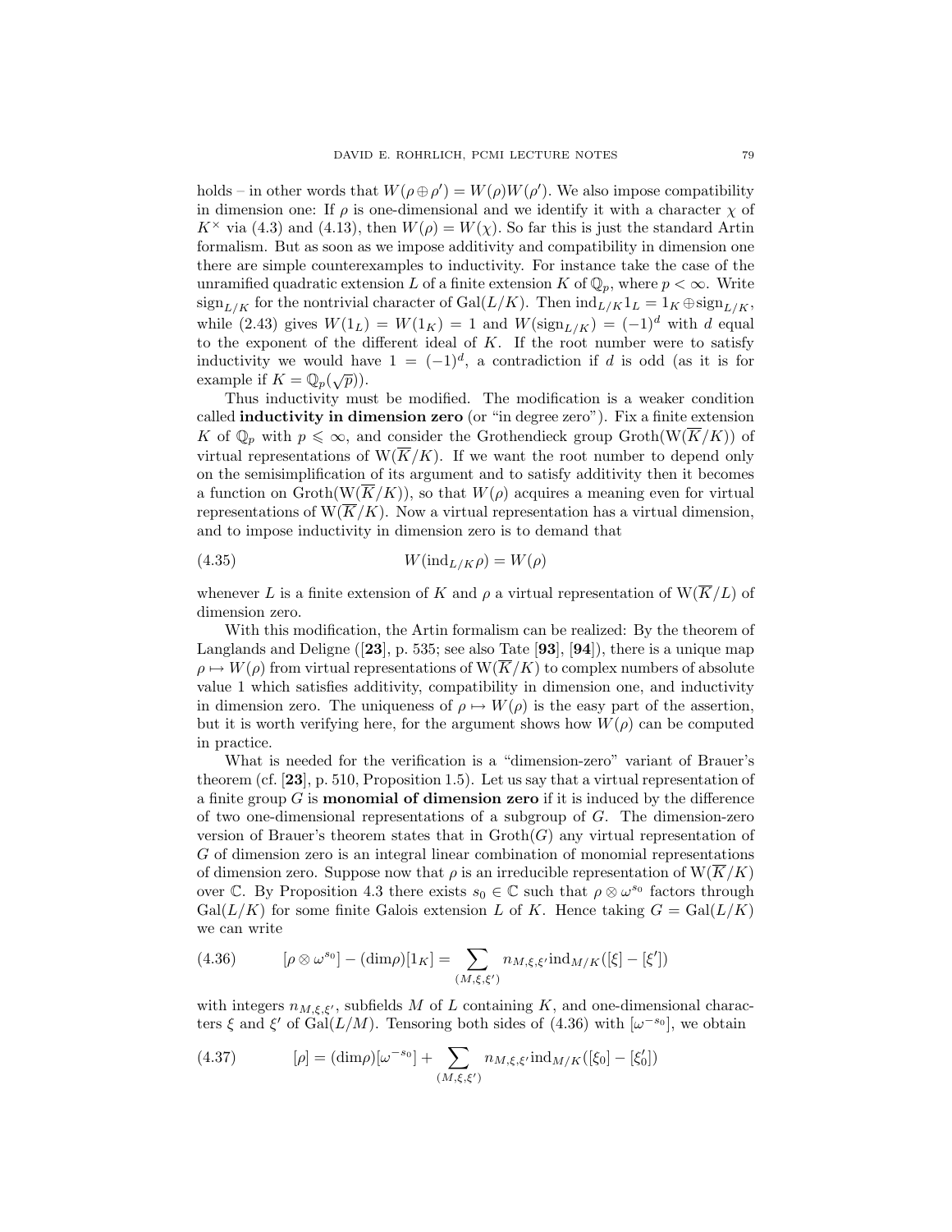holds – in other words that $W(\rho \oplus \rho') = W(\rho)W(\rho')$. We also impose compatibility in dimension one: If $\rho$ is one-dimensional and we identify it with a character $\chi$ of $K^\times$ via (4.3) and (4.13), then $W(\rho) = W(\chi)$. So far this is just the standard Artin formalism. But as soon as we impose additivity and compatibility in dimension one there are simple counterexamples to inductivity. For instance take the case of the unramified quadratic extension $L$ of a finite extension $K$ of $\mathbb{Q}_p$, where $p < \infty$. Write $\text{sign}_{L/K}$ for the nontrivial character of $\text{Gal}(L/K)$. Then $\text{ind}_{L/K} 1_L = 1_K \oplus \text{sign}_{L/K}$, while (2.43) gives $W(1_L) = W(1_K) = 1$ and $W(\text{sign}_{L/K}) = (-1)^d$ with $d$ equal to the exponent of the different ideal of $K$. If the root number were to satisfy inductivity we would have $1 = (-1)^d$, a contradiction if $d$ is odd (as it is for example if $K = \mathbb{Q}_p(\sqrt{p})$).

Thus inductivity must be modified. The modification is a weaker condition called **inductivity in dimension zero** (or "in degree zero"). Fix a finite extension $K$ of $\mathbb{Q}_p$ with $p \leqslant \infty$, and consider the Grothendieck group $\text{Groth}(\text{W}(\overline{K}/K))$ of virtual representations of $\text{W}(\overline{K}/K)$. If we want the root number to depend only on the semisimplification of its argument and to satisfy additivity then it becomes a function on $\text{Groth}(\text{W}(\overline{K}/K))$, so that $W(\rho)$ acquires a meaning even for virtual representations of $\text{W}(\overline{K}/K)$. Now a virtual representation has a virtual dimension, and to impose inductivity in dimension zero is to demand that

$$W(\text{ind}_{L/K}\rho) = W(\rho) \tag{4.35}$$

whenever $L$ is a finite extension of $K$ and $\rho$ a virtual representation of $\text{W}(\overline{K}/L)$ of dimension zero.

With this modification, the Artin formalism can be realized: By the theorem of Langlands and Deligne ([**23**], p. 535; see also Tate [**93**], [**94**]), there is a unique map $\rho \mapsto W(\rho)$ from virtual representations of $\text{W}(\overline{K}/K)$ to complex numbers of absolute value 1 which satisfies additivity, compatibility in dimension one, and inductivity in dimension zero. The uniqueness of $\rho \mapsto W(\rho)$ is the easy part of the assertion, but it is worth verifying here, for the argument shows how $W(\rho)$ can be computed in practice.

What is needed for the verification is a "dimension-zero" variant of Brauer's theorem (cf. [**23**], p. 510, Proposition 1.5). Let us say that a virtual representation of a finite group $G$ is **monomial of dimension zero** if it is induced by the difference of two one-dimensional representations of a subgroup of $G$. The dimension-zero version of Brauer's theorem states that in $\text{Groth}(G)$ any virtual representation of $G$ of dimension zero is an integral linear combination of monomial representations of dimension zero. Suppose now that $\rho$ is an irreducible representation of $\text{W}(\overline{K}/K)$ over $\mathbb{C}$. By Proposition 4.3 there exists $s_0 \in \mathbb{C}$ such that $\rho \otimes \omega^{s_0}$ factors through $\text{Gal}(L/K)$ for some finite Galois extension $L$ of $K$. Hence taking $G = \text{Gal}(L/K)$ we can write

$$[\rho \otimes \omega^{s_0}] - (\dim\rho)[1_K] = \sum_{(M,\xi,\xi')} n_{M,\xi,\xi'} \text{ind}_{M/K}([\xi] - [\xi']) \tag{4.36}$$

with integers $n_{M,\xi,\xi'}$, subfields $M$ of $L$ containing $K$, and one-dimensional characters $\xi$ and $\xi'$ of $\text{Gal}(L/M)$. Tensoring both sides of (4.36) with $[\omega^{-s_0}]$, we obtain

$$[\rho] = (\dim\rho)[\omega^{-s_0}] + \sum_{(M,\xi,\xi')} n_{M,\xi,\xi'} \text{ind}_{M/K}([\xi_0] - [\xi_0']) \tag{4.37}$$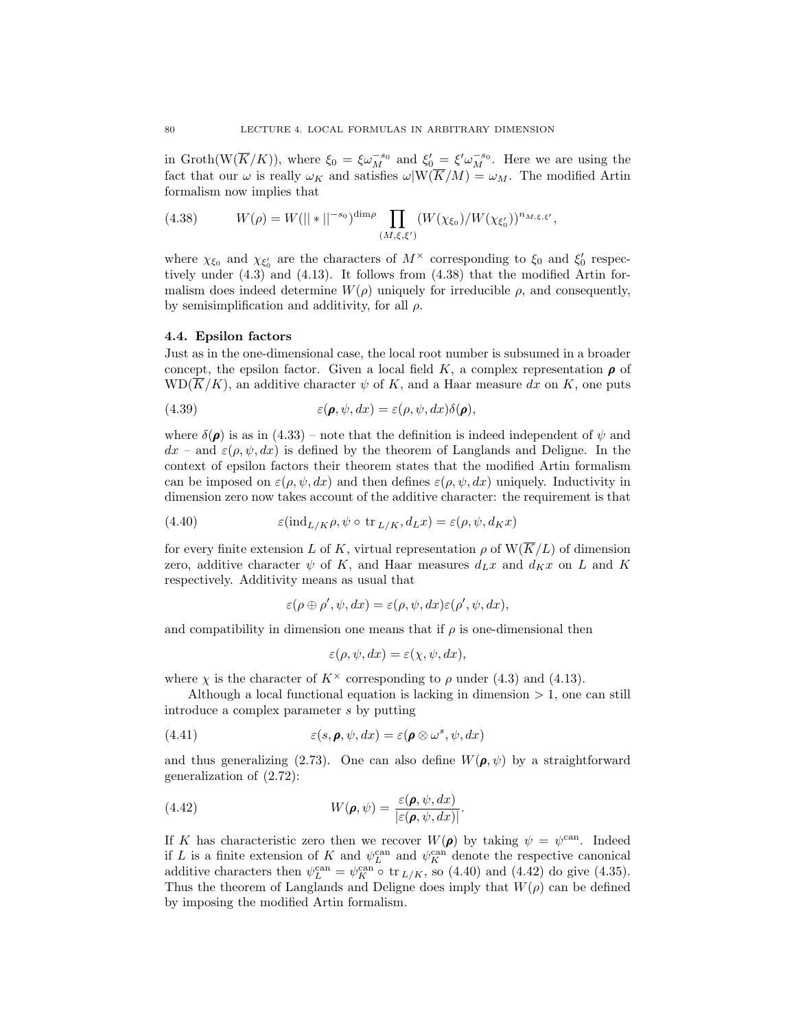in $\mathrm{Groth}(\mathrm{W}(\overline{K}/K))$, where $\xi_0 = \xi\omega_M^{-s_0}$ and $\xi_0' = \xi'\omega_M^{-s_0}$. Here we are using the fact that our $\omega$ is really $\omega_K$ and satisfies $\omega|\mathrm{W}(\overline{K}/M) = \omega_M$. The modified Artin formalism now implies that

$$W(\rho) = W(||*||^{-s_0})^{\dim\rho} \prod_{(M,\xi,\xi')} (W(\chi_{\xi_0})/W(\chi_{\xi_0'}))^{n_{M,\xi,\xi'}}, \tag{4.38}$$

where $\chi_{\xi_0}$ and $\chi_{\xi_0'}$ are the characters of $M^\times$ corresponding to $\xi_0$ and $\xi_0'$ respectively under (4.3) and (4.13). It follows from (4.38) that the modified Artin formalism does indeed determine $W(\rho)$ uniquely for irreducible $\rho$, and consequently, by semisimplification and additivity, for all $\rho$.

## 4.4. Epsilon factors

Just as in the one-dimensional case, the local root number is subsumed in a broader concept, the epsilon factor. Given a local field $K$, a complex representation $\boldsymbol{\rho}$ of $\mathrm{WD}(\overline{K}/K)$, an additive character $\psi$ of $K$, and a Haar measure $dx$ on $K$, one puts

$$\varepsilon(\boldsymbol{\rho}, \psi, dx) = \varepsilon(\rho, \psi, dx)\delta(\boldsymbol{\rho}), \tag{4.39}$$

where $\delta(\boldsymbol{\rho})$ is as in (4.33) – note that the definition is indeed independent of $\psi$ and $dx$ – and $\varepsilon(\rho, \psi, dx)$ is defined by the theorem of Langlands and Deligne. In the context of epsilon factors their theorem states that the modified Artin formalism can be imposed on $\varepsilon(\rho, \psi, dx)$ and then defines $\varepsilon(\rho, \psi, dx)$ uniquely. Inductivity in dimension zero now takes account of the additive character: the requirement is that

$$\varepsilon(\mathrm{ind}_{L/K}\rho, \psi \circ \mathrm{tr}_{L/K}, d_L x) = \varepsilon(\rho, \psi, d_K x) \tag{4.40}$$

for every finite extension $L$ of $K$, virtual representation $\rho$ of $\mathrm{W}(\overline{K}/L)$ of dimension zero, additive character $\psi$ of $K$, and Haar measures $d_L x$ and $d_K x$ on $L$ and $K$ respectively. Additivity means as usual that

$$\varepsilon(\rho \oplus \rho', \psi, dx) = \varepsilon(\rho, \psi, dx)\varepsilon(\rho', \psi, dx),$$

and compatibility in dimension one means that if $\rho$ is one-dimensional then

$$\varepsilon(\rho, \psi, dx) = \varepsilon(\chi, \psi, dx),$$

where $\chi$ is the character of $K^\times$ corresponding to $\rho$ under (4.3) and (4.13).

Although a local functional equation is lacking in dimension $> 1$, one can still introduce a complex parameter $s$ by putting

$$\varepsilon(s, \boldsymbol{\rho}, \psi, dx) = \varepsilon(\boldsymbol{\rho} \otimes \omega^s, \psi, dx) \tag{4.41}$$

and thus generalizing (2.73). One can also define $W(\boldsymbol{\rho}, \psi)$ by a straightforward generalization of (2.72):

$$W(\boldsymbol{\rho}, \psi) = \frac{\varepsilon(\boldsymbol{\rho}, \psi, dx)}{|\varepsilon(\boldsymbol{\rho}, \psi, dx)|}. \tag{4.42}$$

If $K$ has characteristic zero then we recover $W(\boldsymbol{\rho})$ by taking $\psi = \psi^{\mathrm{can}}$. Indeed if $L$ is a finite extension of $K$ and $\psi_L^{\mathrm{can}}$ and $\psi_K^{\mathrm{can}}$ denote the respective canonical additive characters then $\psi_L^{\mathrm{can}} = \psi_K^{\mathrm{can}} \circ \mathrm{tr}_{L/K}$, so (4.40) and (4.42) do give (4.35). Thus the theorem of Langlands and Deligne does imply that $W(\rho)$ can be defined by imposing the modified Artin formalism.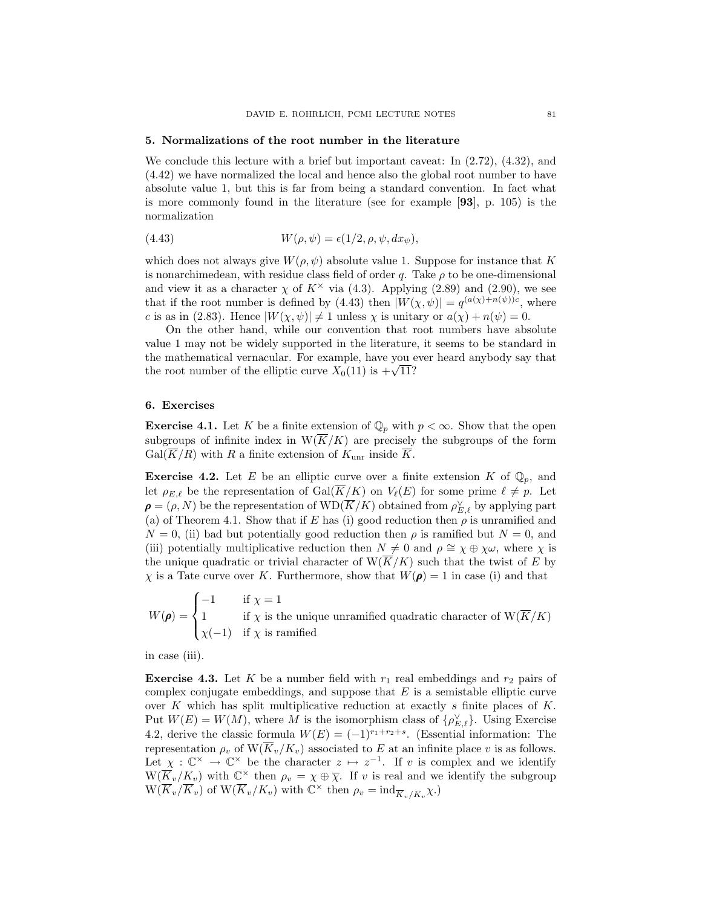## 5. Normalizations of the root number in the literature

We conclude this lecture with a brief but important caveat: In (2.72), (4.32), and (4.42) we have normalized the local and hence also the global root number to have absolute value 1, but this is far from being a standard convention. In fact what is more commonly found in the literature (see for example [**93**], p. 105) is the normalization

$$W(\rho, \psi) = \epsilon(1/2, \rho, \psi, dx_\psi), \tag{4.43}$$

which does not always give $W(\rho, \psi)$ absolute value 1. Suppose for instance that $K$ is nonarchimedean, with residue class field of order $q$. Take $\rho$ to be one-dimensional and view it as a character $\chi$ of $K^\times$ via (4.3). Applying (2.89) and (2.90), we see that if the root number is defined by (4.43) then $|W(\chi, \psi)| = q^{(a(\chi)+n(\psi))c}$, where $c$ is as in (2.83). Hence $|W(\chi, \psi)| \neq 1$ unless $\chi$ is unitary or $a(\chi) + n(\psi) = 0$.

On the other hand, while our convention that root numbers have absolute value 1 may not be widely supported in the literature, it seems to be standard in the mathematical vernacular. For example, have you ever heard anybody say that the root number of the elliptic curve $X_0(11)$ is $+\sqrt{11}$?

## 6. Exercises

**Exercise 4.1.** Let $K$ be a finite extension of $\mathbb{Q}_p$ with $p < \infty$. Show that the open subgroups of infinite index in $\mathrm{W}(\overline{K}/K)$ are precisely the subgroups of the form $\mathrm{Gal}(\overline{K}/R)$ with $R$ a finite extension of $K_{\mathrm{unr}}$ inside $\overline{K}$.

**Exercise 4.2.** Let $E$ be an elliptic curve over a finite extension $K$ of $\mathbb{Q}_p$, and let $\rho_{E,\ell}$ be the representation of $\mathrm{Gal}(\overline{K}/K)$ on $V_\ell(E)$ for some prime $\ell \neq p$. Let $\boldsymbol{\rho} = (\rho, N)$ be the representation of $\mathrm{WD}(\overline{K}/K)$ obtained from $\rho_{E,\ell}^\vee$ by applying part (a) of Theorem 4.1. Show that if $E$ has (i) good reduction then $\rho$ is unramified and $N = 0$, (ii) bad but potentially good reduction then $\rho$ is ramified but $N = 0$, and (iii) potentially multiplicative reduction then $N \neq 0$ and $\rho \cong \chi \oplus \chi\omega$, where $\chi$ is the unique quadratic or trivial character of $\mathrm{W}(\overline{K}/K)$ such that the twist of $E$ by $\chi$ is a Tate curve over $K$. Furthermore, show that $W(\boldsymbol{\rho}) = 1$ in case (i) and that

$$W(\boldsymbol{\rho}) = \begin{cases} -1 & \text{if } \chi = 1 \\ 1 & \text{if } \chi \text{ is the unique unramified quadratic character of } \mathrm{W}(\overline{K}/K) \\ \chi(-1) & \text{if } \chi \text{ is ramified} \end{cases}$$

in case (iii).

**Exercise 4.3.** Let $K$ be a number field with $r_1$ real embeddings and $r_2$ pairs of complex conjugate embeddings, and suppose that $E$ is a semistable elliptic curve over $K$ which has split multiplicative reduction at exactly $s$ finite places of $K$. Put $W(E) = W(M)$, where $M$ is the isomorphism class of $\{\rho_{E,\ell}^\vee\}$. Using Exercise 4.2, derive the classic formula $W(E) = (-1)^{r_1+r_2+s}$. (Essential information: The representation $\rho_v$ of $\mathrm{W}(\overline{K}_v/K_v)$ associated to $E$ at an infinite place $v$ is as follows. Let $\chi : \mathbb{C}^\times \to \mathbb{C}^\times$ be the character $z \mapsto z^{-1}$. If $v$ is complex and we identify $\mathrm{W}(\overline{K}_v/K_v)$ with $\mathbb{C}^\times$ then $\rho_v = \chi \oplus \overline{\chi}$. If $v$ is real and we identify the subgroup $\mathrm{W}(\overline{K}_v/\overline{K}_v)$ of $\mathrm{W}(\overline{K}_v/K_v)$ with $\mathbb{C}^\times$ then $\rho_v = \mathrm{ind}_{\overline{K}_v/K_v}\chi$.)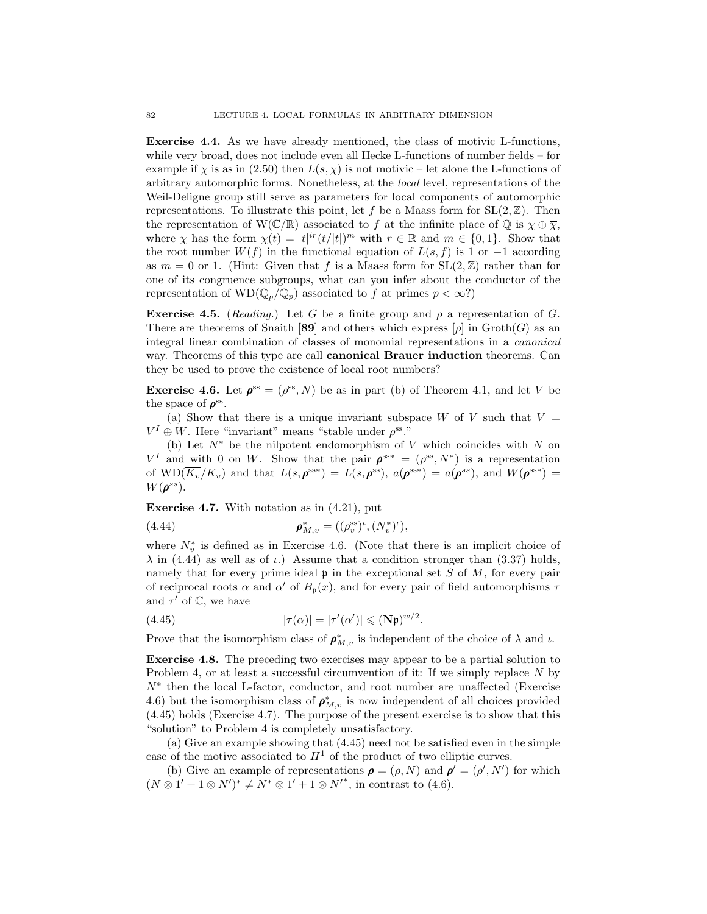**Exercise 4.4.** As we have already mentioned, the class of motivic L-functions, while very broad, does not include even all Hecke L-functions of number fields – for example if $\chi$ is as in (2.50) then $L(s, \chi)$ is not motivic – let alone the L-functions of arbitrary automorphic forms. Nonetheless, at the *local* level, representations of the Weil-Deligne group still serve as parameters for local components of automorphic representations. To illustrate this point, let $f$ be a Maass form for $\mathrm{SL}(2, \mathbb{Z})$. Then the representation of $\mathrm{W}(\mathbb{C}/\mathbb{R})$ associated to $f$ at the infinite place of $\mathbb{Q}$ is $\chi \oplus \overline{\chi}$, where $\chi$ has the form $\chi(t) = |t|^{ir}(t/|t|)^m$ with $r \in \mathbb{R}$ and $m \in \{0, 1\}$. Show that the root number $W(f)$ in the functional equation of $L(s, f)$ is 1 or $-1$ according as $m = 0$ or 1. (Hint: Given that $f$ is a Maass form for $\mathrm{SL}(2, \mathbb{Z})$ rather than for one of its congruence subgroups, what can you infer about the conductor of the representation of $\mathrm{WD}(\overline{\mathbb{Q}}_p/\mathbb{Q}_p)$ associated to $f$ at primes $p < \infty$?)

**Exercise 4.5.** (*Reading.*) Let $G$ be a finite group and $\rho$ a representation of $G$. There are theorems of Snaith [**89**] and others which express $[\rho]$ in $\mathrm{Groth}(G)$ as an integral linear combination of classes of monomial representations in a *canonical* way. Theorems of this type are call **canonical Brauer induction** theorems. Can they be used to prove the existence of local root numbers?

**Exercise 4.6.** Let $\boldsymbol{\rho}^{\mathrm{ss}} = (\rho^{\mathrm{ss}}, N)$ be as in part (b) of Theorem 4.1, and let $V$ be the space of $\boldsymbol{\rho}^{\mathrm{ss}}$.

(a) Show that there is a unique invariant subspace $W$ of $V$ such that $V = V^I \oplus W$. Here "invariant" means "stable under $\rho^{\mathrm{ss}}$."

(b) Let $N^*$ be the nilpotent endomorphism of $V$ which coincides with $N$ on $V^I$ and with 0 on $W$. Show that the pair $\boldsymbol{\rho}^{\mathrm{ss}*} = (\rho^{\mathrm{ss}}, N^*)$ is a representation of $\mathrm{WD}(\overline{K_v}/K_v)$ and that $L(s, \boldsymbol{\rho}^{\mathrm{ss}*}) = L(s, \boldsymbol{\rho}^{\mathrm{ss}})$, $a(\boldsymbol{\rho}^{\mathrm{ss}*}) = a(\boldsymbol{\rho}^{ss})$, and $W(\boldsymbol{\rho}^{\mathrm{ss}*}) = W(\boldsymbol{\rho}^{ss})$.

**Exercise 4.7.** With notation as in (4.21), put

$$\boldsymbol{\rho}^*_{M,v} = ((\rho_v^{\mathrm{ss}})^\iota, (N_v^*)^\iota), \tag{4.44}$$

where $N_v^*$ is defined as in Exercise 4.6. (Note that there is an implicit choice of $\lambda$ in (4.44) as well as of $\iota$.) Assume that a condition stronger than (3.37) holds, namely that for every prime ideal $\mathfrak{p}$ in the exceptional set $S$ of $M$, for every pair of reciprocal roots $\alpha$ and $\alpha'$ of $B_{\mathfrak{p}}(x)$, and for every pair of field automorphisms $\tau$ and $\tau'$ of $\mathbb{C}$, we have

$$|\tau(\alpha)| = |\tau'(\alpha')| \leqslant (\mathbf{N}\mathfrak{p})^{w/2}. \tag{4.45}$$

Prove that the isomorphism class of $\boldsymbol{\rho}^*_{M,v}$ is independent of the choice of $\lambda$ and $\iota$.

**Exercise 4.8.** The preceding two exercises may appear to be a partial solution to Problem 4, or at least a successful circumvention of it: If we simply replace $N$ by $N^*$ then the local L-factor, conductor, and root number are unaffected (Exercise 4.6) but the isomorphism class of $\boldsymbol{\rho}^*_{M,v}$ is now independent of all choices provided (4.45) holds (Exercise 4.7). The purpose of the present exercise is to show that this "solution" to Problem 4 is completely unsatisfactory.

(a) Give an example showing that (4.45) need not be satisfied even in the simple case of the motive associated to $H^1$ of the product of two elliptic curves.

(b) Give an example of representations $\boldsymbol{\rho} = (\rho, N)$ and $\boldsymbol{\rho}' = (\rho', N')$ for which $(N \otimes 1' + 1 \otimes N')^* \neq N^* \otimes 1' + 1 \otimes N'^*$, in contrast to (4.6).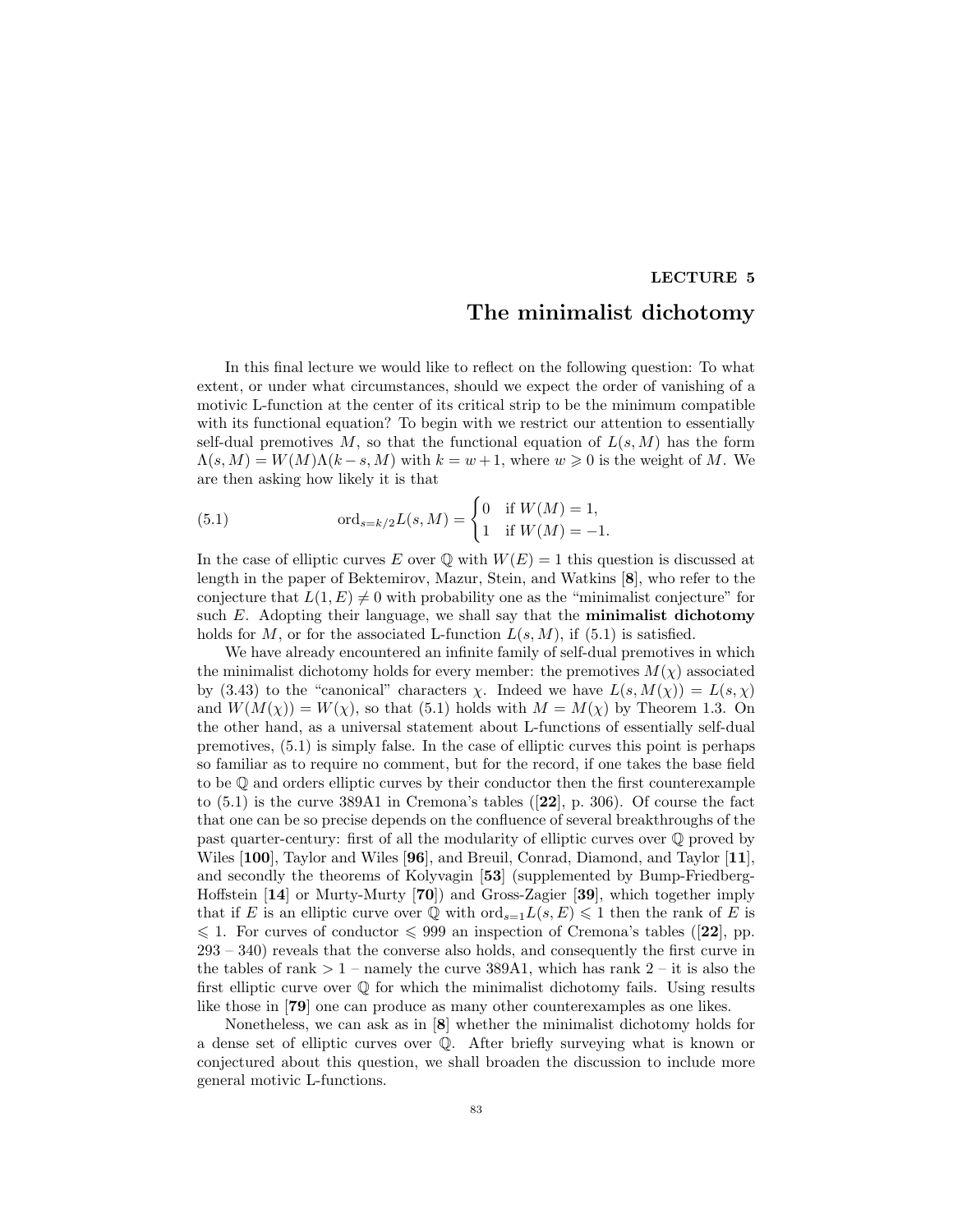# LECTURE 5

## The minimalist dichotomy

In this final lecture we would like to reflect on the following question: To what extent, or under what circumstances, should we expect the order of vanishing of a motivic L-function at the center of its critical strip to be the minimum compatible with its functional equation? To begin with we restrict our attention to essentially self-dual premotives $M$, so that the functional equation of $L(s, M)$ has the form $\Lambda(s, M) = W(M)\Lambda(k - s, M)$ with $k = w + 1$, where $w \geqslant 0$ is the weight of $M$. We are then asking how likely it is that

$$\text{ord}_{s=k/2} L(s, M) = \begin{cases} 0 & \text{if } W(M) = 1, \\ 1 & \text{if } W(M) = -1. \end{cases} \tag{5.1}$$

In the case of elliptic curves $E$ over $\mathbb{Q}$ with $W(E) = 1$ this question is discussed at length in the paper of Bektemirov, Mazur, Stein, and Watkins [**8**], who refer to the conjecture that $L(1, E) \neq 0$ with probability one as the "minimalist conjecture" for such $E$. Adopting their language, we shall say that the **minimalist dichotomy** holds for $M$, or for the associated L-function $L(s, M)$, if (5.1) is satisfied.

We have already encountered an infinite family of self-dual premotives in which the minimalist dichotomy holds for every member: the premotives $M(\chi)$ associated by (3.43) to the "canonical" characters $\chi$. Indeed we have $L(s, M(\chi)) = L(s, \chi)$ and $W(M(\chi)) = W(\chi)$, so that (5.1) holds with $M = M(\chi)$ by Theorem 1.3. On the other hand, as a universal statement about L-functions of essentially self-dual premotives, (5.1) is simply false. In the case of elliptic curves this point is perhaps so familiar as to require no comment, but for the record, if one takes the base field to be $\mathbb{Q}$ and orders elliptic curves by their conductor then the first counterexample to (5.1) is the curve 389A1 in Cremona's tables ([**22**], p. 306). Of course the fact that one can be so precise depends on the confluence of several breakthroughs of the past quarter-century: first of all the modularity of elliptic curves over $\mathbb{Q}$ proved by Wiles [**100**], Taylor and Wiles [**96**], and Breuil, Conrad, Diamond, and Taylor [**11**], and secondly the theorems of Kolyvagin [**53**] (supplemented by Bump-Friedberg-Hoffstein [**14**] or Murty-Murty [**70**]) and Gross-Zagier [**39**], which together imply that if $E$ is an elliptic curve over $\mathbb{Q}$ with $\text{ord}_{s=1} L(s, E) \leqslant 1$ then the rank of $E$ is $\leqslant 1$. For curves of conductor $\leqslant 999$ an inspection of Cremona's tables ([**22**], pp. 293 – 340) reveals that the converse also holds, and consequently the first curve in the tables of rank $> 1$ – namely the curve 389A1, which has rank 2 – it is also the first elliptic curve over $\mathbb{Q}$ for which the minimalist dichotomy fails. Using results like those in [**79**] one can produce as many other counterexamples as one likes.

Nonetheless, we can ask as in [**8**] whether the minimalist dichotomy holds for a dense set of elliptic curves over $\mathbb{Q}$. After briefly surveying what is known or conjectured about this question, we shall broaden the discussion to include more general motivic L-functions.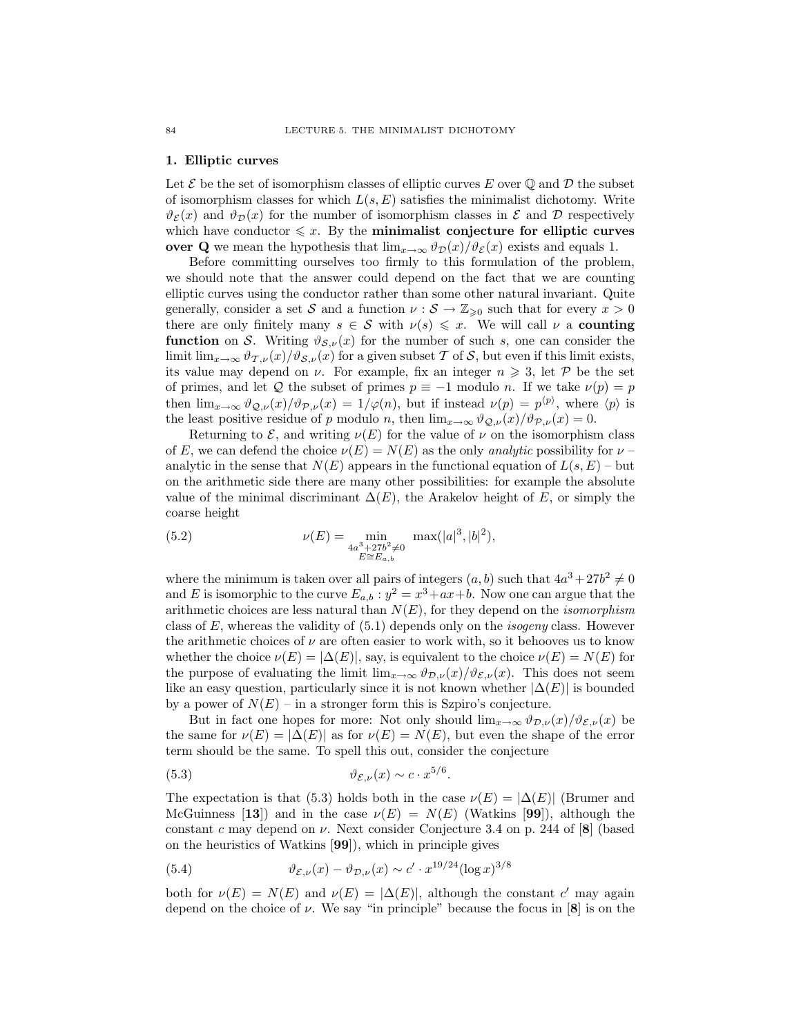## 1. Elliptic curves

Let $\mathcal{E}$ be the set of isomorphism classes of elliptic curves $E$ over $\mathbb{Q}$ and $\mathcal{D}$ the subset of isomorphism classes for which $L(s, E)$ satisfies the minimalist dichotomy. Write $\vartheta_{\mathcal{E}}(x)$ and $\vartheta_{\mathcal{D}}(x)$ for the number of isomorphism classes in $\mathcal{E}$ and $\mathcal{D}$ respectively which have conductor $\leqslant x$. By the **minimalist conjecture for elliptic curves over Q** we mean the hypothesis that $\lim_{x\to\infty} \vartheta_{\mathcal{D}}(x)/\vartheta_{\mathcal{E}}(x)$ exists and equals 1.

Before committing ourselves too firmly to this formulation of the problem, we should note that the answer could depend on the fact that we are counting elliptic curves using the conductor rather than some other natural invariant. Quite generally, consider a set $\mathcal{S}$ and a function $\nu : \mathcal{S} \to \mathbb{Z}_{\geqslant 0}$ such that for every $x > 0$ there are only finitely many $s \in \mathcal{S}$ with $\nu(s) \leqslant x$. We will call $\nu$ a **counting function** on $\mathcal{S}$. Writing $\vartheta_{\mathcal{S},\nu}(x)$ for the number of such $s$, one can consider the limit $\lim_{x\to\infty} \vartheta_{\mathcal{T},\nu}(x)/\vartheta_{\mathcal{S},\nu}(x)$ for a given subset $\mathcal{T}$ of $\mathcal{S}$, but even if this limit exists, its value may depend on $\nu$. For example, fix an integer $n \geqslant 3$, let $\mathcal{P}$ be the set of primes, and let $\mathcal{Q}$ the subset of primes $p \equiv -1$ modulo $n$. If we take $\nu(p) = p$ then $\lim_{x\to\infty} \vartheta_{\mathcal{Q},\nu}(x)/\vartheta_{\mathcal{P},\nu}(x) = 1/\varphi(n)$, but if instead $\nu(p) = p^{\langle p\rangle}$, where $\langle p\rangle$ is the least positive residue of $p$ modulo $n$, then $\lim_{x\to\infty} \vartheta_{\mathcal{Q},\nu}(x)/\vartheta_{\mathcal{P},\nu}(x) = 0$.

Returning to $\mathcal{E}$, and writing $\nu(E)$ for the value of $\nu$ on the isomorphism class of $E$, we can defend the choice $\nu(E) = N(E)$ as the only *analytic* possibility for $\nu$ – analytic in the sense that $N(E)$ appears in the functional equation of $L(s, E)$ – but on the arithmetic side there are many other possibilities: for example the absolute value of the minimal discriminant $\Delta(E)$, the Arakelov height of $E$, or simply the coarse height

$$\nu(E) = \min_{\substack{4a^3+27b^2\neq 0\\ E\cong E_{a,b}}} \max(|a|^3, |b|^2), \tag{5.2}$$

where the minimum is taken over all pairs of integers $(a, b)$ such that $4a^3+27b^2 \neq 0$ and $E$ is isomorphic to the curve $E_{a,b} : y^2 = x^3+ax+b$. Now one can argue that the arithmetic choices are less natural than $N(E)$, for they depend on the *isomorphism* class of $E$, whereas the validity of (5.1) depends only on the *isogeny* class. However the arithmetic choices of $\nu$ are often easier to work with, so it behooves us to know whether the choice $\nu(E) = |\Delta(E)|$, say, is equivalent to the choice $\nu(E) = N(E)$ for the purpose of evaluating the limit $\lim_{x\to\infty} \vartheta_{\mathcal{D},\nu}(x)/\vartheta_{\mathcal{E},\nu}(x)$. This does not seem like an easy question, particularly since it is not known whether $|\Delta(E)|$ is bounded by a power of $N(E)$ – in a stronger form this is Szpiro's conjecture.

But in fact one hopes for more: Not only should $\lim_{x\to\infty} \vartheta_{\mathcal{D},\nu}(x)/\vartheta_{\mathcal{E},\nu}(x)$ be the same for $\nu(E) = |\Delta(E)|$ as for $\nu(E) = N(E)$, but even the shape of the error term should be the same. To spell this out, consider the conjecture

$$\vartheta_{\mathcal{E},\nu}(x) \sim c \cdot x^{5/6}. \tag{5.3}$$

The expectation is that (5.3) holds both in the case $\nu(E) = |\Delta(E)|$ (Brumer and McGuinness [**13**]) and in the case $\nu(E) = N(E)$ (Watkins [**99**]), although the constant $c$ may depend on $\nu$. Next consider Conjecture 3.4 on p. 244 of [**8**] (based on the heuristics of Watkins [**99**]), which in principle gives

$$\vartheta_{\mathcal{E},\nu}(x) - \vartheta_{\mathcal{D},\nu}(x) \sim c' \cdot x^{19/24}(\log x)^{3/8} \tag{5.4}$$

both for $\nu(E) = N(E)$ and $\nu(E) = |\Delta(E)|$, although the constant $c'$ may again depend on the choice of $\nu$. We say "in principle" because the focus in [**8**] is on the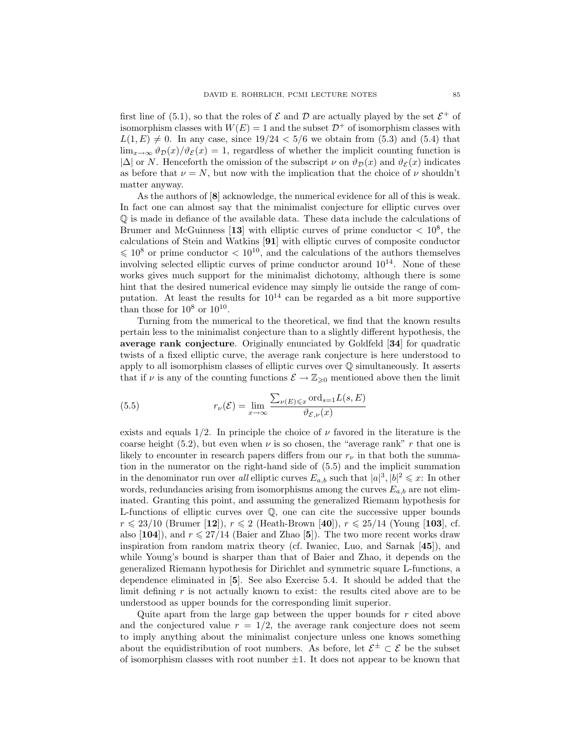first line of (5.1), so that the roles of $\mathcal{E}$ and $\mathcal{D}$ are actually played by the set $\mathcal{E}^+$ of isomorphism classes with $W(E) = 1$ and the subset $\mathcal{D}^+$ of isomorphism classes with $L(1, E) \neq 0$. In any case, since $19/24 < 5/6$ we obtain from (5.3) and (5.4) that $\lim_{x\to\infty} \vartheta_{\mathcal{D}}(x)/\vartheta_{\mathcal{E}}(x) = 1$, regardless of whether the implicit counting function is $|\Delta|$ or $N$. Henceforth the omission of the subscript $\nu$ on $\vartheta_{\mathcal{D}}(x)$ and $\vartheta_{\mathcal{E}}(x)$ indicates as before that $\nu = N$, but now with the implication that the choice of $\nu$ shouldn't matter anyway.

As the authors of [**8**] acknowledge, the numerical evidence for all of this is weak. In fact one can almost say that the minimalist conjecture for elliptic curves over $\mathbb{Q}$ is made in defiance of the available data. These data include the calculations of Brumer and McGuinness [**13**] with elliptic curves of prime conductor $< 10^8$, the calculations of Stein and Watkins [**91**] with elliptic curves of composite conductor $\leqslant 10^8$ or prime conductor $< 10^{10}$, and the calculations of the authors themselves involving selected elliptic curves of prime conductor around $10^{14}$. None of these works gives much support for the minimalist dichotomy, although there is some hint that the desired numerical evidence may simply lie outside the range of computation. At least the results for $10^{14}$ can be regarded as a bit more supportive than those for $10^8$ or $10^{10}$.

Turning from the numerical to the theoretical, we find that the known results pertain less to the minimalist conjecture than to a slightly different hypothesis, the **average rank conjecture**. Originally enunciated by Goldfeld [**34**] for quadratic twists of a fixed elliptic curve, the average rank conjecture is here understood to apply to all isomorphism classes of elliptic curves over $\mathbb{Q}$ simultaneously. It asserts that if $\nu$ is any of the counting functions $\mathcal{E} \to \mathbb{Z}_{\geqslant 0}$ mentioned above then the limit

$$r_\nu(\mathcal{E}) = \lim_{x\to\infty} \frac{\sum_{\nu(E)\leqslant x} \operatorname{ord}_{s=1} L(s, E)}{\vartheta_{\mathcal{E},\nu}(x)} \tag{5.5}$$

exists and equals $1/2$. In principle the choice of $\nu$ favored in the literature is the coarse height (5.2), but even when $\nu$ is so chosen, the "average rank" $r$ that one is likely to encounter in research papers differs from our $r_\nu$ in that both the summation in the numerator on the right-hand side of (5.5) and the implicit summation in the denominator run over *all* elliptic curves $E_{a,b}$ such that $|a|^3, |b|^2 \leqslant x$: In other words, redundancies arising from isomorphisms among the curves $E_{a,b}$ are not eliminated. Granting this point, and assuming the generalized Riemann hypothesis for L-functions of elliptic curves over $\mathbb{Q}$, one can cite the successive upper bounds $r \leqslant 23/10$ (Brumer [**12**]), $r \leqslant 2$ (Heath-Brown [**40**]), $r \leqslant 25/14$ (Young [**103**], cf. also [**104**]), and $r \leqslant 27/14$ (Baier and Zhao [**5**]). The two more recent works draw inspiration from random matrix theory (cf. Iwaniec, Luo, and Sarnak [**45**]), and while Young's bound is sharper than that of Baier and Zhao, it depends on the generalized Riemann hypothesis for Dirichlet and symmetric square L-functions, a dependence eliminated in [**5**]. See also Exercise 5.4. It should be added that the limit defining $r$ is not actually known to exist: the results cited above are to be understood as upper bounds for the corresponding limit superior.

Quite apart from the large gap between the upper bounds for $r$ cited above and the conjectured value $r = 1/2$, the average rank conjecture does not seem to imply anything about the minimalist conjecture unless one knows something about the equidistribution of root numbers. As before, let $\mathcal{E}^{\pm} \subset \mathcal{E}$ be the subset of isomorphism classes with root number $\pm 1$. It does not appear to be known that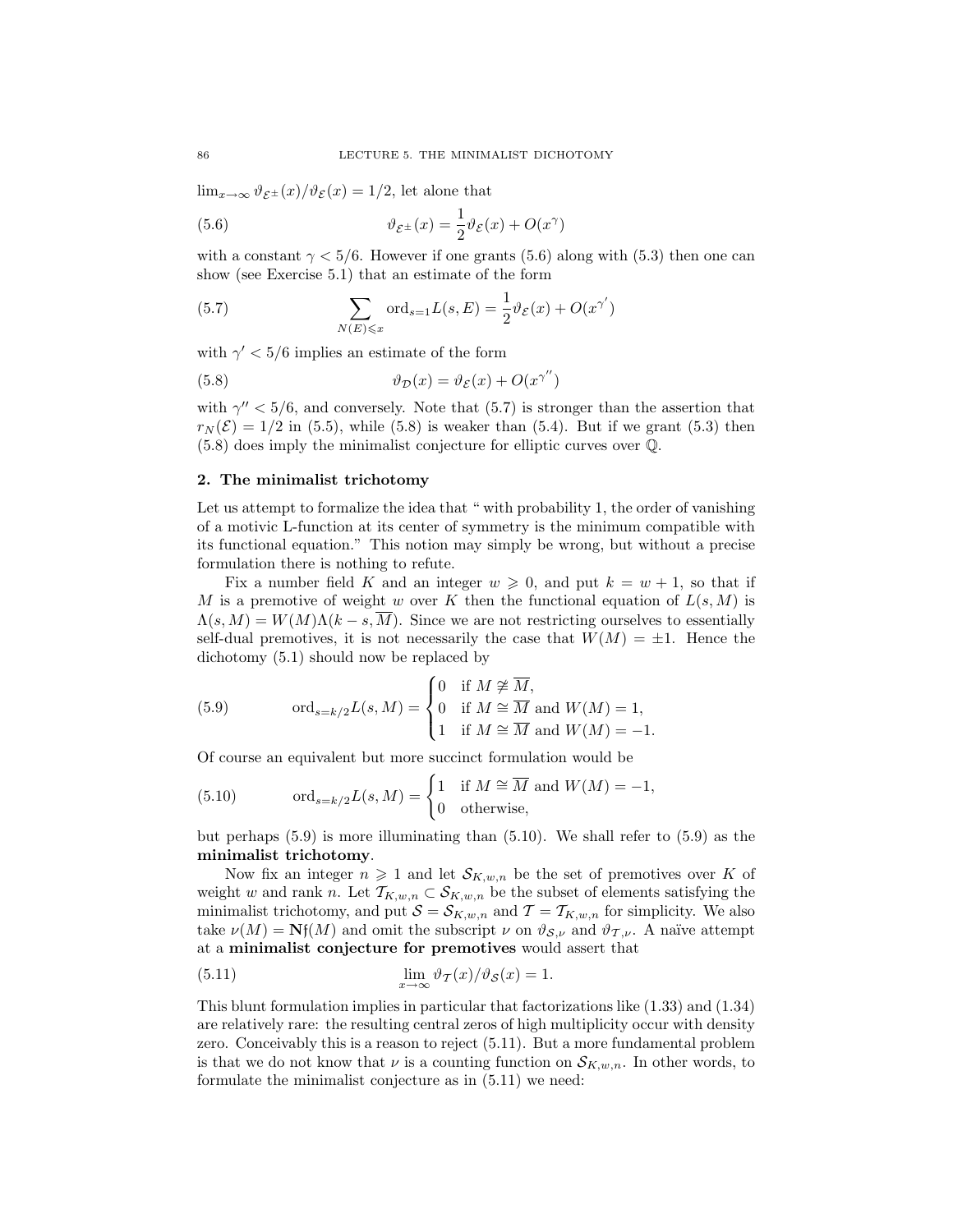$\lim_{x\to\infty} \vartheta_{\mathcal{E}^\pm}(x)/\vartheta_{\mathcal{E}}(x) = 1/2$, let alone that

$$\vartheta_{\mathcal{E}^\pm}(x) = \frac{1}{2}\vartheta_{\mathcal{E}}(x) + O(x^\gamma) \tag{5.6}$$

with a constant $\gamma < 5/6$. However if one grants (5.6) along with (5.3) then one can show (see Exercise 5.1) that an estimate of the form

$$\sum_{N(E)\leqslant x} \mathrm{ord}_{s=1} L(s,E) = \frac{1}{2}\vartheta_{\mathcal{E}}(x) + O(x^{\gamma'}) \tag{5.7}$$

with $\gamma' < 5/6$ implies an estimate of the form

$$\vartheta_{\mathcal{D}}(x) = \vartheta_{\mathcal{E}}(x) + O(x^{\gamma''}) \tag{5.8}$$

with $\gamma'' < 5/6$, and conversely. Note that (5.7) is stronger than the assertion that $r_N(\mathcal{E}) = 1/2$ in (5.5), while (5.8) is weaker than (5.4). But if we grant (5.3) then (5.8) does imply the minimalist conjecture for elliptic curves over $\mathbb{Q}$.

## 2. The minimalist trichotomy

Let us attempt to formalize the idea that " with probability 1, the order of vanishing of a motivic L-function at its center of symmetry is the minimum compatible with its functional equation." This notion may simply be wrong, but without a precise formulation there is nothing to refute.

Fix a number field $K$ and an integer $w \geqslant 0$, and put $k = w + 1$, so that if $M$ is a premotive of weight $w$ over $K$ then the functional equation of $L(s, M)$ is $\Lambda(s, M) = W(M)\Lambda(k - s, \overline{M})$. Since we are not restricting ourselves to essentially self-dual premotives, it is not necessarily the case that $W(M) = \pm 1$. Hence the dichotomy (5.1) should now be replaced by

$$\mathrm{ord}_{s=k/2} L(s,M) = \begin{cases} 0 & \text{if } M \ncong \overline{M}, \\ 0 & \text{if } M \cong \overline{M} \text{ and } W(M) = 1, \\ 1 & \text{if } M \cong \overline{M} \text{ and } W(M) = -1. \end{cases} \tag{5.9}$$

Of course an equivalent but more succinct formulation would be

$$\mathrm{ord}_{s=k/2} L(s,M) = \begin{cases} 1 & \text{if } M \cong \overline{M} \text{ and } W(M) = -1, \\ 0 & \text{otherwise,} \end{cases} \tag{5.10}$$

but perhaps (5.9) is more illuminating than (5.10). We shall refer to (5.9) as the **minimalist trichotomy**.

Now fix an integer $n \geqslant 1$ and let $\mathcal{S}_{K,w,n}$ be the set of premotives over $K$ of weight $w$ and rank $n$. Let $\mathcal{T}_{K,w,n} \subset \mathcal{S}_{K,w,n}$ be the subset of elements satisfying the minimalist trichotomy, and put $\mathcal{S} = \mathcal{S}_{K,w,n}$ and $\mathcal{T} = \mathcal{T}_{K,w,n}$ for simplicity. We also take $\nu(M) = \mathbf{N}\mathfrak{f}(M)$ and omit the subscript $\nu$ on $\vartheta_{\mathcal{S},\nu}$ and $\vartheta_{\mathcal{T},\nu}$. A naïve attempt at a **minimalist conjecture for premotives** would assert that

$$\lim_{x\to\infty} \vartheta_{\mathcal{T}}(x)/\vartheta_{\mathcal{S}}(x) = 1. \tag{5.11}$$

This blunt formulation implies in particular that factorizations like (1.33) and (1.34) are relatively rare: the resulting central zeros of high multiplicity occur with density zero. Conceivably this is a reason to reject (5.11). But a more fundamental problem is that we do not know that $\nu$ is a counting function on $\mathcal{S}_{K,w,n}$. In other words, to formulate the minimalist conjecture as in (5.11) we need: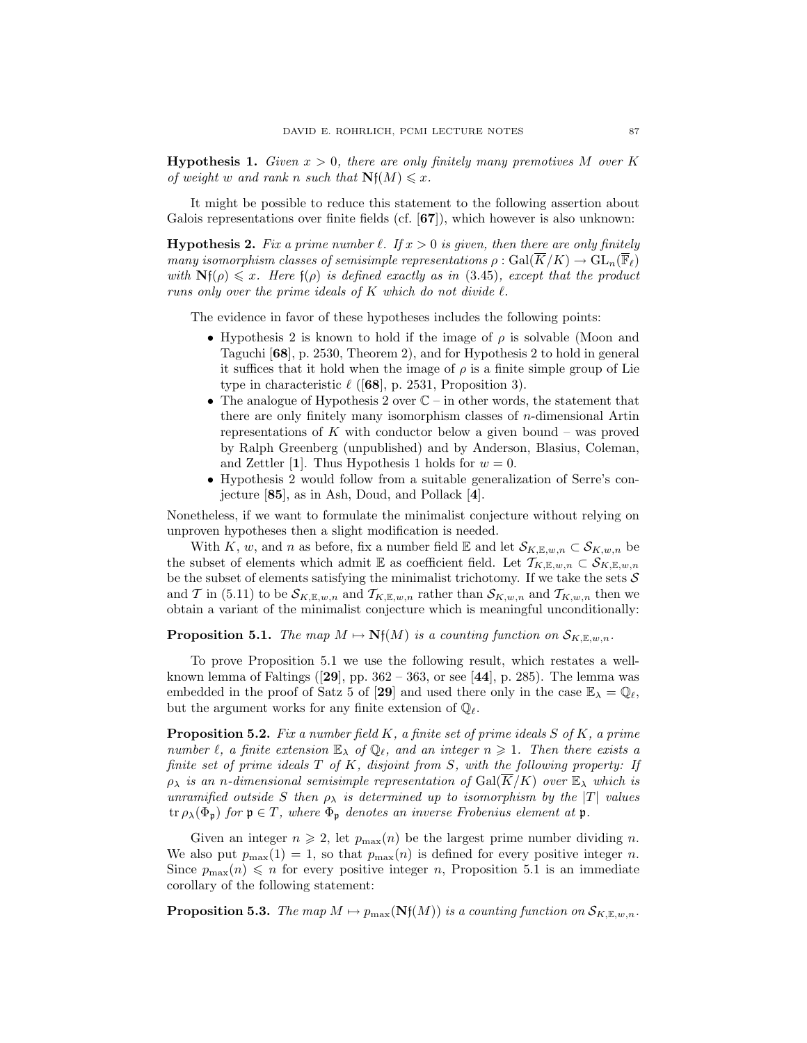**Hypothesis 1.** *Given $x > 0$, there are only finitely many premotives $M$ over $K$ of weight $w$ and rank $n$ such that $\mathbf{N}\mathfrak{f}(M) \leqslant x$.*

It might be possible to reduce this statement to the following assertion about Galois representations over finite fields (cf. [**67**]), which however is also unknown:

**Hypothesis 2.** *Fix a prime number $\ell$. If $x > 0$ is given, then there are only finitely many isomorphism classes of semisimple representations $\rho : \mathrm{Gal}(\overline{K}/K) \to \mathrm{GL}_n(\overline{\mathbb{F}}_\ell)$ with $\mathbf{N}\mathfrak{f}(\rho) \leqslant x$. Here $\mathfrak{f}(\rho)$ is defined exactly as in (3.45), except that the product runs only over the prime ideals of $K$ which do not divide $\ell$.*

The evidence in favor of these hypotheses includes the following points:

- Hypothesis 2 is known to hold if the image of $\rho$ is solvable (Moon and Taguchi [**68**], p. 2530, Theorem 2), and for Hypothesis 2 to hold in general it suffices that it hold when the image of $\rho$ is a finite simple group of Lie type in characteristic $\ell$ ([**68**], p. 2531, Proposition 3).
- The analogue of Hypothesis 2 over $\mathbb{C}$ – in other words, the statement that there are only finitely many isomorphism classes of $n$-dimensional Artin representations of $K$ with conductor below a given bound – was proved by Ralph Greenberg (unpublished) and by Anderson, Blasius, Coleman, and Zettler [**1**]. Thus Hypothesis 1 holds for $w = 0$.
- Hypothesis 2 would follow from a suitable generalization of Serre's conjecture [**85**], as in Ash, Doud, and Pollack [**4**].

Nonetheless, if we want to formulate the minimalist conjecture without relying on unproven hypotheses then a slight modification is needed.

With $K$, $w$, and $n$ as before, fix a number field $\mathbb{E}$ and let $\mathcal{S}_{K,\mathbb{E},w,n} \subset \mathcal{S}_{K,w,n}$ be the subset of elements which admit $\mathbb{E}$ as coefficient field. Let $\mathcal{T}_{K,\mathbb{E},w,n} \subset \mathcal{S}_{K,\mathbb{E},w,n}$ be the subset of elements satisfying the minimalist trichotomy. If we take the sets $\mathcal{S}$ and $\mathcal{T}$ in (5.11) to be $\mathcal{S}_{K,\mathbb{E},w,n}$ and $\mathcal{T}_{K,\mathbb{E},w,n}$ rather than $\mathcal{S}_{K,w,n}$ and $\mathcal{T}_{K,w,n}$ then we obtain a variant of the minimalist conjecture which is meaningful unconditionally:

**Proposition 5.1.** *The map $M \mapsto \mathbf{N}\mathfrak{f}(M)$ is a counting function on $\mathcal{S}_{K,\mathbb{E},w,n}$.*

To prove Proposition 5.1 we use the following result, which restates a well-known lemma of Faltings ([**29**], pp. 362 – 363, or see [**44**], p. 285). The lemma was embedded in the proof of Satz 5 of [**29**] and used there only in the case $\mathbb{E}_\lambda = \mathbb{Q}_\ell$, but the argument works for any finite extension of $\mathbb{Q}_\ell$.

**Proposition 5.2.** *Fix a number field $K$, a finite set of prime ideals $S$ of $K$, a prime number $\ell$, a finite extension $\mathbb{E}_\lambda$ of $\mathbb{Q}_\ell$, and an integer $n \geqslant 1$. Then there exists a finite set of prime ideals $T$ of $K$, disjoint from $S$, with the following property: If $\rho_\lambda$ is an $n$-dimensional semisimple representation of $\mathrm{Gal}(\overline{K}/K)$ over $\mathbb{E}_\lambda$ which is unramified outside $S$ then $\rho_\lambda$ is determined up to isomorphism by the $|T|$ values $\operatorname{tr}\rho_\lambda(\Phi_\mathfrak{p})$ for $\mathfrak{p} \in T$, where $\Phi_\mathfrak{p}$ denotes an inverse Frobenius element at $\mathfrak{p}$.*

Given an integer $n \geqslant 2$, let $p_{\max}(n)$ be the largest prime number dividing $n$. We also put $p_{\max}(1) = 1$, so that $p_{\max}(n)$ is defined for every positive integer $n$. Since $p_{\max}(n) \leqslant n$ for every positive integer $n$, Proposition 5.1 is an immediate corollary of the following statement:

**Proposition 5.3.** *The map $M \mapsto p_{\max}(\mathbf{N}\mathfrak{f}(M))$ is a counting function on $\mathcal{S}_{K,\mathbb{E},w,n}$.*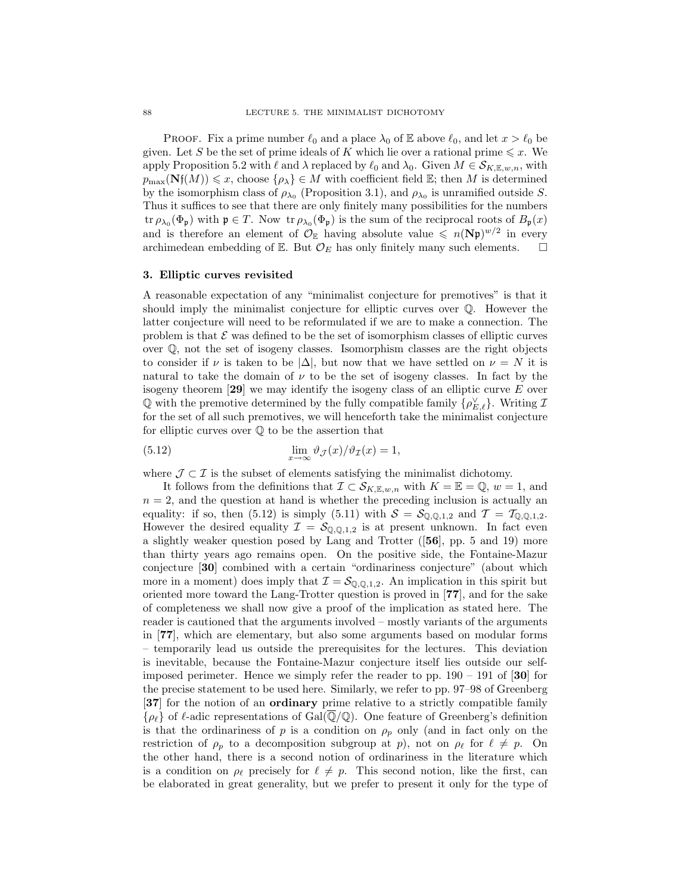PROOF. Fix a prime number $\ell_0$ and a place $\lambda_0$ of $\mathbb{E}$ above $\ell_0$, and let $x > \ell_0$ be given. Let $S$ be the set of prime ideals of $K$ which lie over a rational prime $\leqslant x$. We apply Proposition 5.2 with $\ell$ and $\lambda$ replaced by $\ell_0$ and $\lambda_0$. Given $M \in \mathcal{S}_{K,\mathbb{E},w,n}$, with $p_{\max}(\mathbf{N}\mathfrak{f}(M)) \leqslant x$, choose $\{\rho_\lambda\} \in M$ with coefficient field $\mathbb{E}$; then $M$ is determined by the isomorphism class of $\rho_{\lambda_0}$ (Proposition 3.1), and $\rho_{\lambda_0}$ is unramified outside $S$. Thus it suffices to see that there are only finitely many possibilities for the numbers $\operatorname{tr}\rho_{\lambda_0}(\Phi_\mathfrak{p})$ with $\mathfrak{p} \in T$. Now $\operatorname{tr}\rho_{\lambda_0}(\Phi_\mathfrak{p})$ is the sum of the reciprocal roots of $B_\mathfrak{p}(x)$ and is therefore an element of $\mathcal{O}_\mathbb{E}$ having absolute value $\leqslant n(\mathbf{N}\mathfrak{p})^{w/2}$ in every archimedean embedding of $\mathbb{E}$. But $\mathcal{O}_E$ has only finitely many such elements. $\square$

## 3. Elliptic curves revisited

A reasonable expectation of any "minimalist conjecture for premotives" is that it should imply the minimalist conjecture for elliptic curves over $\mathbb{Q}$. However the latter conjecture will need to be reformulated if we are to make a connection. The problem is that $\mathcal{E}$ was defined to be the set of isomorphism classes of elliptic curves over $\mathbb{Q}$, not the set of isogeny classes. Isomorphism classes are the right objects to consider if $\nu$ is taken to be $|\Delta|$, but now that we have settled on $\nu = N$ it is natural to take the domain of $\nu$ to be the set of isogeny classes. In fact by the isogeny theorem [**29**] we may identify the isogeny class of an elliptic curve $E$ over $\mathbb{Q}$ with the premotive determined by the fully compatible family $\{\rho_{E,\ell}^\vee\}$. Writing $\mathcal{I}$ for the set of all such premotives, we will henceforth take the minimalist conjecture for elliptic curves over $\mathbb{Q}$ to be the assertion that

$$\lim_{x\to\infty} \vartheta_\mathcal{J}(x)/\vartheta_\mathcal{I}(x) = 1, \tag{5.12}$$

where $\mathcal{J} \subset \mathcal{I}$ is the subset of elements satisfying the minimalist dichotomy.

It follows from the definitions that $\mathcal{I} \subset \mathcal{S}_{K,\mathbb{E},w,n}$ with $K = \mathbb{E} = \mathbb{Q}$, $w = 1$, and $n = 2$, and the question at hand is whether the preceding inclusion is actually an equality: if so, then (5.12) is simply (5.11) with $\mathcal{S} = \mathcal{S}_{\mathbb{Q},\mathbb{Q},1,2}$ and $\mathcal{T} = \mathcal{T}_{\mathbb{Q},\mathbb{Q},1,2}$. However the desired equality $\mathcal{I} = \mathcal{S}_{\mathbb{Q},\mathbb{Q},1,2}$ is at present unknown. In fact even a slightly weaker question posed by Lang and Trotter ([**56**], pp. 5 and 19) more than thirty years ago remains open. On the positive side, the Fontaine-Mazur conjecture [**30**] combined with a certain "ordinariness conjecture" (about which more in a moment) does imply that $\mathcal{I} = \mathcal{S}_{\mathbb{Q},\mathbb{Q},1,2}$. An implication in this spirit but oriented more toward the Lang-Trotter question is proved in [**77**], and for the sake of completeness we shall now give a proof of the implication as stated here. The reader is cautioned that the arguments involved – mostly variants of the arguments in [**77**], which are elementary, but also some arguments based on modular forms – temporarily lead us outside the prerequisites for the lectures. This deviation is inevitable, because the Fontaine-Mazur conjecture itself lies outside our self-imposed perimeter. Hence we simply refer the reader to pp. 190 – 191 of [**30**] for the precise statement to be used here. Similarly, we refer to pp. 97–98 of Greenberg [**37**] for the notion of an **ordinary** prime relative to a strictly compatible family $\{\rho_\ell\}$ of $\ell$-adic representations of $\operatorname{Gal}(\overline{\mathbb{Q}}/\mathbb{Q})$. One feature of Greenberg's definition is that the ordinariness of $p$ is a condition on $\rho_p$ only (and in fact only on the restriction of $\rho_p$ to a decomposition subgroup at $p$), not on $\rho_\ell$ for $\ell \neq p$. On the other hand, there is a second notion of ordinariness in the literature which is a condition on $\rho_\ell$ precisely for $\ell \neq p$. This second notion, like the first, can be elaborated in great generality, but we prefer to present it only for the type of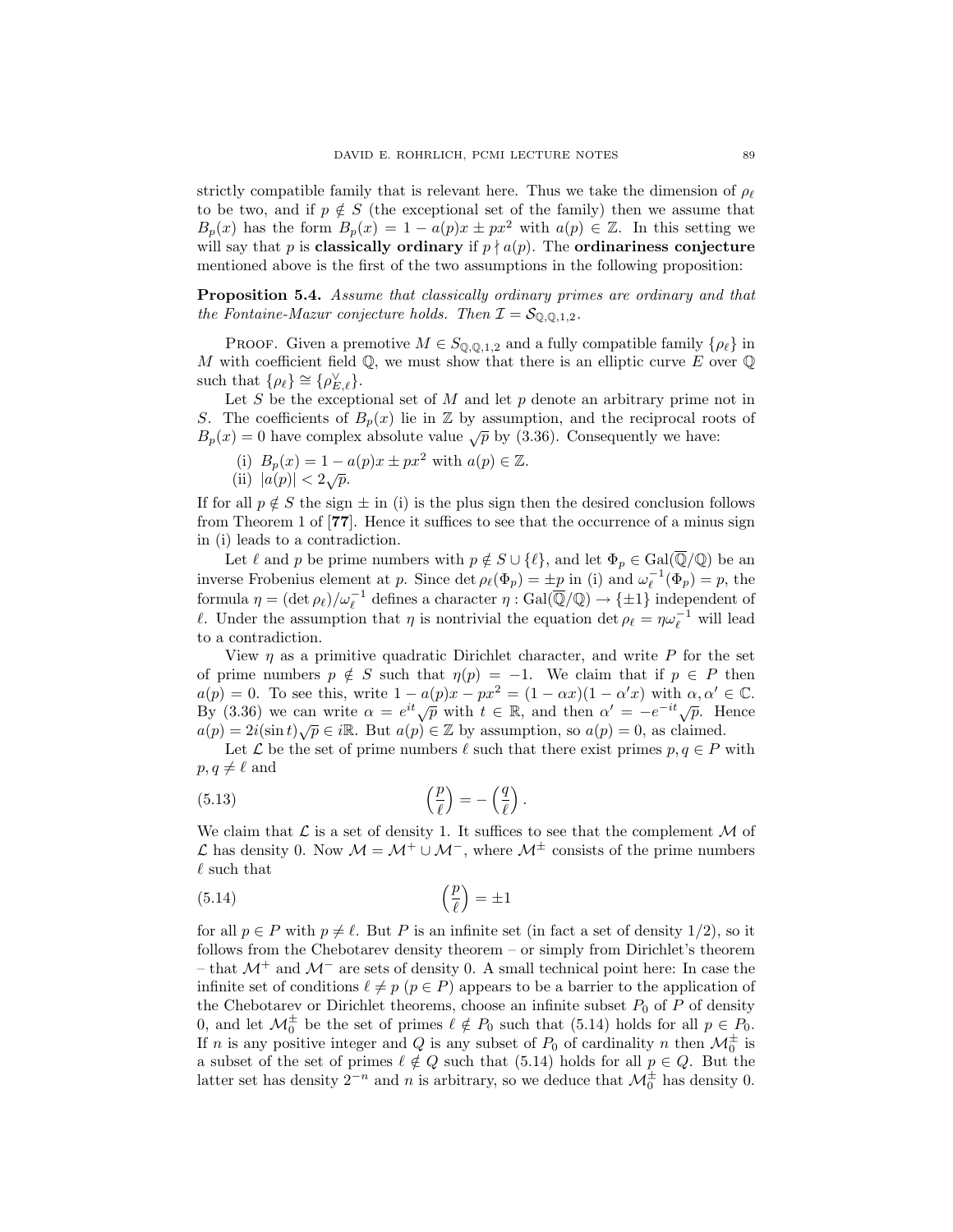strictly compatible family that is relevant here. Thus we take the dimension of $\rho_\ell$ to be two, and if $p \notin S$ (the exceptional set of the family) then we assume that $B_p(x)$ has the form $B_p(x) = 1 - a(p)x \pm px^2$ with $a(p) \in \mathbb{Z}$. In this setting we will say that $p$ is **classically ordinary** if $p \nmid a(p)$. The **ordinariness conjecture** mentioned above is the first of the two assumptions in the following proposition:

**Proposition 5.4.** *Assume that classically ordinary primes are ordinary and that the Fontaine-Mazur conjecture holds. Then $\mathcal{I} = \mathcal{S}_{\mathbb{Q},\mathbb{Q},1,2}$.*

Proof. Given a premotive $M \in S_{\mathbb{Q},\mathbb{Q},1,2}$ and a fully compatible family $\{\rho_\ell\}$ in $M$ with coefficient field $\mathbb{Q}$, we must show that there is an elliptic curve $E$ over $\mathbb{Q}$ such that $\{\rho_\ell\} \cong \{\rho_{E,\ell}^\vee\}$.

Let $S$ be the exceptional set of $M$ and let $p$ denote an arbitrary prime not in $S$. The coefficients of $B_p(x)$ lie in $\mathbb{Z}$ by assumption, and the reciprocal roots of $B_p(x) = 0$ have complex absolute value $\sqrt{p}$ by (3.36). Consequently we have:

(i) $B_p(x) = 1 - a(p)x \pm px^2$ with $a(p) \in \mathbb{Z}$.
(ii) $|a(p)| < 2\sqrt{p}$.

If for all $p \notin S$ the sign $\pm$ in (i) is the plus sign then the desired conclusion follows from Theorem 1 of [**77**]. Hence it suffices to see that the occurrence of a minus sign in (i) leads to a contradiction.

Let $\ell$ and $p$ be prime numbers with $p \notin S \cup \{\ell\}$, and let $\Phi_p \in \mathrm{Gal}(\overline{\mathbb{Q}}/\mathbb{Q})$ be an inverse Frobenius element at $p$. Since $\det \rho_\ell(\Phi_p) = \pm p$ in (i) and $\omega_\ell^{-1}(\Phi_p) = p$, the formula $\eta = (\det \rho_\ell)/\omega_\ell^{-1}$ defines a character $\eta : \mathrm{Gal}(\overline{\mathbb{Q}}/\mathbb{Q}) \to \{\pm 1\}$ independent of $\ell$. Under the assumption that $\eta$ is nontrivial the equation $\det \rho_\ell = \eta\omega_\ell^{-1}$ will lead to a contradiction.

View $\eta$ as a primitive quadratic Dirichlet character, and write $P$ for the set of prime numbers $p \notin S$ such that $\eta(p) = -1$. We claim that if $p \in P$ then $a(p) = 0$. To see this, write $1 - a(p)x - px^2 = (1 - \alpha x)(1 - \alpha' x)$ with $\alpha, \alpha' \in \mathbb{C}$. By (3.36) we can write $\alpha = e^{it}\sqrt{p}$ with $t \in \mathbb{R}$, and then $\alpha' = -e^{-it}\sqrt{p}$. Hence $a(p) = 2i(\sin t)\sqrt{p} \in i\mathbb{R}$. But $a(p) \in \mathbb{Z}$ by assumption, so $a(p) = 0$, as claimed.

Let $\mathcal{L}$ be the set of prime numbers $\ell$ such that there exist primes $p, q \in P$ with $p, q \neq \ell$ and

$$\left(\frac{p}{\ell}\right) = -\left(\frac{q}{\ell}\right). \tag{5.13}$$

We claim that $\mathcal{L}$ is a set of density 1. It suffices to see that the complement $\mathcal{M}$ of $\mathcal{L}$ has density 0. Now $\mathcal{M} = \mathcal{M}^+ \cup \mathcal{M}^-$, where $\mathcal{M}^\pm$ consists of the prime numbers $\ell$ such that

$$\left(\frac{p}{\ell}\right) = \pm 1 \tag{5.14}$$

for all $p \in P$ with $p \neq \ell$. But $P$ is an infinite set (in fact a set of density 1/2), so it follows from the Chebotarev density theorem – or simply from Dirichlet's theorem – that $\mathcal{M}^+$ and $\mathcal{M}^-$ are sets of density 0. A small technical point here: In case the infinite set of conditions $\ell \neq p$ $(p \in P)$ appears to be a barrier to the application of the Chebotarev or Dirichlet theorems, choose an infinite subset $P_0$ of $P$ of density 0, and let $\mathcal{M}_0^\pm$ be the set of primes $\ell \notin P_0$ such that (5.14) holds for all $p \in P_0$. If $n$ is any positive integer and $Q$ is any subset of $P_0$ of cardinality $n$ then $\mathcal{M}_0^\pm$ is a subset of the set of primes $\ell \notin Q$ such that (5.14) holds for all $p \in Q$. But the latter set has density $2^{-n}$ and $n$ is arbitrary, so we deduce that $\mathcal{M}_0^\pm$ has density 0.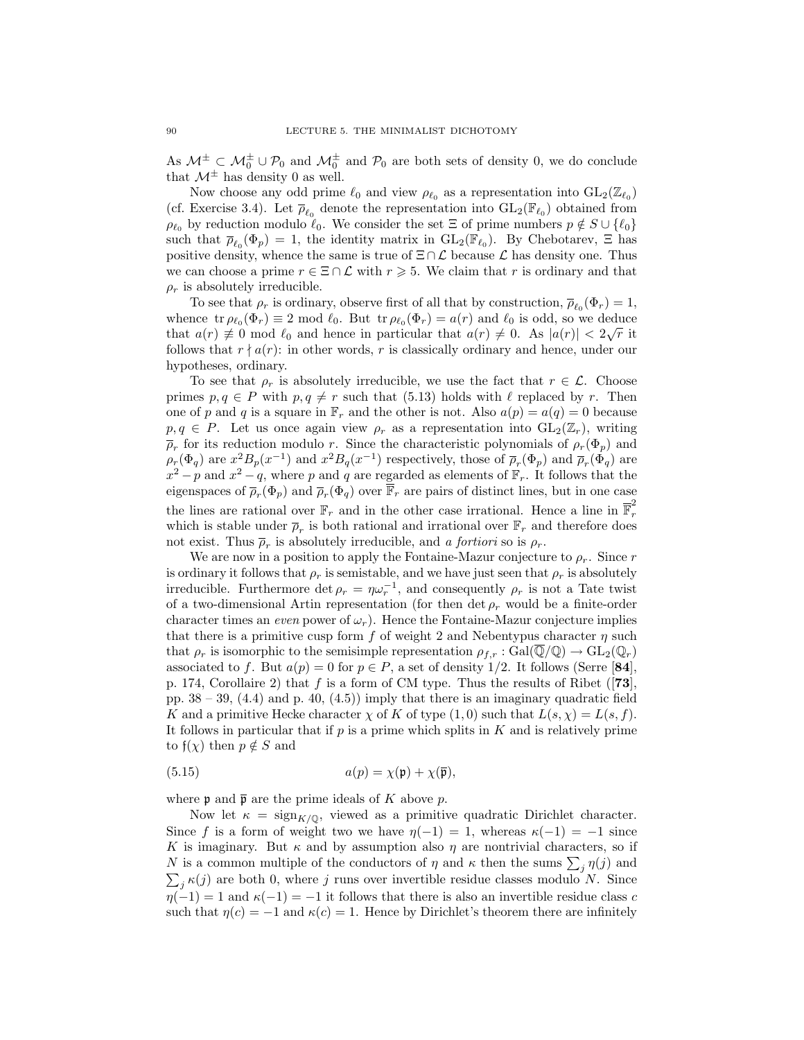As $\mathcal{M}^{\pm} \subset \mathcal{M}_0^{\pm} \cup \mathcal{P}_0$ and $\mathcal{M}_0^{\pm}$ and $\mathcal{P}_0$ are both sets of density 0, we do conclude that $\mathcal{M}^{\pm}$ has density 0 as well.

Now choose any odd prime $\ell_0$ and view $\rho_{\ell_0}$ as a representation into $\mathrm{GL}_2(\mathbb{Z}_{\ell_0})$ (cf. Exercise 3.4). Let $\overline{\rho}_{\ell_0}$ denote the representation into $\mathrm{GL}_2(\mathbb{F}_{\ell_0})$ obtained from $\rho_{\ell_0}$ by reduction modulo $\ell_0$. We consider the set $\Xi$ of prime numbers $p \notin S \cup \{\ell_0\}$ such that $\overline{\rho}_{\ell_0}(\Phi_p) = 1$, the identity matrix in $\mathrm{GL}_2(\mathbb{F}_{\ell_0})$. By Chebotarev, $\Xi$ has positive density, whence the same is true of $\Xi \cap \mathcal{L}$ because $\mathcal{L}$ has density one. Thus we can choose a prime $r \in \Xi \cap \mathcal{L}$ with $r \geqslant 5$. We claim that $r$ is ordinary and that $\rho_r$ is absolutely irreducible.

To see that $\rho_r$ is ordinary, observe first of all that by construction, $\overline{\rho}_{\ell_0}(\Phi_r) = 1$, whence $\operatorname{tr} \rho_{\ell_0}(\Phi_r) \equiv 2 \bmod \ell_0$. But $\operatorname{tr} \rho_{\ell_0}(\Phi_r) = a(r)$ and $\ell_0$ is odd, so we deduce that $a(r) \not\equiv 0 \bmod \ell_0$ and hence in particular that $a(r) \neq 0$. As $|a(r)| < 2\sqrt{r}$ it follows that $r \nmid a(r)$: in other words, $r$ is classically ordinary and hence, under our hypotheses, ordinary.

To see that $\rho_r$ is absolutely irreducible, we use the fact that $r \in \mathcal{L}$. Choose primes $p, q \in P$ with $p, q \neq r$ such that (5.13) holds with $\ell$ replaced by $r$. Then one of $p$ and $q$ is a square in $\mathbb{F}_r$ and the other is not. Also $a(p) = a(q) = 0$ because $p, q \in P$. Let us once again view $\rho_r$ as a representation into $\mathrm{GL}_2(\mathbb{Z}_r)$, writing $\overline{\rho}_r$ for its reduction modulo $r$. Since the characteristic polynomials of $\rho_r(\Phi_p)$ and $\rho_r(\Phi_q)$ are $x^2 B_p(x^{-1})$ and $x^2 B_q(x^{-1})$ respectively, those of $\overline{\rho}_r(\Phi_p)$ and $\overline{\rho}_r(\Phi_q)$ are $x^2 - p$ and $x^2 - q$, where $p$ and $q$ are regarded as elements of $\mathbb{F}_r$. It follows that the eigenspaces of $\overline{\rho}_r(\Phi_p)$ and $\overline{\rho}_r(\Phi_q)$ over $\overline{\mathbb{F}}_r$ are pairs of distinct lines, but in one case the lines are rational over $\mathbb{F}_r$ and in the other case irrational. Hence a line in $\overline{\mathbb{F}}_r^2$ which is stable under $\overline{\rho}_r$ is both rational and irrational over $\mathbb{F}_r$ and therefore does not exist. Thus $\overline{\rho}_r$ is absolutely irreducible, and *a fortiori* so is $\rho_r$.

We are now in a position to apply the Fontaine-Mazur conjecture to $\rho_r$. Since $r$ is ordinary it follows that $\rho_r$ is semistable, and we have just seen that $\rho_r$ is absolutely irreducible. Furthermore $\det \rho_r = \eta\omega_r^{-1}$, and consequently $\rho_r$ is not a Tate twist of a two-dimensional Artin representation (for then $\det \rho_r$ would be a finite-order character times an *even* power of $\omega_r$). Hence the Fontaine-Mazur conjecture implies that there is a primitive cusp form $f$ of weight 2 and Nebentypus character $\eta$ such that $\rho_r$ is isomorphic to the semisimple representation $\rho_{f,r} : \mathrm{Gal}(\overline{\mathbb{Q}}/\mathbb{Q}) \to \mathrm{GL}_2(\mathbb{Q}_r)$ associated to $f$. But $a(p) = 0$ for $p \in P$, a set of density $1/2$. It follows (Serre [**84**], p. 174, Corollaire 2) that $f$ is a form of CM type. Thus the results of Ribet ([**73**], pp. 38 – 39, (4.4) and p. 40, (4.5)) imply that there is an imaginary quadratic field $K$ and a primitive Hecke character $\chi$ of $K$ of type $(1,0)$ such that $L(s,\chi) = L(s,f)$. It follows in particular that if $p$ is a prime which splits in $K$ and is relatively prime to $\mathfrak{f}(\chi)$ then $p \notin S$ and

$$a(p) = \chi(\mathfrak{p}) + \chi(\overline{\mathfrak{p}}), \tag{5.15}$$

where $\mathfrak{p}$ and $\overline{\mathfrak{p}}$ are the prime ideals of $K$ above $p$.

Now let $\kappa = \operatorname{sign}_{K/\mathbb{Q}}$, viewed as a primitive quadratic Dirichlet character. Since $f$ is a form of weight two we have $\eta(-1) = 1$, whereas $\kappa(-1) = -1$ since $K$ is imaginary. But $\kappa$ and by assumption also $\eta$ are nontrivial characters, so if $N$ is a common multiple of the conductors of $\eta$ and $\kappa$ then the sums $\sum_j \eta(j)$ and $\sum_j \kappa(j)$ are both 0, where $j$ runs over invertible residue classes modulo $N$. Since $\eta(-1) = 1$ and $\kappa(-1) = -1$ it follows that there is also an invertible residue class $c$ such that $\eta(c) = -1$ and $\kappa(c) = 1$. Hence by Dirichlet's theorem there are infinitely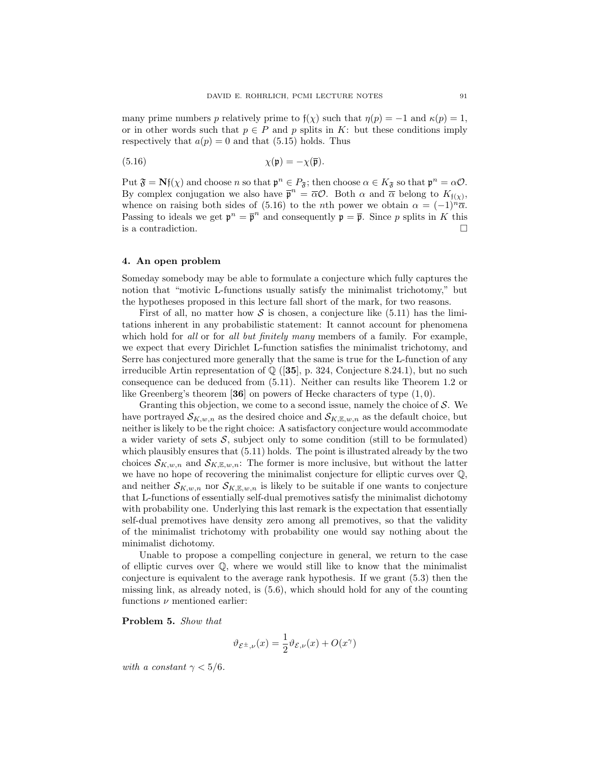many prime numbers $p$ relatively prime to $\mathfrak{f}(\chi)$ such that $\eta(p) = -1$ and $\kappa(p) = 1$, or in other words such that $p \in P$ and $p$ splits in $K$: but these conditions imply respectively that $a(p) = 0$ and that (5.15) holds. Thus

$$\chi(\mathfrak{p}) = -\chi(\overline{\mathfrak{p}}). \tag{5.16}$$

Put $\mathfrak{F} = \mathbf{N}\mathfrak{f}(\chi)$ and choose $n$ so that $\mathfrak{p}^n \in P_{\mathfrak{F}}$; then choose $\alpha \in K_{\mathfrak{F}}$ so that $\mathfrak{p}^n = \alpha\mathcal{O}$. By complex conjugation we also have $\overline{\mathfrak{p}}^n = \overline{\alpha}\mathcal{O}$. Both $\alpha$ and $\overline{\alpha}$ belong to $K_{\mathfrak{f}(\chi)}$, whence on raising both sides of (5.16) to the $n$th power we obtain $\alpha = (-1)^n\overline{\alpha}$. Passing to ideals we get $\mathfrak{p}^n = \overline{\mathfrak{p}}^n$ and consequently $\mathfrak{p} = \overline{\mathfrak{p}}$. Since $p$ splits in $K$ this is a contradiction. $\square$

## 4. An open problem

Someday somebody may be able to formulate a conjecture which fully captures the notion that "motivic L-functions usually satisfy the minimalist trichotomy," but the hypotheses proposed in this lecture fall short of the mark, for two reasons.

First of all, no matter how $\mathcal{S}$ is chosen, a conjecture like (5.11) has the limitations inherent in any probabilistic statement: It cannot account for phenomena which hold for *all* or for *all but finitely many* members of a family. For example, we expect that every Dirichlet L-function satisfies the minimalist trichotomy, and Serre has conjectured more generally that the same is true for the L-function of any irreducible Artin representation of $\mathbb{Q}$ ([**35**], p. 324, Conjecture 8.24.1), but no such consequence can be deduced from (5.11). Neither can results like Theorem 1.2 or like Greenberg's theorem [**36**] on powers of Hecke characters of type $(1, 0)$.

Granting this objection, we come to a second issue, namely the choice of $\mathcal{S}$. We have portrayed $\mathcal{S}_{K,w,n}$ as the desired choice and $\mathcal{S}_{K,\mathbb{E},w,n}$ as the default choice, but neither is likely to be the right choice: A satisfactory conjecture would accommodate a wider variety of sets $\mathcal{S}$, subject only to some condition (still to be formulated) which plausibly ensures that (5.11) holds. The point is illustrated already by the two choices $\mathcal{S}_{K,w,n}$ and $\mathcal{S}_{K,\mathbb{E},w,n}$: The former is more inclusive, but without the latter we have no hope of recovering the minimalist conjecture for elliptic curves over $\mathbb{Q}$, and neither $\mathcal{S}_{K,w,n}$ nor $\mathcal{S}_{K,\mathbb{E},w,n}$ is likely to be suitable if one wants to conjecture that L-functions of essentially self-dual premotives satisfy the minimalist dichotomy with probability one. Underlying this last remark is the expectation that essentially self-dual premotives have density zero among all premotives, so that the validity of the minimalist trichotomy with probability one would say nothing about the minimalist dichotomy.

Unable to propose a compelling conjecture in general, we return to the case of elliptic curves over $\mathbb{Q}$, where we would still like to know that the minimalist conjecture is equivalent to the average rank hypothesis. If we grant (5.3) then the missing link, as already noted, is (5.6), which should hold for any of the counting functions $\nu$ mentioned earlier:

**Problem 5.** *Show that*

$$\vartheta_{\mathcal{E}^{\pm},\nu}(x) = \frac{1}{2}\vartheta_{\mathcal{E},\nu}(x) + O(x^{\gamma})$$

*with a constant* $\gamma < 5/6$.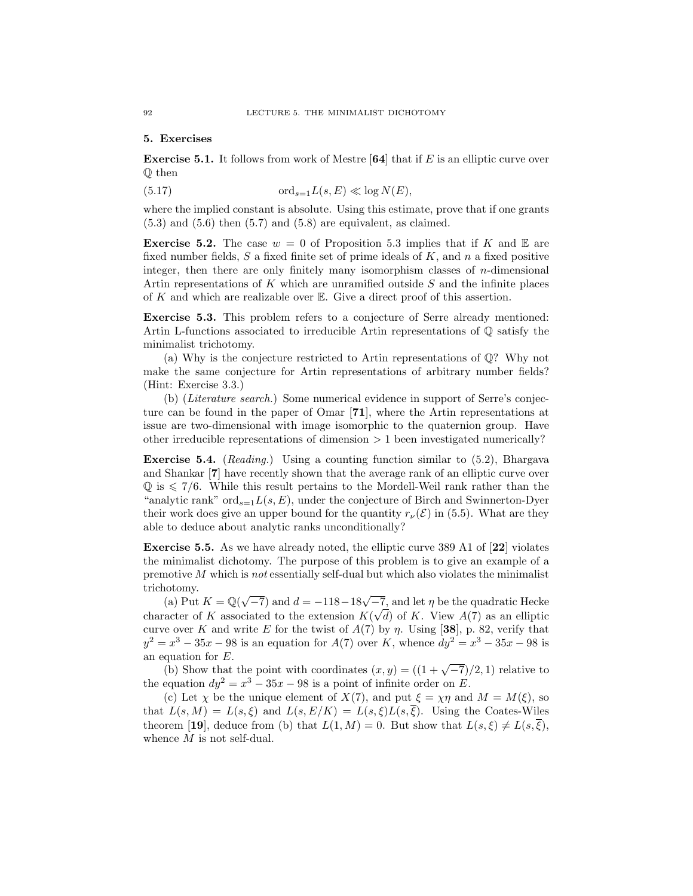## 5. Exercises

**Exercise 5.1.** It follows from work of Mestre [**64**] that if $E$ is an elliptic curve over $\mathbb{Q}$ then

$$\text{ord}_{s=1}L(s,E) \ll \log N(E), \tag{5.17}$$

where the implied constant is absolute. Using this estimate, prove that if one grants (5.3) and (5.6) then (5.7) and (5.8) are equivalent, as claimed.

**Exercise 5.2.** The case $w = 0$ of Proposition 5.3 implies that if $K$ and $\mathbb{E}$ are fixed number fields, $S$ a fixed finite set of prime ideals of $K$, and $n$ a fixed positive integer, then there are only finitely many isomorphism classes of $n$-dimensional Artin representations of $K$ which are unramified outside $S$ and the infinite places of $K$ and which are realizable over $\mathbb{E}$. Give a direct proof of this assertion.

**Exercise 5.3.** This problem refers to a conjecture of Serre already mentioned: Artin L-functions associated to irreducible Artin representations of $\mathbb{Q}$ satisfy the minimalist trichotomy.

(a) Why is the conjecture restricted to Artin representations of $\mathbb{Q}$? Why not make the same conjecture for Artin representations of arbitrary number fields? (Hint: Exercise 3.3.)

(b) (*Literature search.*) Some numerical evidence in support of Serre's conjecture can be found in the paper of Omar [**71**], where the Artin representations at issue are two-dimensional with image isomorphic to the quaternion group. Have other irreducible representations of dimension $> 1$ been investigated numerically?

**Exercise 5.4.** (*Reading.*) Using a counting function similar to (5.2), Bhargava and Shankar [**7**] have recently shown that the average rank of an elliptic curve over $\mathbb{Q}$ is $\leqslant 7/6$. While this result pertains to the Mordell-Weil rank rather than the "analytic rank" $\text{ord}_{s=1}L(s,E)$, under the conjecture of Birch and Swinnerton-Dyer their work does give an upper bound for the quantity $r_\nu(\mathcal{E})$ in (5.5). What are they able to deduce about analytic ranks unconditionally?

**Exercise 5.5.** As we have already noted, the elliptic curve 389 A1 of [**22**] violates the minimalist dichotomy. The purpose of this problem is to give an example of a premotive $M$ which is *not* essentially self-dual but which also violates the minimalist trichotomy.

(a) Put $K = \mathbb{Q}(\sqrt{-7})$ and $d = -118-18\sqrt{-7}$, and let $\eta$ be the quadratic Hecke character of $K$ associated to the extension $K(\sqrt{d})$ of $K$. View $A(7)$ as an elliptic curve over $K$ and write $E$ for the twist of $A(7)$ by $\eta$. Using [**38**], p. 82, verify that $y^2 = x^3 - 35x - 98$ is an equation for $A(7)$ over $K$, whence $dy^2 = x^3 - 35x - 98$ is an equation for $E$.

(b) Show that the point with coordinates $(x, y) = ((1 + \sqrt{-7})/2, 1)$ relative to the equation $dy^2 = x^3 - 35x - 98$ is a point of infinite order on $E$.

(c) Let $\chi$ be the unique element of $X(7)$, and put $\xi = \chi\eta$ and $M = M(\xi)$, so that $L(s, M) = L(s, \xi)$ and $L(s, E/K) = L(s, \xi)L(s, \overline{\xi})$. Using the Coates-Wiles theorem [**19**], deduce from (b) that $L(1, M) = 0$. But show that $L(s, \xi) \neq L(s, \overline{\xi})$, whence $M$ is not self-dual.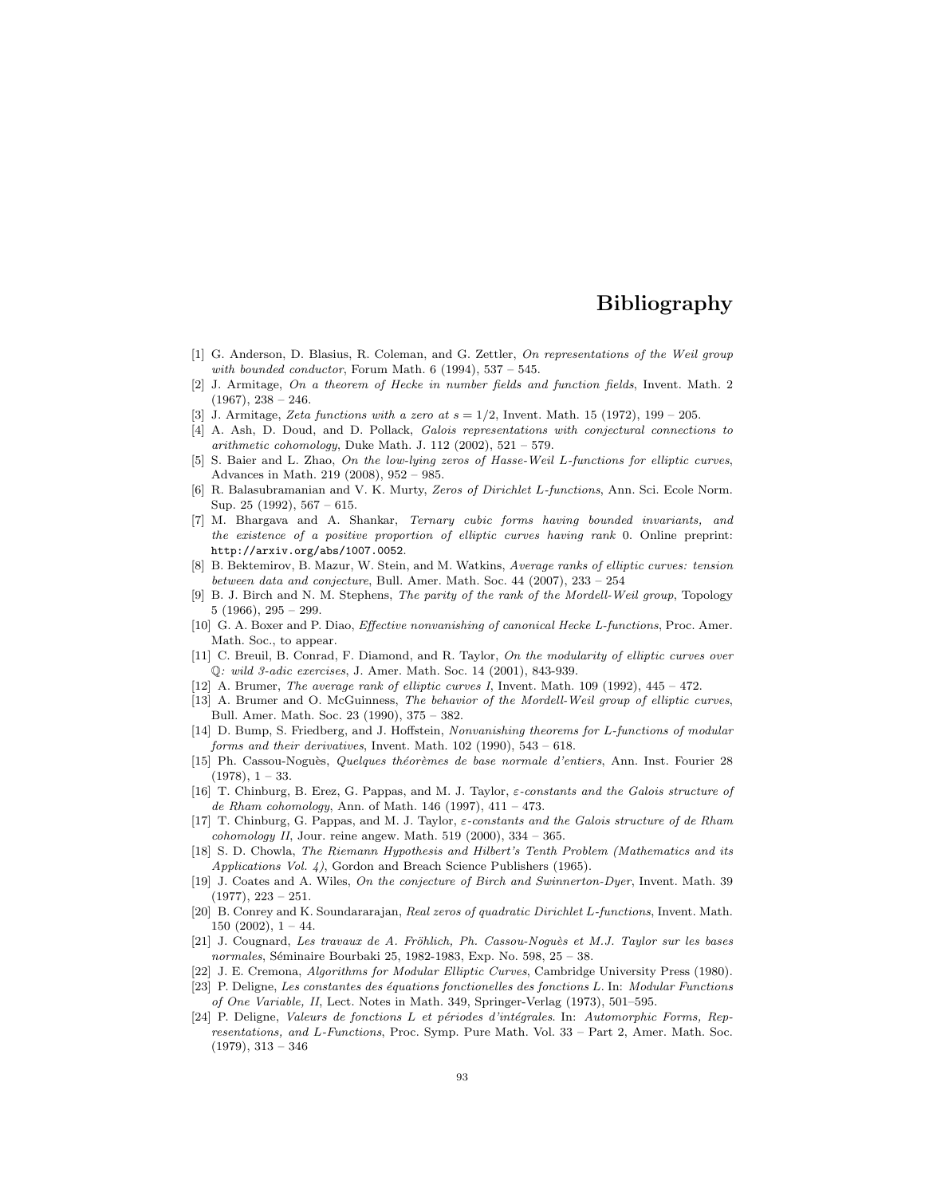# Bibliography

[1] G. Anderson, D. Blasius, R. Coleman, and G. Zettler, *On representations of the Weil group with bounded conductor*, Forum Math. 6 (1994), 537 – 545.

[2] J. Armitage, *On a theorem of Hecke in number fields and function fields*, Invent. Math. 2 (1967), 238 – 246.

[3] J. Armitage, *Zeta functions with a zero at $s = 1/2$*, Invent. Math. 15 (1972), 199 – 205.

[4] A. Ash, D. Doud, and D. Pollack, *Galois representations with conjectural connections to arithmetic cohomology*, Duke Math. J. 112 (2002), 521 – 579.

[5] S. Baier and L. Zhao, *On the low-lying zeros of Hasse-Weil L-functions for elliptic curves*, Advances in Math. 219 (2008), 952 – 985.

[6] R. Balasubramanian and V. K. Murty, *Zeros of Dirichlet L-functions*, Ann. Sci. Ecole Norm. Sup. 25 (1992), 567 – 615.

[7] M. Bhargava and A. Shankar, *Ternary cubic forms having bounded invariants, and the existence of a positive proportion of elliptic curves having rank 0*. Online preprint: `http://arxiv.org/abs/1007.0052`.

[8] B. Bektemirov, B. Mazur, W. Stein, and M. Watkins, *Average ranks of elliptic curves: tension between data and conjecture*, Bull. Amer. Math. Soc. 44 (2007), 233 – 254

[9] B. J. Birch and N. M. Stephens, *The parity of the rank of the Mordell-Weil group*, Topology 5 (1966), 295 – 299.

[10] G. A. Boxer and P. Diao, *Effective nonvanishing of canonical Hecke L-functions*, Proc. Amer. Math. Soc., to appear.

[11] C. Breuil, B. Conrad, F. Diamond, and R. Taylor, *On the modularity of elliptic curves over $\mathbb{Q}$: wild 3-adic exercises*, J. Amer. Math. Soc. 14 (2001), 843-939.

[12] A. Brumer, *The average rank of elliptic curves I*, Invent. Math. 109 (1992), 445 – 472.

[13] A. Brumer and O. McGuinness, *The behavior of the Mordell-Weil group of elliptic curves*, Bull. Amer. Math. Soc. 23 (1990), 375 – 382.

[14] D. Bump, S. Friedberg, and J. Hoffstein, *Nonvanishing theorems for L-functions of modular forms and their derivatives*, Invent. Math. 102 (1990), 543 – 618.

[15] Ph. Cassou-Noguès, *Quelques théorèmes de base normale d'entiers*, Ann. Inst. Fourier 28 (1978), 1 – 33.

[16] T. Chinburg, B. Erez, G. Pappas, and M. J. Taylor, *$\varepsilon$-constants and the Galois structure of de Rham cohomology*, Ann. of Math. 146 (1997), 411 – 473.

[17] T. Chinburg, G. Pappas, and M. J. Taylor, *$\varepsilon$-constants and the Galois structure of de Rham cohomology II*, Jour. reine angew. Math. 519 (2000), 334 – 365.

[18] S. D. Chowla, *The Riemann Hypothesis and Hilbert's Tenth Problem (Mathematics and its Applications Vol. 4)*, Gordon and Breach Science Publishers (1965).

[19] J. Coates and A. Wiles, *On the conjecture of Birch and Swinnerton-Dyer*, Invent. Math. 39 (1977), 223 – 251.

[20] B. Conrey and K. Soundararajan, *Real zeros of quadratic Dirichlet L-functions*, Invent. Math. 150 (2002), 1 – 44.

[21] J. Cougnard, *Les travaux de A. Fröhlich, Ph. Cassou-Noguès et M.J. Taylor sur les bases normales*, Séminaire Bourbaki 25, 1982-1983, Exp. No. 598, 25 – 38.

[22] J. E. Cremona, *Algorithms for Modular Elliptic Curves*, Cambridge University Press (1980).

[23] P. Deligne, *Les constantes des équations fonctionelles des fonctions L*. In: *Modular Functions of One Variable, II*, Lect. Notes in Math. 349, Springer-Verlag (1973), 501–595.

[24] P. Deligne, *Valeurs de fonctions L et périodes d'intégrales*. In: *Automorphic Forms, Representations, and L-Functions*, Proc. Symp. Pure Math. Vol. 33 – Part 2, Amer. Math. Soc. (1979), 313 – 346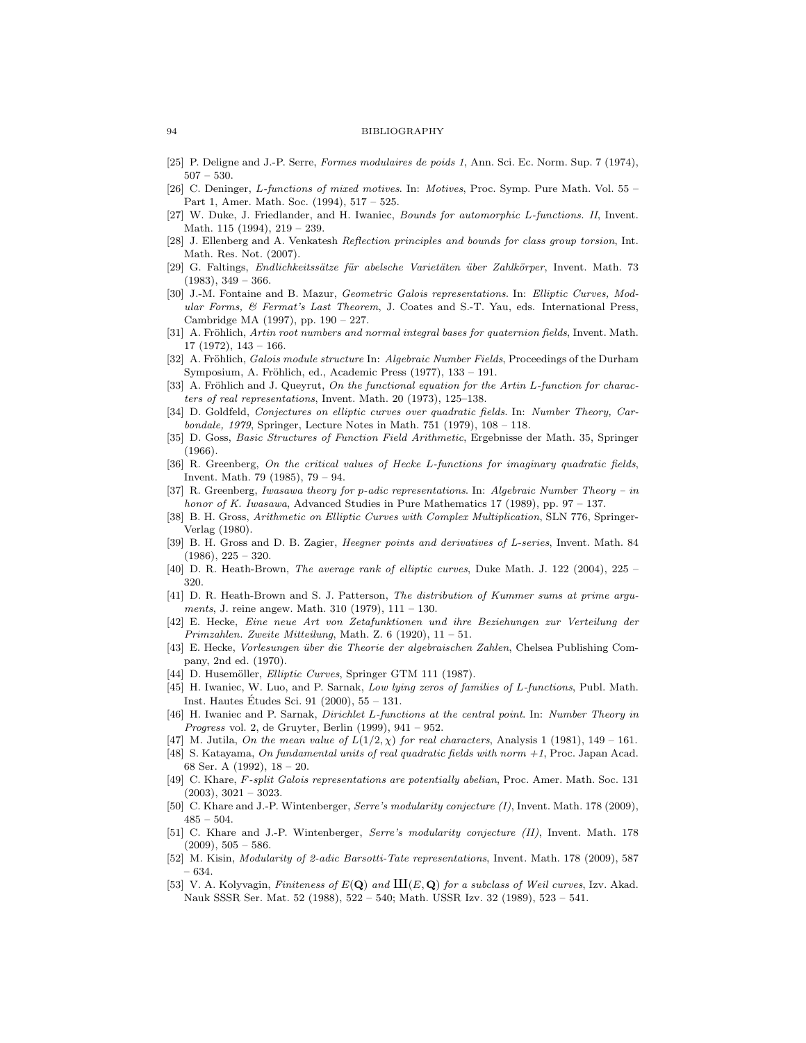[25] P. Deligne and J.-P. Serre, *Formes modulaires de poids 1*, Ann. Sci. Ec. Norm. Sup. 7 (1974), 507 – 530.

[26] C. Deninger, *L-functions of mixed motives*. In: *Motives*, Proc. Symp. Pure Math. Vol. 55 – Part 1, Amer. Math. Soc. (1994), 517 – 525.

[27] W. Duke, J. Friedlander, and H. Iwaniec, *Bounds for automorphic L-functions. II*, Invent. Math. 115 (1994), 219 – 239.

[28] J. Ellenberg and A. Venkatesh *Reflection principles and bounds for class group torsion*, Int. Math. Res. Not. (2007).

[29] G. Faltings, *Endlichkeitssätze für abelsche Varietäten über Zahlkörper*, Invent. Math. 73 (1983), 349 – 366.

[30] J.-M. Fontaine and B. Mazur, *Geometric Galois representations*. In: *Elliptic Curves, Modular Forms, & Fermat's Last Theorem*, J. Coates and S.-T. Yau, eds. International Press, Cambridge MA (1997), pp. 190 – 227.

[31] A. Fröhlich, *Artin root numbers and normal integral bases for quaternion fields*, Invent. Math. 17 (1972), 143 – 166.

[32] A. Fröhlich, *Galois module structure* In: *Algebraic Number Fields*, Proceedings of the Durham Symposium, A. Fröhlich, ed., Academic Press (1977), 133 – 191.

[33] A. Fröhlich and J. Queyrut, *On the functional equation for the Artin L-function for characters of real representations*, Invent. Math. 20 (1973), 125–138.

[34] D. Goldfeld, *Conjectures on elliptic curves over quadratic fields*. In: *Number Theory, Carbondale, 1979*, Springer, Lecture Notes in Math. 751 (1979), 108 – 118.

[35] D. Goss, *Basic Structures of Function Field Arithmetic*, Ergebnisse der Math. 35, Springer (1966).

[36] R. Greenberg, *On the critical values of Hecke L-functions for imaginary quadratic fields*, Invent. Math. 79 (1985), 79 – 94.

[37] R. Greenberg, *Iwasawa theory for p-adic representations*. In: *Algebraic Number Theory – in honor of K. Iwasawa*, Advanced Studies in Pure Mathematics 17 (1989), pp. 97 – 137.

[38] B. H. Gross, *Arithmetic on Elliptic Curves with Complex Multiplication*, SLN 776, Springer-Verlag (1980).

[39] B. H. Gross and D. B. Zagier, *Heegner points and derivatives of L-series*, Invent. Math. 84 (1986), 225 – 320.

[40] D. R. Heath-Brown, *The average rank of elliptic curves*, Duke Math. J. 122 (2004), 225 – 320.

[41] D. R. Heath-Brown and S. J. Patterson, *The distribution of Kummer sums at prime arguments*, J. reine angew. Math. 310 (1979), 111 – 130.

[42] E. Hecke, *Eine neue Art von Zetafunktionen und ihre Beziehungen zur Verteilung der Primzahlen. Zweite Mitteilung*, Math. Z. 6 (1920), 11 – 51.

[43] E. Hecke, *Vorlesungen über die Theorie der algebraischen Zahlen*, Chelsea Publishing Company, 2nd ed. (1970).

[44] D. Husemöller, *Elliptic Curves*, Springer GTM 111 (1987).

[45] H. Iwaniec, W. Luo, and P. Sarnak, *Low lying zeros of families of L-functions*, Publ. Math. Inst. Hautes Études Sci. 91 (2000), 55 – 131.

[46] H. Iwaniec and P. Sarnak, *Dirichlet L-functions at the central point*. In: *Number Theory in Progress* vol. 2, de Gruyter, Berlin (1999), 941 – 952.

[47] M. Jutila, *On the mean value of $L(1/2, \chi)$ for real characters*, Analysis 1 (1981), 149 – 161.

[48] S. Katayama, *On fundamental units of real quadratic fields with norm +1*, Proc. Japan Acad. 68 Ser. A (1992), 18 – 20.

[49] C. Khare, *F-split Galois representations are potentially abelian*, Proc. Amer. Math. Soc. 131 (2003), 3021 – 3023.

[50] C. Khare and J.-P. Wintenberger, *Serre's modularity conjecture (I)*, Invent. Math. 178 (2009), 485 – 504.

[51] C. Khare and J.-P. Wintenberger, *Serre's modularity conjecture (II)*, Invent. Math. 178 (2009), 505 – 586.

[52] M. Kisin, *Modularity of 2-adic Barsotti-Tate representations*, Invent. Math. 178 (2009), 587 – 634.

[53] V. A. Kolyvagin, *Finiteness of $E(\mathbf{Q})$ and $Ш(E, \mathbf{Q})$ for a subclass of Weil curves*, Izv. Akad. Nauk SSSR Ser. Mat. 52 (1988), 522 – 540; Math. USSR Izv. 32 (1989), 523 – 541.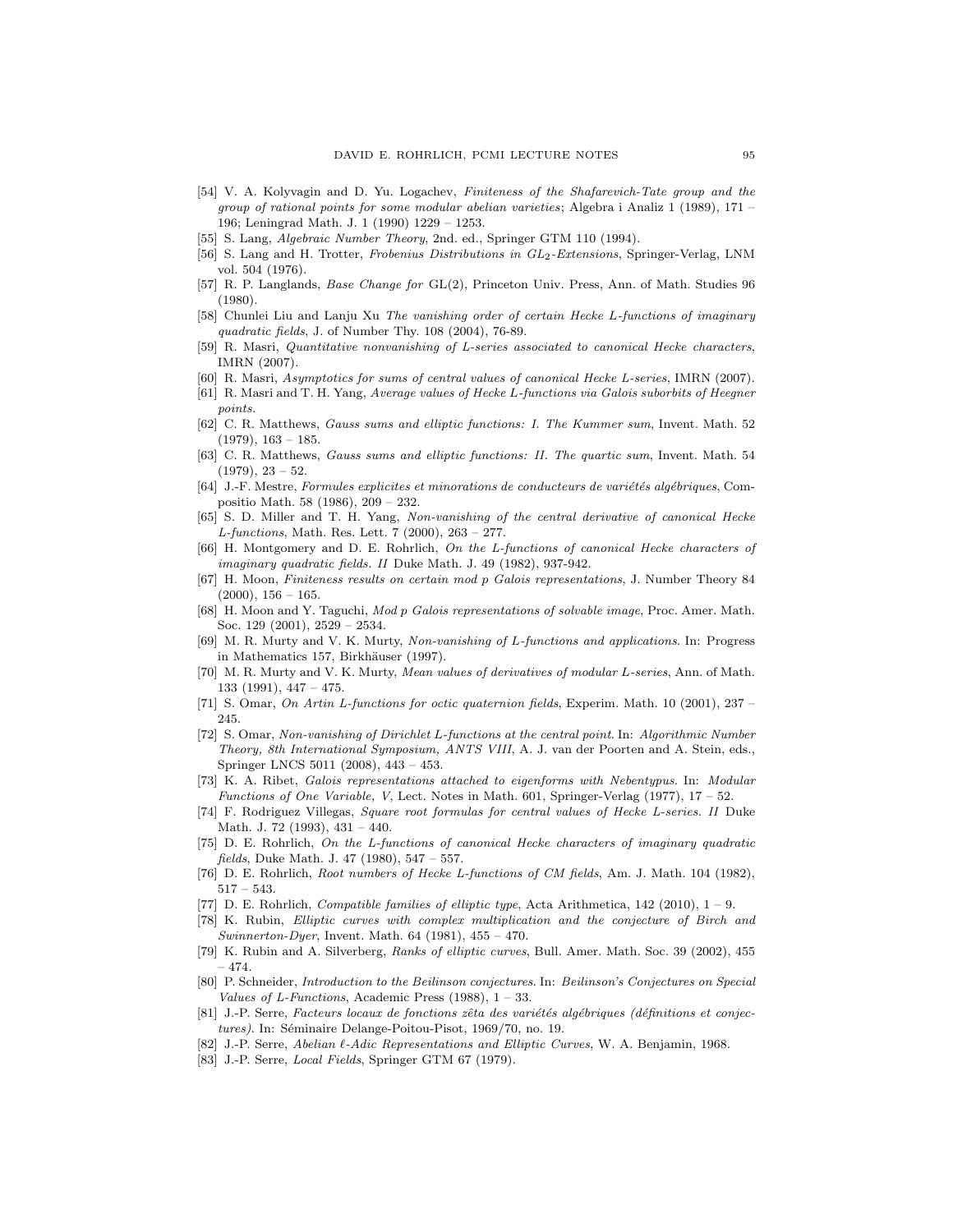[54] V. A. Kolyvagin and D. Yu. Logachev, *Finiteness of the Shafarevich-Tate group and the group of rational points for some modular abelian varieties*; Algebra i Analiz 1 (1989), 171 – 196; Leningrad Math. J. 1 (1990) 1229 – 1253.

[55] S. Lang, *Algebraic Number Theory*, 2nd. ed., Springer GTM 110 (1994).

[56] S. Lang and H. Trotter, *Frobenius Distributions in $GL_2$-Extensions*, Springer-Verlag, LNM vol. 504 (1976).

[57] R. P. Langlands, *Base Change for* GL(2), Princeton Univ. Press, Ann. of Math. Studies 96 (1980).

[58] Chunlei Liu and Lanju Xu *The vanishing order of certain Hecke L-functions of imaginary quadratic fields*, J. of Number Thy. 108 (2004), 76-89.

[59] R. Masri, *Quantitative nonvanishing of L-series associated to canonical Hecke characters*, IMRN (2007).

[60] R. Masri, *Asymptotics for sums of central values of canonical Hecke L-series*, IMRN (2007).

[61] R. Masri and T. H. Yang, *Average values of Hecke L-functions via Galois suborbits of Heegner points*.

[62] C. R. Matthews, *Gauss sums and elliptic functions: I. The Kummer sum*, Invent. Math. 52 (1979), 163 – 185.

[63] C. R. Matthews, *Gauss sums and elliptic functions: II. The quartic sum*, Invent. Math. 54 (1979), 23 – 52.

[64] J.-F. Mestre, *Formules explicites et minorations de conducteurs de variétés algébriques*, Compositio Math. 58 (1986), 209 – 232.

[65] S. D. Miller and T. H. Yang, *Non-vanishing of the central derivative of canonical Hecke L-functions*, Math. Res. Lett. 7 (2000), 263 – 277.

[66] H. Montgomery and D. E. Rohrlich, *On the L-functions of canonical Hecke characters of imaginary quadratic fields. II* Duke Math. J. 49 (1982), 937-942.

[67] H. Moon, *Finiteness results on certain mod p Galois representations*, J. Number Theory 84 (2000), 156 – 165.

[68] H. Moon and Y. Taguchi, *Mod p Galois representations of solvable image*, Proc. Amer. Math. Soc. 129 (2001), 2529 – 2534.

[69] M. R. Murty and V. K. Murty, *Non-vanishing of L-functions and applications*. In: Progress in Mathematics 157, Birkhäuser (1997).

[70] M. R. Murty and V. K. Murty, *Mean values of derivatives of modular L-series*, Ann. of Math. 133 (1991), 447 – 475.

[71] S. Omar, *On Artin L-functions for octic quaternion fields*, Experim. Math. 10 (2001), 237 – 245.

[72] S. Omar, *Non-vanishing of Dirichlet L-functions at the central point*. In: *Algorithmic Number Theory, 8th International Symposium, ANTS VIII*, A. J. van der Poorten and A. Stein, eds., Springer LNCS 5011 (2008), 443 – 453.

[73] K. A. Ribet, *Galois representations attached to eigenforms with Nebentypus*. In: *Modular Functions of One Variable, V*, Lect. Notes in Math. 601, Springer-Verlag (1977), 17 – 52.

[74] F. Rodriguez Villegas, *Square root formulas for central values of Hecke L-series. II* Duke Math. J. 72 (1993), 431 – 440.

[75] D. E. Rohrlich, *On the L-functions of canonical Hecke characters of imaginary quadratic fields*, Duke Math. J. 47 (1980), 547 – 557.

[76] D. E. Rohrlich, *Root numbers of Hecke L-functions of CM fields*, Am. J. Math. 104 (1982), 517 – 543.

[77] D. E. Rohrlich, *Compatible families of elliptic type*, Acta Arithmetica, 142 (2010), 1 – 9.

[78] K. Rubin, *Elliptic curves with complex multiplication and the conjecture of Birch and Swinnerton-Dyer*, Invent. Math. 64 (1981), 455 – 470.

[79] K. Rubin and A. Silverberg, *Ranks of elliptic curves*, Bull. Amer. Math. Soc. 39 (2002), 455 – 474.

[80] P. Schneider, *Introduction to the Beilinson conjectures*. In: *Beilinson's Conjectures on Special Values of L-Functions*, Academic Press (1988), 1 – 33.

[81] J.-P. Serre, *Facteurs locaux de fonctions zêta des variétés algébriques (définitions et conjectures)*. In: Séminaire Delange-Poitou-Pisot, 1969/70, no. 19.

[82] J.-P. Serre, *Abelian $\ell$-Adic Representations and Elliptic Curves*, W. A. Benjamin, 1968.

[83] J.-P. Serre, *Local Fields*, Springer GTM 67 (1979).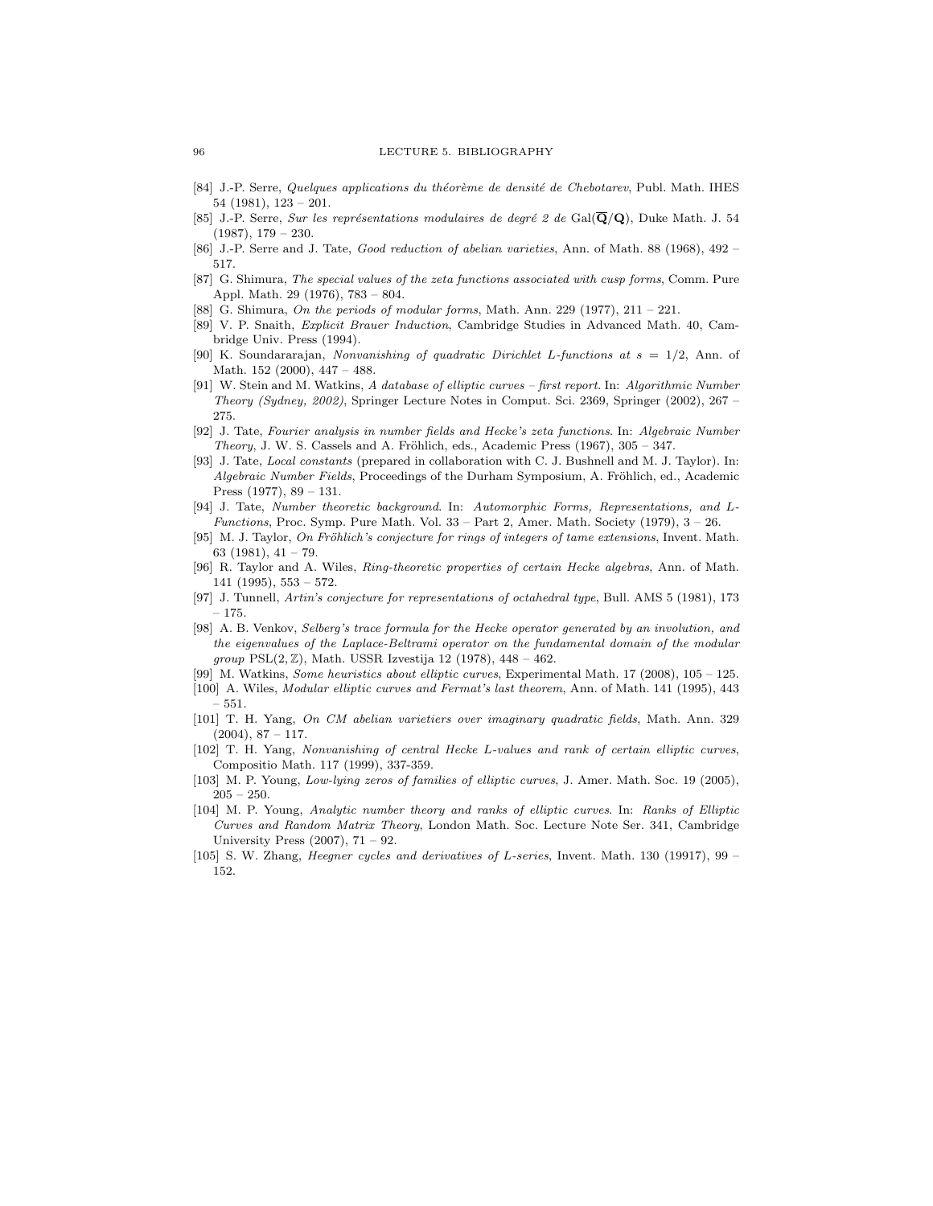[84] J.-P. Serre, *Quelques applications du théorème de densité de Chebotarev*, Publ. Math. IHES 54 (1981), 123 – 201.

[85] J.-P. Serre, *Sur les représentations modulaires de degré 2 de* $\mathrm{Gal}(\overline{\mathbf{Q}}/\mathbf{Q})$, Duke Math. J. 54 (1987), 179 – 230.

[86] J.-P. Serre and J. Tate, *Good reduction of abelian varieties*, Ann. of Math. 88 (1968), 492 – 517.

[87] G. Shimura, *The special values of the zeta functions associated with cusp forms*, Comm. Pure Appl. Math. 29 (1976), 783 – 804.

[88] G. Shimura, *On the periods of modular forms*, Math. Ann. 229 (1977), 211 – 221.

[89] V. P. Snaith, *Explicit Brauer Induction*, Cambridge Studies in Advanced Math. 40, Cambridge Univ. Press (1994).

[90] K. Soundararajan, *Nonvanishing of quadratic Dirichlet L-functions at* $s = 1/2$, Ann. of Math. 152 (2000), 447 – 488.

[91] W. Stein and M. Watkins, *A database of elliptic curves – first report.* In: *Algorithmic Number Theory (Sydney, 2002)*, Springer Lecture Notes in Comput. Sci. 2369, Springer (2002), 267 – 275.

[92] J. Tate, *Fourier analysis in number fields and Hecke's zeta functions*. In: *Algebraic Number Theory*, J. W. S. Cassels and A. Fröhlich, eds., Academic Press (1967), 305 – 347.

[93] J. Tate, *Local constants* (prepared in collaboration with C. J. Bushnell and M. J. Taylor). In: *Algebraic Number Fields*, Proceedings of the Durham Symposium, A. Fröhlich, ed., Academic Press (1977), 89 – 131.

[94] J. Tate, *Number theoretic background*. In: *Automorphic Forms, Representations, and L-Functions*, Proc. Symp. Pure Math. Vol. 33 – Part 2, Amer. Math. Society (1979), 3 – 26.

[95] M. J. Taylor, *On Fröhlich's conjecture for rings of integers of tame extensions*, Invent. Math. 63 (1981), 41 – 79.

[96] R. Taylor and A. Wiles, *Ring-theoretic properties of certain Hecke algebras*, Ann. of Math. 141 (1995), 553 – 572.

[97] J. Tunnell, *Artin's conjecture for representations of octahedral type*, Bull. AMS 5 (1981), 173 – 175.

[98] A. B. Venkov, *Selberg's trace formula for the Hecke operator generated by an involution, and the eigenvalues of the Laplace-Beltrami operator on the fundamental domain of the modular group* $\mathrm{PSL}(2,\mathbb{Z})$, Math. USSR Izvestija 12 (1978), 448 – 462.

[99] M. Watkins, *Some heuristics about elliptic curves*, Experimental Math. 17 (2008), 105 – 125.

[100] A. Wiles, *Modular elliptic curves and Fermat's last theorem*, Ann. of Math. 141 (1995), 443 – 551.

[101] T. H. Yang, *On CM abelian varietiers over imaginary quadratic fields*, Math. Ann. 329 (2004), 87 – 117.

[102] T. H. Yang, *Nonvanishing of central Hecke L-values and rank of certain elliptic curves*, Compositio Math. 117 (1999), 337-359.

[103] M. P. Young, *Low-lying zeros of families of elliptic curves*, J. Amer. Math. Soc. 19 (2005), 205 – 250.

[104] M. P. Young, *Analytic number theory and ranks of elliptic curves*. In: *Ranks of Elliptic Curves and Random Matrix Theory*, London Math. Soc. Lecture Note Ser. 341, Cambridge University Press (2007), 71 – 92.

[105] S. W. Zhang, *Heegner cycles and derivatives of L-series*, Invent. Math. 130 (19917), 99 – 152.